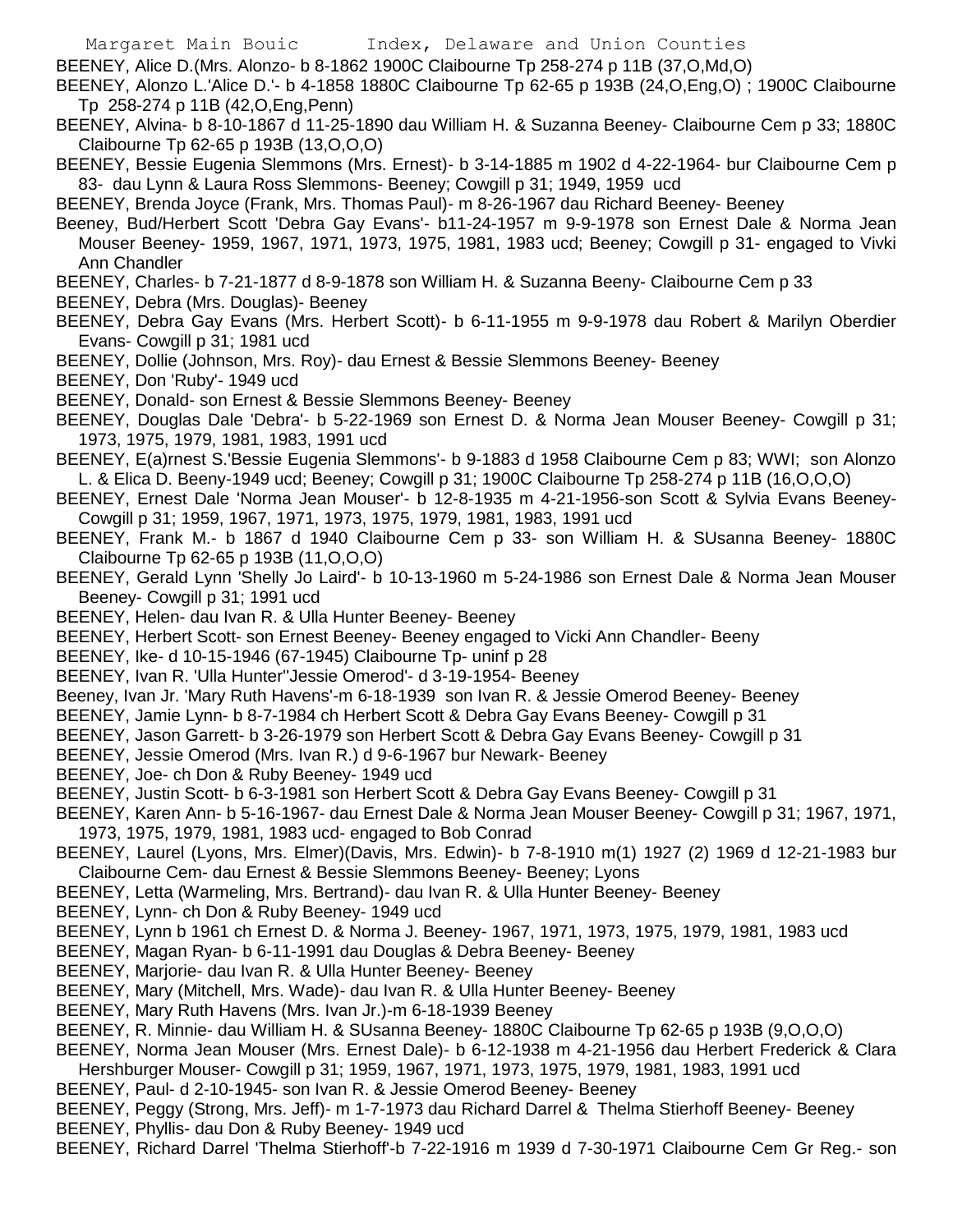BEENEY, Alice D.(Mrs. Alonzo- b 8-1862 1900C Claibourne Tp 258-274 p 11B (37,O,Md,O)

BEENEY, Alonzo L.'Alice D.'- b 4-1858 1880C Claibourne Tp 62-65 p 193B (24,O,Eng,O) ; 1900C Claibourne Tp 258-274 p 11B (42,O,Eng,Penn)

BEENEY, Alvina- b 8-10-1867 d 11-25-1890 dau William H. & Suzanna Beeney- Claibourne Cem p 33; 1880C Claibourne Tp 62-65 p 193B (13,O,O,O)

BEENEY, Bessie Eugenia Slemmons (Mrs. Ernest)- b 3-14-1885 m 1902 d 4-22-1964- bur Claibourne Cem p 83- dau Lynn & Laura Ross Slemmons- Beeney; Cowgill p 31; 1949, 1959 ucd

BEENEY, Brenda Joyce (Frank, Mrs. Thomas Paul)- m 8-26-1967 dau Richard Beeney- Beeney

Beeney, Bud/Herbert Scott 'Debra Gay Evans'- b11-24-1957 m 9-9-1978 son Ernest Dale & Norma Jean Mouser Beeney- 1959, 1967, 1971, 1973, 1975, 1981, 1983 ucd; Beeney; Cowgill p 31- engaged to Vivki Ann Chandler

BEENEY, Charles- b 7-21-1877 d 8-9-1878 son William H. & Suzanna Beeny- Claibourne Cem p 33

BEENEY, Debra (Mrs. Douglas)- Beeney

BEENEY, Debra Gay Evans (Mrs. Herbert Scott)- b 6-11-1955 m 9-9-1978 dau Robert & Marilyn Oberdier Evans- Cowgill p 31; 1981 ucd

BEENEY, Dollie (Johnson, Mrs. Roy)- dau Ernest & Bessie Slemmons Beeney- Beeney

BEENEY, Don 'Ruby'- 1949 ucd

BEENEY, Donald- son Ernest & Bessie Slemmons Beeney- Beeney

BEENEY, Douglas Dale 'Debra'- b 5-22-1969 son Ernest D. & Norma Jean Mouser Beeney- Cowgill p 31; 1973, 1975, 1979, 1981, 1983, 1991 ucd

BEENEY, E(a)rnest S.'Bessie Eugenia Slemmons'- b 9-1883 d 1958 Claibourne Cem p 83; WWI; son Alonzo L. & Elica D. Beeny-1949 ucd; Beeney; Cowgill p 31; 1900C Claibourne Tp 258-274 p 11B (16,O,O,O)

BEENEY, Ernest Dale 'Norma Jean Mouser'- b 12-8-1935 m 4-21-1956-son Scott & Sylvia Evans Beeney- Cowgill p 31; 1959, 1967, 1971, 1973, 1975, 1979, 1981, 1983, 1991 ucd

BEENEY, Frank M.- b 1867 d 1940 Claibourne Cem p 33- son William H. & SUsanna Beeney- 1880C Claibourne Tp 62-65 p 193B (11,O,O,O)

BEENEY, Gerald Lynn 'Shelly Jo Laird'- b 10-13-1960 m 5-24-1986 son Ernest Dale & Norma Jean Mouser Beeney- Cowgill p 31; 1991 ucd

BEENEY, Helen- dau Ivan R. & Ulla Hunter Beeney- Beeney

BEENEY, Herbert Scott- son Ernest Beeney- Beeney engaged to Vicki Ann Chandler- Beeny

BEENEY, Ike- d 10-15-1946 (67-1945) Claibourne Tp- uninf p 28

BEENEY, Ivan R. 'Ulla Hunter''Jessie Omerod'- d 3-19-1954- Beeney

Beeney, Ivan Jr. 'Mary Ruth Havens'-m 6-18-1939 son Ivan R. & Jessie Omerod Beeney- Beeney

BEENEY, Jamie Lynn- b 8-7-1984 ch Herbert Scott & Debra Gay Evans Beeney- Cowgill p 31

BEENEY, Jason Garrett- b 3-26-1979 son Herbert Scott & Debra Gay Evans Beeney- Cowgill p 31

BEENEY, Jessie Omerod (Mrs. Ivan R.) d 9-6-1967 bur Newark- Beeney

BEENEY, Joe- ch Don & Ruby Beeney- 1949 ucd

BEENEY, Justin Scott- b 6-3-1981 son Herbert Scott & Debra Gay Evans Beeney- Cowgill p 31

BEENEY, Karen Ann- b 5-16-1967- dau Ernest Dale & Norma Jean Mouser Beeney- Cowgill p 31; 1967, 1971, 1973, 1975, 1979, 1981, 1983 ucd- engaged to Bob Conrad

BEENEY, Laurel (Lyons, Mrs. Elmer)(Davis, Mrs. Edwin)- b 7-8-1910 m(1) 1927 (2) 1969 d 12-21-1983 bur Claibourne Cem- dau Ernest & Bessie Slemmons Beeney- Beeney; Lyons

BEENEY, Letta (Warmeling, Mrs. Bertrand)- dau Ivan R. & Ulla Hunter Beeney- Beeney

BEENEY, Lynn- ch Don & Ruby Beeney- 1949 ucd

BEENEY, Lynn b 1961 ch Ernest D. & Norma J. Beeney- 1967, 1971, 1973, 1975, 1979, 1981, 1983 ucd

BEENEY, Magan Ryan- b 6-11-1991 dau Douglas & Debra Beeney- Beeney

BEENEY, Marjorie- dau Ivan R. & Ulla Hunter Beeney- Beeney

BEENEY, Mary (Mitchell, Mrs. Wade)- dau Ivan R. & Ulla Hunter Beeney- Beeney

BEENEY, Mary Ruth Havens (Mrs. Ivan Jr.)-m 6-18-1939 Beeney

BEENEY, R. Minnie- dau William H. & SUsanna Beeney- 1880C Claibourne Tp 62-65 p 193B (9,O,O,O)

BEENEY, Norma Jean Mouser (Mrs. Ernest Dale)- b 6-12-1938 m 4-21-1956 dau Herbert Frederick & Clara Hershburger Mouser- Cowgill p 31; 1959, 1967, 1971, 1973, 1975, 1979, 1981, 1983, 1991 ucd

BEENEY, Paul- d 2-10-1945- son Ivan R. & Jessie Omerod Beeney- Beeney

BEENEY, Peggy (Strong, Mrs. Jeff)- m 1-7-1973 dau Richard Darrel & Thelma Stierhoff Beeney- Beeney

BEENEY, Phyllis- dau Don & Ruby Beeney- 1949 ucd

BEENEY, Richard Darrel 'Thelma Stierhoff'-b 7-22-1916 m 1939 d 7-30-1971 Claibourne Cem Gr Reg.- son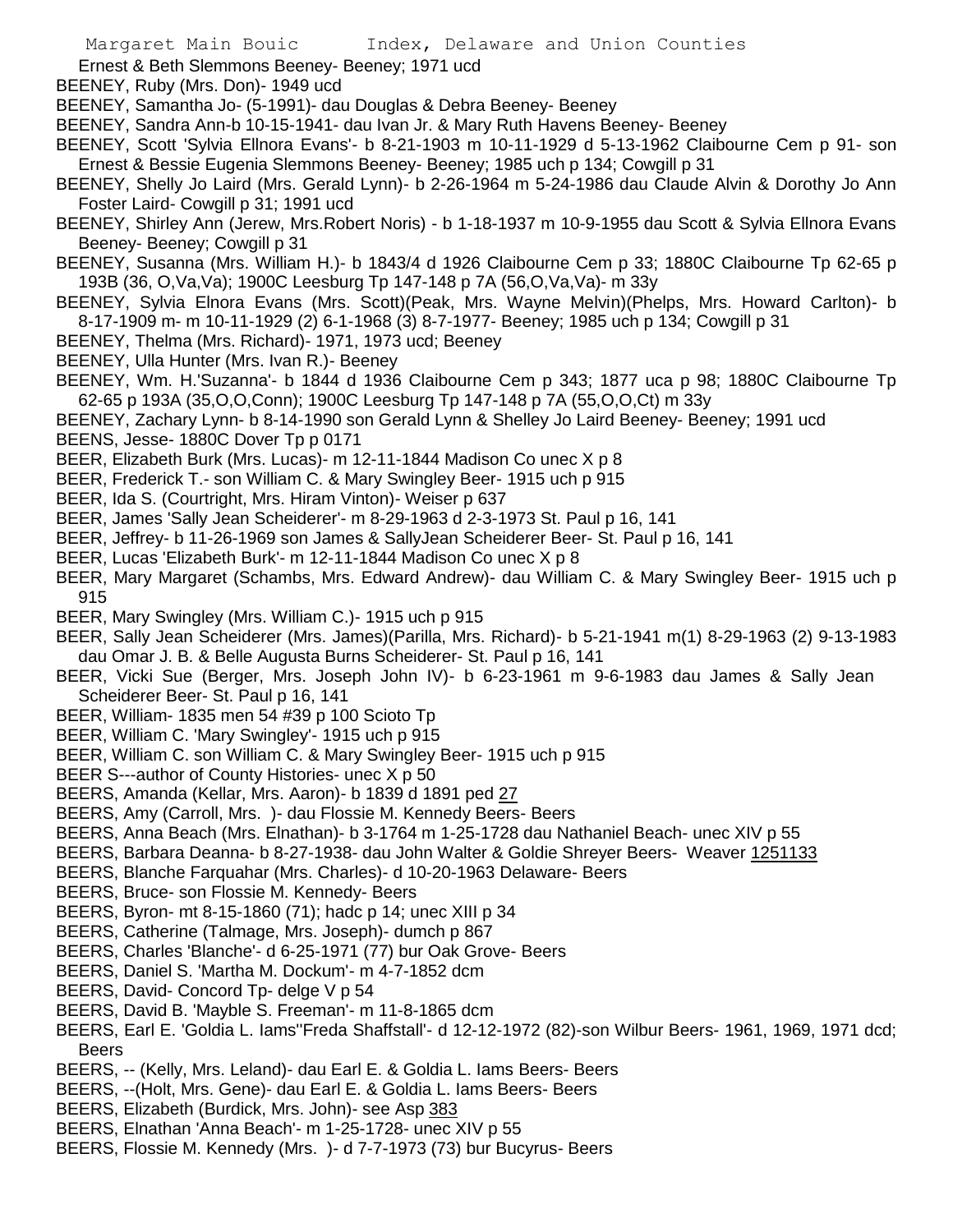Ernest & Beth Slemmons Beeney- Beeney; 1971 ucd

BEENEY, Ruby (Mrs. Don)- 1949 ucd

BEENEY, Samantha Jo- (5-1991)- dau Douglas & Debra Beeney- Beeney

BEENEY, Sandra Ann-b 10-15-1941- dau Ivan Jr. & Mary Ruth Havens Beeney- Beeney

BEENEY, Scott 'Sylvia Ellnora Evans'- b 8-21-1903 m 10-11-1929 d 5-13-1962 Claibourne Cem p 91- son Ernest & Bessie Eugenia Slemmons Beeney- Beeney; 1985 uch p 134; Cowgill p 31

BEENEY, Shelly Jo Laird (Mrs. Gerald Lynn)- b 2-26-1964 m 5-24-1986 dau Claude Alvin & Dorothy Jo Ann Foster Laird- Cowgill p 31; 1991 ucd

BEENEY, Shirley Ann (Jerew, Mrs.Robert Noris) - b 1-18-1937 m 10-9-1955 dau Scott & Sylvia Ellnora Evans Beeney- Beeney; Cowgill p 31

BEENEY, Susanna (Mrs. William H.)- b 1843/4 d 1926 Claibourne Cem p 33; 1880C Claibourne Tp 62-65 p 193B (36, O,Va,Va); 1900C Leesburg Tp 147-148 p 7A (56,O,Va,Va)- m 33y

BEENEY, Sylvia Elnora Evans (Mrs. Scott)(Peak, Mrs. Wayne Melvin)(Phelps, Mrs. Howard Carlton)- b 8-17-1909 m- m 10-11-1929 (2) 6-1-1968 (3) 8-7-1977- Beeney; 1985 uch p 134; Cowgill p 31

BEENEY, Thelma (Mrs. Richard)- 1971, 1973 ucd; Beeney

BEENEY, Ulla Hunter (Mrs. Ivan R.)- Beeney

BEENEY, Wm. H.'Suzanna'- b 1844 d 1936 Claibourne Cem p 343; 1877 uca p 98; 1880C Claibourne Tp 62-65 p 193A (35,O,O,Conn); 1900C Leesburg Tp 147-148 p 7A (55,O,O,Ct) m 33y

BEENEY, Zachary Lynn- b 8-14-1990 son Gerald Lynn & Shelley Jo Laird Beeney- Beeney; 1991 ucd

BEENS, Jesse- 1880C Dover Tp p 0171

BEER, Elizabeth Burk (Mrs. Lucas)- m 12-11-1844 Madison Co unec X p 8

BEER, Frederick T.- son William C. & Mary Swingley Beer- 1915 uch p 915

BEER, Ida S. (Courtright, Mrs. Hiram Vinton)- Weiser p 637

BEER, James 'Sally Jean Scheiderer'- m 8-29-1963 d 2-3-1973 St. Paul p 16, 141

BEER, Jeffrey- b 11-26-1969 son James & SallyJean Scheiderer Beer- St. Paul p 16, 141

BEER, Lucas 'Elizabeth Burk'- m 12-11-1844 Madison Co unec X p 8

BEER, Mary Margaret (Schambs, Mrs. Edward Andrew)- dau William C. & Mary Swingley Beer- 1915 uch p 915

BEER, Mary Swingley (Mrs. William C.)- 1915 uch p 915

BEER, Sally Jean Scheiderer (Mrs. James)(Parilla, Mrs. Richard)- b 5-21-1941 m(1) 8-29-1963 (2) 9-13-1983 dau Omar J. B. & Belle Augusta Burns Scheiderer- St. Paul p 16, 141

BEER, Vicki Sue (Berger, Mrs. Joseph John IV)- b 6-23-1961 m 9-6-1983 dau James & Sally Jean Scheiderer Beer- St. Paul p 16, 141

BEER, William- 1835 men 54 #39 p 100 Scioto Tp

BEER, William C. 'Mary Swingley'- 1915 uch p 915

BEER, William C. son William C. & Mary Swingley Beer- 1915 uch p 915

BEER S---author of County Histories- unec X p 50

BEERS, Amanda (Kellar, Mrs. Aaron)- b 1839 d 1891 ped 27

BEERS, Amy (Carroll, Mrs. )- dau Flossie M. Kennedy Beers- Beers

BEERS, Anna Beach (Mrs. Elnathan)- b 3-1764 m 1-25-1728 dau Nathaniel Beach- unec XIV p 55

BEERS, Barbara Deanna- b 8-27-1938- dau John Walter & Goldie Shreyer Beers- Weaver 1251133

BEERS, Blanche Farquahar (Mrs. Charles)- d 10-20-1963 Delaware- Beers

BEERS, Bruce- son Flossie M. Kennedy- Beers

BEERS, Byron- mt 8-15-1860 (71); hadc p 14; unec XIII p 34

BEERS, Catherine (Talmage, Mrs. Joseph)- dumch p 867

BEERS, Charles 'Blanche'- d 6-25-1971 (77) bur Oak Grove- Beers

BEERS, Daniel S. 'Martha M. Dockum'- m 4-7-1852 dcm

BEERS, David- Concord Tp- delge V p 54

BEERS, David B. 'Mayble S. Freeman'- m 11-8-1865 dcm

BEERS, Earl E. 'Goldia L. Iams''Freda Shaffstall'- d 12-12-1972 (82)-son Wilbur Beers- 1961, 1969, 1971 dcd; Beers

BEERS, -- (Kelly, Mrs. Leland)- dau Earl E. & Goldia L. Iams Beers- Beers

BEERS, --(Holt, Mrs. Gene)- dau Earl E. & Goldia L. Iams Beers- Beers

BEERS, Elizabeth (Burdick, Mrs. John)- see Asp 383

BEERS, Elnathan 'Anna Beach'- m 1-25-1728- unec XIV p 55

BEERS, Flossie M. Kennedy (Mrs. )- d 7-7-1973 (73) bur Bucyrus- Beers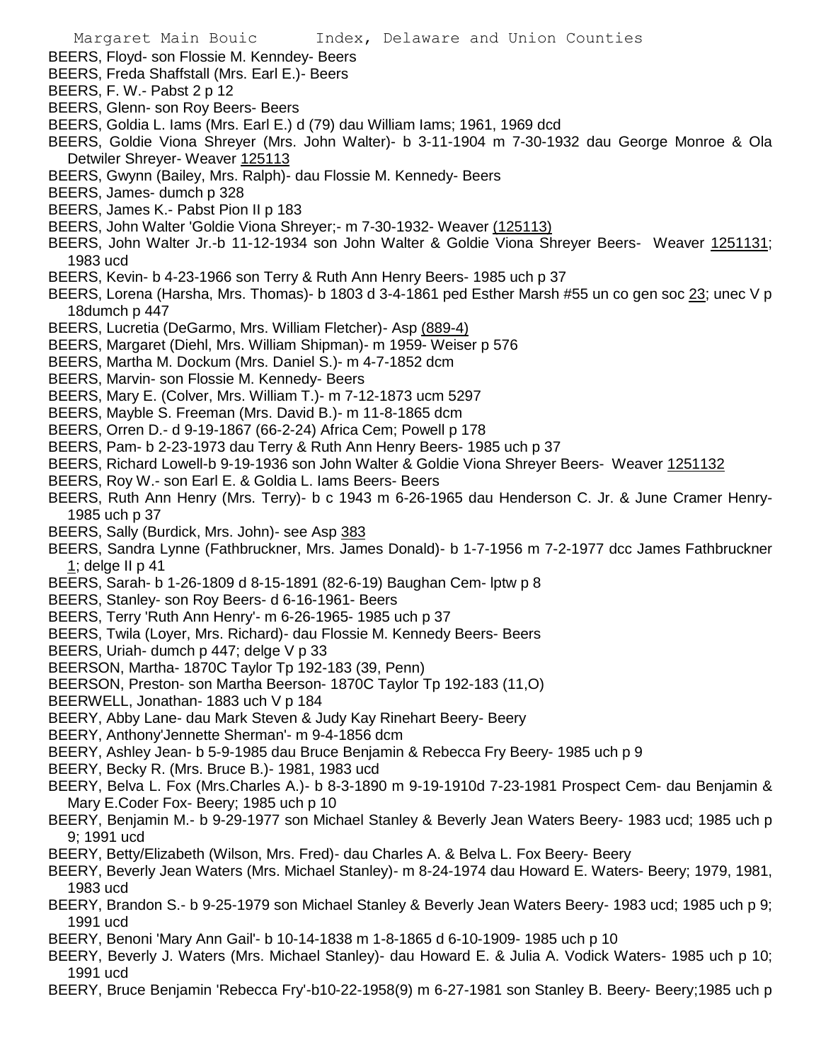BEERS, Floyd- son Flossie M. Kenndey- Beers
BEERS, Freda Shaffstall (Mrs. Earl E.)- Beers
BEERS, F. W.- Pabst 2 p 12
BEERS, Glenn- son Roy Beers- Beers
BEERS, Goldia L. Iams (Mrs. Earl E.) d (79) dau William Iams; 1961, 1969 dcd
BEERS, Goldie Viona Shreyer (Mrs. John Walter)- b 3-11-1904 m 7-30-1932 dau George Monroe & Ola Detwiler Shreyer- Weaver 125113
BEERS, Gwynn (Bailey, Mrs. Ralph)- dau Flossie M. Kennedy- Beers
BEERS, James- dumch p 328
BEERS, James K.- Pabst Pion II p 183
BEERS, John Walter 'Goldie Viona Shreyer;- m 7-30-1932- Weaver (125113)
BEERS, John Walter Jr.-b 11-12-1934 son John Walter & Goldie Viona Shreyer Beers- Weaver 1251131; 1983 ucd
BEERS, Kevin- b 4-23-1966 son Terry & Ruth Ann Henry Beers- 1985 uch p 37
BEERS, Lorena (Harsha, Mrs. Thomas)- b 1803 d 3-4-1861 ped Esther Marsh #55 un co gen soc 23; unec V p 18dumch p 447
BEERS, Lucretia (DeGarmo, Mrs. William Fletcher)- Asp (889-4)
BEERS, Margaret (Diehl, Mrs. William Shipman)- m 1959- Weiser p 576
BEERS, Martha M. Dockum (Mrs. Daniel S.)- m 4-7-1852 dcm
BEERS, Marvin- son Flossie M. Kennedy- Beers
BEERS, Mary E. (Colver, Mrs. William T.)- m 7-12-1873 ucm 5297
BEERS, Mayble S. Freeman (Mrs. David B.)- m 11-8-1865 dcm
BEERS, Orren D.- d 9-19-1867 (66-2-24) Africa Cem; Powell p 178
BEERS, Pam- b 2-23-1973 dau Terry & Ruth Ann Henry Beers- 1985 uch p 37
BEERS, Richard Lowell-b 9-19-1936 son John Walter & Goldie Viona Shreyer Beers- Weaver 1251132
BEERS, Roy W.- son Earl E. & Goldia L. Iams Beers- Beers
BEERS, Ruth Ann Henry (Mrs. Terry)- b c 1943 m 6-26-1965 dau Henderson C. Jr. & June Cramer Henry- 1985 uch p 37
BEERS, Sally (Burdick, Mrs. John)- see Asp 383
BEERS, Sandra Lynne (Fathbruckner, Mrs. James Donald)- b 1-7-1956 m 7-2-1977 dcc James Fathbruckner 1; delge II p 41
BEERS, Sarah- b 1-26-1809 d 8-15-1891 (82-6-19) Baughan Cem- lptw p 8
BEERS, Stanley- son Roy Beers- d 6-16-1961- Beers
BEERS, Terry 'Ruth Ann Henry'- m 6-26-1965- 1985 uch p 37
BEERS, Twila (Loyer, Mrs. Richard)- dau Flossie M. Kennedy Beers- Beers
BEERS, Uriah- dumch p 447; delge V p 33
BEERSON, Martha- 1870C Taylor Tp 192-183 (39, Penn)
BEERSON, Preston- son Martha Beerson- 1870C Taylor Tp 192-183 (11,O)
BEERWELL, Jonathan- 1883 uch V p 184
BEERY, Abby Lane- dau Mark Steven & Judy Kay Rinehart Beery- Beery
BEERY, Anthony'Jennette Sherman'- m 9-4-1856 dcm
BEERY, Ashley Jean- b 5-9-1985 dau Bruce Benjamin & Rebecca Fry Beery- 1985 uch p 9
BEERY, Becky R. (Mrs. Bruce B.)- 1981, 1983 ucd
BEERY, Belva L. Fox (Mrs.Charles A.)- b 8-3-1890 m 9-19-1910d 7-23-1981 Prospect Cem- dau Benjamin & Mary E.Coder Fox- Beery; 1985 uch p 10
BEERY, Benjamin M.- b 9-29-1977 son Michael Stanley & Beverly Jean Waters Beery- 1983 ucd; 1985 uch p 9; 1991 ucd
BEERY, Betty/Elizabeth (Wilson, Mrs. Fred)- dau Charles A. & Belva L. Fox Beery- Beery
BEERY, Beverly Jean Waters (Mrs. Michael Stanley)- m 8-24-1974 dau Howard E. Waters- Beery; 1979, 1981, 1983 ucd
BEERY, Brandon S.- b 9-25-1979 son Michael Stanley & Beverly Jean Waters Beery- 1983 ucd; 1985 uch p 9; 1991 ucd
BEERY, Benoni 'Mary Ann Gail'- b 10-14-1838 m 1-8-1865 d 6-10-1909- 1985 uch p 10
BEERY, Beverly J. Waters (Mrs. Michael Stanley)- dau Howard E. & Julia A. Vodick Waters- 1985 uch p 10; 1991 ucd
BEERY, Bruce Benjamin 'Rebecca Fry'-b10-22-1958(9) m 6-27-1981 son Stanley B. Beery- Beery;1985 uch p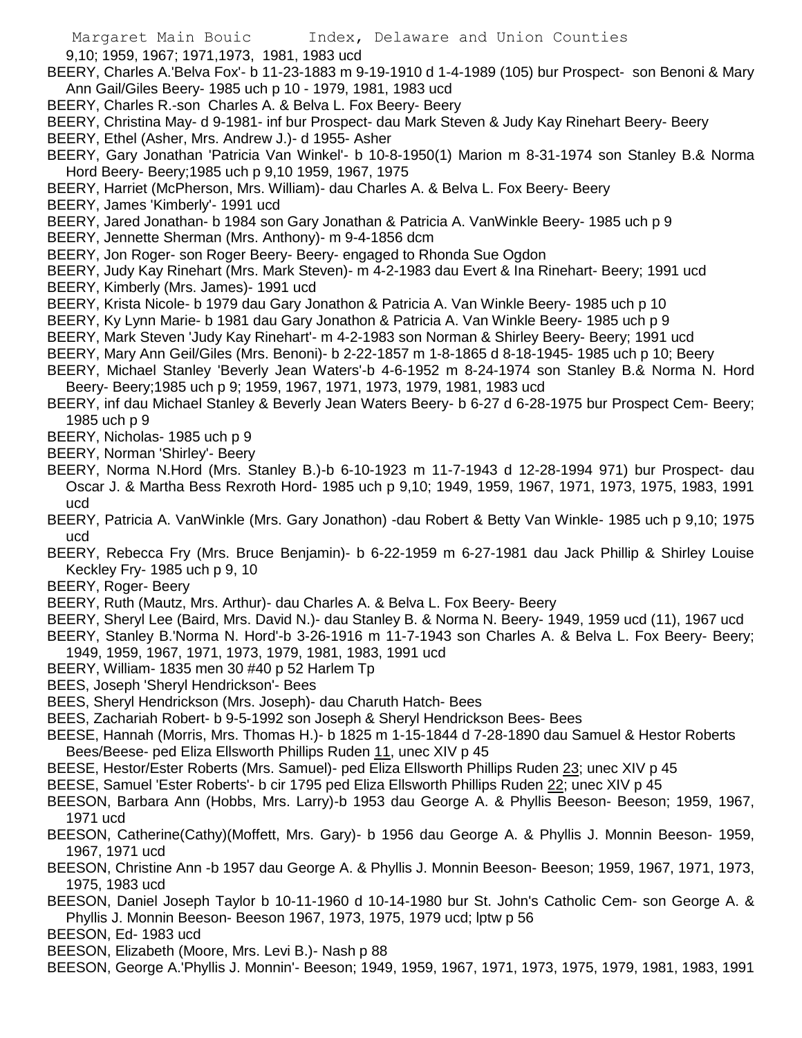9,10; 1959, 1967; 1971,1973, 1981, 1983 ucd

BEERY, Charles A.'Belva Fox'- b 11-23-1883 m 9-19-1910 d 1-4-1989 (105) bur Prospect- son Benoni & Mary Ann Gail/Giles Beery- 1985 uch p 10 - 1979, 1981, 1983 ucd

BEERY, Charles R.-son Charles A. & Belva L. Fox Beery- Beery

BEERY, Christina May- d 9-1981- inf bur Prospect- dau Mark Steven & Judy Kay Rinehart Beery- Beery

BEERY, Ethel (Asher, Mrs. Andrew J.)- d 1955- Asher

BEERY, Gary Jonathan 'Patricia Van Winkel'- b 10-8-1950(1) Marion m 8-31-1974 son Stanley B.& Norma Hord Beery- Beery;1985 uch p 9,10 1959, 1967, 1975

BEERY, Harriet (McPherson, Mrs. William)- dau Charles A. & Belva L. Fox Beery- Beery

BEERY, James 'Kimberly'- 1991 ucd

BEERY, Jared Jonathan- b 1984 son Gary Jonathan & Patricia A. VanWinkle Beery- 1985 uch p 9

BEERY, Jennette Sherman (Mrs. Anthony)- m 9-4-1856 dcm

BEERY, Jon Roger- son Roger Beery- Beery- engaged to Rhonda Sue Ogdon

BEERY, Judy Kay Rinehart (Mrs. Mark Steven)- m 4-2-1983 dau Evert & Ina Rinehart- Beery; 1991 ucd

BEERY, Kimberly (Mrs. James)- 1991 ucd

BEERY, Krista Nicole- b 1979 dau Gary Jonathon & Patricia A. Van Winkle Beery- 1985 uch p 10

BEERY, Ky Lynn Marie- b 1981 dau Gary Jonathon & Patricia A. Van Winkle Beery- 1985 uch p 9

BEERY, Mark Steven 'Judy Kay Rinehart'- m 4-2-1983 son Norman & Shirley Beery- Beery; 1991 ucd

BEERY, Mary Ann Geil/Giles (Mrs. Benoni)- b 2-22-1857 m 1-8-1865 d 8-18-1945- 1985 uch p 10; Beery

BEERY, Michael Stanley 'Beverly Jean Waters'-b 4-6-1952 m 8-24-1974 son Stanley B.& Norma N. Hord Beery- Beery;1985 uch p 9; 1959, 1967, 1971, 1973, 1979, 1981, 1983 ucd

BEERY, inf dau Michael Stanley & Beverly Jean Waters Beery- b 6-27 d 6-28-1975 bur Prospect Cem- Beery; 1985 uch p 9

BEERY, Nicholas- 1985 uch p 9

BEERY, Norman 'Shirley'- Beery

BEERY, Norma N.Hord (Mrs. Stanley B.)-b 6-10-1923 m 11-7-1943 d 12-28-1994 971) bur Prospect- dau Oscar J. & Martha Bess Rexroth Hord- 1985 uch p 9,10; 1949, 1959, 1967, 1971, 1973, 1975, 1983, 1991 ucd

BEERY, Patricia A. VanWinkle (Mrs. Gary Jonathon) -dau Robert & Betty Van Winkle- 1985 uch p 9,10; 1975 ucd

BEERY, Rebecca Fry (Mrs. Bruce Benjamin)- b 6-22-1959 m 6-27-1981 dau Jack Phillip & Shirley Louise Keckley Fry- 1985 uch p 9, 10

BEERY, Roger- Beery

BEERY, Ruth (Mautz, Mrs. Arthur)- dau Charles A. & Belva L. Fox Beery- Beery

BEERY, Sheryl Lee (Baird, Mrs. David N.)- dau Stanley B. & Norma N. Beery- 1949, 1959 ucd (11), 1967 ucd

BEERY, Stanley B.'Norma N. Hord'-b 3-26-1916 m 11-7-1943 son Charles A. & Belva L. Fox Beery- Beery; 1949, 1959, 1967, 1971, 1973, 1979, 1981, 1983, 1991 ucd

BEERY, William- 1835 men 30 #40 p 52 Harlem Tp

BEES, Joseph 'Sheryl Hendrickson'- Bees

BEES, Sheryl Hendrickson (Mrs. Joseph)- dau Charuth Hatch- Bees

BEES, Zachariah Robert- b 9-5-1992 son Joseph & Sheryl Hendrickson Bees- Bees

BEESE, Hannah (Morris, Mrs. Thomas H.)- b 1825 m 1-15-1844 d 7-28-1890 dau Samuel & Hestor Roberts Bees/Beese- ped Eliza Ellsworth Phillips Ruden 11, unec XIV p 45

BEESE, Hestor/Ester Roberts (Mrs. Samuel)- ped Eliza Ellsworth Phillips Ruden 23; unec XIV p 45

BEESE, Samuel 'Ester Roberts'- b cir 1795 ped Eliza Ellsworth Phillips Ruden 22; unec XIV p 45

BEESON, Barbara Ann (Hobbs, Mrs. Larry)-b 1953 dau George A. & Phyllis Beeson- Beeson; 1959, 1967, 1971 ucd

BEESON, Catherine(Cathy)(Moffett, Mrs. Gary)- b 1956 dau George A. & Phyllis J. Monnin Beeson- 1959, 1967, 1971 ucd

BEESON, Christine Ann -b 1957 dau George A. & Phyllis J. Monnin Beeson- Beeson; 1959, 1967, 1971, 1973, 1975, 1983 ucd

BEESON, Daniel Joseph Taylor b 10-11-1960 d 10-14-1980 bur St. John's Catholic Cem- son George A. & Phyllis J. Monnin Beeson- Beeson 1967, 1973, 1975, 1979 ucd; lptw p 56

BEESON, Ed- 1983 ucd

BEESON, Elizabeth (Moore, Mrs. Levi B.)- Nash p 88

BEESON, George A.'Phyllis J. Monnin'- Beeson; 1949, 1959, 1967, 1971, 1973, 1975, 1979, 1981, 1983, 1991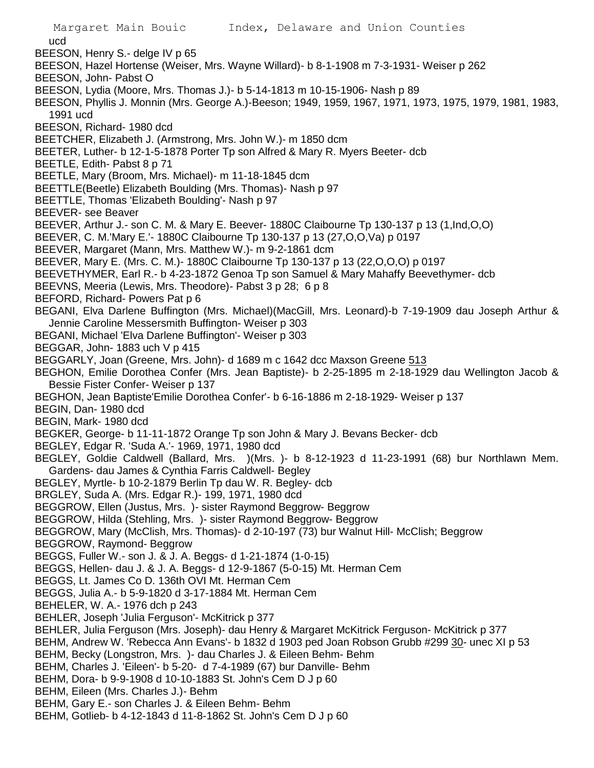ucd

BEESON, Henry S.- delge IV p 65

BEESON, Hazel Hortense (Weiser, Mrs. Wayne Willard)- b 8-1-1908 m 7-3-1931- Weiser p 262

BEESON, John- Pabst O

BEESON, Lydia (Moore, Mrs. Thomas J.)- b 5-14-1813 m 10-15-1906- Nash p 89

BEESON, Phyllis J. Monnin (Mrs. George A.)-Beeson; 1949, 1959, 1967, 1971, 1973, 1975, 1979, 1981, 1983, 1991 ucd

BEESON, Richard- 1980 dcd

BEETCHER, Elizabeth J. (Armstrong, Mrs. John W.)- m 1850 dcm

BEETER, Luther- b 12-1-5-1878 Porter Tp son Alfred & Mary R. Myers Beeter- dcb

BEETLE, Edith- Pabst 8 p 71

BEETLE, Mary (Broom, Mrs. Michael)- m 11-18-1845 dcm

BEETTLE(Beetle) Elizabeth Boulding (Mrs. Thomas)- Nash p 97

BEETTLE, Thomas 'Elizabeth Boulding'- Nash p 97

BEEVER- see Beaver

BEEVER, Arthur J.- son C. M. & Mary E. Beever- 1880C Claibourne Tp 130-137 p 13 (1,Ind,O,O)

BEEVER, C. M.'Mary E.'- 1880C Claibourne Tp 130-137 p 13 (27,O,O,Va) p 0197

BEEVER, Margaret (Mann, Mrs. Matthew W.)- m 9-2-1861 dcm

BEEVER, Mary E. (Mrs. C. M.)- 1880C Claibourne Tp 130-137 p 13 (22,O,O,O) p 0197

BEEVETHYMER, Earl R.- b 4-23-1872 Genoa Tp son Samuel & Mary Mahaffy Beevethymer- dcb

BEEVNS, Meeria (Lewis, Mrs. Theodore)- Pabst 3 p 28; 6 p 8

BEFORD, Richard- Powers Pat p 6

BEGANI, Elva Darlene Buffington (Mrs. Michael)(MacGill, Mrs. Leonard)-b 7-19-1909 dau Joseph Arthur & Jennie Caroline Messersmith Buffington- Weiser p 303

BEGANI, Michael 'Elva Darlene Buffington'- Weiser p 303

BEGGAR, John- 1883 uch V p 415

BEGGARLY, Joan (Greene, Mrs. John)- d 1689 m c 1642 dcc Maxson Greene 513

BEGHON, Emilie Dorothea Confer (Mrs. Jean Baptiste)- b 2-25-1895 m 2-18-1929 dau Wellington Jacob & Bessie Fister Confer- Weiser p 137

BEGHON, Jean Baptiste'Emilie Dorothea Confer'- b 6-16-1886 m 2-18-1929- Weiser p 137

BEGIN, Dan- 1980 dcd

BEGIN, Mark- 1980 dcd

BEGKER, George- b 11-11-1872 Orange Tp son John & Mary J. Bevans Becker- dcb

BEGLEY, Edgar R. 'Suda A.'- 1969, 1971, 1980 dcd

BEGLEY, Goldie Caldwell (Ballard, Mrs. )(Mrs. )- b 8-12-1923 d 11-23-1991 (68) bur Northlawn Mem. Gardens- dau James & Cynthia Farris Caldwell- Begley

BEGLEY, Myrtle- b 10-2-1879 Berlin Tp dau W. R. Begley- dcb

BRGLEY, Suda A. (Mrs. Edgar R.)- 199, 1971, 1980 dcd

BEGGROW, Ellen (Justus, Mrs. )- sister Raymond Beggrow- Beggrow

BEGGROW, Hilda (Stehling, Mrs. )- sister Raymond Beggrow- Beggrow

BEGGROW, Mary (McClish, Mrs. Thomas)- d 2-10-197 (73) bur Walnut Hill- McClish; Beggrow

BEGGROW, Raymond- Beggrow

BEGGS, Fuller W.- son J. & J. A. Beggs- d 1-21-1874 (1-0-15)

BEGGS, Hellen- dau J. & J. A. Beggs- d 12-9-1867 (5-0-15) Mt. Herman Cem

BEGGS, Lt. James Co D. 136th OVI Mt. Herman Cem

BEGGS, Julia A.- b 5-9-1820 d 3-17-1884 Mt. Herman Cem

BEHELER, W. A.- 1976 dch p 243

BEHLER, Joseph 'Julia Ferguson'- McKitrick p 377

BEHLER, Julia Ferguson (Mrs. Joseph)- dau Henry & Margaret McKitrick Ferguson- McKitrick p 377

BEHM, Andrew W. 'Rebecca Ann Evans'- b 1832 d 1903 ped Joan Robson Grubb #299 30- unec XI p 53

BEHM, Becky (Longstron, Mrs. )- dau Charles J. & Eileen Behm- Behm

BEHM, Charles J. 'Eileen'- b 5-20- d 7-4-1989 (67) bur Danville- Behm

BEHM, Dora- b 9-9-1908 d 10-10-1883 St. John's Cem D J p 60

BEHM, Eileen (Mrs. Charles J.)- Behm

BEHM, Gary E.- son Charles J. & Eileen Behm- Behm

BEHM, Gotlieb- b 4-12-1843 d 11-8-1862 St. John's Cem D J p 60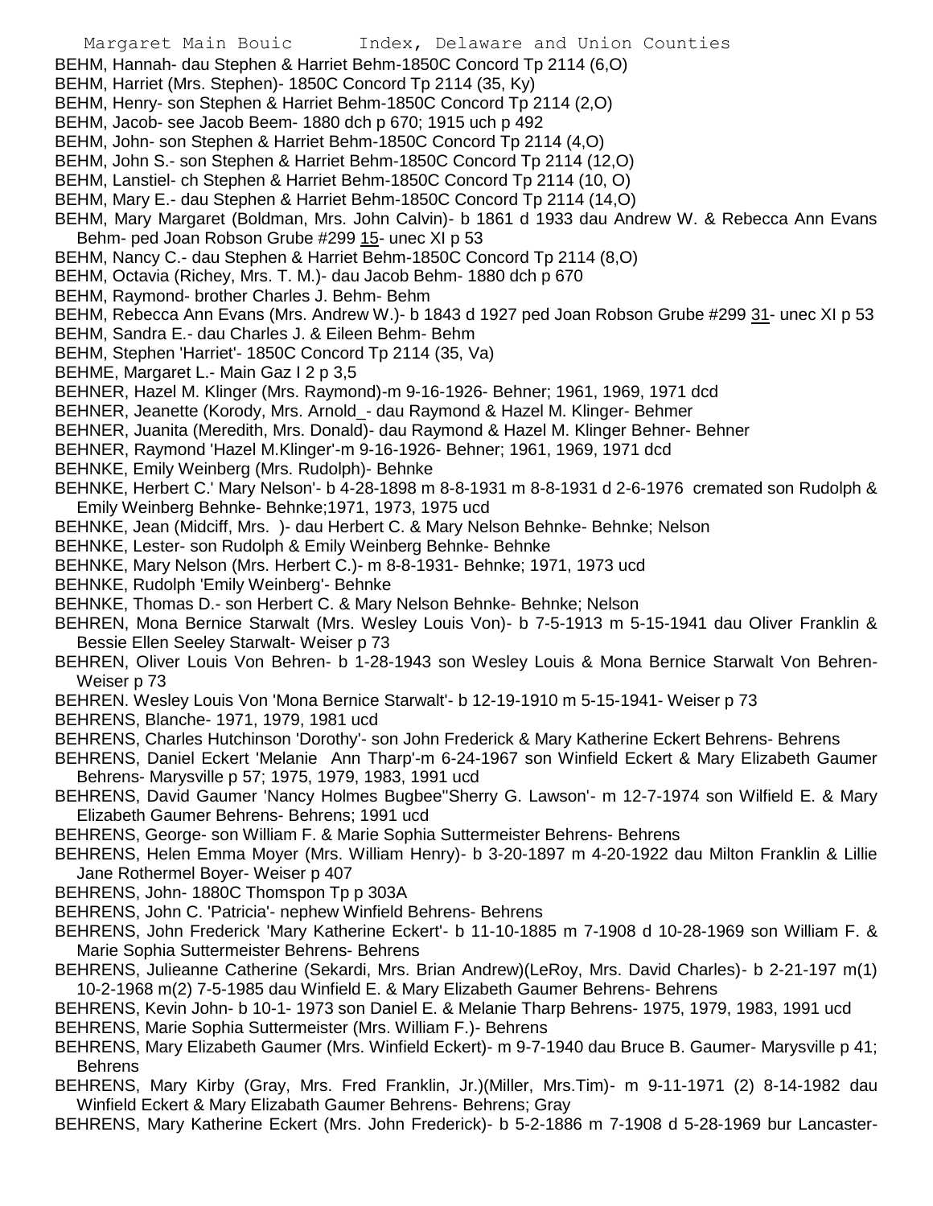BEHM, Hannah- dau Stephen & Harriet Behm-1850C Concord Tp 2114 (6,O)

BEHM, Harriet (Mrs. Stephen)- 1850C Concord Tp 2114 (35, Ky)

BEHM, Henry- son Stephen & Harriet Behm-1850C Concord Tp 2114 (2,O)

BEHM, Jacob- see Jacob Beem- 1880 dch p 670; 1915 uch p 492

BEHM, John- son Stephen & Harriet Behm-1850C Concord Tp 2114 (4,O)

BEHM, John S.- son Stephen & Harriet Behm-1850C Concord Tp 2114 (12,O)

BEHM, Lanstiel- ch Stephen & Harriet Behm-1850C Concord Tp 2114 (10, O)

BEHM, Mary E.- dau Stephen & Harriet Behm-1850C Concord Tp 2114 (14,O)

BEHM, Mary Margaret (Boldman, Mrs. John Calvin)- b 1861 d 1933 dau Andrew W. & Rebecca Ann Evans Behm- ped Joan Robson Grube #299 15- unec XI p 53

BEHM, Nancy C.- dau Stephen & Harriet Behm-1850C Concord Tp 2114 (8,O)

BEHM, Octavia (Richey, Mrs. T. M.)- dau Jacob Behm- 1880 dch p 670

BEHM, Raymond- brother Charles J. Behm- Behm

BEHM, Rebecca Ann Evans (Mrs. Andrew W.)- b 1843 d 1927 ped Joan Robson Grube #299 31- unec XI p 53

BEHM, Sandra E.- dau Charles J. & Eileen Behm- Behm

BEHM, Stephen 'Harriet'- 1850C Concord Tp 2114 (35, Va)

BEHME, Margaret L.- Main Gaz I 2 p 3,5

BEHNER, Hazel M. Klinger (Mrs. Raymond)-m 9-16-1926- Behner; 1961, 1969, 1971 dcd

BEHNER, Jeanette (Korody, Mrs. Arnold_- dau Raymond & Hazel M. Klinger- Behmer

BEHNER, Juanita (Meredith, Mrs. Donald)- dau Raymond & Hazel M. Klinger Behner- Behner

BEHNER, Raymond 'Hazel M.Klinger'-m 9-16-1926- Behner; 1961, 1969, 1971 dcd

BEHNKE, Emily Weinberg (Mrs. Rudolph)- Behnke

BEHNKE, Herbert C.' Mary Nelson'- b 4-28-1898 m 8-8-1931 m 8-8-1931 d 2-6-1976 cremated son Rudolph & Emily Weinberg Behnke- Behnke;1971, 1973, 1975 ucd

BEHNKE, Jean (Midciff, Mrs. )- dau Herbert C. & Mary Nelson Behnke- Behnke; Nelson

BEHNKE, Lester- son Rudolph & Emily Weinberg Behnke- Behnke

BEHNKE, Mary Nelson (Mrs. Herbert C.)- m 8-8-1931- Behnke; 1971, 1973 ucd

BEHNKE, Rudolph 'Emily Weinberg'- Behnke

BEHNKE, Thomas D.- son Herbert C. & Mary Nelson Behnke- Behnke; Nelson

BEHREN, Mona Bernice Starwalt (Mrs. Wesley Louis Von)- b 7-5-1913 m 5-15-1941 dau Oliver Franklin & Bessie Ellen Seeley Starwalt- Weiser p 73

BEHREN, Oliver Louis Von Behren- b 1-28-1943 son Wesley Louis & Mona Bernice Starwalt Von Behren- Weiser p 73

BEHREN. Wesley Louis Von 'Mona Bernice Starwalt'- b 12-19-1910 m 5-15-1941- Weiser p 73

BEHRENS, Blanche- 1971, 1979, 1981 ucd

BEHRENS, Charles Hutchinson 'Dorothy'- son John Frederick & Mary Katherine Eckert Behrens- Behrens

BEHRENS, Daniel Eckert 'Melanie Ann Tharp'-m 6-24-1967 son Winfield Eckert & Mary Elizabeth Gaumer Behrens- Marysville p 57; 1975, 1979, 1983, 1991 ucd

BEHRENS, David Gaumer 'Nancy Holmes Bugbee''Sherry G. Lawson'- m 12-7-1974 son Wilfield E. & Mary Elizabeth Gaumer Behrens- Behrens; 1991 ucd

BEHRENS, George- son William F. & Marie Sophia Suttermeister Behrens- Behrens

BEHRENS, Helen Emma Moyer (Mrs. William Henry)- b 3-20-1897 m 4-20-1922 dau Milton Franklin & Lillie Jane Rothermel Boyer- Weiser p 407

BEHRENS, John- 1880C Thomspon Tp p 303A

BEHRENS, John C. 'Patricia'- nephew Winfield Behrens- Behrens

BEHRENS, John Frederick 'Mary Katherine Eckert'- b 11-10-1885 m 7-1908 d 10-28-1969 son William F. & Marie Sophia Suttermeister Behrens- Behrens

BEHRENS, Julieanne Catherine (Sekardi, Mrs. Brian Andrew)(LeRoy, Mrs. David Charles)- b 2-21-197 m(1) 10-2-1968 m(2) 7-5-1985 dau Winfield E. & Mary Elizabeth Gaumer Behrens- Behrens

BEHRENS, Kevin John- b 10-1- 1973 son Daniel E. & Melanie Tharp Behrens- 1975, 1979, 1983, 1991 ucd

BEHRENS, Marie Sophia Suttermeister (Mrs. William F.)- Behrens

BEHRENS, Mary Elizabeth Gaumer (Mrs. Winfield Eckert)- m 9-7-1940 dau Bruce B. Gaumer- Marysville p 41; Behrens

BEHRENS, Mary Kirby (Gray, Mrs. Fred Franklin, Jr.)(Miller, Mrs.Tim)- m 9-11-1971 (2) 8-14-1982 dau Winfield Eckert & Mary Elizabath Gaumer Behrens- Behrens; Gray

BEHRENS, Mary Katherine Eckert (Mrs. John Frederick)- b 5-2-1886 m 7-1908 d 5-28-1969 bur Lancaster-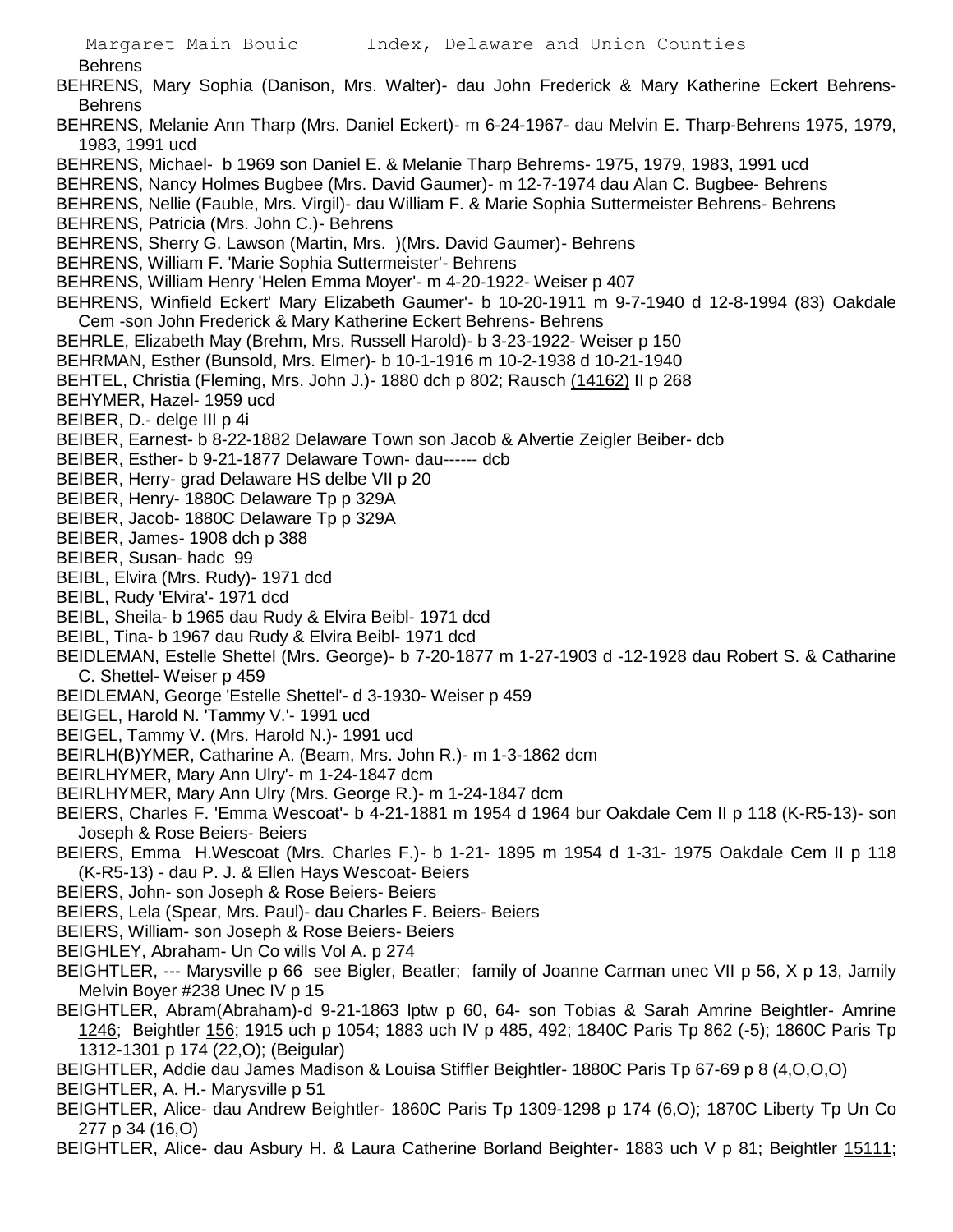Behrens

BEHRENS, Mary Sophia (Danison, Mrs. Walter)- dau John Frederick & Mary Katherine Eckert Behrens- Behrens

BEHRENS, Melanie Ann Tharp (Mrs. Daniel Eckert)- m 6-24-1967- dau Melvin E. Tharp-Behrens 1975, 1979, 1983, 1991 ucd

BEHRENS, Michael- b 1969 son Daniel E. & Melanie Tharp Behrems- 1975, 1979, 1983, 1991 ucd

BEHRENS, Nancy Holmes Bugbee (Mrs. David Gaumer)- m 12-7-1974 dau Alan C. Bugbee- Behrens

BEHRENS, Nellie (Fauble, Mrs. Virgil)- dau William F. & Marie Sophia Suttermeister Behrens- Behrens

BEHRENS, Patricia (Mrs. John C.)- Behrens

BEHRENS, Sherry G. Lawson (Martin, Mrs. )(Mrs. David Gaumer)- Behrens

BEHRENS, William F. 'Marie Sophia Suttermeister'- Behrens

BEHRENS, William Henry 'Helen Emma Moyer'- m 4-20-1922- Weiser p 407

BEHRENS, Winfield Eckert' Mary Elizabeth Gaumer'- b 10-20-1911 m 9-7-1940 d 12-8-1994 (83) Oakdale Cem -son John Frederick & Mary Katherine Eckert Behrens- Behrens

BEHRLE, Elizabeth May (Brehm, Mrs. Russell Harold)- b 3-23-1922- Weiser p 150

BEHRMAN, Esther (Bunsold, Mrs. Elmer)- b 10-1-1916 m 10-2-1938 d 10-21-1940

BEHTEL, Christia (Fleming, Mrs. John J.)- 1880 dch p 802; Rausch (14162) II p 268

BEHYMER, Hazel- 1959 ucd

BEIBER, D.- delge III p 4i

BEIBER, Earnest- b 8-22-1882 Delaware Town son Jacob & Alvertie Zeigler Beiber- dcb

BEIBER, Esther- b 9-21-1877 Delaware Town- dau------ dcb

BEIBER, Herry- grad Delaware HS delbe VII p 20

BEIBER, Henry- 1880C Delaware Tp p 329A

BEIBER, Jacob- 1880C Delaware Tp p 329A

BEIBER, James- 1908 dch p 388

BEIBER, Susan- hadc 99

BEIBL, Elvira (Mrs. Rudy)- 1971 dcd

BEIBL, Rudy 'Elvira'- 1971 dcd

BEIBL, Sheila- b 1965 dau Rudy & Elvira Beibl- 1971 dcd

BEIBL, Tina- b 1967 dau Rudy & Elvira Beibl- 1971 dcd

BEIDLEMAN, Estelle Shettel (Mrs. George)- b 7-20-1877 m 1-27-1903 d -12-1928 dau Robert S. & Catharine C. Shettel- Weiser p 459

BEIDLEMAN, George 'Estelle Shettel'- d 3-1930- Weiser p 459

BEIGEL, Harold N. 'Tammy V.'- 1991 ucd

BEIGEL, Tammy V. (Mrs. Harold N.)- 1991 ucd

BEIRLH(B)YMER, Catharine A. (Beam, Mrs. John R.)- m 1-3-1862 dcm

BEIRLHYMER, Mary Ann Ulry'- m 1-24-1847 dcm

BEIRLHYMER, Mary Ann Ulry (Mrs. George R.)- m 1-24-1847 dcm

BEIERS, Charles F. 'Emma Wescoat'- b 4-21-1881 m 1954 d 1964 bur Oakdale Cem II p 118 (K-R5-13)- son Joseph & Rose Beiers- Beiers

BEIERS, Emma H.Wescoat (Mrs. Charles F.)- b 1-21- 1895 m 1954 d 1-31- 1975 Oakdale Cem II p 118 (K-R5-13) - dau P. J. & Ellen Hays Wescoat- Beiers

BEIERS, John- son Joseph & Rose Beiers- Beiers

BEIERS, Lela (Spear, Mrs. Paul)- dau Charles F. Beiers- Beiers

BEIERS, William- son Joseph & Rose Beiers- Beiers

BEIGHLEY, Abraham- Un Co wills Vol A. p 274

BEIGHTLER, --- Marysville p 66 see Bigler, Beatler; family of Joanne Carman unec VII p 56, X p 13, Jamily Melvin Boyer #238 Unec IV p 15

BEIGHTLER, Abram(Abraham)-d 9-21-1863 lptw p 60, 64- son Tobias & Sarah Amrine Beightler- Amrine 1246; Beightler 156; 1915 uch p 1054; 1883 uch IV p 485, 492; 1840C Paris Tp 862 (-5); 1860C Paris Tp 1312-1301 p 174 (22,O); (Beigular)

BEIGHTLER, Addie dau James Madison & Louisa Stiffler Beightler- 1880C Paris Tp 67-69 p 8 (4,O,O,O)

BEIGHTLER, A. H.- Marysville p 51

BEIGHTLER, Alice- dau Andrew Beightler- 1860C Paris Tp 1309-1298 p 174 (6,O); 1870C Liberty Tp Un Co 277 p 34 (16,O)

BEIGHTLER, Alice- dau Asbury H. & Laura Catherine Borland Beighter- 1883 uch V p 81; Beightler 15111;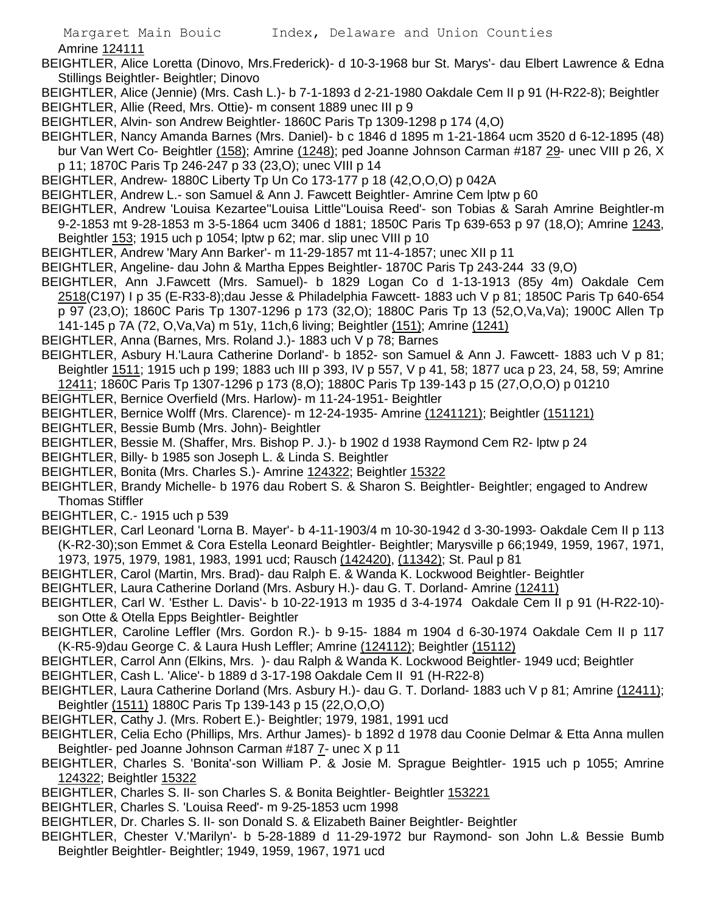Amrine 124111

BEIGHTLER, Alice Loretta (Dinovo, Mrs.Frederick)- d 10-3-1968 bur St. Marys'- dau Elbert Lawrence & Edna Stillings Beightler- Beightler; Dinovo

BEIGHTLER, Alice (Jennie) (Mrs. Cash L.)- b 7-1-1893 d 2-21-1980 Oakdale Cem II p 91 (H-R22-8); Beightler

BEIGHTLER, Allie (Reed, Mrs. Ottie)- m consent 1889 unec III p 9

BEIGHTLER, Alvin- son Andrew Beightler- 1860C Paris Tp 1309-1298 p 174 (4,O)

BEIGHTLER, Nancy Amanda Barnes (Mrs. Daniel)- b c 1846 d 1895 m 1-21-1864 ucm 3520 d 6-12-1895 (48) bur Van Wert Co- Beightler (158); Amrine (1248); ped Joanne Johnson Carman #187 29- unec VIII p 26, X p 11; 1870C Paris Tp 246-247 p 33 (23,O); unec VIII p 14

BEIGHTLER, Andrew- 1880C Liberty Tp Un Co 173-177 p 18 (42,O,O,O) p 042A

BEIGHTLER, Andrew L.- son Samuel & Ann J. Fawcett Beightler- Amrine Cem lptw p 60

BEIGHTLER, Andrew 'Louisa Kezartee''Louisa Little''Louisa Reed'- son Tobias & Sarah Amrine Beightler-m 9-2-1853 mt 9-28-1853 m 3-5-1864 ucm 3406 d 1881; 1850C Paris Tp 639-653 p 97 (18,O); Amrine 1243, Beightler 153; 1915 uch p 1054; lptw p 62; mar. slip unec VIII p 10

BEIGHTLER, Andrew 'Mary Ann Barker'- m 11-29-1857 mt 11-4-1857; unec XII p 11

BEIGHTLER, Angeline- dau John & Martha Eppes Beightler- 1870C Paris Tp 243-244 33 (9,O)

BEIGHTLER, Ann J.Fawcett (Mrs. Samuel)- b 1829 Logan Co d 1-13-1913 (85y 4m) Oakdale Cem 2518(C197) I p 35 (E-R33-8);dau Jesse & Philadelphia Fawcett- 1883 uch V p 81; 1850C Paris Tp 640-654 p 97 (23,O); 1860C Paris Tp 1307-1296 p 173 (32,O); 1880C Paris Tp 13 (52,O,Va,Va); 1900C Allen Tp 141-145 p 7A (72, O,Va,Va) m 51y, 11ch,6 living; Beightler (151); Amrine (1241)

BEIGHTLER, Anna (Barnes, Mrs. Roland J.)- 1883 uch V p 78; Barnes

BEIGHTLER, Asbury H.'Laura Catherine Dorland'- b 1852- son Samuel & Ann J. Fawcett- 1883 uch V p 81; Beightler 1511; 1915 uch p 199; 1883 uch III p 393, IV p 557, V p 41, 58; 1877 uca p 23, 24, 58, 59; Amrine 12411; 1860C Paris Tp 1307-1296 p 173 (8,O); 1880C Paris Tp 139-143 p 15 (27,O,O,O) p 01210

BEIGHTLER, Bernice Overfield (Mrs. Harlow)- m 11-24-1951- Beightler

BEIGHTLER, Bernice Wolff (Mrs. Clarence)- m 12-24-1935- Amrine (1241121); Beightler (151121)

BEIGHTLER, Bessie Bumb (Mrs. John)- Beightler

BEIGHTLER, Bessie M. (Shaffer, Mrs. Bishop P. J.)- b 1902 d 1938 Raymond Cem R2- lptw p 24

BEIGHTLER, Billy- b 1985 son Joseph L. & Linda S. Beightler

BEIGHTLER, Bonita (Mrs. Charles S.)- Amrine 124322; Beightler 15322

BEIGHTLER, Brandy Michelle- b 1976 dau Robert S. & Sharon S. Beightler- Beightler; engaged to Andrew Thomas Stiffler

BEIGHTLER, C.- 1915 uch p 539

BEIGHTLER, Carl Leonard 'Lorna B. Mayer'- b 4-11-1903/4 m 10-30-1942 d 3-30-1993- Oakdale Cem II p 113 (K-R2-30);son Emmet & Cora Estella Leonard Beightler- Beightler; Marysville p 66;1949, 1959, 1967, 1971, 1973, 1975, 1979, 1981, 1983, 1991 ucd; Rausch (142420), (11342); St. Paul p 81

BEIGHTLER, Carol (Martin, Mrs. Brad)- dau Ralph E. & Wanda K. Lockwood Beightler- Beightler

BEIGHTLER, Laura Catherine Dorland (Mrs. Asbury H.)- dau G. T. Dorland- Amrine (12411)

BEIGHTLER, Carl W. 'Esther L. Davis'- b 10-22-1913 m 1935 d 3-4-1974 Oakdale Cem II p 91 (H-R22-10)- son Otte & Otella Epps Beightler- Beightler

BEIGHTLER, Caroline Leffler (Mrs. Gordon R.)- b 9-15- 1884 m 1904 d 6-30-1974 Oakdale Cem II p 117 (K-R5-9)dau George C. & Laura Hush Leffler; Amrine (124112); Beightler (15112)

BEIGHTLER, Carrol Ann (Elkins, Mrs. )- dau Ralph & Wanda K. Lockwood Beightler- 1949 ucd; Beightler

BEIGHTLER, Cash L. 'Alice'- b 1889 d 3-17-198 Oakdale Cem II 91 (H-R22-8)

BEIGHTLER, Laura Catherine Dorland (Mrs. Asbury H.)- dau G. T. Dorland- 1883 uch V p 81; Amrine (12411); Beightler (1511) 1880C Paris Tp 139-143 p 15 (22,O,O,O)

BEIGHTLER, Cathy J. (Mrs. Robert E.)- Beightler; 1979, 1981, 1991 ucd

BEIGHTLER, Celia Echo (Phillips, Mrs. Arthur James)- b 1892 d 1978 dau Coonie Delmar & Etta Anna mullen Beightler- ped Joanne Johnson Carman #187 7- unec X p 11

BEIGHTLER, Charles S. 'Bonita'-son William P. & Josie M. Sprague Beightler- 1915 uch p 1055; Amrine 124322; Beightler 15322

BEIGHTLER, Charles S. II- son Charles S. & Bonita Beightler- Beightler 153221

BEIGHTLER, Charles S. 'Louisa Reed'- m 9-25-1853 ucm 1998

BEIGHTLER, Dr. Charles S. II- son Donald S. & Elizabeth Bainer Beightler- Beightler

BEIGHTLER, Chester V.'Marilyn'- b 5-28-1889 d 11-29-1972 bur Raymond- son John L.& Bessie Bumb Beightler Beightler- Beightler; 1949, 1959, 1967, 1971 ucd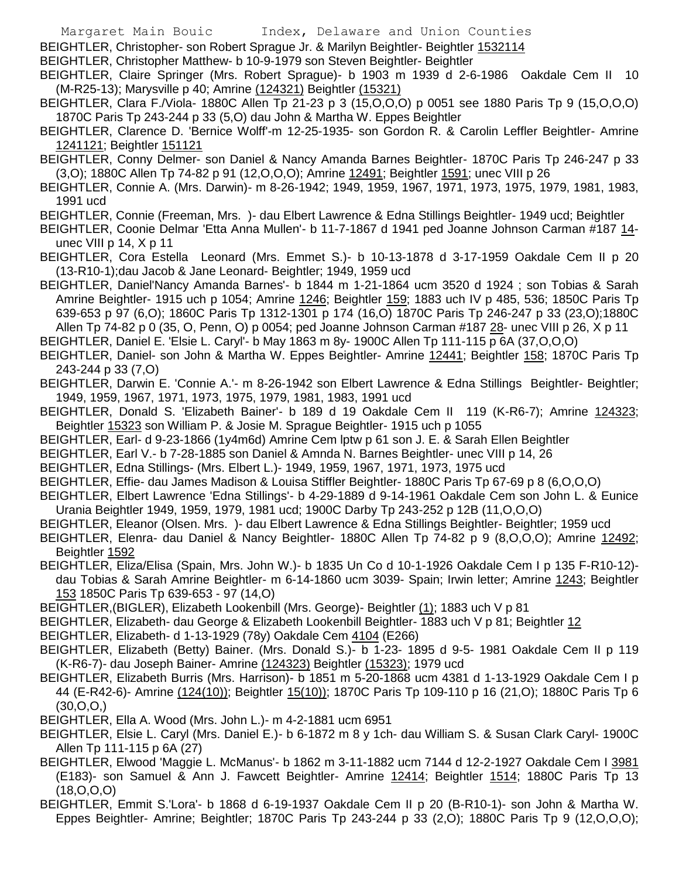BEIGHTLER, Christopher- son Robert Sprague Jr. & Marilyn Beightler- Beightler 1532114

BEIGHTLER, Christopher Matthew- b 10-9-1979 son Steven Beightler- Beightler

BEIGHTLER, Claire Springer (Mrs. Robert Sprague)- b 1903 m 1939 d 2-6-1986 Oakdale Cem II 10 (M-R25-13); Marysville p 40; Amrine (124321) Beightler (15321)

BEIGHTLER, Clara F./Viola- 1880C Allen Tp 21-23 p 3 (15,O,O,O) p 0051 see 1880 Paris Tp 9 (15,O,O,O) 1870C Paris Tp 243-244 p 33 (5,O) dau John & Martha W. Eppes Beightler

BEIGHTLER, Clarence D. 'Bernice Wolff'-m 12-25-1935- son Gordon R. & Carolin Leffler Beightler- Amrine 1241121; Beightler 151121

BEIGHTLER, Conny Delmer- son Daniel & Nancy Amanda Barnes Beightler- 1870C Paris Tp 246-247 p 33 (3,O); 1880C Allen Tp 74-82 p 91 (12,O,O,O); Amrine 12491; Beightler 1591; unec VIII p 26

BEIGHTLER, Connie A. (Mrs. Darwin)- m 8-26-1942; 1949, 1959, 1967, 1971, 1973, 1975, 1979, 1981, 1983, 1991 ucd

BEIGHTLER, Connie (Freeman, Mrs. )- dau Elbert Lawrence & Edna Stillings Beightler- 1949 ucd; Beightler

BEIGHTLER, Coonie Delmar 'Etta Anna Mullen'- b 11-7-1867 d 1941 ped Joanne Johnson Carman #187 14- unec VIII p 14, X p 11

BEIGHTLER, Cora Estella Leonard (Mrs. Emmet S.)- b 10-13-1878 d 3-17-1959 Oakdale Cem II p 20 (13-R10-1);dau Jacob & Jane Leonard- Beightler; 1949, 1959 ucd

BEIGHTLER, Daniel'Nancy Amanda Barnes'- b 1844 m 1-21-1864 ucm 3520 d 1924 ; son Tobias & Sarah Amrine Beightler- 1915 uch p 1054; Amrine 1246; Beightler 159; 1883 uch IV p 485, 536; 1850C Paris Tp 639-653 p 97 (6,O); 1860C Paris Tp 1312-1301 p 174 (16,O) 1870C Paris Tp 246-247 p 33 (23,O);1880C Allen Tp 74-82 p 0 (35, O, Penn, O) p 0054; ped Joanne Johnson Carman #187 28- unec VIII p 26, X p 11

BEIGHTLER, Daniel E. 'Elsie L. Caryl'- b May 1863 m 8y- 1900C Allen Tp 111-115 p 6A (37,O,O,O)

BEIGHTLER, Daniel- son John & Martha W. Eppes Beightler- Amrine 12441; Beightler 158; 1870C Paris Tp 243-244 p 33 (7,O)

BEIGHTLER, Darwin E. 'Connie A.'- m 8-26-1942 son Elbert Lawrence & Edna Stillings Beightler- Beightler; 1949, 1959, 1967, 1971, 1973, 1975, 1979, 1981, 1983, 1991 ucd

BEIGHTLER, Donald S. 'Elizabeth Bainer'- b 189 d 19 Oakdale Cem II 119 (K-R6-7); Amrine 124323; Beightler 15323 son William P. & Josie M. Sprague Beightler- 1915 uch p 1055

BEIGHTLER, Earl- d 9-23-1866 (1y4m6d) Amrine Cem lptw p 61 son J. E. & Sarah Ellen Beightler

BEIGHTLER, Earl V.- b 7-28-1885 son Daniel & Amnda N. Barnes Beightler- unec VIII p 14, 26

BEIGHTLER, Edna Stillings- (Mrs. Elbert L.)- 1949, 1959, 1967, 1971, 1973, 1975 ucd

BEIGHTLER, Effie- dau James Madison & Louisa Stiffler Beightler- 1880C Paris Tp 67-69 p 8 (6,O,O,O)

BEIGHTLER, Elbert Lawrence 'Edna Stillings'- b 4-29-1889 d 9-14-1961 Oakdale Cem son John L. & Eunice Urania Beightler 1949, 1959, 1979, 1981 ucd; 1900C Darby Tp 243-252 p 12B (11,O,O,O)

BEIGHTLER, Eleanor (Olsen. Mrs. )- dau Elbert Lawrence & Edna Stillings Beightler- Beightler; 1959 ucd

BEIGHTLER, Elenra- dau Daniel & Nancy Beightler- 1880C Allen Tp 74-82 p 9 (8,O,O,O); Amrine 12492; Beightler 1592

BEIGHTLER, Eliza/Elisa (Spain, Mrs. John W.)- b 1835 Un Co d 10-1-1926 Oakdale Cem I p 135 F-R10-12)- dau Tobias & Sarah Amrine Beightler- m 6-14-1860 ucm 3039- Spain; Irwin letter; Amrine 1243; Beightler 153 1850C Paris Tp 639-653 - 97 (14,O)

BEIGHTLER,(BIGLER), Elizabeth Lookenbill (Mrs. George)- Beightler (1); 1883 uch V p 81

BEIGHTLER, Elizabeth- dau George & Elizabeth Lookenbill Beightler- 1883 uch V p 81; Beightler 12

BEIGHTLER, Elizabeth- d 1-13-1929 (78y) Oakdale Cem 4104 (E266)

BEIGHTLER, Elizabeth (Betty) Bainer. (Mrs. Donald S.)- b 1-23- 1895 d 9-5- 1981 Oakdale Cem II p 119 (K-R6-7)- dau Joseph Bainer- Amrine (124323) Beightler (15323); 1979 ucd

BEIGHTLER, Elizabeth Burris (Mrs. Harrison)- b 1851 m 5-20-1868 ucm 4381 d 1-13-1929 Oakdale Cem I p 44 (E-R42-6)- Amrine (124(10)); Beightler 15(10)); 1870C Paris Tp 109-110 p 16 (21,O); 1880C Paris Tp 6 (30,O,O,)

BEIGHTLER, Ella A. Wood (Mrs. John L.)- m 4-2-1881 ucm 6951

BEIGHTLER, Elsie L. Caryl (Mrs. Daniel E.)- b 6-1872 m 8 y 1ch- dau William S. & Susan Clark Caryl- 1900C Allen Tp 111-115 p 6A (27)

BEIGHTLER, Elwood 'Maggie L. McManus'- b 1862 m 3-11-1882 ucm 7144 d 12-2-1927 Oakdale Cem I 3981 (E183)- son Samuel & Ann J. Fawcett Beightler- Amrine 12414; Beightler 1514; 1880C Paris Tp 13 (18,O,O,O)

BEIGHTLER, Emmit S.'Lora'- b 1868 d 6-19-1937 Oakdale Cem II p 20 (B-R10-1)- son John & Martha W. Eppes Beightler- Amrine; Beightler; 1870C Paris Tp 243-244 p 33 (2,O); 1880C Paris Tp 9 (12,O,O,O);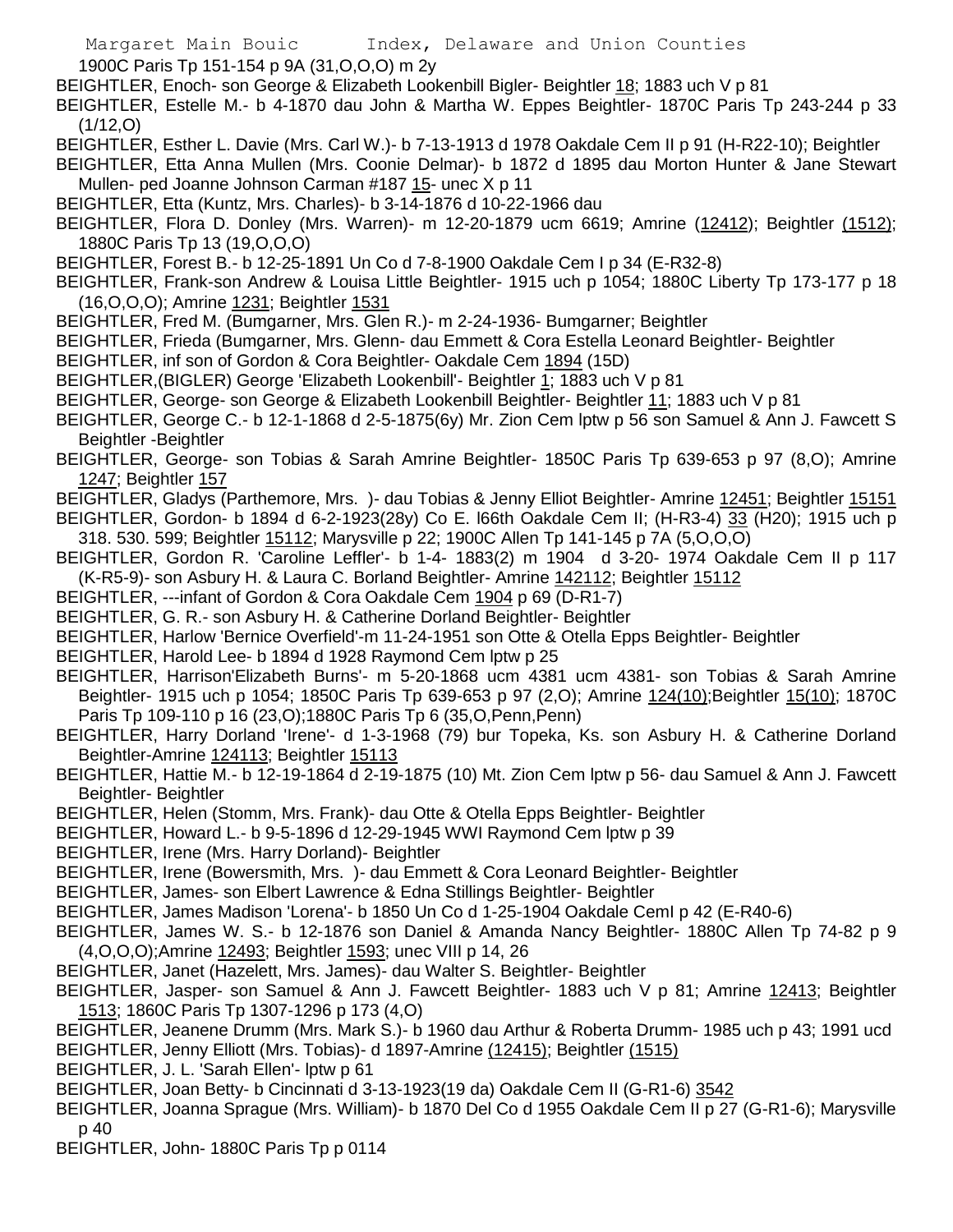1900C Paris Tp 151-154 p 9A (31,O,O,O) m 2y

BEIGHTLER, Enoch- son George & Elizabeth Lookenbill Bigler- Beightler 18; 1883 uch V p 81

BEIGHTLER, Estelle M.- b 4-1870 dau John & Martha W. Eppes Beightler- 1870C Paris Tp 243-244 p 33 (1/12,O)

BEIGHTLER, Esther L. Davie (Mrs. Carl W.)- b 7-13-1913 d 1978 Oakdale Cem II p 91 (H-R22-10); Beightler

BEIGHTLER, Etta Anna Mullen (Mrs. Coonie Delmar)- b 1872 d 1895 dau Morton Hunter & Jane Stewart Mullen- ped Joanne Johnson Carman #187 15- unec X p 11

BEIGHTLER, Etta (Kuntz, Mrs. Charles)- b 3-14-1876 d 10-22-1966 dau

BEIGHTLER, Flora D. Donley (Mrs. Warren)- m 12-20-1879 ucm 6619; Amrine (12412); Beightler (1512); 1880C Paris Tp 13 (19,O,O,O)

BEIGHTLER, Forest B.- b 12-25-1891 Un Co d 7-8-1900 Oakdale Cem I p 34 (E-R32-8)

BEIGHTLER, Frank-son Andrew & Louisa Little Beightler- 1915 uch p 1054; 1880C Liberty Tp 173-177 p 18 (16,O,O,O); Amrine 1231; Beightler 1531

BEIGHTLER, Fred M. (Bumgarner, Mrs. Glen R.)- m 2-24-1936- Bumgarner; Beightler

BEIGHTLER, Frieda (Bumgarner, Mrs. Glenn- dau Emmett & Cora Estella Leonard Beightler- Beightler

BEIGHTLER, inf son of Gordon & Cora Beightler- Oakdale Cem 1894 (15D)

BEIGHTLER,(BIGLER) George 'Elizabeth Lookenbill'- Beightler 1; 1883 uch V p 81

BEIGHTLER, George- son George & Elizabeth Lookenbill Beightler- Beightler 11; 1883 uch V p 81

BEIGHTLER, George C.- b 12-1-1868 d 2-5-1875(6y) Mr. Zion Cem lptw p 56 son Samuel & Ann J. Fawcett S Beightler -Beightler

BEIGHTLER, George- son Tobias & Sarah Amrine Beightler- 1850C Paris Tp 639-653 p 97 (8,O); Amrine 1247; Beightler 157

BEIGHTLER, Gladys (Parthemore, Mrs. )- dau Tobias & Jenny Elliot Beightler- Amrine 12451; Beightler 15151

BEIGHTLER, Gordon- b 1894 d 6-2-1923(28y) Co E. l66th Oakdale Cem II; (H-R3-4) 33 (H20); 1915 uch p 318. 530. 599; Beightler 15112; Marysville p 22; 1900C Allen Tp 141-145 p 7A (5,O,O,O)

BEIGHTLER, Gordon R. 'Caroline Leffler'- b 1-4- 1883(2) m 1904 d 3-20- 1974 Oakdale Cem II p 117 (K-R5-9)- son Asbury H. & Laura C. Borland Beightler- Amrine 142112; Beightler 15112

BEIGHTLER, ---infant of Gordon & Cora Oakdale Cem 1904 p 69 (D-R1-7)

BEIGHTLER, G. R.- son Asbury H. & Catherine Dorland Beightler- Beightler

BEIGHTLER, Harlow 'Bernice Overfield'-m 11-24-1951 son Otte & Otella Epps Beightler- Beightler

BEIGHTLER, Harold Lee- b 1894 d 1928 Raymond Cem lptw p 25

BEIGHTLER, Harrison'Elizabeth Burns'- m 5-20-1868 ucm 4381 ucm 4381- son Tobias & Sarah Amrine Beightler- 1915 uch p 1054; 1850C Paris Tp 639-653 p 97 (2,O); Amrine 124(10);Beightler 15(10); 1870C Paris Tp 109-110 p 16 (23,O);1880C Paris Tp 6 (35,O,Penn,Penn)

BEIGHTLER, Harry Dorland 'Irene'- d 1-3-1968 (79) bur Topeka, Ks. son Asbury H. & Catherine Dorland Beightler-Amrine 124113; Beightler 15113

BEIGHTLER, Hattie M.- b 12-19-1864 d 2-19-1875 (10) Mt. Zion Cem lptw p 56- dau Samuel & Ann J. Fawcett Beightler- Beightler

BEIGHTLER, Helen (Stomm, Mrs. Frank)- dau Otte & Otella Epps Beightler- Beightler

BEIGHTLER, Howard L.- b 9-5-1896 d 12-29-1945 WWI Raymond Cem lptw p 39

BEIGHTLER, Irene (Mrs. Harry Dorland)- Beightler

BEIGHTLER, Irene (Bowersmith, Mrs. )- dau Emmett & Cora Leonard Beightler- Beightler

BEIGHTLER, James- son Elbert Lawrence & Edna Stillings Beightler- Beightler

BEIGHTLER, James Madison 'Lorena'- b 1850 Un Co d 1-25-1904 Oakdale CemI p 42 (E-R40-6)

BEIGHTLER, James W. S.- b 12-1876 son Daniel & Amanda Nancy Beightler- 1880C Allen Tp 74-82 p 9 (4,O,O,O);Amrine 12493; Beightler 1593; unec VIII p 14, 26

BEIGHTLER, Janet (Hazelett, Mrs. James)- dau Walter S. Beightler- Beightler

BEIGHTLER, Jasper- son Samuel & Ann J. Fawcett Beightler- 1883 uch V p 81; Amrine 12413; Beightler 1513; 1860C Paris Tp 1307-1296 p 173 (4,O)

BEIGHTLER, Jeanene Drumm (Mrs. Mark S.)- b 1960 dau Arthur & Roberta Drumm- 1985 uch p 43; 1991 ucd

BEIGHTLER, Jenny Elliott (Mrs. Tobias)- d 1897-Amrine (12415); Beightler (1515)

BEIGHTLER, J. L. 'Sarah Ellen'- lptw p 61

BEIGHTLER, Joan Betty- b Cincinnati d 3-13-1923(19 da) Oakdale Cem II (G-R1-6) 3542

BEIGHTLER, Joanna Sprague (Mrs. William)- b 1870 Del Co d 1955 Oakdale Cem II p 27 (G-R1-6); Marysville p 40

BEIGHTLER, John- 1880C Paris Tp p 0114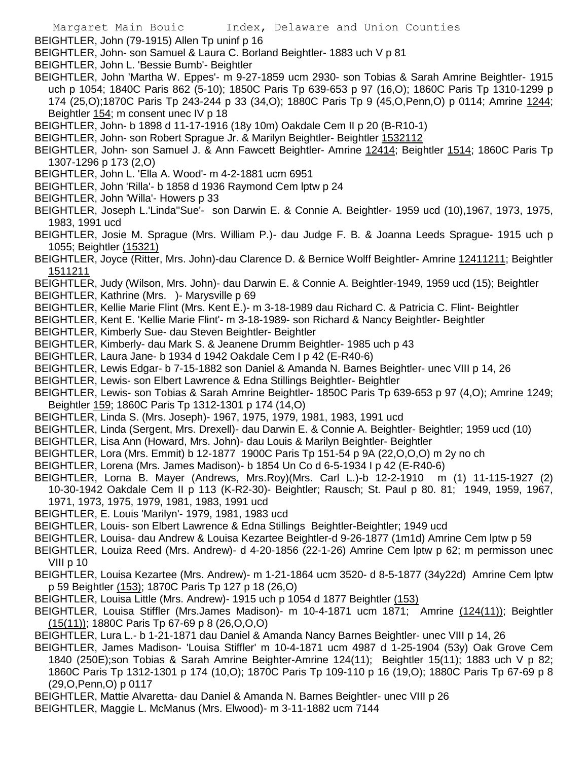BEIGHTLER, John (79-1915) Allen Tp uninf p 16

BEIGHTLER, John- son Samuel & Laura C. Borland Beightler- 1883 uch V p 81

BEIGHTLER, John L. 'Bessie Bumb'- Beightler

BEIGHTLER, John 'Martha W. Eppes'- m 9-27-1859 ucm 2930- son Tobias & Sarah Amrine Beightler- 1915 uch p 1054; 1840C Paris 862 (5-10); 1850C Paris Tp 639-653 p 97 (16,O); 1860C Paris Tp 1310-1299 p 174 (25,O);1870C Paris Tp 243-244 p 33 (34,O); 1880C Paris Tp 9 (45,O,Penn,O) p 0114; Amrine 1244; Beightler 154; m consent unec IV p 18

BEIGHTLER, John- b 1898 d 11-17-1916 (18y 10m) Oakdale Cem II p 20 (B-R10-1)

BEIGHTLER, John- son Robert Sprague Jr. & Marilyn Beightler- Beightler 1532112

BEIGHTLER, John- son Samuel J. & Ann Fawcett Beightler- Amrine 12414; Beightler 1514; 1860C Paris Tp 1307-1296 p 173 (2,O)

BEIGHTLER, John L. 'Ella A. Wood'- m 4-2-1881 ucm 6951

BEIGHTLER, John 'Rilla'- b 1858 d 1936 Raymond Cem lptw p 24

BEIGHTLER, John 'Willa'- Howers p 33

BEIGHTLER, Joseph L.'Linda''Sue'- son Darwin E. & Connie A. Beightler- 1959 ucd (10),1967, 1973, 1975, 1983, 1991 ucd

BEIGHTLER, Josie M. Sprague (Mrs. William P.)- dau Judge F. B. & Joanna Leeds Sprague- 1915 uch p 1055; Beightler (15321)

BEIGHTLER, Joyce (Ritter, Mrs. John)-dau Clarence D. & Bernice Wolff Beightler- Amrine 12411211; Beightler 1511211

BEIGHTLER, Judy (Wilson, Mrs. John)- dau Darwin E. & Connie A. Beightler-1949, 1959 ucd (15); Beightler

BEIGHTLER, Kathrine (Mrs. )- Marysville p 69

BEIGHTLER, Kellie Marie Flint (Mrs. Kent E.)- m 3-18-1989 dau Richard C. & Patricia C. Flint- Beightler

BEIGHTLER, Kent E. 'Kellie Marie Flint'- m 3-18-1989- son Richard & Nancy Beightler- Beightler

BEIGHTLER, Kimberly Sue- dau Steven Beightler- Beightler

BEIGHTLER, Kimberly- dau Mark S. & Jeanene Drumm Beightler- 1985 uch p 43

BEIGHTLER, Laura Jane- b 1934 d 1942 Oakdale Cem I p 42 (E-R40-6)

BEIGHTLER, Lewis Edgar- b 7-15-1882 son Daniel & Amanda N. Barnes Beightler- unec VIII p 14, 26

BEIGHTLER, Lewis- son Elbert Lawrence & Edna Stillings Beightler- Beightler

BEIGHTLER, Lewis- son Tobias & Sarah Amrine Beightler- 1850C Paris Tp 639-653 p 97 (4,O); Amrine 1249; Beightler 159; 1860C Paris Tp 1312-1301 p 174 (14,O)

BEIGHTLER, Linda S. (Mrs. Joseph)- 1967, 1975, 1979, 1981, 1983, 1991 ucd

BEIGHTLER, Linda (Sergent, Mrs. Drexell)- dau Darwin E. & Connie A. Beightler- Beightler; 1959 ucd (10)

BEIGHTLER, Lisa Ann (Howard, Mrs. John)- dau Louis & Marilyn Beightler- Beightler

BEIGHTLER, Lora (Mrs. Emmit) b 12-1877 1900C Paris Tp 151-54 p 9A (22,O,O,O) m 2y no ch

BEIGHTLER, Lorena (Mrs. James Madison)- b 1854 Un Co d 6-5-1934 I p 42 (E-R40-6)

BEIGHTLER, Lorna B. Mayer (Andrews, Mrs.Roy)(Mrs. Carl L.)-b 12-2-1910 m (1) 11-115-1927 (2) 10-30-1942 Oakdale Cem II p 113 (K-R2-30)- Beightler; Rausch; St. Paul p 80. 81; 1949, 1959, 1967, 1971, 1973, 1975, 1979, 1981, 1983, 1991 ucd

BEIGHTLER, E. Louis 'Marilyn'- 1979, 1981, 1983 ucd

BEIGHTLER, Louis- son Elbert Lawrence & Edna Stillings Beightler-Beightler; 1949 ucd

BEIGHTLER, Louisa- dau Andrew & Louisa Kezartee Beightler-d 9-26-1877 (1m1d) Amrine Cem lptw p 59

BEIGHTLER, Louiza Reed (Mrs. Andrew)- d 4-20-1856 (22-1-26) Amrine Cem lptw p 62; m permisson unec VIII p 10

BEIGHTLER, Louisa Kezartee (Mrs. Andrew)- m 1-21-1864 ucm 3520- d 8-5-1877 (34y22d) Amrine Cem lptw p 59 Beightler (153); 1870C Paris Tp 127 p 18 (26,O)

BEIGHTLER, Louisa Little (Mrs. Andrew)- 1915 uch p 1054 d 1877 Beightler (153)

BEIGHTLER, Louisa Stiffler (Mrs.James Madison)- m 10-4-1871 ucm 1871; Amrine (124(11)); Beightler (15(11)); 1880C Paris Tp 67-69 p 8 (26,O,O,O)

BEIGHTLER, Lura L.- b 1-21-1871 dau Daniel & Amanda Nancy Barnes Beightler- unec VIII p 14, 26

BEIGHTLER, James Madison- 'Louisa Stiffler' m 10-4-1871 ucm 4987 d 1-25-1904 (53y) Oak Grove Cem 1840 (250E);son Tobias & Sarah Amrine Beighter-Amrine 124(11); Beightler 15(11); 1883 uch V p 82; 1860C Paris Tp 1312-1301 p 174 (10,O); 1870C Paris Tp 109-110 p 16 (19,O); 1880C Paris Tp 67-69 p 8 (29,O,Penn,O) p 0117

BEIGHTLER, Mattie Alvaretta- dau Daniel & Amanda N. Barnes Beightler- unec VIII p 26

BEIGHTLER, Maggie L. McManus (Mrs. Elwood)- m 3-11-1882 ucm 7144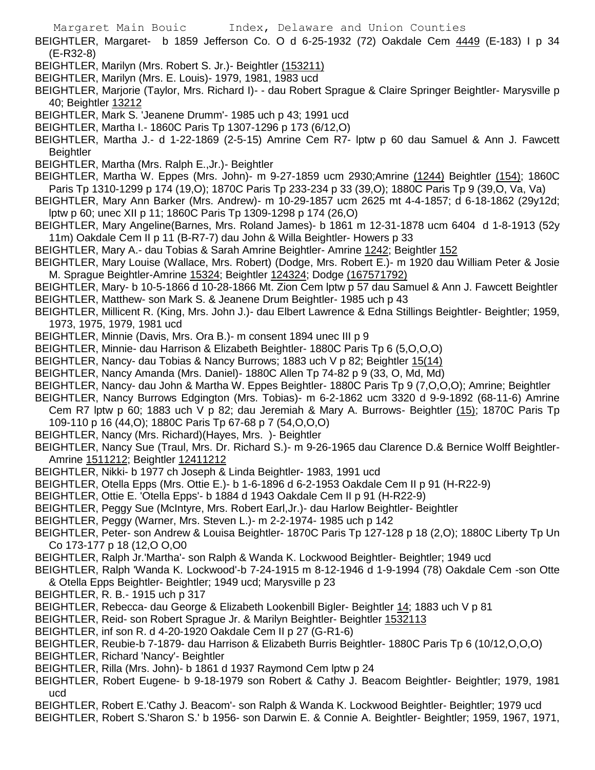BEIGHTLER, Margaret- b 1859 Jefferson Co. O d 6-25-1932 (72) Oakdale Cem 4449 (E-183) I p 34 (E-R32-8)

BEIGHTLER, Marilyn (Mrs. Robert S. Jr.)- Beightler (153211)

BEIGHTLER, Marilyn (Mrs. E. Louis)- 1979, 1981, 1983 ucd

BEIGHTLER, Marjorie (Taylor, Mrs. Richard I)- - dau Robert Sprague & Claire Springer Beightler- Marysville p 40; Beightler 13212

BEIGHTLER, Mark S. 'Jeanene Drumm'- 1985 uch p 43; 1991 ucd

BEIGHTLER, Martha I.- 1860C Paris Tp 1307-1296 p 173 (6/12,O)

BEIGHTLER, Martha J.- d 1-22-1869 (2-5-15) Amrine Cem R7- lptw p 60 dau Samuel & Ann J. Fawcett Beightler

BEIGHTLER, Martha (Mrs. Ralph E.,Jr.)- Beightler

BEIGHTLER, Martha W. Eppes (Mrs. John)- m 9-27-1859 ucm 2930;Amrine (1244) Beightler (154); 1860C Paris Tp 1310-1299 p 174 (19,O); 1870C Paris Tp 233-234 p 33 (39,O); 1880C Paris Tp 9 (39,O, Va, Va)

BEIGHTLER, Mary Ann Barker (Mrs. Andrew)- m 10-29-1857 ucm 2625 mt 4-4-1857; d 6-18-1862 (29y12d; lptw p 60; unec XII p 11; 1860C Paris Tp 1309-1298 p 174 (26,O)

BEIGHTLER, Mary Angeline(Barnes, Mrs. Roland James)- b 1861 m 12-31-1878 ucm 6404 d 1-8-1913 (52y 11m) Oakdale Cem II p 11 (B-R7-7) dau John & Willa Beightler- Howers p 33

BEIGHTLER, Mary A.- dau Tobias & Sarah Amrine Beightler- Amrine 1242; Beightler 152

BEIGHTLER, Mary Louise (Wallace, Mrs. Robert) (Dodge, Mrs. Robert E.)- m 1920 dau William Peter & Josie M. Sprague Beightler-Amrine 15324; Beightler 124324; Dodge (167571792)

BEIGHTLER, Mary- b 10-5-1866 d 10-28-1866 Mt. Zion Cem lptw p 57 dau Samuel & Ann J. Fawcett Beightler

BEIGHTLER, Matthew- son Mark S. & Jeanene Drum Beightler- 1985 uch p 43

BEIGHTLER, Millicent R. (King, Mrs. John J.)- dau Elbert Lawrence & Edna Stillings Beightler- Beightler; 1959, 1973, 1975, 1979, 1981 ucd

BEIGHTLER, Minnie (Davis, Mrs. Ora B.)- m consent 1894 unec III p 9

BEIGHTLER, Minnie- dau Harrison & Elizabeth Beightler- 1880C Paris Tp 6 (5,O,O,O)

BEIGHTLER, Nancy- dau Tobias & Nancy Burrows; 1883 uch V p 82; Beightler 15(14)

BEIGHTLER, Nancy Amanda (Mrs. Daniel)- 1880C Allen Tp 74-82 p 9 (33, O, Md, Md)

BEIGHTLER, Nancy- dau John & Martha W. Eppes Beightler- 1880C Paris Tp 9 (7,O,O,O); Amrine; Beightler

BEIGHTLER, Nancy Burrows Edgington (Mrs. Tobias)- m 6-2-1862 ucm 3320 d 9-9-1892 (68-11-6) Amrine Cem R7 lptw p 60; 1883 uch V p 82; dau Jeremiah & Mary A. Burrows- Beightler (15); 1870C Paris Tp 109-110 p 16 (44,O); 1880C Paris Tp 67-68 p 7 (54,O,O,O)

BEIGHTLER, Nancy (Mrs. Richard)(Hayes, Mrs. )- Beightler

BEIGHTLER, Nancy Sue (Traul, Mrs. Dr. Richard S.)- m 9-26-1965 dau Clarence D.& Bernice Wolff Beightler- Amrine 1511212; Beightler 12411212

BEIGHTLER, Nikki- b 1977 ch Joseph & Linda Beightler- 1983, 1991 ucd

BEIGHTLER, Otella Epps (Mrs. Ottie E.)- b 1-6-1896 d 6-2-1953 Oakdale Cem II p 91 (H-R22-9)

BEIGHTLER, Ottie E. 'Otella Epps'- b 1884 d 1943 Oakdale Cem II p 91 (H-R22-9)

BEIGHTLER, Peggy Sue (McIntyre, Mrs. Robert Earl,Jr.)- dau Harlow Beightler- Beightler

BEIGHTLER, Peggy (Warner, Mrs. Steven L.)- m 2-2-1974- 1985 uch p 142

BEIGHTLER, Peter- son Andrew & Louisa Beightler- 1870C Paris Tp 127-128 p 18 (2,O); 1880C Liberty Tp Un Co 173-177 p 18 (12,O O,O0

BEIGHTLER, Ralph Jr.'Martha'- son Ralph & Wanda K. Lockwood Beightler- Beightler; 1949 ucd

BEIGHTLER, Ralph 'Wanda K. Lockwood'-b 7-24-1915 m 8-12-1946 d 1-9-1994 (78) Oakdale Cem -son Otte & Otella Epps Beightler- Beightler; 1949 ucd; Marysville p 23

BEIGHTLER, R. B.- 1915 uch p 317

BEIGHTLER, Rebecca- dau George & Elizabeth Lookenbill Bigler- Beightler 14; 1883 uch V p 81

BEIGHTLER, Reid- son Robert Sprague Jr. & Marilyn Beightler- Beightler 1532113

BEIGHTLER, inf son R. d 4-20-1920 Oakdale Cem II p 27 (G-R1-6)

BEIGHTLER, Reubie-b 7-1879- dau Harrison & Elizabeth Burris Beightler- 1880C Paris Tp 6 (10/12,O,O,O)

BEIGHTLER, Richard 'Nancy'- Beightler

BEIGHTLER, Rilla (Mrs. John)- b 1861 d 1937 Raymond Cem lptw p 24

BEIGHTLER, Robert Eugene- b 9-18-1979 son Robert & Cathy J. Beacom Beightler- Beightler; 1979, 1981 ucd

BEIGHTLER, Robert E.'Cathy J. Beacom'- son Ralph & Wanda K. Lockwood Beightler- Beightler; 1979 ucd

BEIGHTLER, Robert S.'Sharon S.' b 1956- son Darwin E. & Connie A. Beightler- Beightler; 1959, 1967, 1971,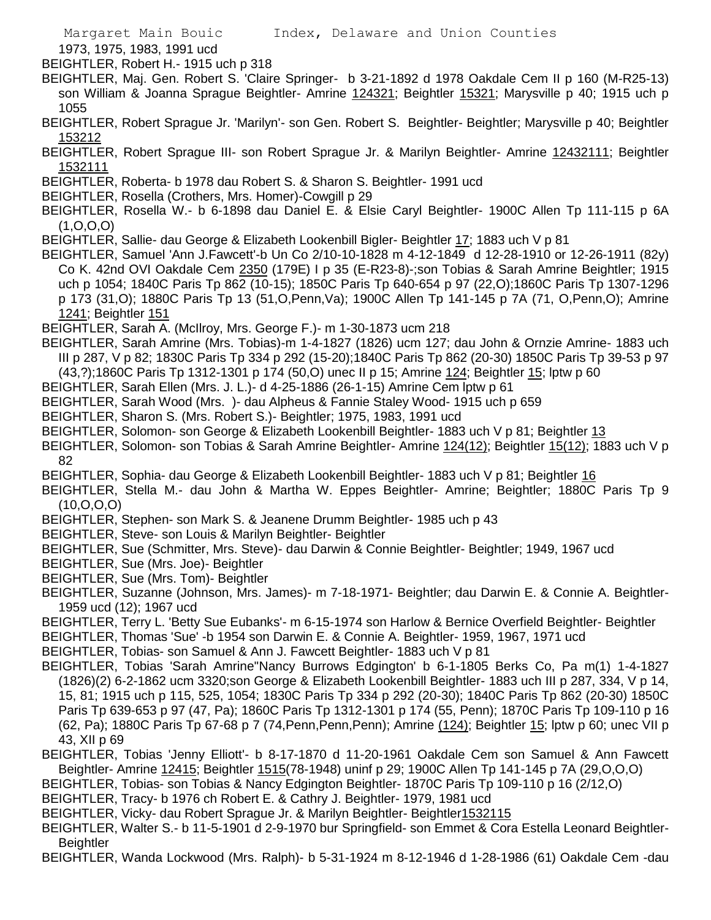1973, 1975, 1983, 1991 ucd

BEIGHTLER, Robert H.- 1915 uch p 318

BEIGHTLER, Maj. Gen. Robert S. 'Claire Springer- b 3-21-1892 d 1978 Oakdale Cem II p 160 (M-R25-13) son William & Joanna Sprague Beightler- Amrine 124321; Beightler 15321; Marysville p 40; 1915 uch p 1055

BEIGHTLER, Robert Sprague Jr. 'Marilyn'- son Gen. Robert S. Beightler- Beightler; Marysville p 40; Beightler 153212

BEIGHTLER, Robert Sprague III- son Robert Sprague Jr. & Marilyn Beightler- Amrine 12432111; Beightler 1532111

BEIGHTLER, Roberta- b 1978 dau Robert S. & Sharon S. Beightler- 1991 ucd

BEIGHTLER, Rosella (Crothers, Mrs. Homer)-Cowgill p 29

BEIGHTLER, Rosella W.- b 6-1898 dau Daniel E. & Elsie Caryl Beightler- 1900C Allen Tp 111-115 p 6A (1,O,O,O)

BEIGHTLER, Sallie- dau George & Elizabeth Lookenbill Bigler- Beightler 17; 1883 uch V p 81

BEIGHTLER, Samuel 'Ann J.Fawcett'-b Un Co 2/10-10-1828 m 4-12-1849 d 12-28-1910 or 12-26-1911 (82y) Co K. 42nd OVI Oakdale Cem 2350 (179E) I p 35 (E-R23-8)-;son Tobias & Sarah Amrine Beightler; 1915 uch p 1054; 1840C Paris Tp 862 (10-15); 1850C Paris Tp 640-654 p 97 (22,O);1860C Paris Tp 1307-1296 p 173 (31,O); 1880C Paris Tp 13 (51,O,Penn,Va); 1900C Allen Tp 141-145 p 7A (71, O,Penn,O); Amrine 1241; Beightler 151

BEIGHTLER, Sarah A. (McIlroy, Mrs. George F.)- m 1-30-1873 ucm 218

BEIGHTLER, Sarah Amrine (Mrs. Tobias)-m 1-4-1827 (1826) ucm 127; dau John & Ornzie Amrine- 1883 uch III p 287, V p 82; 1830C Paris Tp 334 p 292 (15-20);1840C Paris Tp 862 (20-30) 1850C Paris Tp 39-53 p 97 (43,?);1860C Paris Tp 1312-1301 p 174 (50,O) unec II p 15; Amrine 124; Beightler 15; lptw p 60

BEIGHTLER, Sarah Ellen (Mrs. J. L.)- d 4-25-1886 (26-1-15) Amrine Cem lptw p 61

BEIGHTLER, Sarah Wood (Mrs. )- dau Alpheus & Fannie Staley Wood- 1915 uch p 659

BEIGHTLER, Sharon S. (Mrs. Robert S.)- Beightler; 1975, 1983, 1991 ucd

BEIGHTLER, Solomon- son George & Elizabeth Lookenbill Beightler- 1883 uch V p 81; Beightler 13

BEIGHTLER, Solomon- son Tobias & Sarah Amrine Beightler- Amrine 124(12); Beightler 15(12); 1883 uch V p 82

BEIGHTLER, Sophia- dau George & Elizabeth Lookenbill Beightler- 1883 uch V p 81; Beightler 16

BEIGHTLER, Stella M.- dau John & Martha W. Eppes Beightler- Amrine; Beightler; 1880C Paris Tp 9 (10,O,O,O)

BEIGHTLER, Stephen- son Mark S. & Jeanene Drumm Beightler- 1985 uch p 43

BEIGHTLER, Steve- son Louis & Marilyn Beightler- Beightler

BEIGHTLER, Sue (Schmitter, Mrs. Steve)- dau Darwin & Connie Beightler- Beightler; 1949, 1967 ucd

BEIGHTLER, Sue (Mrs. Joe)- Beightler

BEIGHTLER, Sue (Mrs. Tom)- Beightler

BEIGHTLER, Suzanne (Johnson, Mrs. James)- m 7-18-1971- Beightler; dau Darwin E. & Connie A. Beightler- 1959 ucd (12); 1967 ucd

BEIGHTLER, Terry L. 'Betty Sue Eubanks'- m 6-15-1974 son Harlow & Bernice Overfield Beightler- Beightler

BEIGHTLER, Thomas 'Sue' -b 1954 son Darwin E. & Connie A. Beightler- 1959, 1967, 1971 ucd

BEIGHTLER, Tobias- son Samuel & Ann J. Fawcett Beightler- 1883 uch V p 81

BEIGHTLER, Tobias 'Sarah Amrine''Nancy Burrows Edgington' b 6-1-1805 Berks Co, Pa m(1) 1-4-1827 (1826)(2) 6-2-1862 ucm 3320;son George & Elizabeth Lookenbill Beightler- 1883 uch III p 287, 334, V p 14, 15, 81; 1915 uch p 115, 525, 1054; 1830C Paris Tp 334 p 292 (20-30); 1840C Paris Tp 862 (20-30) 1850C Paris Tp 639-653 p 97 (47, Pa); 1860C Paris Tp 1312-1301 p 174 (55, Penn); 1870C Paris Tp 109-110 p 16 (62, Pa); 1880C Paris Tp 67-68 p 7 (74,Penn,Penn,Penn); Amrine (124); Beightler 15; lptw p 60; unec VII p 43, XII p 69

BEIGHTLER, Tobias 'Jenny Elliott'- b 8-17-1870 d 11-20-1961 Oakdale Cem son Samuel & Ann Fawcett Beightler- Amrine 12415; Beightler 1515(78-1948) uninf p 29; 1900C Allen Tp 141-145 p 7A (29,O,O,O)

BEIGHTLER, Tobias- son Tobias & Nancy Edgington Beightler- 1870C Paris Tp 109-110 p 16 (2/12,O)

BEIGHTLER, Tracy- b 1976 ch Robert E. & Cathry J. Beightler- 1979, 1981 ucd

BEIGHTLER, Vicky- dau Robert Sprague Jr. & Marilyn Beightler- Beightler1532115

BEIGHTLER, Walter S.- b 11-5-1901 d 2-9-1970 bur Springfield- son Emmet & Cora Estella Leonard Beightler- Beightler

BEIGHTLER, Wanda Lockwood (Mrs. Ralph)- b 5-31-1924 m 8-12-1946 d 1-28-1986 (61) Oakdale Cem -dau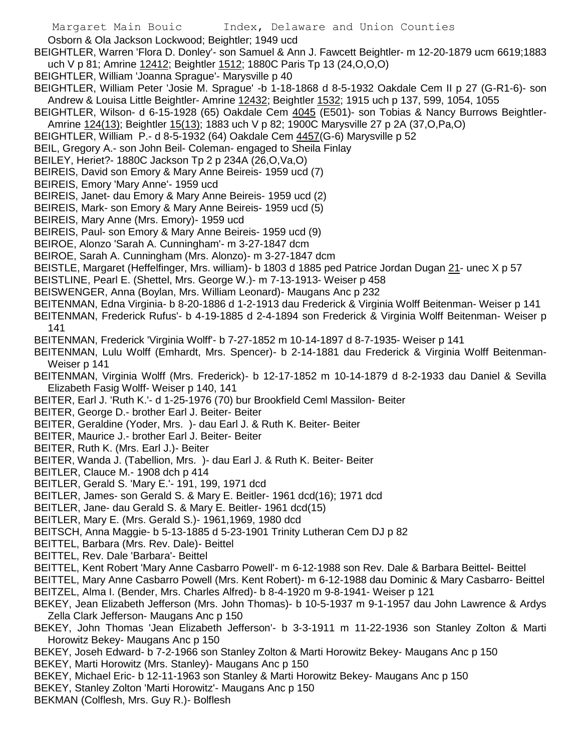Osborn & Ola Jackson Lockwood; Beightler; 1949 ucd

BEIGHTLER, Warren 'Flora D. Donley'- son Samuel & Ann J. Fawcett Beightler- m 12-20-1879 ucm 6619;1883 uch V p 81; Amrine 12412; Beightler 1512; 1880C Paris Tp 13 (24,O,O,O)

BEIGHTLER, William 'Joanna Sprague'- Marysville p 40

BEIGHTLER, William Peter 'Josie M. Sprague' -b 1-18-1868 d 8-5-1932 Oakdale Cem II p 27 (G-R1-6)- son Andrew & Louisa Little Beightler- Amrine 12432; Beightler 1532; 1915 uch p 137, 599, 1054, 1055

BEIGHTLER, Wilson- d 6-15-1928 (65) Oakdale Cem 4045 (E501)- son Tobias & Nancy Burrows Beightler- Amrine 124(13); Beightler 15(13); 1883 uch V p 82; 1900C Marysville 27 p 2A (37,O,Pa,O)

BEIGHTLER, William P.- d 8-5-1932 (64) Oakdale Cem 4457(G-6) Marysville p 52

BEIL, Gregory A.- son John Beil- Coleman- engaged to Sheila Finlay

BEILEY, Heriet?- 1880C Jackson Tp 2 p 234A (26,O,Va,O)

BEIREIS, David son Emory & Mary Anne Beireis- 1959 ucd (7)

BEIREIS, Emory 'Mary Anne'- 1959 ucd

BEIREIS, Janet- dau Emory & Mary Anne Beireis- 1959 ucd (2)

BEIREIS, Mark- son Emory & Mary Anne Beireis- 1959 ucd (5)

BEIREIS, Mary Anne (Mrs. Emory)- 1959 ucd

BEIREIS, Paul- son Emory & Mary Anne Beireis- 1959 ucd (9)

BEIROE, Alonzo 'Sarah A. Cunningham'- m 3-27-1847 dcm

BEIROE, Sarah A. Cunningham (Mrs. Alonzo)- m 3-27-1847 dcm

BEISTLE, Margaret (Heffelfinger, Mrs. william)- b 1803 d 1885 ped Patrice Jordan Dugan 21- unec X p 57

BEISTLINE, Pearl E. (Shettel, Mrs. George W.)- m 7-13-1913- Weiser p 458

BEISWENGER, Anna (Boylan, Mrs. William Leonard)- Maugans Anc p 232

BEITENMAN, Edna Virginia- b 8-20-1886 d 1-2-1913 dau Frederick & Virginia Wolff Beitenman- Weiser p 141

BEITENMAN, Frederick Rufus'- b 4-19-1885 d 2-4-1894 son Frederick & Virginia Wolff Beitenman- Weiser p 141

BEITENMAN, Frederick 'Virginia Wolff'- b 7-27-1852 m 10-14-1897 d 8-7-1935- Weiser p 141

BEITENMAN, Lulu Wolff (Emhardt, Mrs. Spencer)- b 2-14-1881 dau Frederick & Virginia Wolff Beitenman- Weiser p 141

BEITENMAN, Virginia Wolff (Mrs. Frederick)- b 12-17-1852 m 10-14-1879 d 8-2-1933 dau Daniel & Sevilla Elizabeth Fasig Wolff- Weiser p 140, 141

BEITER, Earl J. 'Ruth K.'- d 1-25-1976 (70) bur Brookfield Ceml Massilon- Beiter

BEITER, George D.- brother Earl J. Beiter- Beiter

BEITER, Geraldine (Yoder, Mrs. )- dau Earl J. & Ruth K. Beiter- Beiter

BEITER, Maurice J.- brother Earl J. Beiter- Beiter

BEITER, Ruth K. (Mrs. Earl J.)- Beiter

BEITER, Wanda J. (Tabellion, Mrs. )- dau Earl J. & Ruth K. Beiter- Beiter

BEITLER, Clauce M.- 1908 dch p 414

BEITLER, Gerald S. 'Mary E.'- 191, 199, 1971 dcd

BEITLER, James- son Gerald S. & Mary E. Beitler- 1961 dcd(16); 1971 dcd

BEITLER, Jane- dau Gerald S. & Mary E. Beitler- 1961 dcd(15)

BEITLER, Mary E. (Mrs. Gerald S.)- 1961,1969, 1980 dcd

BEITSCH, Anna Maggie- b 5-13-1885 d 5-23-1901 Trinity Lutheran Cem DJ p 82

BEITTEL, Barbara (Mrs. Rev. Dale)- Beittel

BEITTEL, Rev. Dale 'Barbara'- Beittel

BEITTEL, Kent Robert 'Mary Anne Casbarro Powell'- m 6-12-1988 son Rev. Dale & Barbara Beittel- Beittel

BEITTEL, Mary Anne Casbarro Powell (Mrs. Kent Robert)- m 6-12-1988 dau Dominic & Mary Casbarro- Beittel

BEITZEL, Alma I. (Bender, Mrs. Charles Alfred)- b 8-4-1920 m 9-8-1941- Weiser p 121

BEKEY, Jean Elizabeth Jefferson (Mrs. John Thomas)- b 10-5-1937 m 9-1-1957 dau John Lawrence & Ardys Zella Clark Jefferson- Maugans Anc p 150

BEKEY, John Thomas 'Jean Elizabeth Jefferson'- b 3-3-1911 m 11-22-1936 son Stanley Zolton & Marti Horowitz Bekey- Maugans Anc p 150

BEKEY, Joseh Edward- b 7-2-1966 son Stanley Zolton & Marti Horowitz Bekey- Maugans Anc p 150

BEKEY, Marti Horowitz (Mrs. Stanley)- Maugans Anc p 150

BEKEY, Michael Eric- b 12-11-1963 son Stanley & Marti Horowitz Bekey- Maugans Anc p 150

BEKEY, Stanley Zolton 'Marti Horowitz'- Maugans Anc p 150

BEKMAN (Colflesh, Mrs. Guy R.)- Bolflesh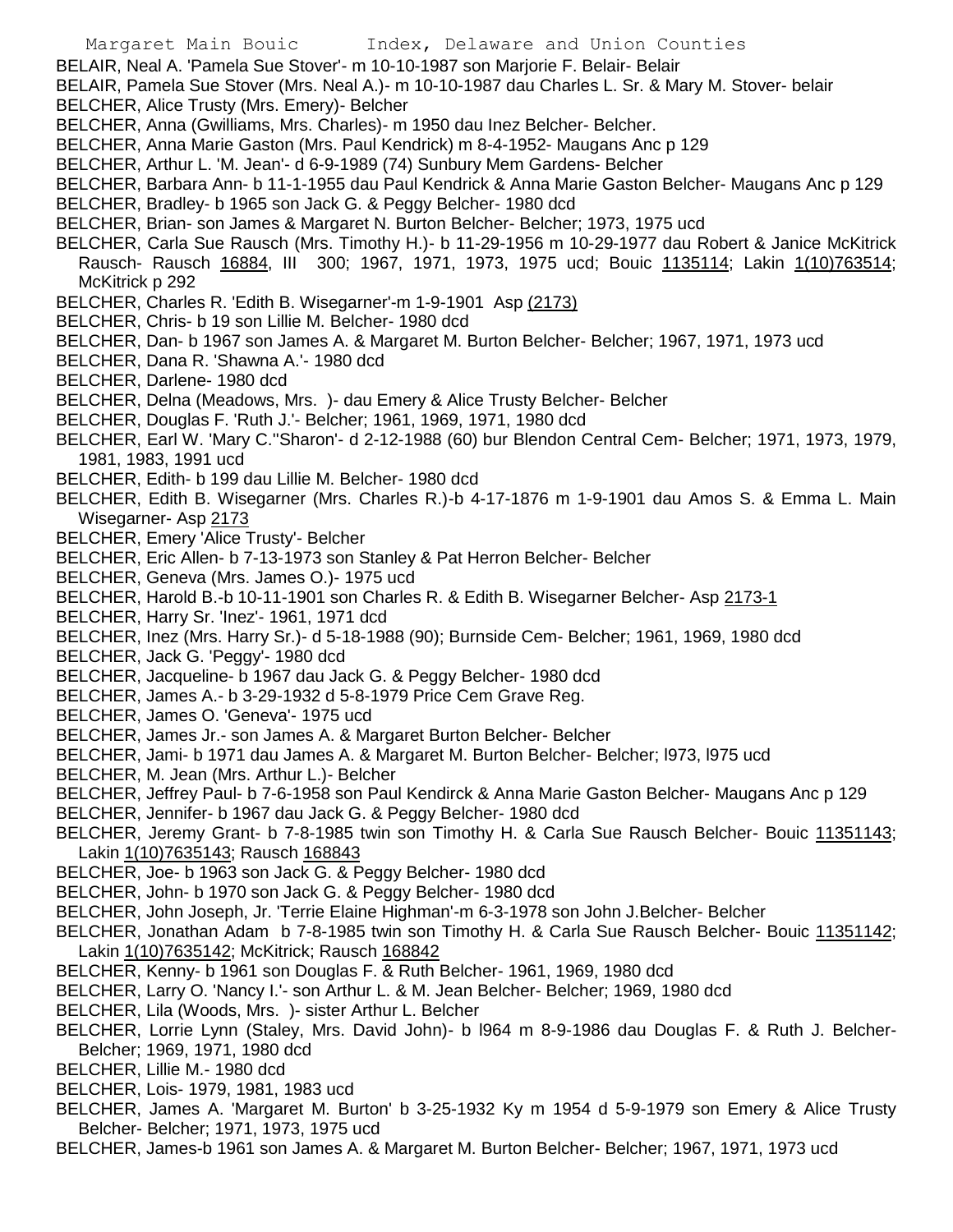BELAIR, Neal A. 'Pamela Sue Stover'- m 10-10-1987 son Marjorie F. Belair- Belair

BELAIR, Pamela Sue Stover (Mrs. Neal A.)- m 10-10-1987 dau Charles L. Sr. & Mary M. Stover- belair

BELCHER, Alice Trusty (Mrs. Emery)- Belcher

BELCHER, Anna (Gwilliams, Mrs. Charles)- m 1950 dau Inez Belcher- Belcher.

BELCHER, Anna Marie Gaston (Mrs. Paul Kendrick) m 8-4-1952- Maugans Anc p 129

BELCHER, Arthur L. 'M. Jean'- d 6-9-1989 (74) Sunbury Mem Gardens- Belcher

BELCHER, Barbara Ann- b 11-1-1955 dau Paul Kendrick & Anna Marie Gaston Belcher- Maugans Anc p 129

BELCHER, Bradley- b 1965 son Jack G. & Peggy Belcher- 1980 dcd

BELCHER, Brian- son James & Margaret N. Burton Belcher- Belcher; 1973, 1975 ucd

BELCHER, Carla Sue Rausch (Mrs. Timothy H.)- b 11-29-1956 m 10-29-1977 dau Robert & Janice McKitrick Rausch- Rausch 16884, III 300; 1967, 1971, 1973, 1975 ucd; Bouic 1135114; Lakin 1(10)763514; McKitrick p 292

BELCHER, Charles R. 'Edith B. Wisegarner'-m 1-9-1901 Asp (2173)

BELCHER, Chris- b 19 son Lillie M. Belcher- 1980 dcd

BELCHER, Dan- b 1967 son James A. & Margaret M. Burton Belcher- Belcher; 1967, 1971, 1973 ucd

BELCHER, Dana R. 'Shawna A.'- 1980 dcd

BELCHER, Darlene- 1980 dcd

BELCHER, Delna (Meadows, Mrs. )- dau Emery & Alice Trusty Belcher- Belcher

BELCHER, Douglas F. 'Ruth J.'- Belcher; 1961, 1969, 1971, 1980 dcd

BELCHER, Earl W. 'Mary C.''Sharon'- d 2-12-1988 (60) bur Blendon Central Cem- Belcher; 1971, 1973, 1979, 1981, 1983, 1991 ucd

BELCHER, Edith- b 199 dau Lillie M. Belcher- 1980 dcd

BELCHER, Edith B. Wisegarner (Mrs. Charles R.)-b 4-17-1876 m 1-9-1901 dau Amos S. & Emma L. Main Wisegarner- Asp 2173

BELCHER, Emery 'Alice Trusty'- Belcher

BELCHER, Eric Allen- b 7-13-1973 son Stanley & Pat Herron Belcher- Belcher

BELCHER, Geneva (Mrs. James O.)- 1975 ucd

BELCHER, Harold B.-b 10-11-1901 son Charles R. & Edith B. Wisegarner Belcher- Asp 2173-1

BELCHER, Harry Sr. 'Inez'- 1961, 1971 dcd

BELCHER, Inez (Mrs. Harry Sr.)- d 5-18-1988 (90); Burnside Cem- Belcher; 1961, 1969, 1980 dcd

BELCHER, Jack G. 'Peggy'- 1980 dcd

BELCHER, Jacqueline- b 1967 dau Jack G. & Peggy Belcher- 1980 dcd

BELCHER, James A.- b 3-29-1932 d 5-8-1979 Price Cem Grave Reg.

BELCHER, James O. 'Geneva'- 1975 ucd

BELCHER, James Jr.- son James A. & Margaret Burton Belcher- Belcher

BELCHER, Jami- b 1971 dau James A. & Margaret M. Burton Belcher- Belcher; l973, l975 ucd

BELCHER, M. Jean (Mrs. Arthur L.)- Belcher

BELCHER, Jeffrey Paul- b 7-6-1958 son Paul Kendirck & Anna Marie Gaston Belcher- Maugans Anc p 129

BELCHER, Jennifer- b 1967 dau Jack G. & Peggy Belcher- 1980 dcd

BELCHER, Jeremy Grant- b 7-8-1985 twin son Timothy H. & Carla Sue Rausch Belcher- Bouic 11351143; Lakin 1(10)7635143; Rausch 168843

BELCHER, Joe- b 1963 son Jack G. & Peggy Belcher- 1980 dcd

BELCHER, John- b 1970 son Jack G. & Peggy Belcher- 1980 dcd

BELCHER, John Joseph, Jr. 'Terrie Elaine Highman'-m 6-3-1978 son John J.Belcher- Belcher

BELCHER, Jonathan Adam b 7-8-1985 twin son Timothy H. & Carla Sue Rausch Belcher- Bouic 11351142; Lakin 1(10)7635142; McKitrick; Rausch 168842

BELCHER, Kenny- b 1961 son Douglas F. & Ruth Belcher- 1961, 1969, 1980 dcd

BELCHER, Larry O. 'Nancy I.'- son Arthur L. & M. Jean Belcher- Belcher; 1969, 1980 dcd

BELCHER, Lila (Woods, Mrs. )- sister Arthur L. Belcher

BELCHER, Lorrie Lynn (Staley, Mrs. David John)- b l964 m 8-9-1986 dau Douglas F. & Ruth J. Belcher- Belcher; 1969, 1971, 1980 dcd

BELCHER, Lillie M.- 1980 dcd

BELCHER, Lois- 1979, 1981, 1983 ucd

BELCHER, James A. 'Margaret M. Burton' b 3-25-1932 Ky m 1954 d 5-9-1979 son Emery & Alice Trusty Belcher- Belcher; 1971, 1973, 1975 ucd

BELCHER, James-b 1961 son James A. & Margaret M. Burton Belcher- Belcher; 1967, 1971, 1973 ucd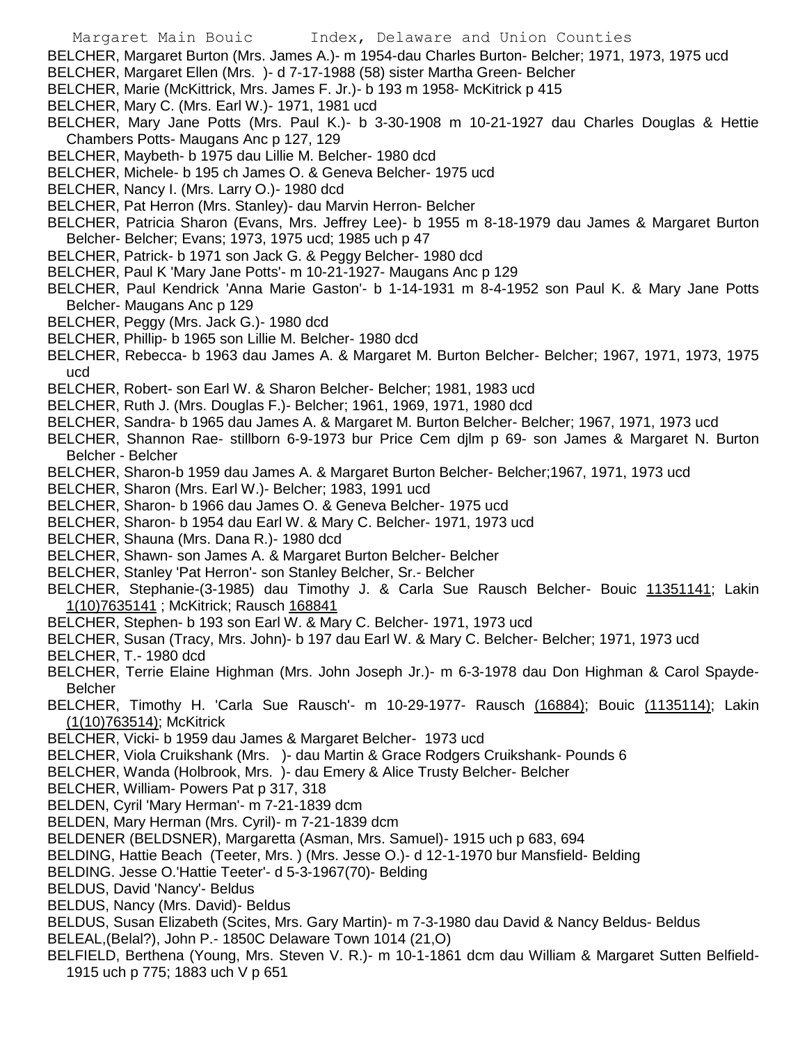BELCHER, Margaret Burton (Mrs. James A.)- m 1954-dau Charles Burton- Belcher; 1971, 1973, 1975 ucd
BELCHER, Margaret Ellen (Mrs. )- d 7-17-1988 (58) sister Martha Green- Belcher
BELCHER, Marie (McKittrick, Mrs. James F. Jr.)- b 193 m 1958- McKitrick p 415
BELCHER, Mary C. (Mrs. Earl W.)- 1971, 1981 ucd
BELCHER, Mary Jane Potts (Mrs. Paul K.)- b 3-30-1908 m 10-21-1927 dau Charles Douglas & Hettie Chambers Potts- Maugans Anc p 127, 129
BELCHER, Maybeth- b 1975 dau Lillie M. Belcher- 1980 dcd
BELCHER, Michele- b 195 ch James O. & Geneva Belcher- 1975 ucd
BELCHER, Nancy I. (Mrs. Larry O.)- 1980 dcd
BELCHER, Pat Herron (Mrs. Stanley)- dau Marvin Herron- Belcher
BELCHER, Patricia Sharon (Evans, Mrs. Jeffrey Lee)- b 1955 m 8-18-1979 dau James & Margaret Burton Belcher- Belcher; Evans; 1973, 1975 ucd; 1985 uch p 47
BELCHER, Patrick- b 1971 son Jack G. & Peggy Belcher- 1980 dcd
BELCHER, Paul K 'Mary Jane Potts'- m 10-21-1927- Maugans Anc p 129
BELCHER, Paul Kendrick 'Anna Marie Gaston'- b 1-14-1931 m 8-4-1952 son Paul K. & Mary Jane Potts Belcher- Maugans Anc p 129
BELCHER, Peggy (Mrs. Jack G.)- 1980 dcd
BELCHER, Phillip- b 1965 son Lillie M. Belcher- 1980 dcd
BELCHER, Rebecca- b 1963 dau James A. & Margaret M. Burton Belcher- Belcher; 1967, 1971, 1973, 1975 ucd
BELCHER, Robert- son Earl W. & Sharon Belcher- Belcher; 1981, 1983 ucd
BELCHER, Ruth J. (Mrs. Douglas F.)- Belcher; 1961, 1969, 1971, 1980 dcd
BELCHER, Sandra- b 1965 dau James A. & Margaret M. Burton Belcher- Belcher; 1967, 1971, 1973 ucd
BELCHER, Shannon Rae- stillborn 6-9-1973 bur Price Cem djlm p 69- son James & Margaret N. Burton Belcher - Belcher
BELCHER, Sharon-b 1959 dau James A. & Margaret Burton Belcher- Belcher;1967, 1971, 1973 ucd
BELCHER, Sharon (Mrs. Earl W.)- Belcher; 1983, 1991 ucd
BELCHER, Sharon- b 1966 dau James O. & Geneva Belcher- 1975 ucd
BELCHER, Sharon- b 1954 dau Earl W. & Mary C. Belcher- 1971, 1973 ucd
BELCHER, Shauna (Mrs. Dana R.)- 1980 dcd
BELCHER, Shawn- son James A. & Margaret Burton Belcher- Belcher
BELCHER, Stanley 'Pat Herron'- son Stanley Belcher, Sr.- Belcher
BELCHER, Stephanie-(3-1985) dau Timothy J. & Carla Sue Rausch Belcher- Bouic 11351141; Lakin 1(10)7635141 ; McKitrick; Rausch 168841
BELCHER, Stephen- b 193 son Earl W. & Mary C. Belcher- 1971, 1973 ucd
BELCHER, Susan (Tracy, Mrs. John)- b 197 dau Earl W. & Mary C. Belcher- Belcher; 1971, 1973 ucd
BELCHER, T.- 1980 dcd
BELCHER, Terrie Elaine Highman (Mrs. John Joseph Jr.)- m 6-3-1978 dau Don Highman & Carol Spayde- Belcher
BELCHER, Timothy H. 'Carla Sue Rausch'- m 10-29-1977- Rausch (16884); Bouic (1135114); Lakin (1(10)763514); McKitrick
BELCHER, Vicki- b 1959 dau James & Margaret Belcher- 1973 ucd
BELCHER, Viola Cruikshank (Mrs. )- dau Martin & Grace Rodgers Cruikshank- Pounds 6
BELCHER, Wanda (Holbrook, Mrs. )- dau Emery & Alice Trusty Belcher- Belcher
BELCHER, William- Powers Pat p 317, 318
BELDEN, Cyril 'Mary Herman'- m 7-21-1839 dcm
BELDEN, Mary Herman (Mrs. Cyril)- m 7-21-1839 dcm
BELDENER (BELDSNER), Margaretta (Asman, Mrs. Samuel)- 1915 uch p 683, 694
BELDING, Hattie Beach (Teeter, Mrs. ) (Mrs. Jesse O.)- d 12-1-1970 bur Mansfield- Belding
BELDING. Jesse O.'Hattie Teeter'- d 5-3-1967(70)- Belding
BELDUS, David 'Nancy'- Beldus
BELDUS, Nancy (Mrs. David)- Beldus
BELDUS, Susan Elizabeth (Scites, Mrs. Gary Martin)- m 7-3-1980 dau David & Nancy Beldus- Beldus
BELEAL,(Belal?), John P.- 1850C Delaware Town 1014 (21,O)
BELFIELD, Berthena (Young, Mrs. Steven V. R.)- m 10-1-1861 dcm dau William & Margaret Sutten Belfield- 1915 uch p 775; 1883 uch V p 651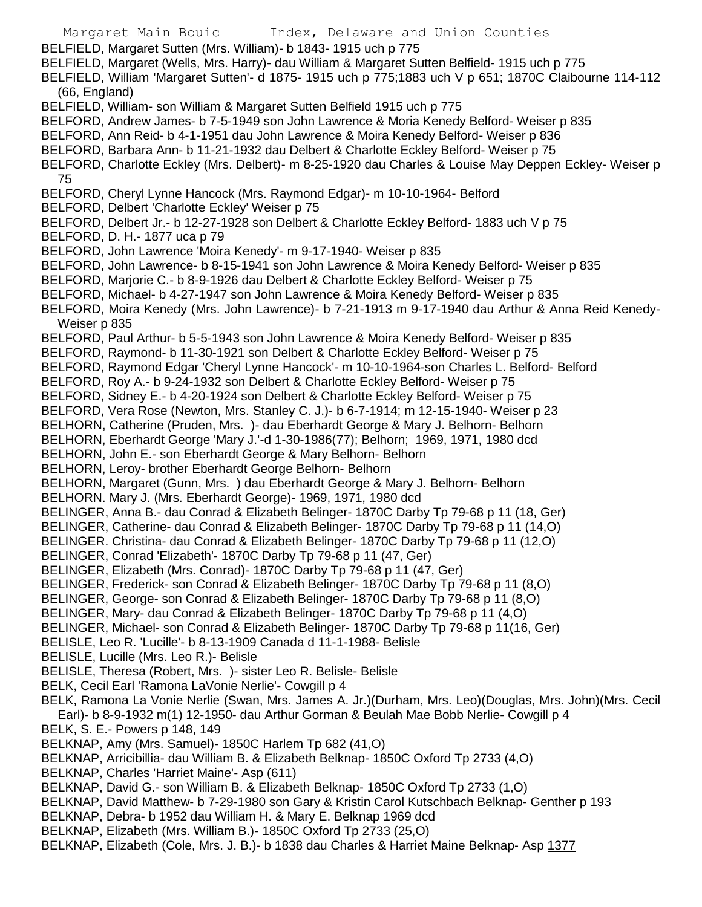BELFIELD, Margaret Sutten (Mrs. William)- b 1843- 1915 uch p 775

BELFIELD, Margaret (Wells, Mrs. Harry)- dau William & Margaret Sutten Belfield- 1915 uch p 775

BELFIELD, William 'Margaret Sutten'- d 1875- 1915 uch p 775;1883 uch V p 651; 1870C Claibourne 114-112 (66, England)

BELFIELD, William- son William & Margaret Sutten Belfield 1915 uch p 775

BELFORD, Andrew James- b 7-5-1949 son John Lawrence & Moria Kenedy Belford- Weiser p 835

BELFORD, Ann Reid- b 4-1-1951 dau John Lawrence & Moira Kenedy Belford- Weiser p 836

BELFORD, Barbara Ann- b 11-21-1932 dau Delbert & Charlotte Eckley Belford- Weiser p 75

BELFORD, Charlotte Eckley (Mrs. Delbert)- m 8-25-1920 dau Charles & Louise May Deppen Eckley- Weiser p 75

BELFORD, Cheryl Lynne Hancock (Mrs. Raymond Edgar)- m 10-10-1964- Belford

BELFORD, Delbert 'Charlotte Eckley' Weiser p 75

BELFORD, Delbert Jr.- b 12-27-1928 son Delbert & Charlotte Eckley Belford- 1883 uch V p 75

BELFORD, D. H.- 1877 uca p 79

BELFORD, John Lawrence 'Moira Kenedy'- m 9-17-1940- Weiser p 835

BELFORD, John Lawrence- b 8-15-1941 son John Lawrence & Moira Kenedy Belford- Weiser p 835

BELFORD, Marjorie C.- b 8-9-1926 dau Delbert & Charlotte Eckley Belford- Weiser p 75

BELFORD, Michael- b 4-27-1947 son John Lawrence & Moira Kenedy Belford- Weiser p 835

BELFORD, Moira Kenedy (Mrs. John Lawrence)- b 7-21-1913 m 9-17-1940 dau Arthur & Anna Reid Kenedy- Weiser p 835

BELFORD, Paul Arthur- b 5-5-1943 son John Lawrence & Moira Kenedy Belford- Weiser p 835

BELFORD, Raymond- b 11-30-1921 son Delbert & Charlotte Eckley Belford- Weiser p 75

BELFORD, Raymond Edgar 'Cheryl Lynne Hancock'- m 10-10-1964-son Charles L. Belford- Belford

BELFORD, Roy A.- b 9-24-1932 son Delbert & Charlotte Eckley Belford- Weiser p 75

BELFORD, Sidney E.- b 4-20-1924 son Delbert & Charlotte Eckley Belford- Weiser p 75

BELFORD, Vera Rose (Newton, Mrs. Stanley C. J.)- b 6-7-1914; m 12-15-1940- Weiser p 23

BELHORN, Catherine (Pruden, Mrs. )- dau Eberhardt George & Mary J. Belhorn- Belhorn

BELHORN, Eberhardt George 'Mary J.'-d 1-30-1986(77); Belhorn; 1969, 1971, 1980 dcd

BELHORN, John E.- son Eberhardt George & Mary Belhorn- Belhorn

BELHORN, Leroy- brother Eberhardt George Belhorn- Belhorn

BELHORN, Margaret (Gunn, Mrs. ) dau Eberhardt George & Mary J. Belhorn- Belhorn

BELHORN. Mary J. (Mrs. Eberhardt George)- 1969, 1971, 1980 dcd

BELINGER, Anna B.- dau Conrad & Elizabeth Belinger- 1870C Darby Tp 79-68 p 11 (18, Ger)

BELINGER, Catherine- dau Conrad & Elizabeth Belinger- 1870C Darby Tp 79-68 p 11 (14,O)

BELINGER. Christina- dau Conrad & Elizabeth Belinger- 1870C Darby Tp 79-68 p 11 (12,O)

BELINGER, Conrad 'Elizabeth'- 1870C Darby Tp 79-68 p 11 (47, Ger)

BELINGER, Elizabeth (Mrs. Conrad)- 1870C Darby Tp 79-68 p 11 (47, Ger)

BELINGER, Frederick- son Conrad & Elizabeth Belinger- 1870C Darby Tp 79-68 p 11 (8,O)

BELINGER, George- son Conrad & Elizabeth Belinger- 1870C Darby Tp 79-68 p 11 (8,O)

BELINGER, Mary- dau Conrad & Elizabeth Belinger- 1870C Darby Tp 79-68 p 11 (4,O)

BELINGER, Michael- son Conrad & Elizabeth Belinger- 1870C Darby Tp 79-68 p 11(16, Ger)

BELISLE, Leo R. 'Lucille'- b 8-13-1909 Canada d 11-1-1988- Belisle

BELISLE, Lucille (Mrs. Leo R.)- Belisle

BELISLE, Theresa (Robert, Mrs. )- sister Leo R. Belisle- Belisle

BELK, Cecil Earl 'Ramona LaVonie Nerlie'- Cowgill p 4

BELK, Ramona La Vonie Nerlie (Swan, Mrs. James A. Jr.)(Durham, Mrs. Leo)(Douglas, Mrs. John)(Mrs. Cecil Earl)- b 8-9-1932 m(1) 12-1950- dau Arthur Gorman & Beulah Mae Bobb Nerlie- Cowgill p 4

BELK, S. E.- Powers p 148, 149

BELKNAP, Amy (Mrs. Samuel)- 1850C Harlem Tp 682 (41,O)

BELKNAP, Arricibillia- dau William B. & Elizabeth Belknap- 1850C Oxford Tp 2733 (4,O)

BELKNAP, Charles 'Harriet Maine'- Asp (611)

BELKNAP, David G.- son William B. & Elizabeth Belknap- 1850C Oxford Tp 2733 (1,O)

BELKNAP, David Matthew- b 7-29-1980 son Gary & Kristin Carol Kutschbach Belknap- Genther p 193

BELKNAP, Debra- b 1952 dau William H. & Mary E. Belknap 1969 dcd

BELKNAP, Elizabeth (Mrs. William B.)- 1850C Oxford Tp 2733 (25,O)

BELKNAP, Elizabeth (Cole, Mrs. J. B.)- b 1838 dau Charles & Harriet Maine Belknap- Asp 1377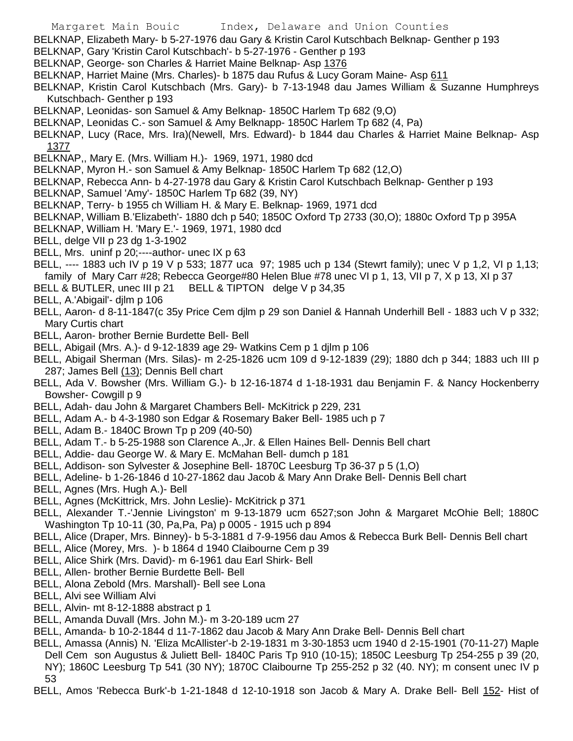BELKNAP, Elizabeth Mary- b 5-27-1976 dau Gary & Kristin Carol Kutschbach Belknap- Genther p 193

BELKNAP, Gary 'Kristin Carol Kutschbach'- b 5-27-1976 - Genther p 193

BELKNAP, George- son Charles & Harriet Maine Belknap- Asp 1376

BELKNAP, Harriet Maine (Mrs. Charles)- b 1875 dau Rufus & Lucy Goram Maine- Asp 611

BELKNAP, Kristin Carol Kutschbach (Mrs. Gary)- b 7-13-1948 dau James William & Suzanne Humphreys Kutschbach- Genther p 193

BELKNAP, Leonidas- son Samuel & Amy Belknap- 1850C Harlem Tp 682 (9,O)

BELKNAP, Leonidas C.- son Samuel & Amy Belknapp- 1850C Harlem Tp 682 (4, Pa)

BELKNAP, Lucy (Race, Mrs. Ira)(Newell, Mrs. Edward)- b 1844 dau Charles & Harriet Maine Belknap- Asp 1377

BELKNAP,, Mary E. (Mrs. William H.)- 1969, 1971, 1980 dcd

BELKNAP, Myron H.- son Samuel & Amy Belknap- 1850C Harlem Tp 682 (12,O)

BELKNAP, Rebecca Ann- b 4-27-1978 dau Gary & Kristin Carol Kutschbach Belknap- Genther p 193

BELKNAP, Samuel 'Amy'- 1850C Harlem Tp 682 (39, NY)

BELKNAP, Terry- b 1955 ch William H. & Mary E. Belknap- 1969, 1971 dcd

BELKNAP, William B.'Elizabeth'- 1880 dch p 540; 1850C Oxford Tp 2733 (30,O); 1880c Oxford Tp p 395A

BELKNAP, William H. 'Mary E.'- 1969, 1971, 1980 dcd

BELL, delge VII p 23 dg 1-3-1902

BELL, Mrs. uninf p 20;----author- unec IX p 63

BELL, ---- 1883 uch IV p 19 V p 533; 1877 uca 97; 1985 uch p 134 (Stewrt family); unec V p 1,2, VI p 1,13; family of Mary Carr #28; Rebecca George#80 Helen Blue #78 unec VI p 1, 13, VII p 7, X p 13, XI p 37

BELL & BUTLER, unec III p 21 BELL & TIPTON delge V p 34,35

BELL, A.'Abigail'- djlm p 106

BELL, Aaron- d 8-11-1847(c 35y Price Cem djlm p 29 son Daniel & Hannah Underhill Bell - 1883 uch V p 332; Mary Curtis chart

BELL, Aaron- brother Bernie Burdette Bell- Bell

BELL, Abigail (Mrs. A.)- d 9-12-1839 age 29- Watkins Cem p 1 djlm p 106

BELL, Abigail Sherman (Mrs. Silas)- m 2-25-1826 ucm 109 d 9-12-1839 (29); 1880 dch p 344; 1883 uch III p 287; James Bell (13); Dennis Bell chart

BELL, Ada V. Bowsher (Mrs. William G.)- b 12-16-1874 d 1-18-1931 dau Benjamin F. & Nancy Hockenberry Bowsher- Cowgill p 9

BELL, Adah- dau John & Margaret Chambers Bell- McKitrick p 229, 231

BELL, Adam A.- b 4-3-1980 son Edgar & Rosemary Baker Bell- 1985 uch p 7

BELL, Adam B.- 1840C Brown Tp p 209 (40-50)

BELL, Adam T.- b 5-25-1988 son Clarence A.,Jr. & Ellen Haines Bell- Dennis Bell chart

BELL, Addie- dau George W. & Mary E. McMahan Bell- dumch p 181

BELL, Addison- son Sylvester & Josephine Bell- 1870C Leesburg Tp 36-37 p 5 (1,O)

BELL, Adeline- b 1-26-1846 d 10-27-1862 dau Jacob & Mary Ann Drake Bell- Dennis Bell chart

BELL, Agnes (Mrs. Hugh A.)- Bell

BELL, Agnes (McKittrick, Mrs. John Leslie)- McKitrick p 371

BELL, Alexander T.-'Jennie Livingston' m 9-13-1879 ucm 6527;son John & Margaret McOhie Bell; 1880C Washington Tp 10-11 (30, Pa,Pa, Pa) p 0005 - 1915 uch p 894

BELL, Alice (Draper, Mrs. Binney)- b 5-3-1881 d 7-9-1956 dau Amos & Rebecca Burk Bell- Dennis Bell chart

BELL, Alice (Morey, Mrs. )- b 1864 d 1940 Claibourne Cem p 39

BELL, Alice Shirk (Mrs. David)- m 6-1961 dau Earl Shirk- Bell

BELL, Allen- brother Bernie Burdette Bell- Bell

BELL, Alona Zebold (Mrs. Marshall)- Bell see Lona

BELL, Alvi see William Alvi

BELL, Alvin- mt 8-12-1888 abstract p 1

BELL, Amanda Duvall (Mrs. John M.)- m 3-20-189 ucm 27

BELL, Amanda- b 10-2-1844 d 11-7-1862 dau Jacob & Mary Ann Drake Bell- Dennis Bell chart

BELL, Amassa (Annis) N. 'Eliza McAllister'-b 2-19-1831 m 3-30-1853 ucm 1940 d 2-15-1901 (70-11-27) Maple Dell Cem son Augustus & Juliett Bell- 1840C Paris Tp 910 (10-15); 1850C Leesburg Tp 254-255 p 39 (20, NY); 1860C Leesburg Tp 541 (30 NY); 1870C Claibourne Tp 255-252 p 32 (40. NY); m consent unec IV p 53

BELL, Amos 'Rebecca Burk'-b 1-21-1848 d 12-10-1918 son Jacob & Mary A. Drake Bell- Bell 152- Hist of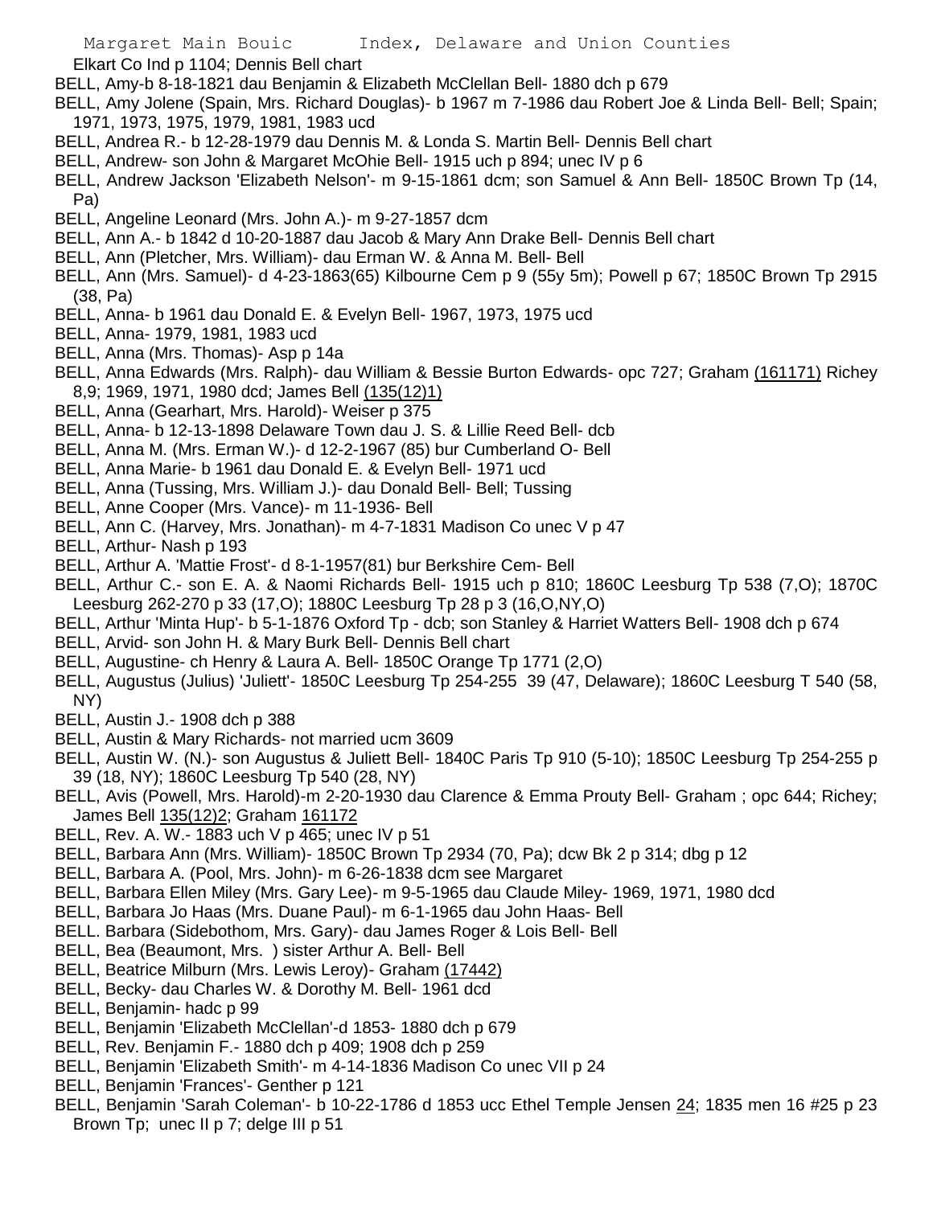Elkart Co Ind p 1104; Dennis Bell chart

BELL, Amy-b 8-18-1821 dau Benjamin & Elizabeth McClellan Bell- 1880 dch p 679

BELL, Amy Jolene (Spain, Mrs. Richard Douglas)- b 1967 m 7-1986 dau Robert Joe & Linda Bell- Bell; Spain; 1971, 1973, 1975, 1979, 1981, 1983 ucd

BELL, Andrea R.- b 12-28-1979 dau Dennis M. & Londa S. Martin Bell- Dennis Bell chart

BELL, Andrew- son John & Margaret McOhie Bell- 1915 uch p 894; unec IV p 6

BELL, Andrew Jackson 'Elizabeth Nelson'- m 9-15-1861 dcm; son Samuel & Ann Bell- 1850C Brown Tp (14, Pa)

BELL, Angeline Leonard (Mrs. John A.)- m 9-27-1857 dcm

BELL, Ann A.- b 1842 d 10-20-1887 dau Jacob & Mary Ann Drake Bell- Dennis Bell chart

BELL, Ann (Pletcher, Mrs. William)- dau Erman W. & Anna M. Bell- Bell

BELL, Ann (Mrs. Samuel)- d 4-23-1863(65) Kilbourne Cem p 9 (55y 5m); Powell p 67; 1850C Brown Tp 2915 (38, Pa)

BELL, Anna- b 1961 dau Donald E. & Evelyn Bell- 1967, 1973, 1975 ucd

BELL, Anna- 1979, 1981, 1983 ucd

BELL, Anna (Mrs. Thomas)- Asp p 14a

BELL, Anna Edwards (Mrs. Ralph)- dau William & Bessie Burton Edwards- opc 727; Graham (161171) Richey 8,9; 1969, 1971, 1980 dcd; James Bell (135(12)1)

BELL, Anna (Gearhart, Mrs. Harold)- Weiser p 375

BELL, Anna- b 12-13-1898 Delaware Town dau J. S. & Lillie Reed Bell- dcb

BELL, Anna M. (Mrs. Erman W.)- d 12-2-1967 (85) bur Cumberland O- Bell

BELL, Anna Marie- b 1961 dau Donald E. & Evelyn Bell- 1971 ucd

BELL, Anna (Tussing, Mrs. William J.)- dau Donald Bell- Bell; Tussing

BELL, Anne Cooper (Mrs. Vance)- m 11-1936- Bell

BELL, Ann C. (Harvey, Mrs. Jonathan)- m 4-7-1831 Madison Co unec V p 47

BELL, Arthur- Nash p 193

BELL, Arthur A. 'Mattie Frost'- d 8-1-1957(81) bur Berkshire Cem- Bell

BELL, Arthur C.- son E. A. & Naomi Richards Bell- 1915 uch p 810; 1860C Leesburg Tp 538 (7,O); 1870C Leesburg 262-270 p 33 (17,O); 1880C Leesburg Tp 28 p 3 (16,O,NY,O)

BELL, Arthur 'Minta Hup'- b 5-1-1876 Oxford Tp - dcb; son Stanley & Harriet Watters Bell- 1908 dch p 674

BELL, Arvid- son John H. & Mary Burk Bell- Dennis Bell chart

BELL, Augustine- ch Henry & Laura A. Bell- 1850C Orange Tp 1771 (2,O)

BELL, Augustus (Julius) 'Juliett'- 1850C Leesburg Tp 254-255 39 (47, Delaware); 1860C Leesburg T 540 (58, NY)

BELL, Austin J.- 1908 dch p 388

BELL, Austin & Mary Richards- not married ucm 3609

BELL, Austin W. (N.)- son Augustus & Juliett Bell- 1840C Paris Tp 910 (5-10); 1850C Leesburg Tp 254-255 p 39 (18, NY); 1860C Leesburg Tp 540 (28, NY)

BELL, Avis (Powell, Mrs. Harold)-m 2-20-1930 dau Clarence & Emma Prouty Bell- Graham ; opc 644; Richey; James Bell 135(12)2; Graham 161172

BELL, Rev. A. W.- 1883 uch V p 465; unec IV p 51

BELL, Barbara Ann (Mrs. William)- 1850C Brown Tp 2934 (70, Pa); dcw Bk 2 p 314; dbg p 12

BELL, Barbara A. (Pool, Mrs. John)- m 6-26-1838 dcm see Margaret

BELL, Barbara Ellen Miley (Mrs. Gary Lee)- m 9-5-1965 dau Claude Miley- 1969, 1971, 1980 dcd

BELL, Barbara Jo Haas (Mrs. Duane Paul)- m 6-1-1965 dau John Haas- Bell

BELL. Barbara (Sidebothom, Mrs. Gary)- dau James Roger & Lois Bell- Bell

BELL, Bea (Beaumont, Mrs. ) sister Arthur A. Bell- Bell

BELL, Beatrice Milburn (Mrs. Lewis Leroy)- Graham (17442)

BELL, Becky- dau Charles W. & Dorothy M. Bell- 1961 dcd

BELL, Benjamin- hadc p 99

BELL, Benjamin 'Elizabeth McClellan'-d 1853- 1880 dch p 679

BELL, Rev. Benjamin F.- 1880 dch p 409; 1908 dch p 259

BELL, Benjamin 'Elizabeth Smith'- m 4-14-1836 Madison Co unec VII p 24

BELL, Benjamin 'Frances'- Genther p 121

BELL, Benjamin 'Sarah Coleman'- b 10-22-1786 d 1853 ucc Ethel Temple Jensen 24; 1835 men 16 #25 p 23 Brown Tp; unec II p 7; delge III p 51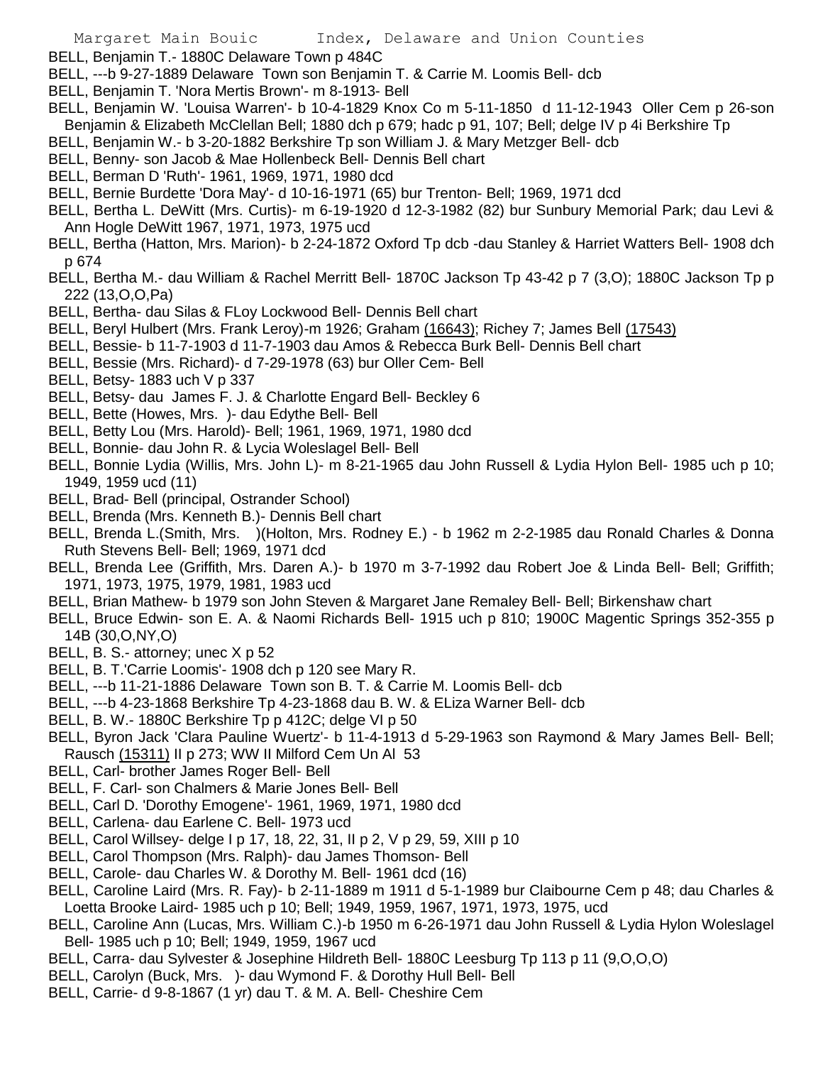BELL, Benjamin T.- 1880C Delaware Town p 484C

BELL, ---b 9-27-1889 Delaware Town son Benjamin T. & Carrie M. Loomis Bell- dcb

BELL, Benjamin T. 'Nora Mertis Brown'- m 8-1913- Bell

BELL, Benjamin W. 'Louisa Warren'- b 10-4-1829 Knox Co m 5-11-1850 d 11-12-1943 Oller Cem p 26-son Benjamin & Elizabeth McClellan Bell; 1880 dch p 679; hadc p 91, 107; Bell; delge IV p 4i Berkshire Tp

BELL, Benjamin W.- b 3-20-1882 Berkshire Tp son William J. & Mary Metzger Bell- dcb

BELL, Benny- son Jacob & Mae Hollenbeck Bell- Dennis Bell chart

BELL, Berman D 'Ruth'- 1961, 1969, 1971, 1980 dcd

BELL, Bernie Burdette 'Dora May'- d 10-16-1971 (65) bur Trenton- Bell; 1969, 1971 dcd

BELL, Bertha L. DeWitt (Mrs. Curtis)- m 6-19-1920 d 12-3-1982 (82) bur Sunbury Memorial Park; dau Levi & Ann Hogle DeWitt 1967, 1971, 1973, 1975 ucd

BELL, Bertha (Hatton, Mrs. Marion)- b 2-24-1872 Oxford Tp dcb -dau Stanley & Harriet Watters Bell- 1908 dch p 674

BELL, Bertha M.- dau William & Rachel Merritt Bell- 1870C Jackson Tp 43-42 p 7 (3,O); 1880C Jackson Tp p 222 (13,O,O,Pa)

BELL, Bertha- dau Silas & FLoy Lockwood Bell- Dennis Bell chart

BELL, Beryl Hulbert (Mrs. Frank Leroy)-m 1926; Graham (16643); Richey 7; James Bell (17543)

BELL, Bessie- b 11-7-1903 d 11-7-1903 dau Amos & Rebecca Burk Bell- Dennis Bell chart

BELL, Bessie (Mrs. Richard)- d 7-29-1978 (63) bur Oller Cem- Bell

BELL, Betsy- 1883 uch V p 337

BELL, Betsy- dau James F. J. & Charlotte Engard Bell- Beckley 6

BELL, Bette (Howes, Mrs. )- dau Edythe Bell- Bell

BELL, Betty Lou (Mrs. Harold)- Bell; 1961, 1969, 1971, 1980 dcd

BELL, Bonnie- dau John R. & Lycia Woleslagel Bell- Bell

BELL, Bonnie Lydia (Willis, Mrs. John L)- m 8-21-1965 dau John Russell & Lydia Hylon Bell- 1985 uch p 10; 1949, 1959 ucd (11)

BELL, Brad- Bell (principal, Ostrander School)

BELL, Brenda (Mrs. Kenneth B.)- Dennis Bell chart

BELL, Brenda L.(Smith, Mrs. )(Holton, Mrs. Rodney E.) - b 1962 m 2-2-1985 dau Ronald Charles & Donna Ruth Stevens Bell- Bell; 1969, 1971 dcd

BELL, Brenda Lee (Griffith, Mrs. Daren A.)- b 1970 m 3-7-1992 dau Robert Joe & Linda Bell- Bell; Griffith; 1971, 1973, 1975, 1979, 1981, 1983 ucd

BELL, Brian Mathew- b 1979 son John Steven & Margaret Jane Remaley Bell- Bell; Birkenshaw chart

BELL, Bruce Edwin- son E. A. & Naomi Richards Bell- 1915 uch p 810; 1900C Magentic Springs 352-355 p 14B (30,O,NY,O)

BELL, B. S.- attorney; unec X p 52

BELL, B. T.'Carrie Loomis'- 1908 dch p 120 see Mary R.

BELL, ---b 11-21-1886 Delaware Town son B. T. & Carrie M. Loomis Bell- dcb

BELL, ---b 4-23-1868 Berkshire Tp 4-23-1868 dau B. W. & ELiza Warner Bell- dcb

BELL, B. W.- 1880C Berkshire Tp p 412C; delge VI p 50

BELL, Byron Jack 'Clara Pauline Wuertz'- b 11-4-1913 d 5-29-1963 son Raymond & Mary James Bell- Bell; Rausch (15311) II p 273; WW II Milford Cem Un Al 53

BELL, Carl- brother James Roger Bell- Bell

BELL, F. Carl- son Chalmers & Marie Jones Bell- Bell

BELL, Carl D. 'Dorothy Emogene'- 1961, 1969, 1971, 1980 dcd

BELL, Carlena- dau Earlene C. Bell- 1973 ucd

BELL, Carol Willsey- delge I p 17, 18, 22, 31, II p 2, V p 29, 59, XIII p 10

BELL, Carol Thompson (Mrs. Ralph)- dau James Thomson- Bell

BELL, Carole- dau Charles W. & Dorothy M. Bell- 1961 dcd (16)

BELL, Caroline Laird (Mrs. R. Fay)- b 2-11-1889 m 1911 d 5-1-1989 bur Claibourne Cem p 48; dau Charles & Loetta Brooke Laird- 1985 uch p 10; Bell; 1949, 1959, 1967, 1971, 1973, 1975, ucd

BELL, Caroline Ann (Lucas, Mrs. William C.)-b 1950 m 6-26-1971 dau John Russell & Lydia Hylon Woleslagel Bell- 1985 uch p 10; Bell; 1949, 1959, 1967 ucd

BELL, Carra- dau Sylvester & Josephine Hildreth Bell- 1880C Leesburg Tp 113 p 11 (9,O,O,O)

BELL, Carolyn (Buck, Mrs. )- dau Wymond F. & Dorothy Hull Bell- Bell

BELL, Carrie- d 9-8-1867 (1 yr) dau T. & M. A. Bell- Cheshire Cem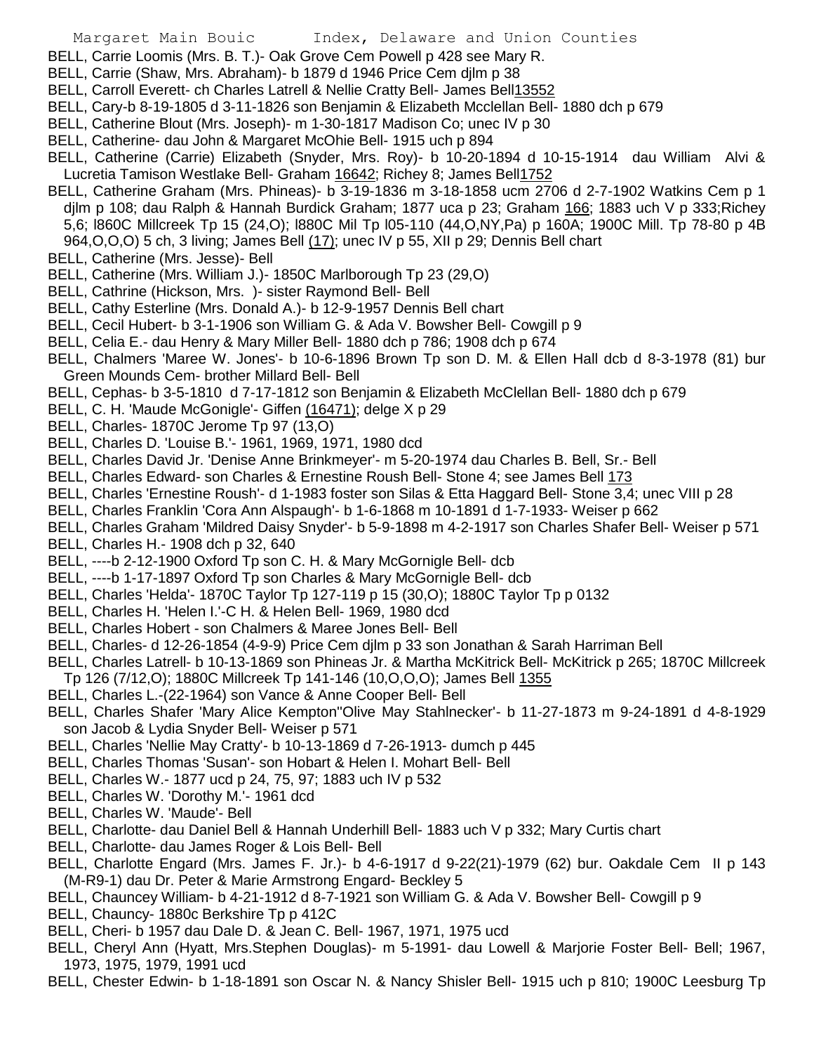BELL, Carrie Loomis (Mrs. B. T.)- Oak Grove Cem Powell p 428 see Mary R.

BELL, Carrie (Shaw, Mrs. Abraham)- b 1879 d 1946 Price Cem djlm p 38

BELL, Carroll Everett- ch Charles Latrell & Nellie Cratty Bell- James Bell13552

BELL, Cary-b 8-19-1805 d 3-11-1826 son Benjamin & Elizabeth Mcclellan Bell- 1880 dch p 679

BELL, Catherine Blout (Mrs. Joseph)- m 1-30-1817 Madison Co; unec IV p 30

BELL, Catherine- dau John & Margaret McOhie Bell- 1915 uch p 894

BELL, Catherine (Carrie) Elizabeth (Snyder, Mrs. Roy)- b 10-20-1894 d 10-15-1914 dau William Alvi & Lucretia Tamison Westlake Bell- Graham 16642; Richey 8; James Bell1752

BELL, Catherine Graham (Mrs. Phineas)- b 3-19-1836 m 3-18-1858 ucm 2706 d 2-7-1902 Watkins Cem p 1 djlm p 108; dau Ralph & Hannah Burdick Graham; 1877 uca p 23; Graham 166; 1883 uch V p 333;Richey 5,6; l860C Millcreek Tp 15 (24,O); l880C Mil Tp l05-110 (44,O,NY,Pa) p 160A; 1900C Mill. Tp 78-80 p 4B 964,O,O,O) 5 ch, 3 living; James Bell (17); unec IV p 55, XII p 29; Dennis Bell chart

BELL, Catherine (Mrs. Jesse)- Bell

BELL, Catherine (Mrs. William J.)- 1850C Marlborough Tp 23 (29,O)

BELL, Cathrine (Hickson, Mrs. )- sister Raymond Bell- Bell

BELL, Cathy Esterline (Mrs. Donald A.)- b 12-9-1957 Dennis Bell chart

BELL, Cecil Hubert- b 3-1-1906 son William G. & Ada V. Bowsher Bell- Cowgill p 9

BELL, Celia E.- dau Henry & Mary Miller Bell- 1880 dch p 786; 1908 dch p 674

BELL, Chalmers 'Maree W. Jones'- b 10-6-1896 Brown Tp son D. M. & Ellen Hall dcb d 8-3-1978 (81) bur Green Mounds Cem- brother Millard Bell- Bell

BELL, Cephas- b 3-5-1810 d 7-17-1812 son Benjamin & Elizabeth McClellan Bell- 1880 dch p 679

BELL, C. H. 'Maude McGonigle'- Giffen (16471); delge X p 29

BELL, Charles- 1870C Jerome Tp 97 (13,O)

BELL, Charles D. 'Louise B.'- 1961, 1969, 1971, 1980 dcd

BELL, Charles David Jr. 'Denise Anne Brinkmeyer'- m 5-20-1974 dau Charles B. Bell, Sr.- Bell

BELL, Charles Edward- son Charles & Ernestine Roush Bell- Stone 4; see James Bell 173

BELL, Charles 'Ernestine Roush'- d 1-1983 foster son Silas & Etta Haggard Bell- Stone 3,4; unec VIII p 28

BELL, Charles Franklin 'Cora Ann Alspaugh'- b 1-6-1868 m 10-1891 d 1-7-1933- Weiser p 662

BELL, Charles Graham 'Mildred Daisy Snyder'- b 5-9-1898 m 4-2-1917 son Charles Shafer Bell- Weiser p 571

BELL, Charles H.- 1908 dch p 32, 640

BELL, ----b 2-12-1900 Oxford Tp son C. H. & Mary McGornigle Bell- dcb

BELL, ----b 1-17-1897 Oxford Tp son Charles & Mary McGornigle Bell- dcb

BELL, Charles 'Helda'- 1870C Taylor Tp 127-119 p 15 (30,O); 1880C Taylor Tp p 0132

BELL, Charles H. 'Helen I.'-C H. & Helen Bell- 1969, 1980 dcd

BELL, Charles Hobert - son Chalmers & Maree Jones Bell- Bell

BELL, Charles- d 12-26-1854 (4-9-9) Price Cem djlm p 33 son Jonathan & Sarah Harriman Bell

BELL, Charles Latrell- b 10-13-1869 son Phineas Jr. & Martha McKitrick Bell- McKitrick p 265; 1870C Millcreek Tp 126 (7/12,O); 1880C Millcreek Tp 141-146 (10,O,O,O); James Bell 1355

BELL, Charles L.-(22-1964) son Vance & Anne Cooper Bell- Bell

BELL, Charles Shafer 'Mary Alice Kempton''Olive May Stahlnecker'- b 11-27-1873 m 9-24-1891 d 4-8-1929 son Jacob & Lydia Snyder Bell- Weiser p 571

BELL, Charles 'Nellie May Cratty'- b 10-13-1869 d 7-26-1913- dumch p 445

BELL, Charles Thomas 'Susan'- son Hobart & Helen I. Mohart Bell- Bell

BELL, Charles W.- 1877 ucd p 24, 75, 97; 1883 uch IV p 532

BELL, Charles W. 'Dorothy M.'- 1961 dcd

BELL, Charles W. 'Maude'- Bell

BELL, Charlotte- dau Daniel Bell & Hannah Underhill Bell- 1883 uch V p 332; Mary Curtis chart

BELL, Charlotte- dau James Roger & Lois Bell- Bell

BELL, Charlotte Engard (Mrs. James F. Jr.)- b 4-6-1917 d 9-22(21)-1979 (62) bur. Oakdale Cem II p 143 (M-R9-1) dau Dr. Peter & Marie Armstrong Engard- Beckley 5

BELL, Chauncey William- b 4-21-1912 d 8-7-1921 son William G. & Ada V. Bowsher Bell- Cowgill p 9

BELL, Chauncy- 1880c Berkshire Tp p 412C

BELL, Cheri- b 1957 dau Dale D. & Jean C. Bell- 1967, 1971, 1975 ucd

BELL, Cheryl Ann (Hyatt, Mrs.Stephen Douglas)- m 5-1991- dau Lowell & Marjorie Foster Bell- Bell; 1967, 1973, 1975, 1979, 1991 ucd

BELL, Chester Edwin- b 1-18-1891 son Oscar N. & Nancy Shisler Bell- 1915 uch p 810; 1900C Leesburg Tp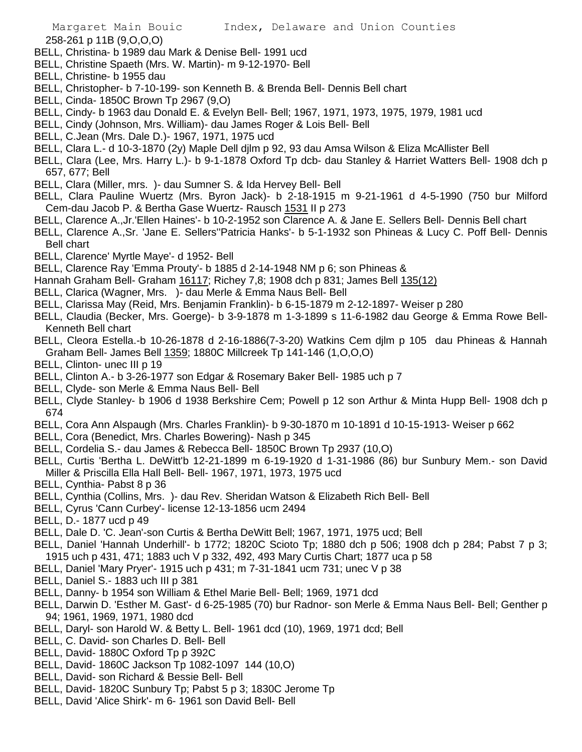258-261 p 11B (9,O,O,O)

BELL, Christina- b 1989 dau Mark & Denise Bell- 1991 ucd

BELL, Christine Spaeth (Mrs. W. Martin)- m 9-12-1970- Bell

BELL, Christine- b 1955 dau

BELL, Christopher- b 7-10-199- son Kenneth B. & Brenda Bell- Dennis Bell chart

BELL, Cinda- 1850C Brown Tp 2967 (9,O)

BELL, Cindy- b 1963 dau Donald E. & Evelyn Bell- Bell; 1967, 1971, 1973, 1975, 1979, 1981 ucd

BELL, Cindy (Johnson, Mrs. William)- dau James Roger & Lois Bell- Bell

BELL, C.Jean (Mrs. Dale D.)- 1967, 1971, 1975 ucd

BELL, Clara L.- d 10-3-1870 (2y) Maple Dell djlm p 92, 93 dau Amsa Wilson & Eliza McAllister Bell

BELL, Clara (Lee, Mrs. Harry L.)- b 9-1-1878 Oxford Tp dcb- dau Stanley & Harriet Watters Bell- 1908 dch p 657, 677; Bell

BELL, Clara (Miller, mrs. )- dau Sumner S. & Ida Hervey Bell- Bell

BELL, Clara Pauline Wuertz (Mrs. Byron Jack)- b 2-18-1915 m 9-21-1961 d 4-5-1990 (750 bur Milford Cem-dau Jacob P. & Bertha Gase Wuertz- Rausch 1531 II p 273

BELL, Clarence A.,Jr.'Ellen Haines'- b 10-2-1952 son Clarence A. & Jane E. Sellers Bell- Dennis Bell chart

BELL, Clarence A.,Sr. 'Jane E. Sellers''Patricia Hanks'- b 5-1-1932 son Phineas & Lucy C. Poff Bell- Dennis Bell chart

BELL, Clarence' Myrtle Maye'- d 1952- Bell

BELL, Clarence Ray 'Emma Prouty'- b 1885 d 2-14-1948 NM p 6; son Phineas & Hannah Graham Bell- Graham 16117; Richey 7,8; 1908 dch p 831; James Bell 135(12)

BELL, Clarica (Wagner, Mrs. )- dau Merle & Emma Naus Bell- Bell

BELL, Clarissa May (Reid, Mrs. Benjamin Franklin)- b 6-15-1879 m 2-12-1897- Weiser p 280

BELL, Claudia (Becker, Mrs. Goerge)- b 3-9-1878 m 1-3-1899 s 11-6-1982 dau George & Emma Rowe Bell- Kenneth Bell chart

BELL, Cleora Estella.-b 10-26-1878 d 2-16-1886(7-3-20) Watkins Cem djlm p 105 dau Phineas & Hannah Graham Bell- James Bell 1359; 1880C Millcreek Tp 141-146 (1,O,O,O)

BELL, Clinton- unec III p 19

BELL, Clinton A.- b 3-26-1977 son Edgar & Rosemary Baker Bell- 1985 uch p 7

BELL, Clyde- son Merle & Emma Naus Bell- Bell

BELL, Clyde Stanley- b 1906 d 1938 Berkshire Cem; Powell p 12 son Arthur & Minta Hupp Bell- 1908 dch p 674

BELL, Cora Ann Alspaugh (Mrs. Charles Franklin)- b 9-30-1870 m 10-1891 d 10-15-1913- Weiser p 662

BELL, Cora (Benedict, Mrs. Charles Bowering)- Nash p 345

BELL, Cordelia S.- dau James & Rebecca Bell- 1850C Brown Tp 2937 (10,O)

BELL, Curtis 'Bertha L. DeWitt'b 12-21-1899 m 6-19-1920 d 1-31-1986 (86) bur Sunbury Mem.- son David Miller & Priscilla Ella Hall Bell- Bell- 1967, 1971, 1973, 1975 ucd

BELL, Cynthia- Pabst 8 p 36

BELL, Cynthia (Collins, Mrs. )- dau Rev. Sheridan Watson & Elizabeth Rich Bell- Bell

BELL, Cyrus 'Cann Curbey'- license 12-13-1856 ucm 2494

BELL, D.- 1877 ucd p 49

BELL, Dale D. 'C. Jean'-son Curtis & Bertha DeWitt Bell; 1967, 1971, 1975 ucd; Bell

BELL, Daniel 'Hannah Underhill'- b 1772; 1820C Scioto Tp; 1880 dch p 506; 1908 dch p 284; Pabst 7 p 3; 1915 uch p 431, 471; 1883 uch V p 332, 492, 493 Mary Curtis Chart; 1877 uca p 58

BELL, Daniel 'Mary Pryer'- 1915 uch p 431; m 7-31-1841 ucm 731; unec V p 38

BELL, Daniel S.- 1883 uch III p 381

BELL, Danny- b 1954 son William & Ethel Marie Bell- Bell; 1969, 1971 dcd

BELL, Darwin D. 'Esther M. Gast'- d 6-25-1985 (70) bur Radnor- son Merle & Emma Naus Bell- Bell; Genther p 94; 1961, 1969, 1971, 1980 dcd

BELL, Daryl- son Harold W. & Betty L. Bell- 1961 dcd (10), 1969, 1971 dcd; Bell

BELL, C. David- son Charles D. Bell- Bell

BELL, David- 1880C Oxford Tp p 392C

BELL, David- 1860C Jackson Tp 1082-1097 144 (10,O)

BELL, David- son Richard & Bessie Bell- Bell

BELL, David- 1820C Sunbury Tp; Pabst 5 p 3; 1830C Jerome Tp

BELL, David 'Alice Shirk'- m 6- 1961 son David Bell- Bell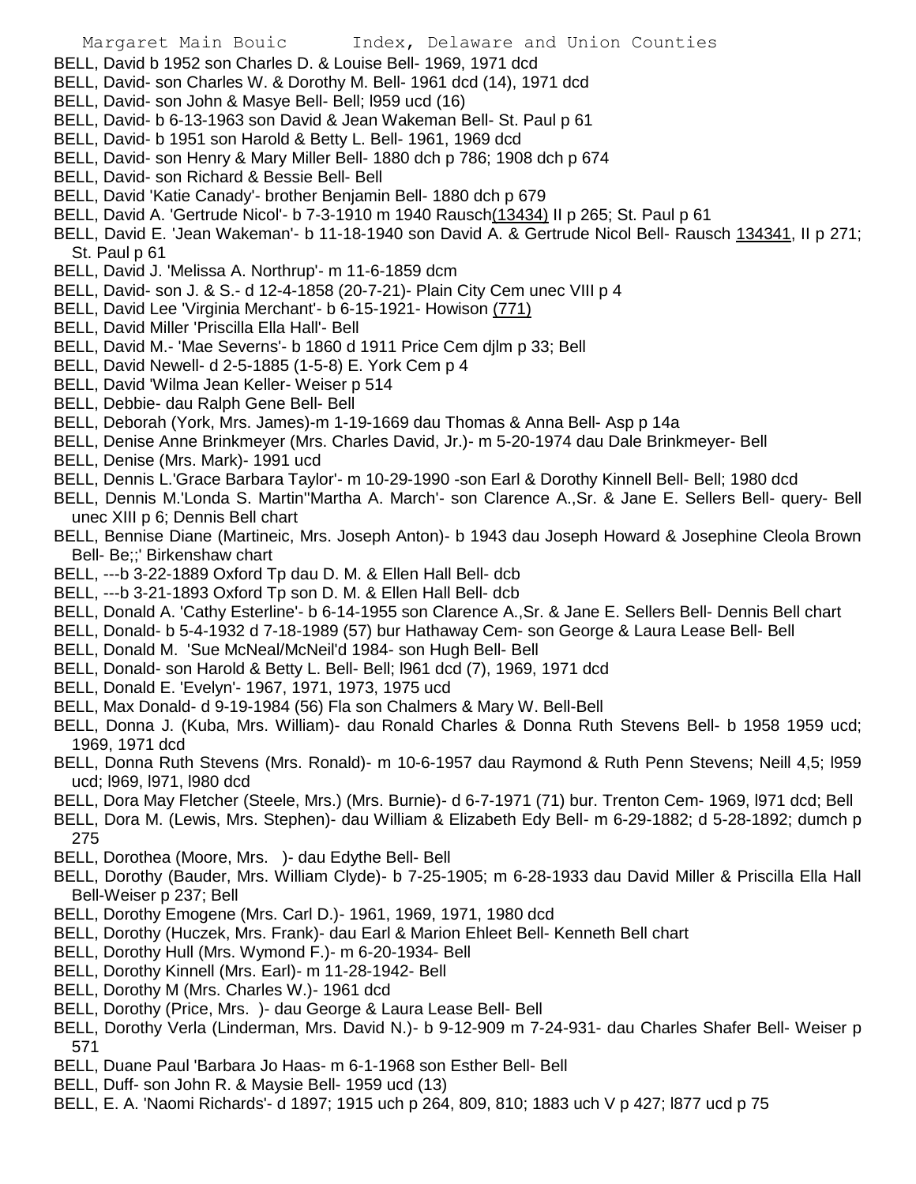BELL, David b 1952 son Charles D. & Louise Bell- 1969, 1971 dcd

BELL, David- son Charles W. & Dorothy M. Bell- 1961 dcd (14), 1971 dcd

BELL, David- son John & Masye Bell- Bell; l959 ucd (16)

BELL, David- b 6-13-1963 son David & Jean Wakeman Bell- St. Paul p 61

BELL, David- b 1951 son Harold & Betty L. Bell- 1961, 1969 dcd

BELL, David- son Henry & Mary Miller Bell- 1880 dch p 786; 1908 dch p 674

BELL, David- son Richard & Bessie Bell- Bell

BELL, David 'Katie Canady'- brother Benjamin Bell- 1880 dch p 679

BELL, David A. 'Gertrude Nicol'- b 7-3-1910 m 1940 Rausch(13434) II p 265; St. Paul p 61

BELL, David E. 'Jean Wakeman'- b 11-18-1940 son David A. & Gertrude Nicol Bell- Rausch 134341, II p 271; St. Paul p 61

BELL, David J. 'Melissa A. Northrup'- m 11-6-1859 dcm

BELL, David- son J. & S.- d 12-4-1858 (20-7-21)- Plain City Cem unec VIII p 4

BELL, David Lee 'Virginia Merchant'- b 6-15-1921- Howison (771)

BELL, David Miller 'Priscilla Ella Hall'- Bell

BELL, David M.- 'Mae Severns'- b 1860 d 1911 Price Cem djlm p 33; Bell

BELL, David Newell- d 2-5-1885 (1-5-8) E. York Cem p 4

BELL, David 'Wilma Jean Keller- Weiser p 514

BELL, Debbie- dau Ralph Gene Bell- Bell

BELL, Deborah (York, Mrs. James)-m 1-19-1669 dau Thomas & Anna Bell- Asp p 14a

BELL, Denise Anne Brinkmeyer (Mrs. Charles David, Jr.)- m 5-20-1974 dau Dale Brinkmeyer- Bell

BELL, Denise (Mrs. Mark)- 1991 ucd

BELL, Dennis L.'Grace Barbara Taylor'- m 10-29-1990 -son Earl & Dorothy Kinnell Bell- Bell; 1980 dcd

BELL, Dennis M.'Londa S. Martin''Martha A. March'- son Clarence A.,Sr. & Jane E. Sellers Bell- query- Bell unec XIII p 6; Dennis Bell chart

BELL, Bennise Diane (Martineic, Mrs. Joseph Anton)- b 1943 dau Joseph Howard & Josephine Cleola Brown Bell- Be;;' Birkenshaw chart

BELL, ---b 3-22-1889 Oxford Tp dau D. M. & Ellen Hall Bell- dcb

BELL, ---b 3-21-1893 Oxford Tp son D. M. & Ellen Hall Bell- dcb

BELL, Donald A. 'Cathy Esterline'- b 6-14-1955 son Clarence A.,Sr. & Jane E. Sellers Bell- Dennis Bell chart

BELL, Donald- b 5-4-1932 d 7-18-1989 (57) bur Hathaway Cem- son George & Laura Lease Bell- Bell

BELL, Donald M. 'Sue McNeal/McNeil'd 1984- son Hugh Bell- Bell

BELL, Donald- son Harold & Betty L. Bell- Bell; l961 dcd (7), 1969, 1971 dcd

BELL, Donald E. 'Evelyn'- 1967, 1971, 1973, 1975 ucd

BELL, Max Donald- d 9-19-1984 (56) Fla son Chalmers & Mary W. Bell-Bell

BELL, Donna J. (Kuba, Mrs. William)- dau Ronald Charles & Donna Ruth Stevens Bell- b 1958 1959 ucd; 1969, 1971 dcd

BELL, Donna Ruth Stevens (Mrs. Ronald)- m 10-6-1957 dau Raymond & Ruth Penn Stevens; Neill 4,5; l959 ucd; l969, l971, l980 dcd

BELL, Dora May Fletcher (Steele, Mrs.) (Mrs. Burnie)- d 6-7-1971 (71) bur. Trenton Cem- 1969, l971 dcd; Bell

BELL, Dora M. (Lewis, Mrs. Stephen)- dau William & Elizabeth Edy Bell- m 6-29-1882; d 5-28-1892; dumch p 275

BELL, Dorothea (Moore, Mrs. )- dau Edythe Bell- Bell

BELL, Dorothy (Bauder, Mrs. William Clyde)- b 7-25-1905; m 6-28-1933 dau David Miller & Priscilla Ella Hall Bell-Weiser p 237; Bell

BELL, Dorothy Emogene (Mrs. Carl D.)- 1961, 1969, 1971, 1980 dcd

BELL, Dorothy (Huczek, Mrs. Frank)- dau Earl & Marion Ehleet Bell- Kenneth Bell chart

BELL, Dorothy Hull (Mrs. Wymond F.)- m 6-20-1934- Bell

BELL, Dorothy Kinnell (Mrs. Earl)- m 11-28-1942- Bell

BELL, Dorothy M (Mrs. Charles W.)- 1961 dcd

BELL, Dorothy (Price, Mrs. )- dau George & Laura Lease Bell- Bell

BELL, Dorothy Verla (Linderman, Mrs. David N.)- b 9-12-909 m 7-24-931- dau Charles Shafer Bell- Weiser p 571

BELL, Duane Paul 'Barbara Jo Haas- m 6-1-1968 son Esther Bell- Bell

BELL, Duff- son John R. & Maysie Bell- 1959 ucd (13)

BELL, E. A. 'Naomi Richards'- d 1897; 1915 uch p 264, 809, 810; 1883 uch V p 427; l877 ucd p 75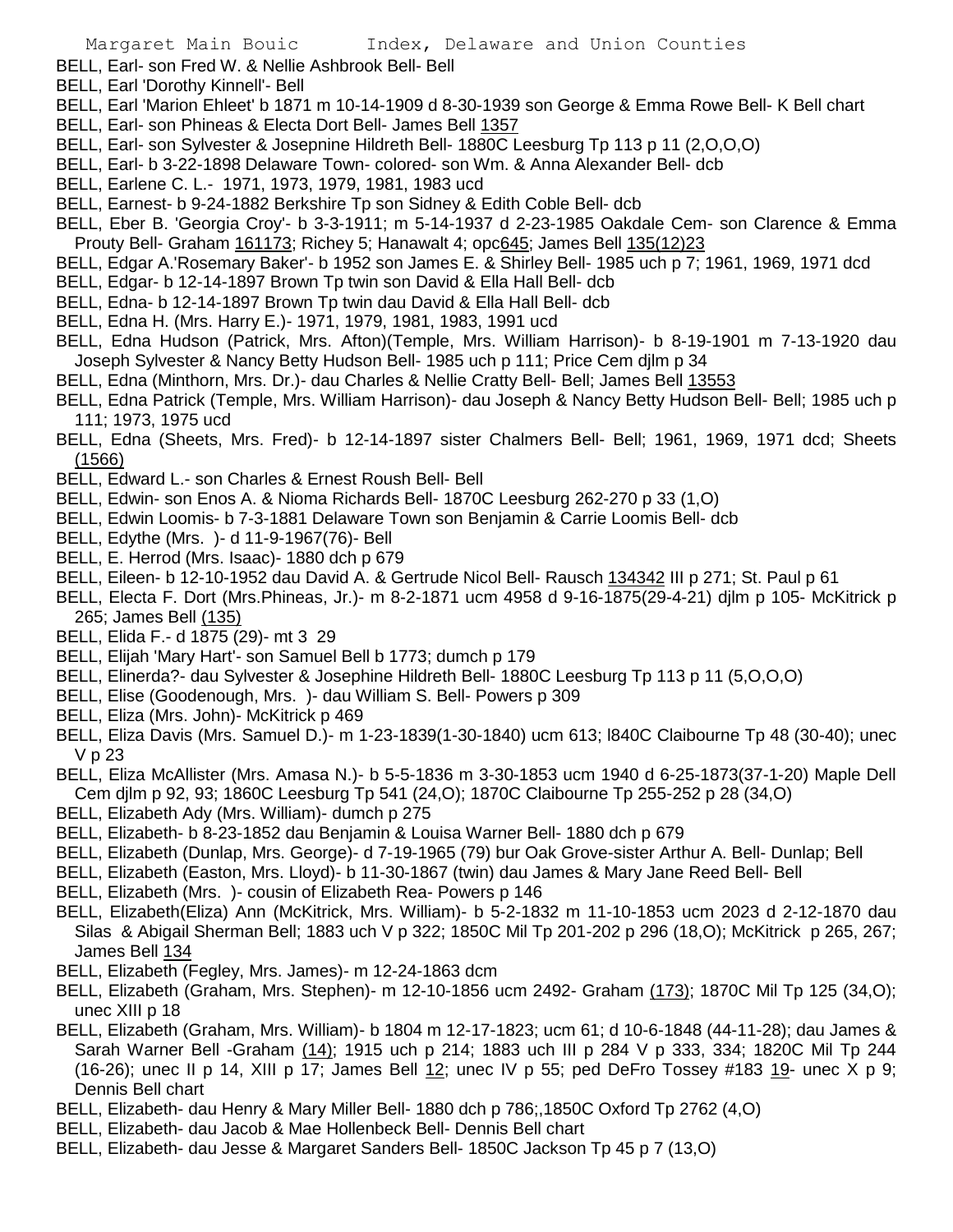BELL, Earl- son Fred W. & Nellie Ashbrook Bell- Bell

BELL, Earl 'Dorothy Kinnell'- Bell

BELL, Earl 'Marion Ehleet' b 1871 m 10-14-1909 d 8-30-1939 son George & Emma Rowe Bell- K Bell chart

BELL, Earl- son Phineas & Electa Dort Bell- James Bell 1357

BELL, Earl- son Sylvester & Josepnine Hildreth Bell- 1880C Leesburg Tp 113 p 11 (2,O,O,O)

BELL, Earl- b 3-22-1898 Delaware Town- colored- son Wm. & Anna Alexander Bell- dcb

BELL, Earlene C. L.- 1971, 1973, 1979, 1981, 1983 ucd

BELL, Earnest- b 9-24-1882 Berkshire Tp son Sidney & Edith Coble Bell- dcb

BELL, Eber B. 'Georgia Croy'- b 3-3-1911; m 5-14-1937 d 2-23-1985 Oakdale Cem- son Clarence & Emma Prouty Bell- Graham 161173; Richey 5; Hanawalt 4; opc645; James Bell 135(12)23

BELL, Edgar A.'Rosemary Baker'- b 1952 son James E. & Shirley Bell- 1985 uch p 7; 1961, 1969, 1971 dcd

BELL, Edgar- b 12-14-1897 Brown Tp twin son David & Ella Hall Bell- dcb

BELL, Edna- b 12-14-1897 Brown Tp twin dau David & Ella Hall Bell- dcb

BELL, Edna H. (Mrs. Harry E.)- 1971, 1979, 1981, 1983, 1991 ucd

BELL, Edna Hudson (Patrick, Mrs. Afton)(Temple, Mrs. William Harrison)- b 8-19-1901 m 7-13-1920 dau Joseph Sylvester & Nancy Betty Hudson Bell- 1985 uch p 111; Price Cem djlm p 34

BELL, Edna (Minthorn, Mrs. Dr.)- dau Charles & Nellie Cratty Bell- Bell; James Bell 13553

BELL, Edna Patrick (Temple, Mrs. William Harrison)- dau Joseph & Nancy Betty Hudson Bell- Bell; 1985 uch p 111; 1973, 1975 ucd

BELL, Edna (Sheets, Mrs. Fred)- b 12-14-1897 sister Chalmers Bell- Bell; 1961, 1969, 1971 dcd; Sheets (1566)

BELL, Edward L.- son Charles & Ernest Roush Bell- Bell

BELL, Edwin- son Enos A. & Nioma Richards Bell- 1870C Leesburg 262-270 p 33 (1,O)

BELL, Edwin Loomis- b 7-3-1881 Delaware Town son Benjamin & Carrie Loomis Bell- dcb

BELL, Edythe (Mrs. )- d 11-9-1967(76)- Bell

BELL, E. Herrod (Mrs. Isaac)- 1880 dch p 679

BELL, Eileen- b 12-10-1952 dau David A. & Gertrude Nicol Bell- Rausch 134342 III p 271; St. Paul p 61

BELL, Electa F. Dort (Mrs.Phineas, Jr.)- m 8-2-1871 ucm 4958 d 9-16-1875(29-4-21) djlm p 105- McKitrick p 265; James Bell (135)

BELL, Elida F.- d 1875 (29)- mt 3 29

BELL, Elijah 'Mary Hart'- son Samuel Bell b 1773; dumch p 179

BELL, Elinerda?- dau Sylvester & Josephine Hildreth Bell- 1880C Leesburg Tp 113 p 11 (5,O,O,O)

BELL, Elise (Goodenough, Mrs. )- dau William S. Bell- Powers p 309

BELL, Eliza (Mrs. John)- McKitrick p 469

BELL, Eliza Davis (Mrs. Samuel D.)- m 1-23-1839(1-30-1840) ucm 613; l840C Claibourne Tp 48 (30-40); unec V p 23

BELL, Eliza McAllister (Mrs. Amasa N.)- b 5-5-1836 m 3-30-1853 ucm 1940 d 6-25-1873(37-1-20) Maple Dell Cem djlm p 92, 93; 1860C Leesburg Tp 541 (24,O); 1870C Claibourne Tp 255-252 p 28 (34,O)

BELL, Elizabeth Ady (Mrs. William)- dumch p 275

BELL, Elizabeth- b 8-23-1852 dau Benjamin & Louisa Warner Bell- 1880 dch p 679

BELL, Elizabeth (Dunlap, Mrs. George)- d 7-19-1965 (79) bur Oak Grove-sister Arthur A. Bell- Dunlap; Bell

BELL, Elizabeth (Easton, Mrs. Lloyd)- b 11-30-1867 (twin) dau James & Mary Jane Reed Bell- Bell

BELL, Elizabeth (Mrs. )- cousin of Elizabeth Rea- Powers p 146

BELL, Elizabeth(Eliza) Ann (McKitrick, Mrs. William)- b 5-2-1832 m 11-10-1853 ucm 2023 d 2-12-1870 dau Silas & Abigail Sherman Bell; 1883 uch V p 322; 1850C Mil Tp 201-202 p 296 (18,O); McKitrick p 265, 267; James Bell 134

BELL, Elizabeth (Fegley, Mrs. James)- m 12-24-1863 dcm

BELL, Elizabeth (Graham, Mrs. Stephen)- m 12-10-1856 ucm 2492- Graham (173); 1870C Mil Tp 125 (34,O); unec XIII p 18

BELL, Elizabeth (Graham, Mrs. William)- b 1804 m 12-17-1823; ucm 61; d 10-6-1848 (44-11-28); dau James & Sarah Warner Bell -Graham (14); 1915 uch p 214; 1883 uch III p 284 V p 333, 334; 1820C Mil Tp 244 (16-26); unec II p 14, XIII p 17; James Bell 12; unec IV p 55; ped DeFro Tossey #183 19- unec X p 9; Dennis Bell chart

BELL, Elizabeth- dau Henry & Mary Miller Bell- 1880 dch p 786;,1850C Oxford Tp 2762 (4,O)

BELL, Elizabeth- dau Jacob & Mae Hollenbeck Bell- Dennis Bell chart

BELL, Elizabeth- dau Jesse & Margaret Sanders Bell- 1850C Jackson Tp 45 p 7 (13,O)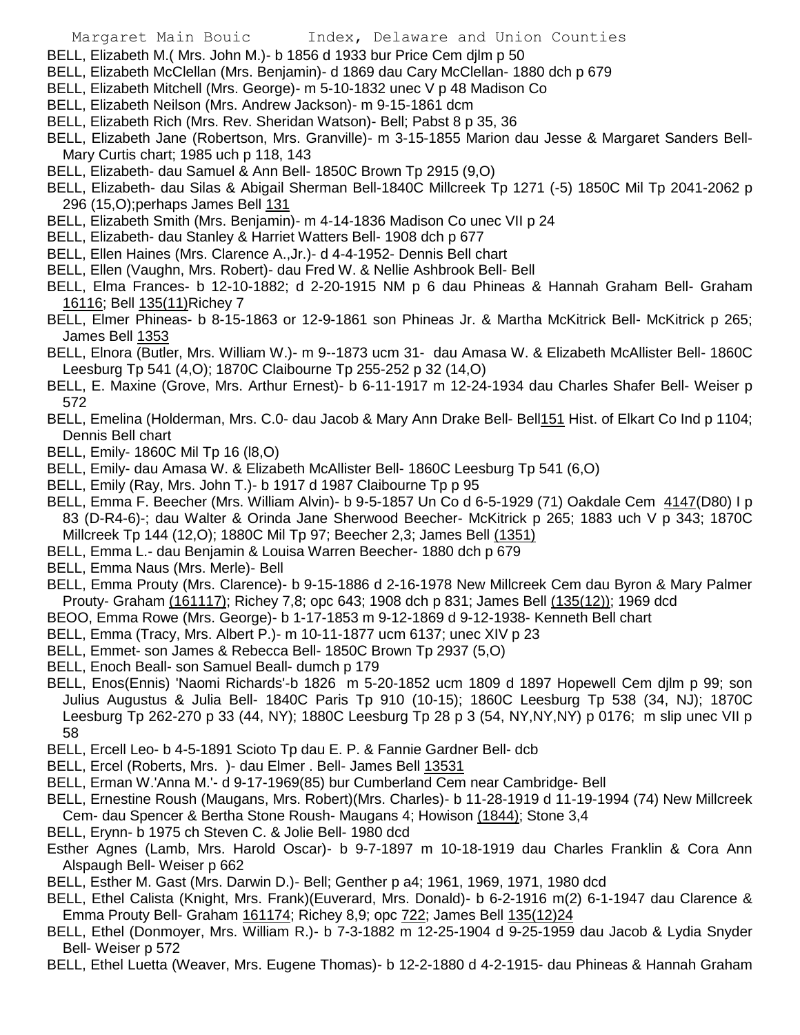BELL, Elizabeth M.( Mrs. John M.)- b 1856 d 1933 bur Price Cem djlm p 50

BELL, Elizabeth McClellan (Mrs. Benjamin)- d 1869 dau Cary McClellan- 1880 dch p 679

BELL, Elizabeth Mitchell (Mrs. George)- m 5-10-1832 unec V p 48 Madison Co

BELL, Elizabeth Neilson (Mrs. Andrew Jackson)- m 9-15-1861 dcm

BELL, Elizabeth Rich (Mrs. Rev. Sheridan Watson)- Bell; Pabst 8 p 35, 36

BELL, Elizabeth Jane (Robertson, Mrs. Granville)- m 3-15-1855 Marion dau Jesse & Margaret Sanders Bell- Mary Curtis chart; 1985 uch p 118, 143

BELL, Elizabeth- dau Samuel & Ann Bell- 1850C Brown Tp 2915 (9,O)

BELL, Elizabeth- dau Silas & Abigail Sherman Bell-1840C Millcreek Tp 1271 (-5) 1850C Mil Tp 2041-2062 p 296 (15,O);perhaps James Bell 131

BELL, Elizabeth Smith (Mrs. Benjamin)- m 4-14-1836 Madison Co unec VII p 24

BELL, Elizabeth- dau Stanley & Harriet Watters Bell- 1908 dch p 677

BELL, Ellen Haines (Mrs. Clarence A.,Jr.)- d 4-4-1952- Dennis Bell chart

BELL, Ellen (Vaughn, Mrs. Robert)- dau Fred W. & Nellie Ashbrook Bell- Bell

BELL, Elma Frances- b 12-10-1882; d 2-20-1915 NM p 6 dau Phineas & Hannah Graham Bell- Graham 16116; Bell 135(11)Richey 7

BELL, Elmer Phineas- b 8-15-1863 or 12-9-1861 son Phineas Jr. & Martha McKitrick Bell- McKitrick p 265; James Bell 1353

BELL, Elnora (Butler, Mrs. William W.)- m 9--1873 ucm 31- dau Amasa W. & Elizabeth McAllister Bell- 1860C Leesburg Tp 541 (4,O); 1870C Claibourne Tp 255-252 p 32 (14,O)

BELL, E. Maxine (Grove, Mrs. Arthur Ernest)- b 6-11-1917 m 12-24-1934 dau Charles Shafer Bell- Weiser p 572

BELL, Emelina (Holderman, Mrs. C.0- dau Jacob & Mary Ann Drake Bell- Bell151 Hist. of Elkart Co Ind p 1104; Dennis Bell chart

BELL, Emily- 1860C Mil Tp 16 (l8,O)

BELL, Emily- dau Amasa W. & Elizabeth McAllister Bell- 1860C Leesburg Tp 541 (6,O)

BELL, Emily (Ray, Mrs. John T.)- b 1917 d 1987 Claibourne Tp p 95

BELL, Emma F. Beecher (Mrs. William Alvin)- b 9-5-1857 Un Co d 6-5-1929 (71) Oakdale Cem 4147(D80) I p 83 (D-R4-6)-; dau Walter & Orinda Jane Sherwood Beecher- McKitrick p 265; 1883 uch V p 343; 1870C Millcreek Tp 144 (12,O); 1880C Mil Tp 97; Beecher 2,3; James Bell (1351)

BELL, Emma L.- dau Benjamin & Louisa Warren Beecher- 1880 dch p 679

BELL, Emma Naus (Mrs. Merle)- Bell

BELL, Emma Prouty (Mrs. Clarence)- b 9-15-1886 d 2-16-1978 New Millcreek Cem dau Byron & Mary Palmer Prouty- Graham (161117); Richey 7,8; opc 643; 1908 dch p 831; James Bell (135(12)); 1969 dcd

BEOO, Emma Rowe (Mrs. George)- b 1-17-1853 m 9-12-1869 d 9-12-1938- Kenneth Bell chart

BELL, Emma (Tracy, Mrs. Albert P.)- m 10-11-1877 ucm 6137; unec XIV p 23

BELL, Emmet- son James & Rebecca Bell- 1850C Brown Tp 2937 (5,O)

BELL, Enoch Beall- son Samuel Beall- dumch p 179

BELL, Enos(Ennis) 'Naomi Richards'-b 1826 m 5-20-1852 ucm 1809 d 1897 Hopewell Cem djlm p 99; son Julius Augustus & Julia Bell- 1840C Paris Tp 910 (10-15); 1860C Leesburg Tp 538 (34, NJ); 1870C Leesburg Tp 262-270 p 33 (44, NY); 1880C Leesburg Tp 28 p 3 (54, NY,NY,NY) p 0176; m slip unec VII p 58

BELL, Ercell Leo- b 4-5-1891 Scioto Tp dau E. P. & Fannie Gardner Bell- dcb

BELL, Ercel (Roberts, Mrs. )- dau Elmer . Bell- James Bell 13531

BELL, Erman W.'Anna M.'- d 9-17-1969(85) bur Cumberland Cem near Cambridge- Bell

BELL, Ernestine Roush (Maugans, Mrs. Robert)(Mrs. Charles)- b 11-28-1919 d 11-19-1994 (74) New Millcreek Cem- dau Spencer & Bertha Stone Roush- Maugans 4; Howison (1844); Stone 3,4

BELL, Erynn- b 1975 ch Steven C. & Jolie Bell- 1980 dcd

Esther Agnes (Lamb, Mrs. Harold Oscar)- b 9-7-1897 m 10-18-1919 dau Charles Franklin & Cora Ann Alspaugh Bell- Weiser p 662

BELL, Esther M. Gast (Mrs. Darwin D.)- Bell; Genther p a4; 1961, 1969, 1971, 1980 dcd

BELL, Ethel Calista (Knight, Mrs. Frank)(Euverard, Mrs. Donald)- b 6-2-1916 m(2) 6-1-1947 dau Clarence & Emma Prouty Bell- Graham 161174; Richey 8,9; opc 722; James Bell 135(12)24

BELL, Ethel (Donmoyer, Mrs. William R.)- b 7-3-1882 m 12-25-1904 d 9-25-1959 dau Jacob & Lydia Snyder Bell- Weiser p 572

BELL, Ethel Luetta (Weaver, Mrs. Eugene Thomas)- b 12-2-1880 d 4-2-1915- dau Phineas & Hannah Graham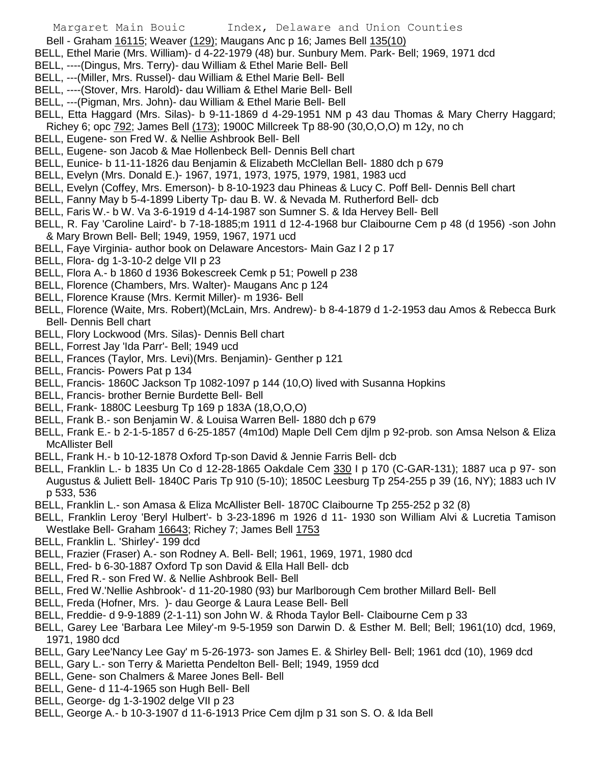Bell - Graham 16115; Weaver (129); Maugans Anc p 16; James Bell 135(10)

BELL, Ethel Marie (Mrs. William)- d 4-22-1979 (48) bur. Sunbury Mem. Park- Bell; 1969, 1971 dcd

BELL, ----(Dingus, Mrs. Terry)- dau William & Ethel Marie Bell- Bell

BELL, ---(Miller, Mrs. Russel)- dau William & Ethel Marie Bell- Bell

BELL, ----(Stover, Mrs. Harold)- dau William & Ethel Marie Bell- Bell

BELL, ---(Pigman, Mrs. John)- dau William & Ethel Marie Bell- Bell

BELL, Etta Haggard (Mrs. Silas)- b 9-11-1869 d 4-29-1951 NM p 43 dau Thomas & Mary Cherry Haggard; Richey 6; opc 792; James Bell (173); 1900C Millcreek Tp 88-90 (30,O,O,O) m 12y, no ch

BELL, Eugene- son Fred W. & Nellie Ashbrook Bell- Bell

BELL, Eugene- son Jacob & Mae Hollenbeck Bell- Dennis Bell chart

BELL, Eunice- b 11-11-1826 dau Benjamin & Elizabeth McClellan Bell- 1880 dch p 679

BELL, Evelyn (Mrs. Donald E.)- 1967, 1971, 1973, 1975, 1979, 1981, 1983 ucd

BELL, Evelyn (Coffey, Mrs. Emerson)- b 8-10-1923 dau Phineas & Lucy C. Poff Bell- Dennis Bell chart

BELL, Fanny May b 5-4-1899 Liberty Tp- dau B. W. & Nevada M. Rutherford Bell- dcb

BELL, Faris W.- b W. Va 3-6-1919 d 4-14-1987 son Sumner S. & Ida Hervey Bell- Bell

BELL, R. Fay 'Caroline Laird'- b 7-18-1885;m 1911 d 12-4-1968 bur Claibourne Cem p 48 (d 1956) -son John & Mary Brown Bell- Bell; 1949, 1959, 1967, 1971 ucd

BELL, Faye Virginia- author book on Delaware Ancestors- Main Gaz I 2 p 17

BELL, Flora- dg 1-3-10-2 delge VII p 23

BELL, Flora A.- b 1860 d 1936 Bokescreek Cemk p 51; Powell p 238

BELL, Florence (Chambers, Mrs. Walter)- Maugans Anc p 124

BELL, Florence Krause (Mrs. Kermit Miller)- m 1936- Bell

BELL, Florence (Waite, Mrs. Robert)(McLain, Mrs. Andrew)- b 8-4-1879 d 1-2-1953 dau Amos & Rebecca Burk Bell- Dennis Bell chart

BELL, Flory Lockwood (Mrs. Silas)- Dennis Bell chart

BELL, Forrest Jay 'Ida Parr'- Bell; 1949 ucd

BELL, Frances (Taylor, Mrs. Levi)(Mrs. Benjamin)- Genther p 121

BELL, Francis- Powers Pat p 134

BELL, Francis- 1860C Jackson Tp 1082-1097 p 144 (10,O) lived with Susanna Hopkins

BELL, Francis- brother Bernie Burdette Bell- Bell

BELL, Frank- 1880C Leesburg Tp 169 p 183A (18,O,O,O)

BELL, Frank B.- son Benjamin W. & Louisa Warren Bell- 1880 dch p 679

BELL, Frank E.- b 2-1-5-1857 d 6-25-1857 (4m10d) Maple Dell Cem djlm p 92-prob. son Amsa Nelson & Eliza McAllister Bell

BELL, Frank H.- b 10-12-1878 Oxford Tp-son David & Jennie Farris Bell- dcb

BELL, Franklin L.- b 1835 Un Co d 12-28-1865 Oakdale Cem 330 I p 170 (C-GAR-131); 1887 uca p 97- son Augustus & Juliett Bell- 1840C Paris Tp 910 (5-10); 1850C Leesburg Tp 254-255 p 39 (16, NY); 1883 uch IV p 533, 536

BELL, Franklin L.- son Amasa & Eliza McAllister Bell- 1870C Claibourne Tp 255-252 p 32 (8)

BELL, Franklin Leroy 'Beryl Hulbert'- b 3-23-1896 m 1926 d 11- 1930 son William Alvi & Lucretia Tamison Westlake Bell- Graham 16643; Richey 7; James Bell 1753

BELL, Franklin L. 'Shirley'- 199 dcd

BELL, Frazier (Fraser) A.- son Rodney A. Bell- Bell; 1961, 1969, 1971, 1980 dcd

BELL, Fred- b 6-30-1887 Oxford Tp son David & Ella Hall Bell- dcb

BELL, Fred R.- son Fred W. & Nellie Ashbrook Bell- Bell

BELL, Fred W.'Nellie Ashbrook'- d 11-20-1980 (93) bur Marlborough Cem brother Millard Bell- Bell

BELL, Freda (Hofner, Mrs. )- dau George & Laura Lease Bell- Bell

BELL, Freddie- d 9-9-1889 (2-1-11) son John W. & Rhoda Taylor Bell- Claibourne Cem p 33

BELL, Garey Lee 'Barbara Lee Miley'-m 9-5-1959 son Darwin D. & Esther M. Bell; Bell; 1961(10) dcd, 1969, 1971, 1980 dcd

BELL, Gary Lee'Nancy Lee Gay' m 5-26-1973- son James E. & Shirley Bell- Bell; 1961 dcd (10), 1969 dcd

BELL, Gary L.- son Terry & Marietta Pendelton Bell- Bell; 1949, 1959 dcd

BELL, Gene- son Chalmers & Maree Jones Bell- Bell

BELL, Gene- d 11-4-1965 son Hugh Bell- Bell

BELL, George- dg 1-3-1902 delge VII p 23

BELL, George A.- b 10-3-1907 d 11-6-1913 Price Cem djlm p 31 son S. O. & Ida Bell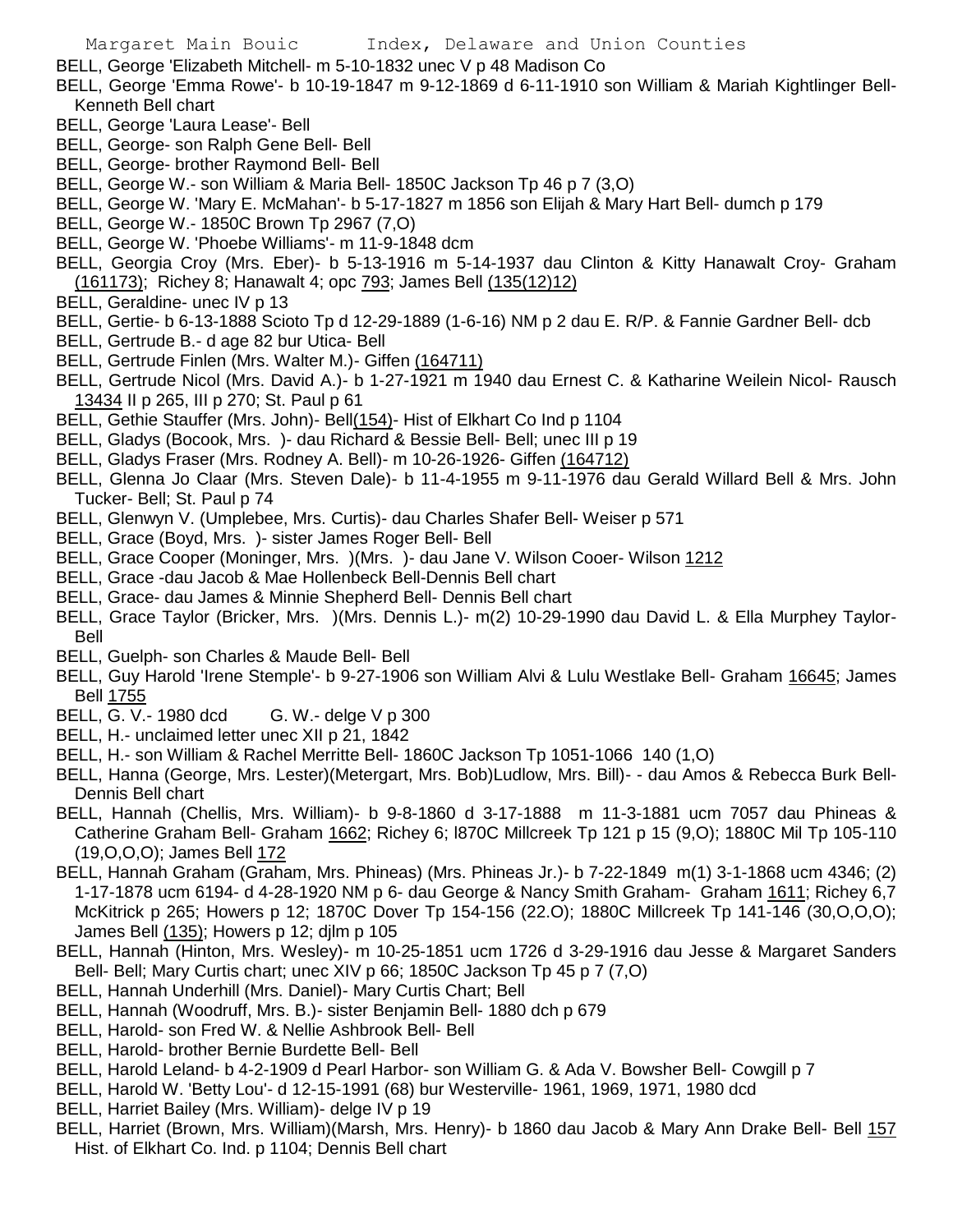BELL, George 'Elizabeth Mitchell- m 5-10-1832 unec V p 48 Madison Co

BELL, George 'Emma Rowe'- b 10-19-1847 m 9-12-1869 d 6-11-1910 son William & Mariah Kightlinger Bell- Kenneth Bell chart

BELL, George 'Laura Lease'- Bell

BELL, George- son Ralph Gene Bell- Bell

BELL, George- brother Raymond Bell- Bell

BELL, George W.- son William & Maria Bell- 1850C Jackson Tp 46 p 7 (3,O)

BELL, George W. 'Mary E. McMahan'- b 5-17-1827 m 1856 son Elijah & Mary Hart Bell- dumch p 179

BELL, George W.- 1850C Brown Tp 2967 (7,O)

BELL, George W. 'Phoebe Williams'- m 11-9-1848 dcm

BELL, Georgia Croy (Mrs. Eber)- b 5-13-1916 m 5-14-1937 dau Clinton & Kitty Hanawalt Croy- Graham (161173); Richey 8; Hanawalt 4; opc 793; James Bell (135(12)12)

BELL, Geraldine- unec IV p 13

BELL, Gertie- b 6-13-1888 Scioto Tp d 12-29-1889 (1-6-16) NM p 2 dau E. R/P. & Fannie Gardner Bell- dcb

BELL, Gertrude B.- d age 82 bur Utica- Bell

BELL, Gertrude Finlen (Mrs. Walter M.)- Giffen (164711)

BELL, Gertrude Nicol (Mrs. David A.)- b 1-27-1921 m 1940 dau Ernest C. & Katharine Weilein Nicol- Rausch 13434 II p 265, III p 270; St. Paul p 61

BELL, Gethie Stauffer (Mrs. John)- Bell(154)- Hist of Elkhart Co Ind p 1104

BELL, Gladys (Bocook, Mrs. )- dau Richard & Bessie Bell- Bell; unec III p 19

BELL, Gladys Fraser (Mrs. Rodney A. Bell)- m 10-26-1926- Giffen (164712)

BELL, Glenna Jo Claar (Mrs. Steven Dale)- b 11-4-1955 m 9-11-1976 dau Gerald Willard Bell & Mrs. John Tucker- Bell; St. Paul p 74

BELL, Glenwyn V. (Umplebee, Mrs. Curtis)- dau Charles Shafer Bell- Weiser p 571

BELL, Grace (Boyd, Mrs. )- sister James Roger Bell- Bell

BELL, Grace Cooper (Moninger, Mrs. )(Mrs. )- dau Jane V. Wilson Cooer- Wilson 1212

BELL, Grace -dau Jacob & Mae Hollenbeck Bell-Dennis Bell chart

BELL, Grace- dau James & Minnie Shepherd Bell- Dennis Bell chart

BELL, Grace Taylor (Bricker, Mrs. )(Mrs. Dennis L.)- m(2) 10-29-1990 dau David L. & Ella Murphey Taylor-Bell

BELL, Guelph- son Charles & Maude Bell- Bell

BELL, Guy Harold 'Irene Stemple'- b 9-27-1906 son William Alvi & Lulu Westlake Bell- Graham 16645; James Bell 1755

BELL, G. V.- 1980 dcd     G. W.- delge V p 300

BELL, H.- unclaimed letter unec XII p 21, 1842

BELL, H.- son William & Rachel Merritte Bell- 1860C Jackson Tp 1051-1066 140 (1,O)

BELL, Hanna (George, Mrs. Lester)(Metergart, Mrs. Bob)Ludlow, Mrs. Bill)- - dau Amos & Rebecca Burk Bell-Dennis Bell chart

BELL, Hannah (Chellis, Mrs. William)- b 9-8-1860 d 3-17-1888 m 11-3-1881 ucm 7057 dau Phineas & Catherine Graham Bell- Graham 1662; Richey 6; l870C Millcreek Tp 121 p 15 (9,O); 1880C Mil Tp 105-110 (19,O,O,O); James Bell 172

BELL, Hannah Graham (Graham, Mrs. Phineas) (Mrs. Phineas Jr.)- b 7-22-1849 m(1) 3-1-1868 ucm 4346; (2) 1-17-1878 ucm 6194- d 4-28-1920 NM p 6- dau George & Nancy Smith Graham- Graham 1611; Richey 6,7 McKitrick p 265; Howers p 12; 1870C Dover Tp 154-156 (22.O); 1880C Millcreek Tp 141-146 (30,O,O,O); James Bell (135); Howers p 12; djlm p 105

BELL, Hannah (Hinton, Mrs. Wesley)- m 10-25-1851 ucm 1726 d 3-29-1916 dau Jesse & Margaret Sanders Bell- Bell; Mary Curtis chart; unec XIV p 66; 1850C Jackson Tp 45 p 7 (7,O)

BELL, Hannah Underhill (Mrs. Daniel)- Mary Curtis Chart; Bell

BELL, Hannah (Woodruff, Mrs. B.)- sister Benjamin Bell- 1880 dch p 679

BELL, Harold- son Fred W. & Nellie Ashbrook Bell- Bell

BELL, Harold- brother Bernie Burdette Bell- Bell

BELL, Harold Leland- b 4-2-1909 d Pearl Harbor- son William G. & Ada V. Bowsher Bell- Cowgill p 7

BELL, Harold W. 'Betty Lou'- d 12-15-1991 (68) bur Westerville- 1961, 1969, 1971, 1980 dcd

BELL, Harriet Bailey (Mrs. William)- delge IV p 19

BELL, Harriet (Brown, Mrs. William)(Marsh, Mrs. Henry)- b 1860 dau Jacob & Mary Ann Drake Bell- Bell 157 Hist. of Elkhart Co. Ind. p 1104; Dennis Bell chart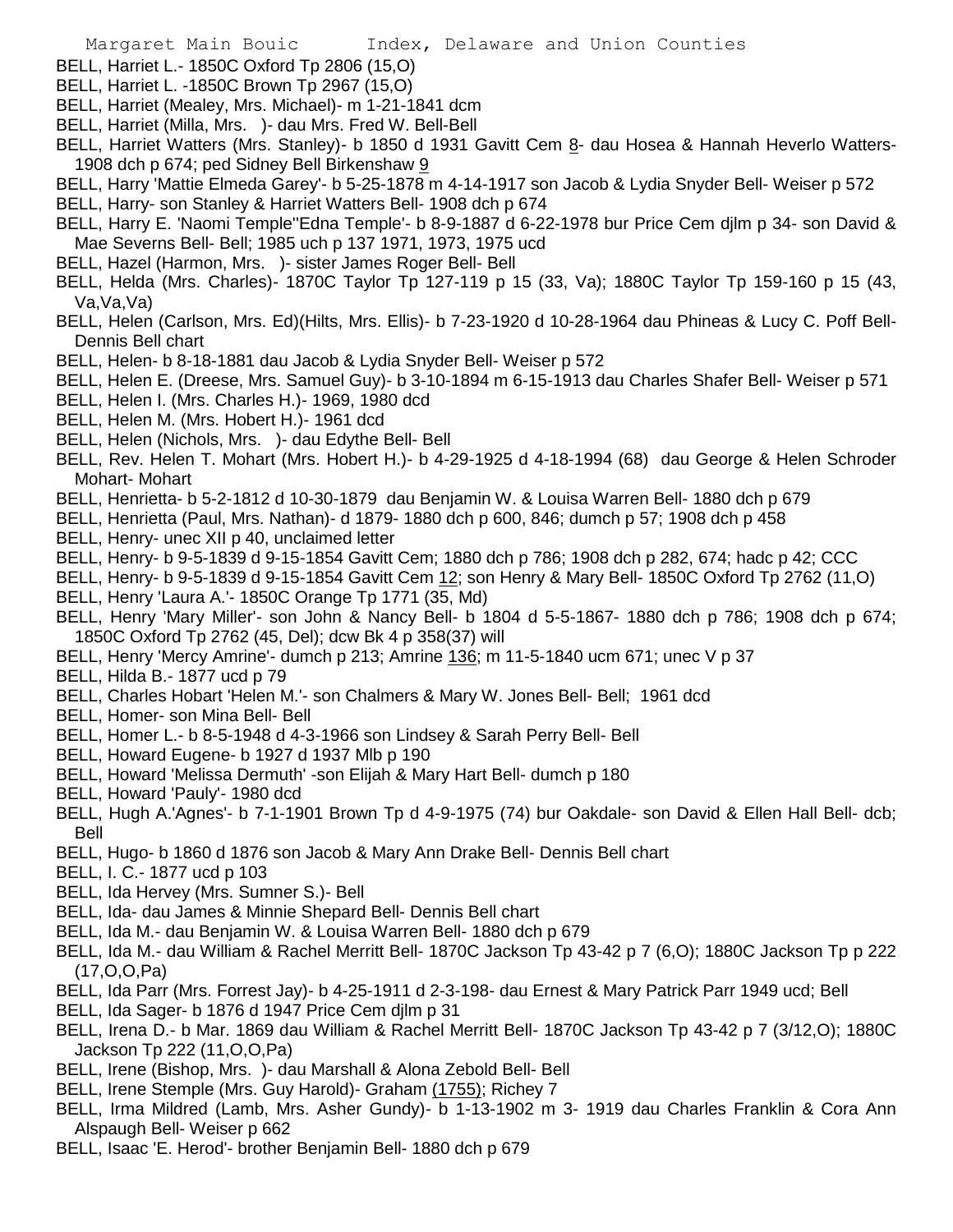BELL, Harriet L.- 1850C Oxford Tp 2806 (15,O)

BELL, Harriet L. -1850C Brown Tp 2967 (15,O)

BELL, Harriet (Mealey, Mrs. Michael)- m 1-21-1841 dcm

BELL, Harriet (Milla, Mrs. )- dau Mrs. Fred W. Bell-Bell

BELL, Harriet Watters (Mrs. Stanley)- b 1850 d 1931 Gavitt Cem 8- dau Hosea & Hannah Heverlo Watters- 1908 dch p 674; ped Sidney Bell Birkenshaw 9

BELL, Harry 'Mattie Elmeda Garey'- b 5-25-1878 m 4-14-1917 son Jacob & Lydia Snyder Bell- Weiser p 572

BELL, Harry- son Stanley & Harriet Watters Bell- 1908 dch p 674

BELL, Harry E. 'Naomi Temple''Edna Temple'- b 8-9-1887 d 6-22-1978 bur Price Cem djlm p 34- son David & Mae Severns Bell- Bell; 1985 uch p 137 1971, 1973, 1975 ucd

BELL, Hazel (Harmon, Mrs. )- sister James Roger Bell- Bell

BELL, Helda (Mrs. Charles)- 1870C Taylor Tp 127-119 p 15 (33, Va); 1880C Taylor Tp 159-160 p 15 (43, Va,Va,Va)

BELL, Helen (Carlson, Mrs. Ed)(Hilts, Mrs. Ellis)- b 7-23-1920 d 10-28-1964 dau Phineas & Lucy C. Poff Bell- Dennis Bell chart

BELL, Helen- b 8-18-1881 dau Jacob & Lydia Snyder Bell- Weiser p 572

BELL, Helen E. (Dreese, Mrs. Samuel Guy)- b 3-10-1894 m 6-15-1913 dau Charles Shafer Bell- Weiser p 571

BELL, Helen I. (Mrs. Charles H.)- 1969, 1980 dcd

BELL, Helen M. (Mrs. Hobert H.)- 1961 dcd

BELL, Helen (Nichols, Mrs. )- dau Edythe Bell- Bell

BELL, Rev. Helen T. Mohart (Mrs. Hobert H.)- b 4-29-1925 d 4-18-1994 (68) dau George & Helen Schroder Mohart- Mohart

BELL, Henrietta- b 5-2-1812 d 10-30-1879 dau Benjamin W. & Louisa Warren Bell- 1880 dch p 679

BELL, Henrietta (Paul, Mrs. Nathan)- d 1879- 1880 dch p 600, 846; dumch p 57; 1908 dch p 458

BELL, Henry- unec XII p 40, unclaimed letter

BELL, Henry- b 9-5-1839 d 9-15-1854 Gavitt Cem; 1880 dch p 786; 1908 dch p 282, 674; hadc p 42; CCC

BELL, Henry- b 9-5-1839 d 9-15-1854 Gavitt Cem 12; son Henry & Mary Bell- 1850C Oxford Tp 2762 (11,O)

BELL, Henry 'Laura A.'- 1850C Orange Tp 1771 (35, Md)

BELL, Henry 'Mary Miller'- son John & Nancy Bell- b 1804 d 5-5-1867- 1880 dch p 786; 1908 dch p 674; 1850C Oxford Tp 2762 (45, Del); dcw Bk 4 p 358(37) will

BELL, Henry 'Mercy Amrine'- dumch p 213; Amrine 136; m 11-5-1840 ucm 671; unec V p 37

BELL, Hilda B.- 1877 ucd p 79

BELL, Charles Hobart 'Helen M.'- son Chalmers & Mary W. Jones Bell- Bell; 1961 dcd

BELL, Homer- son Mina Bell- Bell

BELL, Homer L.- b 8-5-1948 d 4-3-1966 son Lindsey & Sarah Perry Bell- Bell

BELL, Howard Eugene- b 1927 d 1937 Mlb p 190

BELL, Howard 'Melissa Dermuth' -son Elijah & Mary Hart Bell- dumch p 180

BELL, Howard 'Pauly'- 1980 dcd

BELL, Hugh A.'Agnes'- b 7-1-1901 Brown Tp d 4-9-1975 (74) bur Oakdale- son David & Ellen Hall Bell- dcb; Bell

BELL, Hugo- b 1860 d 1876 son Jacob & Mary Ann Drake Bell- Dennis Bell chart

BELL, I. C.- 1877 ucd p 103

BELL, Ida Hervey (Mrs. Sumner S.)- Bell

BELL, Ida- dau James & Minnie Shepard Bell- Dennis Bell chart

BELL, Ida M.- dau Benjamin W. & Louisa Warren Bell- 1880 dch p 679

BELL, Ida M.- dau William & Rachel Merritt Bell- 1870C Jackson Tp 43-42 p 7 (6,O); 1880C Jackson Tp p 222 (17,O,O,Pa)

BELL, Ida Parr (Mrs. Forrest Jay)- b 4-25-1911 d 2-3-198- dau Ernest & Mary Patrick Parr 1949 ucd; Bell

BELL, Ida Sager- b 1876 d 1947 Price Cem djlm p 31

BELL, Irena D.- b Mar. 1869 dau William & Rachel Merritt Bell- 1870C Jackson Tp 43-42 p 7 (3/12,O); 1880C Jackson Tp 222 (11,O,O,Pa)

BELL, Irene (Bishop, Mrs. )- dau Marshall & Alona Zebold Bell- Bell

BELL, Irene Stemple (Mrs. Guy Harold)- Graham (1755); Richey 7

BELL, Irma Mildred (Lamb, Mrs. Asher Gundy)- b 1-13-1902 m 3- 1919 dau Charles Franklin & Cora Ann Alspaugh Bell- Weiser p 662

BELL, Isaac 'E. Herod'- brother Benjamin Bell- 1880 dch p 679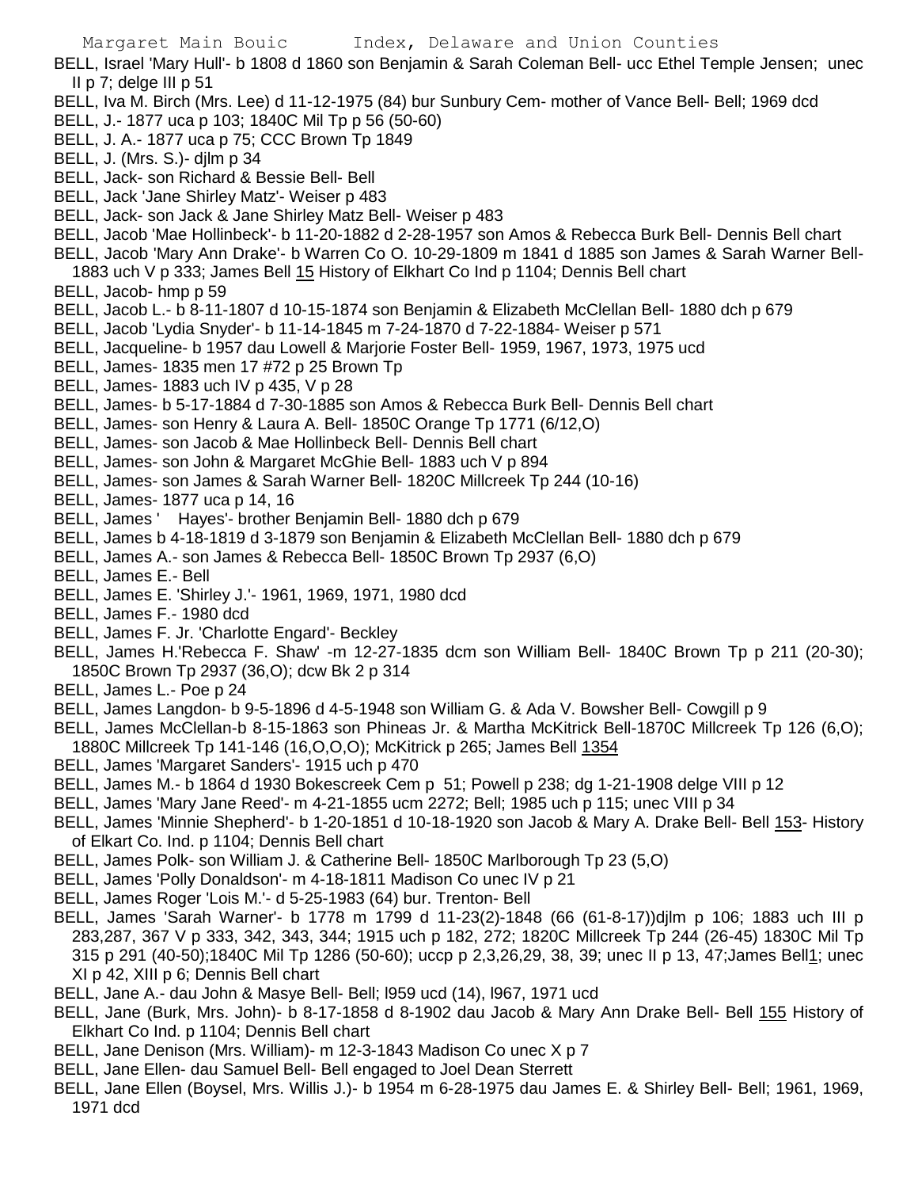BELL, Israel 'Mary Hull'- b 1808 d 1860 son Benjamin & Sarah Coleman Bell- ucc Ethel Temple Jensen; unec II p 7; delge III p 51

BELL, Iva M. Birch (Mrs. Lee) d 11-12-1975 (84) bur Sunbury Cem- mother of Vance Bell- Bell; 1969 dcd

BELL, J.- 1877 uca p 103; 1840C Mil Tp p 56 (50-60)

BELL, J. A.- 1877 uca p 75; CCC Brown Tp 1849

BELL, J. (Mrs. S.)- djlm p 34

BELL, Jack- son Richard & Bessie Bell- Bell

BELL, Jack 'Jane Shirley Matz'- Weiser p 483

BELL, Jack- son Jack & Jane Shirley Matz Bell- Weiser p 483

BELL, Jacob 'Mae Hollinbeck'- b 11-20-1882 d 2-28-1957 son Amos & Rebecca Burk Bell- Dennis Bell chart

BELL, Jacob 'Mary Ann Drake'- b Warren Co O. 10-29-1809 m 1841 d 1885 son James & Sarah Warner Bell- 1883 uch V p 333; James Bell 15 History of Elkhart Co Ind p 1104; Dennis Bell chart

BELL, Jacob- hmp p 59

BELL, Jacob L.- b 8-11-1807 d 10-15-1874 son Benjamin & Elizabeth McClellan Bell- 1880 dch p 679

BELL, Jacob 'Lydia Snyder'- b 11-14-1845 m 7-24-1870 d 7-22-1884- Weiser p 571

BELL, Jacqueline- b 1957 dau Lowell & Marjorie Foster Bell- 1959, 1967, 1973, 1975 ucd

BELL, James- 1835 men 17 #72 p 25 Brown Tp

BELL, James- 1883 uch IV p 435, V p 28

BELL, James- b 5-17-1884 d 7-30-1885 son Amos & Rebecca Burk Bell- Dennis Bell chart

BELL, James- son Henry & Laura A. Bell- 1850C Orange Tp 1771 (6/12,O)

BELL, James- son Jacob & Mae Hollinbeck Bell- Dennis Bell chart

BELL, James- son John & Margaret McGhie Bell- 1883 uch V p 894

BELL, James- son James & Sarah Warner Bell- 1820C Millcreek Tp 244 (10-16)

BELL, James- 1877 uca p 14, 16

BELL, James ' Hayes'- brother Benjamin Bell- 1880 dch p 679

BELL, James b 4-18-1819 d 3-1879 son Benjamin & Elizabeth McClellan Bell- 1880 dch p 679

BELL, James A.- son James & Rebecca Bell- 1850C Brown Tp 2937 (6,O)

BELL, James E.- Bell

BELL, James E. 'Shirley J.'- 1961, 1969, 1971, 1980 dcd

BELL, James F.- 1980 dcd

BELL, James F. Jr. 'Charlotte Engard'- Beckley

BELL, James H.'Rebecca F. Shaw' -m 12-27-1835 dcm son William Bell- 1840C Brown Tp p 211 (20-30); 1850C Brown Tp 2937 (36,O); dcw Bk 2 p 314

BELL, James L.- Poe p 24

BELL, James Langdon- b 9-5-1896 d 4-5-1948 son William G. & Ada V. Bowsher Bell- Cowgill p 9

BELL, James McClellan-b 8-15-1863 son Phineas Jr. & Martha McKitrick Bell-1870C Millcreek Tp 126 (6,O); 1880C Millcreek Tp 141-146 (16,O,O,O); McKitrick p 265; James Bell 1354

BELL, James 'Margaret Sanders'- 1915 uch p 470

BELL, James M.- b 1864 d 1930 Bokescreek Cem p 51; Powell p 238; dg 1-21-1908 delge VIII p 12

BELL, James 'Mary Jane Reed'- m 4-21-1855 ucm 2272; Bell; 1985 uch p 115; unec VIII p 34

BELL, James 'Minnie Shepherd'- b 1-20-1851 d 10-18-1920 son Jacob & Mary A. Drake Bell- Bell 153- History of Elkart Co. Ind. p 1104; Dennis Bell chart

BELL, James Polk- son William J. & Catherine Bell- 1850C Marlborough Tp 23 (5,O)

BELL, James 'Polly Donaldson'- m 4-18-1811 Madison Co unec IV p 21

BELL, James Roger 'Lois M.'- d 5-25-1983 (64) bur. Trenton- Bell

BELL, James 'Sarah Warner'- b 1778 m 1799 d 11-23(2)-1848 (66 (61-8-17))djlm p 106; 1883 uch III p 283,287, 367 V p 333, 342, 343, 344; 1915 uch p 182, 272; 1820C Millcreek Tp 244 (26-45) 1830C Mil Tp 315 p 291 (40-50);1840C Mil Tp 1286 (50-60); uccp p 2,3,26,29, 38, 39; unec II p 13, 47;James Bell1; unec XI p 42, XIII p 6; Dennis Bell chart

BELL, Jane A.- dau John & Masye Bell- Bell; l959 ucd (14), l967, 1971 ucd

BELL, Jane (Burk, Mrs. John)- b 8-17-1858 d 8-1902 dau Jacob & Mary Ann Drake Bell- Bell 155 History of Elkhart Co Ind. p 1104; Dennis Bell chart

BELL, Jane Denison (Mrs. William)- m 12-3-1843 Madison Co unec X p 7

BELL, Jane Ellen- dau Samuel Bell- Bell engaged to Joel Dean Sterrett

BELL, Jane Ellen (Boysel, Mrs. Willis J.)- b 1954 m 6-28-1975 dau James E. & Shirley Bell- Bell; 1961, 1969, 1971 dcd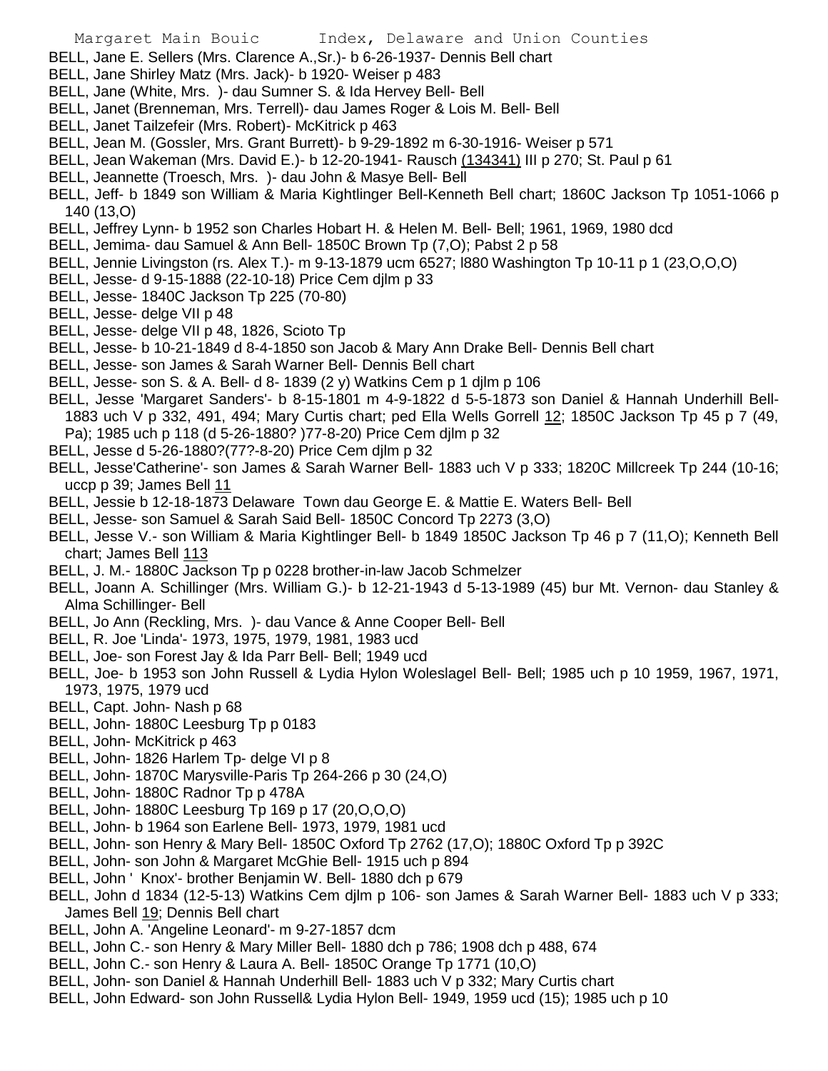BELL, Jane E. Sellers (Mrs. Clarence A.,Sr.)- b 6-26-1937- Dennis Bell chart

BELL, Jane Shirley Matz (Mrs. Jack)- b 1920- Weiser p 483

BELL, Jane (White, Mrs. )- dau Sumner S. & Ida Hervey Bell- Bell

BELL, Janet (Brenneman, Mrs. Terrell)- dau James Roger & Lois M. Bell- Bell

BELL, Janet Tailzefeir (Mrs. Robert)- McKitrick p 463

BELL, Jean M. (Gossler, Mrs. Grant Burrett)- b 9-29-1892 m 6-30-1916- Weiser p 571

BELL, Jean Wakeman (Mrs. David E.)- b 12-20-1941- Rausch (134341) III p 270; St. Paul p 61

BELL, Jeannette (Troesch, Mrs. )- dau John & Masye Bell- Bell

BELL, Jeff- b 1849 son William & Maria Kightlinger Bell-Kenneth Bell chart; 1860C Jackson Tp 1051-1066 p 140 (13,O)

BELL, Jeffrey Lynn- b 1952 son Charles Hobart H. & Helen M. Bell- Bell; 1961, 1969, 1980 dcd

BELL, Jemima- dau Samuel & Ann Bell- 1850C Brown Tp (7,O); Pabst 2 p 58

BELL, Jennie Livingston (rs. Alex T.)- m 9-13-1879 ucm 6527; l880 Washington Tp 10-11 p 1 (23,O,O,O)

BELL, Jesse- d 9-15-1888 (22-10-18) Price Cem djlm p 33

BELL, Jesse- 1840C Jackson Tp 225 (70-80)

BELL, Jesse- delge VII p 48

BELL, Jesse- delge VII p 48, 1826, Scioto Tp

BELL, Jesse- b 10-21-1849 d 8-4-1850 son Jacob & Mary Ann Drake Bell- Dennis Bell chart

BELL, Jesse- son James & Sarah Warner Bell- Dennis Bell chart

BELL, Jesse- son S. & A. Bell- d 8- 1839 (2 y) Watkins Cem p 1 djlm p 106

BELL, Jesse 'Margaret Sanders'- b 8-15-1801 m 4-9-1822 d 5-5-1873 son Daniel & Hannah Underhill Bell- 1883 uch V p 332, 491, 494; Mary Curtis chart; ped Ella Wells Gorrell 12; 1850C Jackson Tp 45 p 7 (49, Pa); 1985 uch p 118 (d 5-26-1880? )77-8-20) Price Cem djlm p 32

BELL, Jesse d 5-26-1880?(77?-8-20) Price Cem djlm p 32

BELL, Jesse'Catherine'- son James & Sarah Warner Bell- 1883 uch V p 333; 1820C Millcreek Tp 244 (10-16; uccp p 39; James Bell 11

BELL, Jessie b 12-18-1873 Delaware Town dau George E. & Mattie E. Waters Bell- Bell

BELL, Jesse- son Samuel & Sarah Said Bell- 1850C Concord Tp 2273 (3,O)

BELL, Jesse V.- son William & Maria Kightlinger Bell- b 1849 1850C Jackson Tp 46 p 7 (11,O); Kenneth Bell chart; James Bell 113

BELL, J. M.- 1880C Jackson Tp p 0228 brother-in-law Jacob Schmelzer

BELL, Joann A. Schillinger (Mrs. William G.)- b 12-21-1943 d 5-13-1989 (45) bur Mt. Vernon- dau Stanley & Alma Schillinger- Bell

BELL, Jo Ann (Reckling, Mrs. )- dau Vance & Anne Cooper Bell- Bell

BELL, R. Joe 'Linda'- 1973, 1975, 1979, 1981, 1983 ucd

BELL, Joe- son Forest Jay & Ida Parr Bell- Bell; 1949 ucd

BELL, Joe- b 1953 son John Russell & Lydia Hylon Woleslagel Bell- Bell; 1985 uch p 10 1959, 1967, 1971, 1973, 1975, 1979 ucd

BELL, Capt. John- Nash p 68

BELL, John- 1880C Leesburg Tp p 0183

BELL, John- McKitrick p 463

BELL, John- 1826 Harlem Tp- delge VI p 8

BELL, John- 1870C Marysville-Paris Tp 264-266 p 30 (24,O)

BELL, John- 1880C Radnor Tp p 478A

BELL, John- 1880C Leesburg Tp 169 p 17 (20,O,O,O)

BELL, John- b 1964 son Earlene Bell- 1973, 1979, 1981 ucd

BELL, John- son Henry & Mary Bell- 1850C Oxford Tp 2762 (17,O); 1880C Oxford Tp p 392C

BELL, John- son John & Margaret McGhie Bell- 1915 uch p 894

BELL, John ' Knox'- brother Benjamin W. Bell- 1880 dch p 679

BELL, John d 1834 (12-5-13) Watkins Cem djlm p 106- son James & Sarah Warner Bell- 1883 uch V p 333; James Bell 19; Dennis Bell chart

BELL, John A. 'Angeline Leonard'- m 9-27-1857 dcm

BELL, John C.- son Henry & Mary Miller Bell- 1880 dch p 786; 1908 dch p 488, 674

BELL, John C.- son Henry & Laura A. Bell- 1850C Orange Tp 1771 (10,O)

BELL, John- son Daniel & Hannah Underhill Bell- 1883 uch V p 332; Mary Curtis chart

BELL, John Edward- son John Russell& Lydia Hylon Bell- 1949, 1959 ucd (15); 1985 uch p 10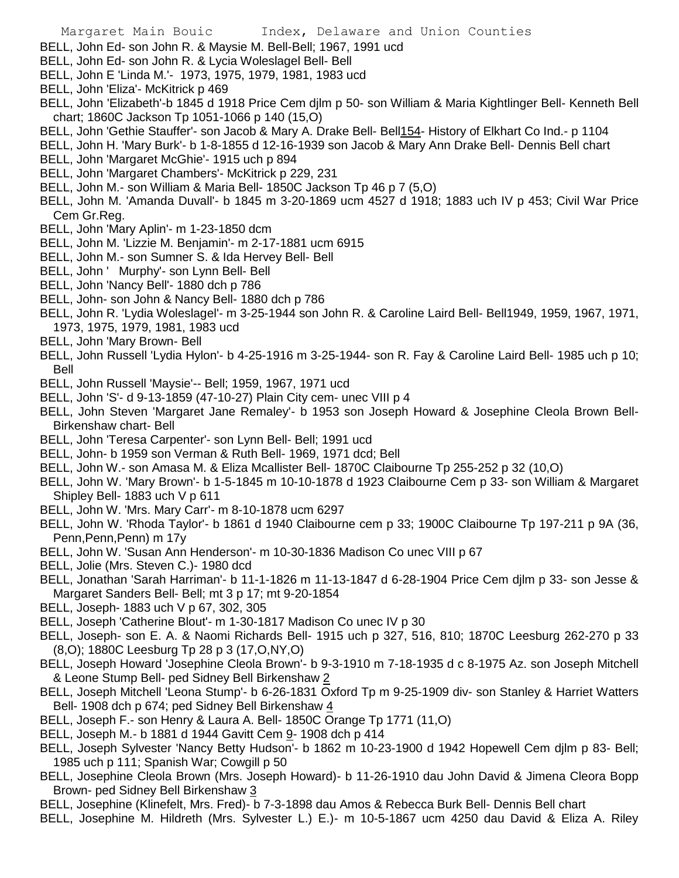BELL, John Ed- son John R. & Maysie M. Bell-Bell; 1967, 1991 ucd

BELL, John Ed- son John R. & Lycia Woleslagel Bell- Bell

BELL, John E 'Linda M.'- 1973, 1975, 1979, 1981, 1983 ucd

BELL, John 'Eliza'- McKitrick p 469

BELL, John 'Elizabeth'-b 1845 d 1918 Price Cem djlm p 50- son William & Maria Kightlinger Bell- Kenneth Bell chart; 1860C Jackson Tp 1051-1066 p 140 (15,O)

BELL, John 'Gethie Stauffer'- son Jacob & Mary A. Drake Bell- Bell154- History of Elkhart Co Ind.- p 1104

BELL, John H. 'Mary Burk'- b 1-8-1855 d 12-16-1939 son Jacob & Mary Ann Drake Bell- Dennis Bell chart

BELL, John 'Margaret McGhie'- 1915 uch p 894

BELL, John 'Margaret Chambers'- McKitrick p 229, 231

BELL, John M.- son William & Maria Bell- 1850C Jackson Tp 46 p 7 (5,O)

BELL, John M. 'Amanda Duvall'- b 1845 m 3-20-1869 ucm 4527 d 1918; 1883 uch IV p 453; Civil War Price Cem Gr.Reg.

BELL, John 'Mary Aplin'- m 1-23-1850 dcm

BELL, John M. 'Lizzie M. Benjamin'- m 2-17-1881 ucm 6915

BELL, John M.- son Sumner S. & Ida Hervey Bell- Bell

BELL, John ' Murphy'- son Lynn Bell- Bell

BELL, John 'Nancy Bell'- 1880 dch p 786

BELL, John- son John & Nancy Bell- 1880 dch p 786

BELL, John R. 'Lydia Woleslagel'- m 3-25-1944 son John R. & Caroline Laird Bell- Bell1949, 1959, 1967, 1971, 1973, 1975, 1979, 1981, 1983 ucd

BELL, John 'Mary Brown- Bell

BELL, John Russell 'Lydia Hylon'- b 4-25-1916 m 3-25-1944- son R. Fay & Caroline Laird Bell- 1985 uch p 10; Bell

BELL, John Russell 'Maysie'-- Bell; 1959, 1967, 1971 ucd

BELL, John 'S'- d 9-13-1859 (47-10-27) Plain City cem- unec VIII p 4

BELL, John Steven 'Margaret Jane Remaley'- b 1953 son Joseph Howard & Josephine Cleola Brown Bell- Birkenshaw chart- Bell

BELL, John 'Teresa Carpenter'- son Lynn Bell- Bell; 1991 ucd

BELL, John- b 1959 son Verman & Ruth Bell- 1969, 1971 dcd; Bell

BELL, John W.- son Amasa M. & Eliza Mcallister Bell- 1870C Claibourne Tp 255-252 p 32 (10,O)

BELL, John W. 'Mary Brown'- b 1-5-1845 m 10-10-1878 d 1923 Claibourne Cem p 33- son William & Margaret Shipley Bell- 1883 uch V p 611

BELL, John W. 'Mrs. Mary Carr'- m 8-10-1878 ucm 6297

BELL, John W. 'Rhoda Taylor'- b 1861 d 1940 Claibourne cem p 33; 1900C Claibourne Tp 197-211 p 9A (36, Penn,Penn,Penn) m 17y

BELL, John W. 'Susan Ann Henderson'- m 10-30-1836 Madison Co unec VIII p 67

BELL, Jolie (Mrs. Steven C.)- 1980 dcd

BELL, Jonathan 'Sarah Harriman'- b 11-1-1826 m 11-13-1847 d 6-28-1904 Price Cem djlm p 33- son Jesse & Margaret Sanders Bell- Bell; mt 3 p 17; mt 9-20-1854

BELL, Joseph- 1883 uch V p 67, 302, 305

BELL, Joseph 'Catherine Blout'- m 1-30-1817 Madison Co unec IV p 30

BELL, Joseph- son E. A. & Naomi Richards Bell- 1915 uch p 327, 516, 810; 1870C Leesburg 262-270 p 33 (8,O); 1880C Leesburg Tp 28 p 3 (17,O,NY,O)

BELL, Joseph Howard 'Josephine Cleola Brown'- b 9-3-1910 m 7-18-1935 d c 8-1975 Az. son Joseph Mitchell & Leone Stump Bell- ped Sidney Bell Birkenshaw 2

BELL, Joseph Mitchell 'Leona Stump'- b 6-26-1831 Oxford Tp m 9-25-1909 div- son Stanley & Harriet Watters Bell- 1908 dch p 674; ped Sidney Bell Birkenshaw 4

BELL, Joseph F.- son Henry & Laura A. Bell- 1850C Orange Tp 1771 (11,O)

BELL, Joseph M.- b 1881 d 1944 Gavitt Cem 9- 1908 dch p 414

BELL, Joseph Sylvester 'Nancy Betty Hudson'- b 1862 m 10-23-1900 d 1942 Hopewell Cem djlm p 83- Bell; 1985 uch p 111; Spanish War; Cowgill p 50

BELL, Josephine Cleola Brown (Mrs. Joseph Howard)- b 11-26-1910 dau John David & Jimena Cleora Bopp Brown- ped Sidney Bell Birkenshaw 3

BELL, Josephine (Klinefelt, Mrs. Fred)- b 7-3-1898 dau Amos & Rebecca Burk Bell- Dennis Bell chart

BELL, Josephine M. Hildreth (Mrs. Sylvester L.) E.)- m 10-5-1867 ucm 4250 dau David & Eliza A. Riley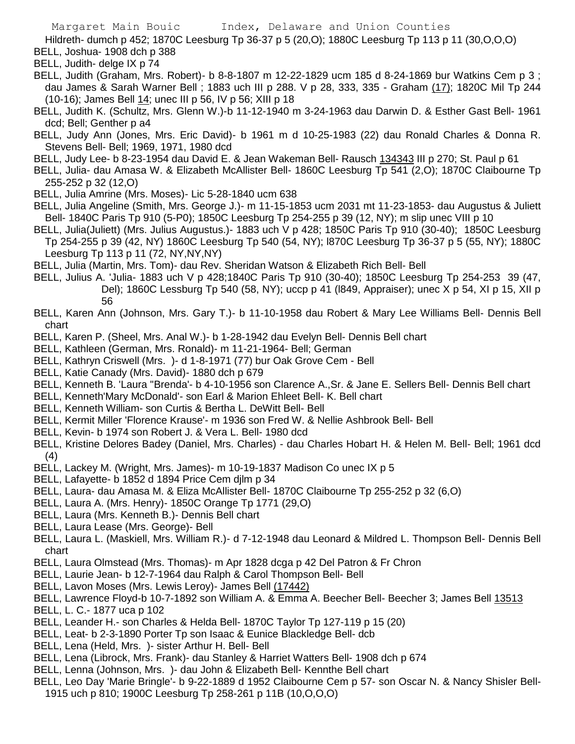Hildreth- dumch p 452; 1870C Leesburg Tp 36-37 p 5 (20,O); 1880C Leesburg Tp 113 p 11 (30,O,O,O)

BELL, Joshua- 1908 dch p 388

BELL, Judith- delge IX p 74

BELL, Judith (Graham, Mrs. Robert)- b 8-8-1807 m 12-22-1829 ucm 185 d 8-24-1869 bur Watkins Cem p 3 ; dau James & Sarah Warner Bell ; 1883 uch III p 288. V p 28, 333, 335 - Graham (17); 1820C Mil Tp 244 (10-16); James Bell 14; unec III p 56, IV p 56; XIII p 18

BELL, Judith K. (Schultz, Mrs. Glenn W.)-b 11-12-1940 m 3-24-1963 dau Darwin D. & Esther Gast Bell- 1961 dcd; Bell; Genther p a4

BELL, Judy Ann (Jones, Mrs. Eric David)- b 1961 m d 10-25-1983 (22) dau Ronald Charles & Donna R. Stevens Bell- Bell; 1969, 1971, 1980 dcd

BELL, Judy Lee- b 8-23-1954 dau David E. & Jean Wakeman Bell- Rausch 134343 III p 270; St. Paul p 61

BELL, Julia- dau Amasa W. & Elizabeth McAllister Bell- 1860C Leesburg Tp 541 (2,O); 1870C Claibourne Tp 255-252 p 32 (12,O)

BELL, Julia Amrine (Mrs. Moses)- Lic 5-28-1840 ucm 638

BELL, Julia Angeline (Smith, Mrs. George J.)- m 11-15-1853 ucm 2031 mt 11-23-1853- dau Augustus & Juliett Bell- 1840C Paris Tp 910 (5-P0); 1850C Leesburg Tp 254-255 p 39 (12, NY); m slip unec VIII p 10

BELL, Julia(Juliett) (Mrs. Julius Augustus.)- 1883 uch V p 428; 1850C Paris Tp 910 (30-40); 1850C Leesburg Tp 254-255 p 39 (42, NY) 1860C Leesburg Tp 540 (54, NY); l870C Leesburg Tp 36-37 p 5 (55, NY); 1880C Leesburg Tp 113 p 11 (72, NY,NY,NY)

BELL, Julia (Martin, Mrs. Tom)- dau Rev. Sheridan Watson & Elizabeth Rich Bell- Bell

BELL, Julius A. 'Julia- 1883 uch V p 428;1840C Paris Tp 910 (30-40); 1850C Leesburg Tp 254-253 39 (47, Del); 1860C Lessburg Tp 540 (58, NY); uccp p 41 (l849, Appraiser); unec X p 54, XI p 15, XII p 56

BELL, Karen Ann (Johnson, Mrs. Gary T.)- b 11-10-1958 dau Robert & Mary Lee Williams Bell- Dennis Bell chart

BELL, Karen P. (Sheel, Mrs. Anal W.)- b 1-28-1942 dau Evelyn Bell- Dennis Bell chart

BELL, Kathleen (German, Mrs. Ronald)- m 11-21-1964- Bell; German

BELL, Kathryn Criswell (Mrs. )- d 1-8-1971 (77) bur Oak Grove Cem - Bell

BELL, Katie Canady (Mrs. David)- 1880 dch p 679

BELL, Kenneth B. 'Laura "Brenda'- b 4-10-1956 son Clarence A.,Sr. & Jane E. Sellers Bell- Dennis Bell chart

BELL, Kenneth'Mary McDonald'- son Earl & Marion Ehleet Bell- K. Bell chart

BELL, Kenneth William- son Curtis & Bertha L. DeWitt Bell- Bell

BELL, Kermit Miller 'Florence Krause'- m 1936 son Fred W. & Nellie Ashbrook Bell- Bell

BELL, Kevin- b 1974 son Robert J. & Vera L. Bell- 1980 dcd

BELL, Kristine Delores Badey (Daniel, Mrs. Charles) - dau Charles Hobart H. & Helen M. Bell- Bell; 1961 dcd (4)

BELL, Lackey M. (Wright, Mrs. James)- m 10-19-1837 Madison Co unec IX p 5

BELL, Lafayette- b 1852 d 1894 Price Cem djlm p 34

BELL, Laura- dau Amasa M. & Eliza McAllister Bell- 1870C Claibourne Tp 255-252 p 32 (6,O)

BELL, Laura A. (Mrs. Henry)- 1850C Orange Tp 1771 (29,O)

BELL, Laura (Mrs. Kenneth B.)- Dennis Bell chart

BELL, Laura Lease (Mrs. George)- Bell

BELL, Laura L. (Maskiell, Mrs. William R.)- d 7-12-1948 dau Leonard & Mildred L. Thompson Bell- Dennis Bell chart

BELL, Laura Olmstead (Mrs. Thomas)- m Apr 1828 dcga p 42 Del Patron & Fr Chron

BELL, Laurie Jean- b 12-7-1964 dau Ralph & Carol Thompson Bell- Bell

BELL, Lavon Moses (Mrs. Lewis Leroy)- James Bell (17442)

BELL, Lawrence Floyd-b 10-7-1892 son William A. & Emma A. Beecher Bell- Beecher 3; James Bell 13513

BELL, L. C.- 1877 uca p 102

BELL, Leander H.- son Charles & Helda Bell- 1870C Taylor Tp 127-119 p 15 (20)

BELL, Leat- b 2-3-1890 Porter Tp son Isaac & Eunice Blackledge Bell- dcb

BELL, Lena (Held, Mrs. )- sister Arthur H. Bell- Bell

BELL, Lena (Librock, Mrs. Frank)- dau Stanley & Harriet Watters Bell- 1908 dch p 674

BELL, Lenna (Johnson, Mrs. )- dau John & Elizabeth Bell- Kennthe Bell chart

BELL, Leo Day 'Marie Bringle'- b 9-22-1889 d 1952 Claibourne Cem p 57- son Oscar N. & Nancy Shisler Bell- 1915 uch p 810; 1900C Leesburg Tp 258-261 p 11B (10,O,O,O)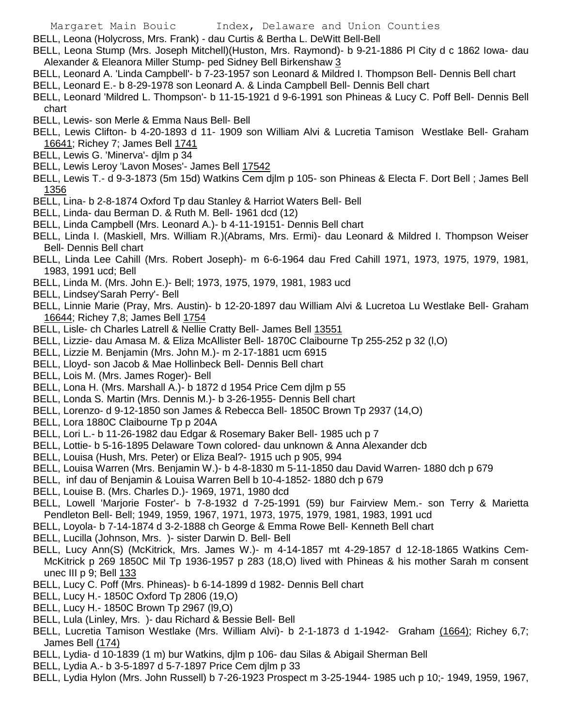BELL, Leona (Holycross, Mrs. Frank) - dau Curtis & Bertha L. DeWitt Bell-Bell

BELL, Leona Stump (Mrs. Joseph Mitchell)(Huston, Mrs. Raymond)- b 9-21-1886 Pl City d c 1862 Iowa- dau Alexander & Eleanora Miller Stump- ped Sidney Bell Birkenshaw 3

BELL, Leonard A. 'Linda Campbell'- b 7-23-1957 son Leonard & Mildred I. Thompson Bell- Dennis Bell chart

BELL, Leonard E.- b 8-29-1978 son Leonard A. & Linda Campbell Bell- Dennis Bell chart

BELL, Leonard 'Mildred L. Thompson'- b 11-15-1921 d 9-6-1991 son Phineas & Lucy C. Poff Bell- Dennis Bell chart

BELL, Lewis- son Merle & Emma Naus Bell- Bell

BELL, Lewis Clifton- b 4-20-1893 d 11- 1909 son William Alvi & Lucretia Tamison Westlake Bell- Graham 16641; Richey 7; James Bell 1741

BELL, Lewis G. 'Minerva'- djlm p 34

BELL, Lewis Leroy 'Lavon Moses'- James Bell 17542

BELL, Lewis T.- d 9-3-1873 (5m 15d) Watkins Cem djlm p 105- son Phineas & Electa F. Dort Bell ; James Bell 1356

BELL, Lina- b 2-8-1874 Oxford Tp dau Stanley & Harriot Waters Bell- Bell

BELL, Linda- dau Berman D. & Ruth M. Bell- 1961 dcd (12)

BELL, Linda Campbell (Mrs. Leonard A.)- b 4-11-19151- Dennis Bell chart

BELL, Linda I. (Maskiell, Mrs. William R.)(Abrams, Mrs. Ermi)- dau Leonard & Mildred I. Thompson Weiser Bell- Dennis Bell chart

BELL, Linda Lee Cahill (Mrs. Robert Joseph)- m 6-6-1964 dau Fred Cahill 1971, 1973, 1975, 1979, 1981, 1983, 1991 ucd; Bell

BELL, Linda M. (Mrs. John E.)- Bell; 1973, 1975, 1979, 1981, 1983 ucd

BELL, Lindsey'Sarah Perry'- Bell

BELL, Linnie Marie (Pray, Mrs. Austin)- b 12-20-1897 dau William Alvi & Lucretoa Lu Westlake Bell- Graham 16644; Richey 7,8; James Bell 1754

BELL, Lisle- ch Charles Latrell & Nellie Cratty Bell- James Bell 13551

BELL, Lizzie- dau Amasa M. & Eliza McAllister Bell- 1870C Claibourne Tp 255-252 p 32 (l,O)

BELL, Lizzie M. Benjamin (Mrs. John M.)- m 2-17-1881 ucm 6915

BELL, Lloyd- son Jacob & Mae Hollinbeck Bell- Dennis Bell chart

BELL, Lois M. (Mrs. James Roger)- Bell

BELL, Lona H. (Mrs. Marshall A.)- b 1872 d 1954 Price Cem djlm p 55

BELL, Londa S. Martin (Mrs. Dennis M.)- b 3-26-1955- Dennis Bell chart

BELL, Lorenzo- d 9-12-1850 son James & Rebecca Bell- 1850C Brown Tp 2937 (14,O)

BELL, Lora 1880C Claibourne Tp p 204A

BELL, Lori L.- b 11-26-1982 dau Edgar & Rosemary Baker Bell- 1985 uch p 7

BELL, Lottie- b 5-16-1895 Delaware Town colored- dau unknown & Anna Alexander dcb

BELL, Louisa (Hush, Mrs. Peter) or Eliza Beal?- 1915 uch p 905, 994

BELL, Louisa Warren (Mrs. Benjamin W.)- b 4-8-1830 m 5-11-1850 dau David Warren- 1880 dch p 679

BELL, inf dau of Benjamin & Louisa Warren Bell b 10-4-1852- 1880 dch p 679

BELL, Louise B. (Mrs. Charles D.)- 1969, 1971, 1980 dcd

BELL, Lowell 'Marjorie Foster'- b 7-8-1932 d 7-25-1991 (59) bur Fairview Mem.- son Terry & Marietta Pendleton Bell- Bell; 1949, 1959, 1967, 1971, 1973, 1975, 1979, 1981, 1983, 1991 ucd

BELL, Loyola- b 7-14-1874 d 3-2-1888 ch George & Emma Rowe Bell- Kenneth Bell chart

BELL, Lucilla (Johnson, Mrs. )- sister Darwin D. Bell- Bell

BELL, Lucy Ann(S) (McKitrick, Mrs. James W.)- m 4-14-1857 mt 4-29-1857 d 12-18-1865 Watkins Cem-McKitrick p 269 1850C Mil Tp 1936-1957 p 283 (18,O) lived with Phineas & his mother Sarah m consent unec III p 9; Bell 133

BELL, Lucy C. Poff (Mrs. Phineas)- b 6-14-1899 d 1982- Dennis Bell chart

BELL, Lucy H.- 1850C Oxford Tp 2806 (19,O)

BELL, Lucy H.- 1850C Brown Tp 2967 (l9,O)

BELL, Lula (Linley, Mrs. )- dau Richard & Bessie Bell- Bell

BELL, Lucretia Tamison Westlake (Mrs. William Alvi)- b 2-1-1873 d 1-1942- Graham (1664); Richey 6,7; James Bell (174)

BELL, Lydia- d 10-1839 (1 m) bur Watkins, djlm p 106- dau Silas & Abigail Sherman Bell

BELL, Lydia A.- b 3-5-1897 d 5-7-1897 Price Cem djlm p 33

BELL, Lydia Hylon (Mrs. John Russell) b 7-26-1923 Prospect m 3-25-1944- 1985 uch p 10;- 1949, 1959, 1967,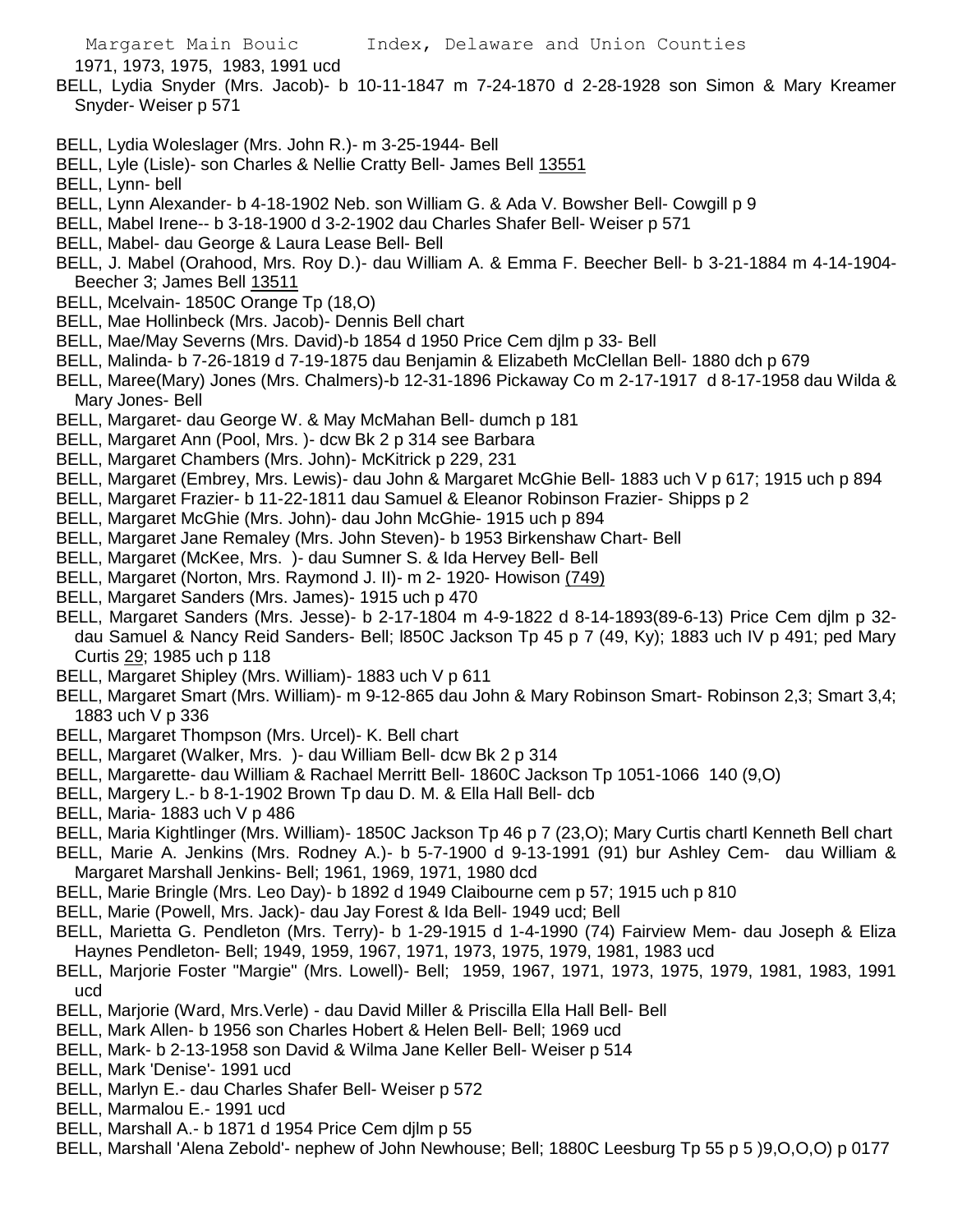1971, 1973, 1975, 1983, 1991 ucd

BELL, Lydia Snyder (Mrs. Jacob)- b 10-11-1847 m 7-24-1870 d 2-28-1928 son Simon & Mary Kreamer Snyder- Weiser p 571

BELL, Lydia Woleslager (Mrs. John R.)- m 3-25-1944- Bell

BELL, Lyle (Lisle)- son Charles & Nellie Cratty Bell- James Bell 13551

BELL, Lynn- bell

BELL, Lynn Alexander- b 4-18-1902 Neb. son William G. & Ada V. Bowsher Bell- Cowgill p 9

BELL, Mabel Irene-- b 3-18-1900 d 3-2-1902 dau Charles Shafer Bell- Weiser p 571

BELL, Mabel- dau George & Laura Lease Bell- Bell

BELL, J. Mabel (Orahood, Mrs. Roy D.)- dau William A. & Emma F. Beecher Bell- b 3-21-1884 m 4-14-1904- Beecher 3; James Bell 13511

BELL, Mcelvain- 1850C Orange Tp (18,O)

BELL, Mae Hollinbeck (Mrs. Jacob)- Dennis Bell chart

BELL, Mae/May Severns (Mrs. David)-b 1854 d 1950 Price Cem djlm p 33- Bell

BELL, Malinda- b 7-26-1819 d 7-19-1875 dau Benjamin & Elizabeth McClellan Bell- 1880 dch p 679

BELL, Maree(Mary) Jones (Mrs. Chalmers)-b 12-31-1896 Pickaway Co m 2-17-1917 d 8-17-1958 dau Wilda & Mary Jones- Bell

BELL, Margaret- dau George W. & May McMahan Bell- dumch p 181

BELL, Margaret Ann (Pool, Mrs. )- dcw Bk 2 p 314 see Barbara

BELL, Margaret Chambers (Mrs. John)- McKitrick p 229, 231

BELL, Margaret (Embrey, Mrs. Lewis)- dau John & Margaret McGhie Bell- 1883 uch V p 617; 1915 uch p 894

BELL, Margaret Frazier- b 11-22-1811 dau Samuel & Eleanor Robinson Frazier- Shipps p 2

BELL, Margaret McGhie (Mrs. John)- dau John McGhie- 1915 uch p 894

BELL, Margaret Jane Remaley (Mrs. John Steven)- b 1953 Birkenshaw Chart- Bell

BELL, Margaret (McKee, Mrs. )- dau Sumner S. & Ida Hervey Bell- Bell

BELL, Margaret (Norton, Mrs. Raymond J. II)- m 2- 1920- Howison (749)

BELL, Margaret Sanders (Mrs. James)- 1915 uch p 470

BELL, Margaret Sanders (Mrs. Jesse)- b 2-17-1804 m 4-9-1822 d 8-14-1893(89-6-13) Price Cem djlm p 32- dau Samuel & Nancy Reid Sanders- Bell; l850C Jackson Tp 45 p 7 (49, Ky); 1883 uch IV p 491; ped Mary Curtis 29; 1985 uch p 118

BELL, Margaret Shipley (Mrs. William)- 1883 uch V p 611

BELL, Margaret Smart (Mrs. William)- m 9-12-865 dau John & Mary Robinson Smart- Robinson 2,3; Smart 3,4; 1883 uch V p 336

BELL, Margaret Thompson (Mrs. Urcel)- K. Bell chart

BELL, Margaret (Walker, Mrs. )- dau William Bell- dcw Bk 2 p 314

BELL, Margarette- dau William & Rachael Merritt Bell- 1860C Jackson Tp 1051-1066 140 (9,O)

BELL, Margery L.- b 8-1-1902 Brown Tp dau D. M. & Ella Hall Bell- dcb

BELL, Maria- 1883 uch V p 486

BELL, Maria Kightlinger (Mrs. William)- 1850C Jackson Tp 46 p 7 (23,O); Mary Curtis chartl Kenneth Bell chart

BELL, Marie A. Jenkins (Mrs. Rodney A.)- b 5-7-1900 d 9-13-1991 (91) bur Ashley Cem- dau William & Margaret Marshall Jenkins- Bell; 1961, 1969, 1971, 1980 dcd

BELL, Marie Bringle (Mrs. Leo Day)- b 1892 d 1949 Claibourne cem p 57; 1915 uch p 810

BELL, Marie (Powell, Mrs. Jack)- dau Jay Forest & Ida Bell- 1949 ucd; Bell

BELL, Marietta G. Pendleton (Mrs. Terry)- b 1-29-1915 d 1-4-1990 (74) Fairview Mem- dau Joseph & Eliza Haynes Pendleton- Bell; 1949, 1959, 1967, 1971, 1973, 1975, 1979, 1981, 1983 ucd

BELL, Marjorie Foster "Margie" (Mrs. Lowell)- Bell; 1959, 1967, 1971, 1973, 1975, 1979, 1981, 1983, 1991 ucd

BELL, Marjorie (Ward, Mrs.Verle) - dau David Miller & Priscilla Ella Hall Bell- Bell

BELL, Mark Allen- b 1956 son Charles Hobert & Helen Bell- Bell; 1969 ucd

BELL, Mark- b 2-13-1958 son David & Wilma Jane Keller Bell- Weiser p 514

BELL, Mark 'Denise'- 1991 ucd

BELL, Marlyn E.- dau Charles Shafer Bell- Weiser p 572

BELL, Marmalou E.- 1991 ucd

BELL, Marshall A.- b 1871 d 1954 Price Cem djlm p 55

BELL, Marshall 'Alena Zebold'- nephew of John Newhouse; Bell; 1880C Leesburg Tp 55 p 5 )9,O,O,O) p 0177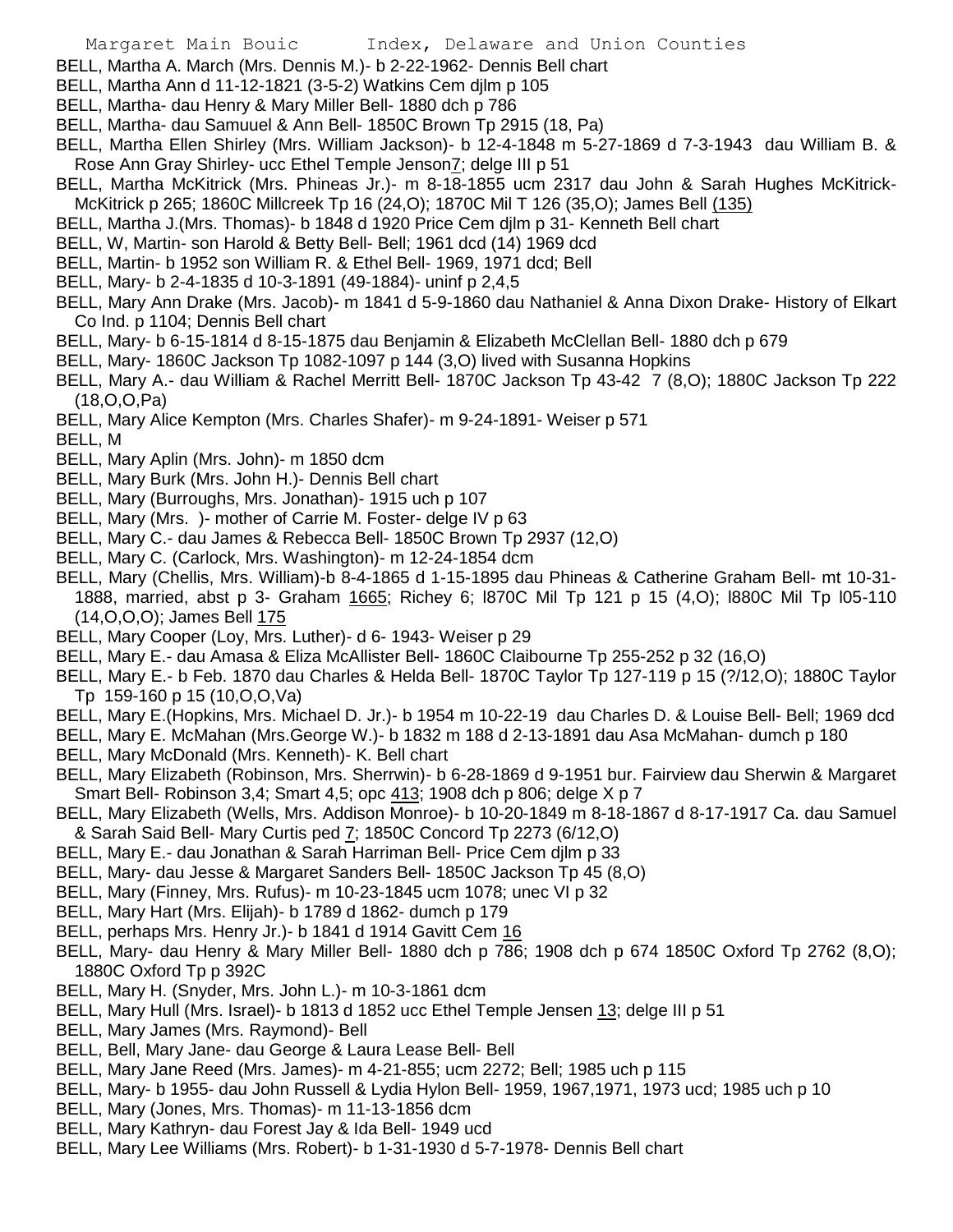BELL, Martha A. March (Mrs. Dennis M.)- b 2-22-1962- Dennis Bell chart

BELL, Martha Ann d 11-12-1821 (3-5-2) Watkins Cem djlm p 105

BELL, Martha- dau Henry & Mary Miller Bell- 1880 dch p 786

BELL, Martha- dau Samuuel & Ann Bell- 1850C Brown Tp 2915 (18, Pa)

BELL, Martha Ellen Shirley (Mrs. William Jackson)- b 12-4-1848 m 5-27-1869 d 7-3-1943 dau William B. & Rose Ann Gray Shirley- ucc Ethel Temple Jenson7; delge III p 51

BELL, Martha McKitrick (Mrs. Phineas Jr.)- m 8-18-1855 ucm 2317 dau John & Sarah Hughes McKitrick-McKitrick p 265; 1860C Millcreek Tp 16 (24,O); 1870C Mil T 126 (35,O); James Bell (135)

BELL, Martha J.(Mrs. Thomas)- b 1848 d 1920 Price Cem djlm p 31- Kenneth Bell chart

BELL, W, Martin- son Harold & Betty Bell- Bell; 1961 dcd (14) 1969 dcd

BELL, Martin- b 1952 son William R. & Ethel Bell- 1969, 1971 dcd; Bell

BELL, Mary- b 2-4-1835 d 10-3-1891 (49-1884)- uninf p 2,4,5

BELL, Mary Ann Drake (Mrs. Jacob)- m 1841 d 5-9-1860 dau Nathaniel & Anna Dixon Drake- History of Elkart Co Ind. p 1104; Dennis Bell chart

BELL, Mary- b 6-15-1814 d 8-15-1875 dau Benjamin & Elizabeth McClellan Bell- 1880 dch p 679

BELL, Mary- 1860C Jackson Tp 1082-1097 p 144 (3,O) lived with Susanna Hopkins

BELL, Mary A.- dau William & Rachel Merritt Bell- 1870C Jackson Tp 43-42 7 (8,O); 1880C Jackson Tp 222 (18,O,O,Pa)

BELL, Mary Alice Kempton (Mrs. Charles Shafer)- m 9-24-1891- Weiser p 571

BELL, M

BELL, Mary Aplin (Mrs. John)- m 1850 dcm

BELL, Mary Burk (Mrs. John H.)- Dennis Bell chart

BELL, Mary (Burroughs, Mrs. Jonathan)- 1915 uch p 107

BELL, Mary (Mrs. )- mother of Carrie M. Foster- delge IV p 63

BELL, Mary C.- dau James & Rebecca Bell- 1850C Brown Tp 2937 (12,O)

BELL, Mary C. (Carlock, Mrs. Washington)- m 12-24-1854 dcm

BELL, Mary (Chellis, Mrs. William)-b 8-4-1865 d 1-15-1895 dau Phineas & Catherine Graham Bell- mt 10-31-1888, married, abst p 3- Graham 1665; Richey 6; l870C Mil Tp 121 p 15 (4,O); l880C Mil Tp l05-110 (14,O,O,O); James Bell 175

BELL, Mary Cooper (Loy, Mrs. Luther)- d 6- 1943- Weiser p 29

BELL, Mary E.- dau Amasa & Eliza McAllister Bell- 1860C Claibourne Tp 255-252 p 32 (16,O)

BELL, Mary E.- b Feb. 1870 dau Charles & Helda Bell- 1870C Taylor Tp 127-119 p 15 (?/12,O); 1880C Taylor Tp 159-160 p 15 (10,O,O,Va)

BELL, Mary E.(Hopkins, Mrs. Michael D. Jr.)- b 1954 m 10-22-19 dau Charles D. & Louise Bell- Bell; 1969 dcd

BELL, Mary E. McMahan (Mrs.George W.)- b 1832 m 188 d 2-13-1891 dau Asa McMahan- dumch p 180

BELL, Mary McDonald (Mrs. Kenneth)- K. Bell chart

BELL, Mary Elizabeth (Robinson, Mrs. Sherrwin)- b 6-28-1869 d 9-1951 bur. Fairview dau Sherwin & Margaret Smart Bell- Robinson 3,4; Smart 4,5; opc 413; 1908 dch p 806; delge X p 7

BELL, Mary Elizabeth (Wells, Mrs. Addison Monroe)- b 10-20-1849 m 8-18-1867 d 8-17-1917 Ca. dau Samuel & Sarah Said Bell- Mary Curtis ped 7; 1850C Concord Tp 2273 (6/12,O)

BELL, Mary E.- dau Jonathan & Sarah Harriman Bell- Price Cem djlm p 33

BELL, Mary- dau Jesse & Margaret Sanders Bell- 1850C Jackson Tp 45 (8,O)

BELL, Mary (Finney, Mrs. Rufus)- m 10-23-1845 ucm 1078; unec VI p 32

BELL, Mary Hart (Mrs. Elijah)- b 1789 d 1862- dumch p 179

BELL, perhaps Mrs. Henry Jr.)- b 1841 d 1914 Gavitt Cem 16

BELL, Mary- dau Henry & Mary Miller Bell- 1880 dch p 786; 1908 dch p 674 1850C Oxford Tp 2762 (8,O); 1880C Oxford Tp p 392C

BELL, Mary H. (Snyder, Mrs. John L.)- m 10-3-1861 dcm

BELL, Mary Hull (Mrs. Israel)- b 1813 d 1852 ucc Ethel Temple Jensen 13; delge III p 51

BELL, Mary James (Mrs. Raymond)- Bell

BELL, Bell, Mary Jane- dau George & Laura Lease Bell- Bell

BELL, Mary Jane Reed (Mrs. James)- m 4-21-855; ucm 2272; Bell; 1985 uch p 115

BELL, Mary- b 1955- dau John Russell & Lydia Hylon Bell- 1959, 1967,1971, 1973 ucd; 1985 uch p 10

BELL, Mary (Jones, Mrs. Thomas)- m 11-13-1856 dcm

BELL, Mary Kathryn- dau Forest Jay & Ida Bell- 1949 ucd

BELL, Mary Lee Williams (Mrs. Robert)- b 1-31-1930 d 5-7-1978- Dennis Bell chart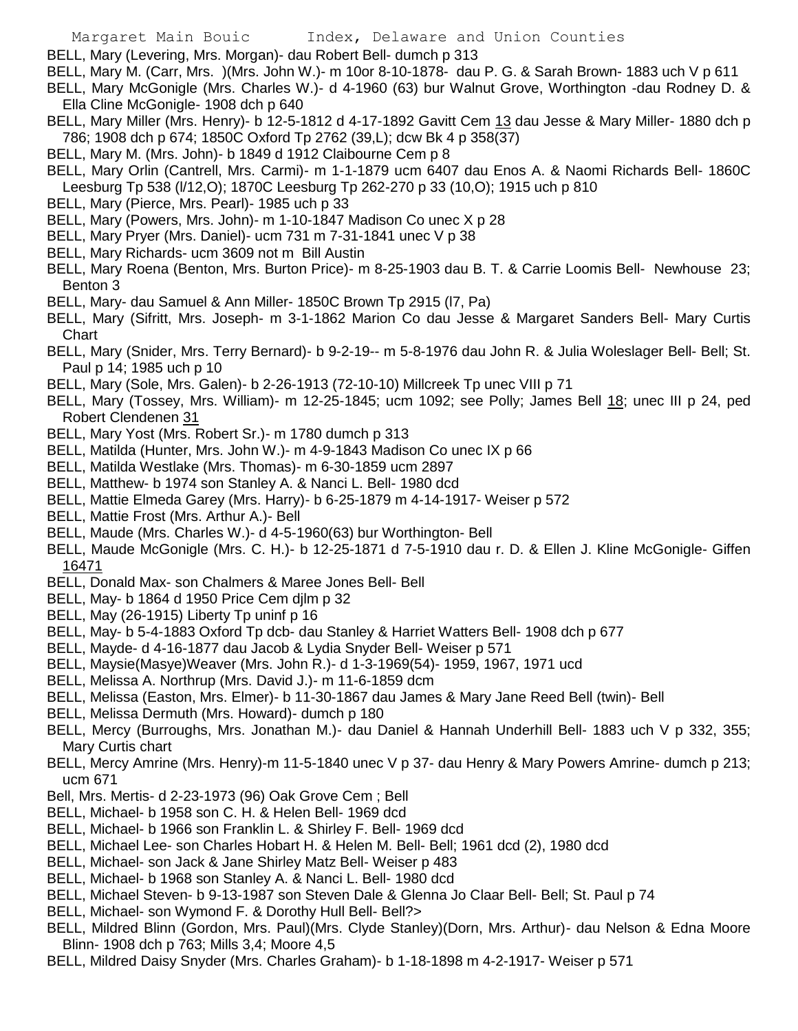BELL, Mary (Levering, Mrs. Morgan)- dau Robert Bell- dumch p 313

BELL, Mary M. (Carr, Mrs. )(Mrs. John W.)- m 10or 8-10-1878- dau P. G. & Sarah Brown- 1883 uch V p 611

BELL, Mary McGonigle (Mrs. Charles W.)- d 4-1960 (63) bur Walnut Grove, Worthington -dau Rodney D. & Ella Cline McGonigle- 1908 dch p 640

BELL, Mary Miller (Mrs. Henry)- b 12-5-1812 d 4-17-1892 Gavitt Cem 13 dau Jesse & Mary Miller- 1880 dch p 786; 1908 dch p 674; 1850C Oxford Tp 2762 (39,L); dcw Bk 4 p 358(37)

BELL, Mary M. (Mrs. John)- b 1849 d 1912 Claibourne Cem p 8

BELL, Mary Orlin (Cantrell, Mrs. Carmi)- m 1-1-1879 ucm 6407 dau Enos A. & Naomi Richards Bell- 1860C Leesburg Tp 538 (l/12,O); 1870C Leesburg Tp 262-270 p 33 (10,O); 1915 uch p 810

BELL, Mary (Pierce, Mrs. Pearl)- 1985 uch p 33

BELL, Mary (Powers, Mrs. John)- m 1-10-1847 Madison Co unec X p 28

BELL, Mary Pryer (Mrs. Daniel)- ucm 731 m 7-31-1841 unec V p 38

BELL, Mary Richards- ucm 3609 not m Bill Austin

BELL, Mary Roena (Benton, Mrs. Burton Price)- m 8-25-1903 dau B. T. & Carrie Loomis Bell- Newhouse 23; Benton 3

BELL, Mary- dau Samuel & Ann Miller- 1850C Brown Tp 2915 (l7, Pa)

BELL, Mary (Sifritt, Mrs. Joseph- m 3-1-1862 Marion Co dau Jesse & Margaret Sanders Bell- Mary Curtis Chart

BELL, Mary (Snider, Mrs. Terry Bernard)- b 9-2-19-- m 5-8-1976 dau John R. & Julia Woleslager Bell- Bell; St. Paul p 14; 1985 uch p 10

BELL, Mary (Sole, Mrs. Galen)- b 2-26-1913 (72-10-10) Millcreek Tp unec VIII p 71

BELL, Mary (Tossey, Mrs. William)- m 12-25-1845; ucm 1092; see Polly; James Bell 18; unec III p 24, ped Robert Clendenen 31

BELL, Mary Yost (Mrs. Robert Sr.)- m 1780 dumch p 313

BELL, Matilda (Hunter, Mrs. John W.)- m 4-9-1843 Madison Co unec IX p 66

BELL, Matilda Westlake (Mrs. Thomas)- m 6-30-1859 ucm 2897

BELL, Matthew- b 1974 son Stanley A. & Nanci L. Bell- 1980 dcd

BELL, Mattie Elmeda Garey (Mrs. Harry)- b 6-25-1879 m 4-14-1917- Weiser p 572

BELL, Mattie Frost (Mrs. Arthur A.)- Bell

BELL, Maude (Mrs. Charles W.)- d 4-5-1960(63) bur Worthington- Bell

BELL, Maude McGonigle (Mrs. C. H.)- b 12-25-1871 d 7-5-1910 dau r. D. & Ellen J. Kline McGonigle- Giffen 16471

BELL, Donald Max- son Chalmers & Maree Jones Bell- Bell

BELL, May- b 1864 d 1950 Price Cem djlm p 32

BELL, May (26-1915) Liberty Tp uninf p 16

BELL, May- b 5-4-1883 Oxford Tp dcb- dau Stanley & Harriet Watters Bell- 1908 dch p 677

BELL, Mayde- d 4-16-1877 dau Jacob & Lydia Snyder Bell- Weiser p 571

BELL, Maysie(Masye)Weaver (Mrs. John R.)- d 1-3-1969(54)- 1959, 1967, 1971 ucd

BELL, Melissa A. Northrup (Mrs. David J.)- m 11-6-1859 dcm

BELL, Melissa (Easton, Mrs. Elmer)- b 11-30-1867 dau James & Mary Jane Reed Bell (twin)- Bell

BELL, Melissa Dermuth (Mrs. Howard)- dumch p 180

BELL, Mercy (Burroughs, Mrs. Jonathan M.)- dau Daniel & Hannah Underhill Bell- 1883 uch V p 332, 355; Mary Curtis chart

BELL, Mercy Amrine (Mrs. Henry)-m 11-5-1840 unec V p 37- dau Henry & Mary Powers Amrine- dumch p 213; ucm 671

Bell, Mrs. Mertis- d 2-23-1973 (96) Oak Grove Cem ; Bell

BELL, Michael- b 1958 son C. H. & Helen Bell- 1969 dcd

BELL, Michael- b 1966 son Franklin L. & Shirley F. Bell- 1969 dcd

BELL, Michael Lee- son Charles Hobart H. & Helen M. Bell- Bell; 1961 dcd (2), 1980 dcd

BELL, Michael- son Jack & Jane Shirley Matz Bell- Weiser p 483

BELL, Michael- b 1968 son Stanley A. & Nanci L. Bell- 1980 dcd

BELL, Michael Steven- b 9-13-1987 son Steven Dale & Glenna Jo Claar Bell- Bell; St. Paul p 74

BELL, Michael- son Wymond F. & Dorothy Hull Bell- Bell?>

BELL, Mildred Blinn (Gordon, Mrs. Paul)(Mrs. Clyde Stanley)(Dorn, Mrs. Arthur)- dau Nelson & Edna Moore Blinn- 1908 dch p 763; Mills 3,4; Moore 4,5

BELL, Mildred Daisy Snyder (Mrs. Charles Graham)- b 1-18-1898 m 4-2-1917- Weiser p 571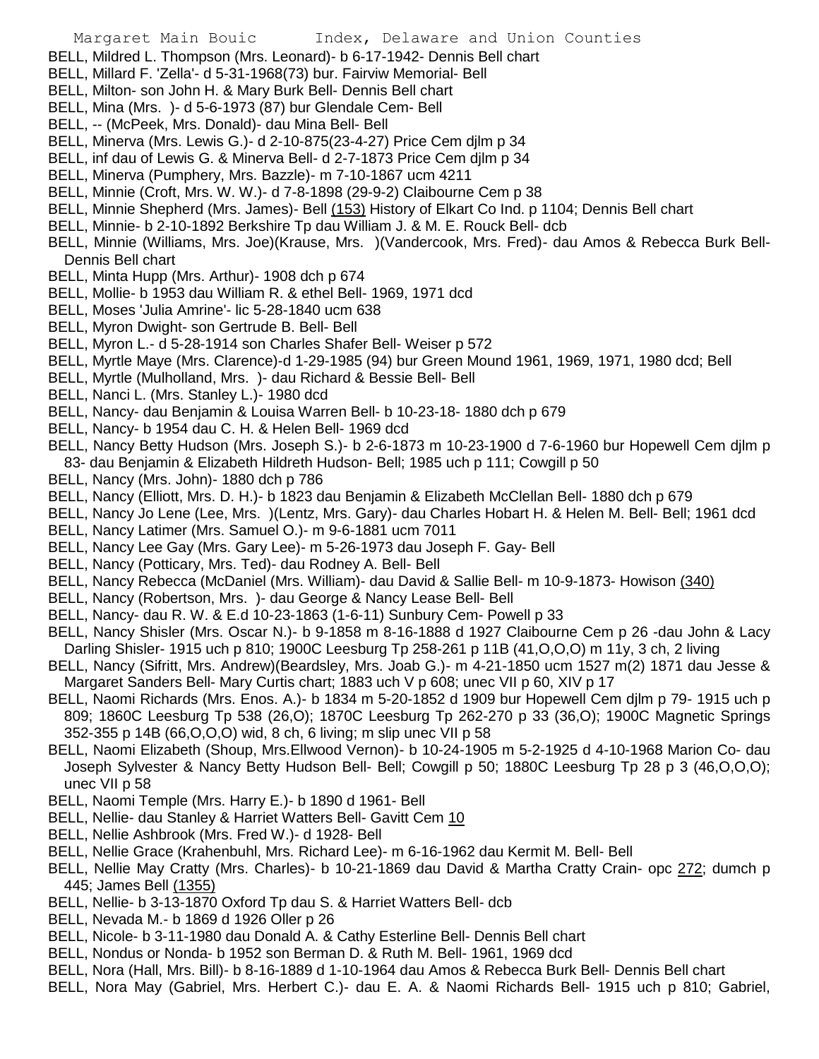BELL, Mildred L. Thompson (Mrs. Leonard)- b 6-17-1942- Dennis Bell chart

BELL, Millard F. 'Zella'- d 5-31-1968(73) bur. Fairviw Memorial- Bell

BELL, Milton- son John H. & Mary Burk Bell- Dennis Bell chart

BELL, Mina (Mrs. )- d 5-6-1973 (87) bur Glendale Cem- Bell

BELL, -- (McPeek, Mrs. Donald)- dau Mina Bell- Bell

BELL, Minerva (Mrs. Lewis G.)- d 2-10-875(23-4-27) Price Cem djlm p 34

BELL, inf dau of Lewis G. & Minerva Bell- d 2-7-1873 Price Cem djlm p 34

BELL, Minerva (Pumphery, Mrs. Bazzle)- m 7-10-1867 ucm 4211

BELL, Minnie (Croft, Mrs. W. W.)- d 7-8-1898 (29-9-2) Claibourne Cem p 38

BELL, Minnie Shepherd (Mrs. James)- Bell (153) History of Elkart Co Ind. p 1104; Dennis Bell chart

BELL, Minnie- b 2-10-1892 Berkshire Tp dau William J. & M. E. Rouck Bell- dcb

BELL, Minnie (Williams, Mrs. Joe)(Krause, Mrs. )(Vandercook, Mrs. Fred)- dau Amos & Rebecca Burk Bell- Dennis Bell chart

BELL, Minta Hupp (Mrs. Arthur)- 1908 dch p 674

BELL, Mollie- b 1953 dau William R. & ethel Bell- 1969, 1971 dcd

BELL, Moses 'Julia Amrine'- lic 5-28-1840 ucm 638

BELL, Myron Dwight- son Gertrude B. Bell- Bell

BELL, Myron L.- d 5-28-1914 son Charles Shafer Bell- Weiser p 572

BELL, Myrtle Maye (Mrs. Clarence)-d 1-29-1985 (94) bur Green Mound 1961, 1969, 1971, 1980 dcd; Bell

BELL, Myrtle (Mulholland, Mrs. )- dau Richard & Bessie Bell- Bell

BELL, Nanci L. (Mrs. Stanley L.)- 1980 dcd

BELL, Nancy- dau Benjamin & Louisa Warren Bell- b 10-23-18- 1880 dch p 679

BELL, Nancy- b 1954 dau C. H. & Helen Bell- 1969 dcd

BELL, Nancy Betty Hudson (Mrs. Joseph S.)- b 2-6-1873 m 10-23-1900 d 7-6-1960 bur Hopewell Cem djlm p 83- dau Benjamin & Elizabeth Hildreth Hudson- Bell; 1985 uch p 111; Cowgill p 50

BELL, Nancy (Mrs. John)- 1880 dch p 786

BELL, Nancy (Elliott, Mrs. D. H.)- b 1823 dau Benjamin & Elizabeth McClellan Bell- 1880 dch p 679

BELL, Nancy Jo Lene (Lee, Mrs. )(Lentz, Mrs. Gary)- dau Charles Hobart H. & Helen M. Bell- Bell; 1961 dcd

BELL, Nancy Latimer (Mrs. Samuel O.)- m 9-6-1881 ucm 7011

BELL, Nancy Lee Gay (Mrs. Gary Lee)- m 5-26-1973 dau Joseph F. Gay- Bell

BELL, Nancy (Potticary, Mrs. Ted)- dau Rodney A. Bell- Bell

BELL, Nancy Rebecca (McDaniel (Mrs. William)- dau David & Sallie Bell- m 10-9-1873- Howison (340)

BELL, Nancy (Robertson, Mrs. )- dau George & Nancy Lease Bell- Bell

BELL, Nancy- dau R. W. & E.d 10-23-1863 (1-6-11) Sunbury Cem- Powell p 33

BELL, Nancy Shisler (Mrs. Oscar N.)- b 9-1858 m 8-16-1888 d 1927 Claibourne Cem p 26 -dau John & Lacy Darling Shisler- 1915 uch p 810; 1900C Leesburg Tp 258-261 p 11B (41,O,O,O) m 11y, 3 ch, 2 living

BELL, Nancy (Sifritt, Mrs. Andrew)(Beardsley, Mrs. Joab G.)- m 4-21-1850 ucm 1527 m(2) 1871 dau Jesse & Margaret Sanders Bell- Mary Curtis chart; 1883 uch V p 608; unec VII p 60, XIV p 17

BELL, Naomi Richards (Mrs. Enos. A.)- b 1834 m 5-20-1852 d 1909 bur Hopewell Cem djlm p 79- 1915 uch p 809; 1860C Leesburg Tp 538 (26,O); 1870C Leesburg Tp 262-270 p 33 (36,O); 1900C Magnetic Springs 352-355 p 14B (66,O,O,O) wid, 8 ch, 6 living; m slip unec VII p 58

BELL, Naomi Elizabeth (Shoup, Mrs.Ellwood Vernon)- b 10-24-1905 m 5-2-1925 d 4-10-1968 Marion Co- dau Joseph Sylvester & Nancy Betty Hudson Bell- Bell; Cowgill p 50; 1880C Leesburg Tp 28 p 3 (46,O,O,O); unec VII p 58

BELL, Naomi Temple (Mrs. Harry E.)- b 1890 d 1961- Bell

BELL, Nellie- dau Stanley & Harriet Watters Bell- Gavitt Cem 10

BELL, Nellie Ashbrook (Mrs. Fred W.)- d 1928- Bell

BELL, Nellie Grace (Krahenbuhl, Mrs. Richard Lee)- m 6-16-1962 dau Kermit M. Bell- Bell

BELL, Nellie May Cratty (Mrs. Charles)- b 10-21-1869 dau David & Martha Cratty Crain- opc 272; dumch p 445; James Bell (1355)

BELL, Nellie- b 3-13-1870 Oxford Tp dau S. & Harriet Watters Bell- dcb

BELL, Nevada M.- b 1869 d 1926 Oller p 26

BELL, Nicole- b 3-11-1980 dau Donald A. & Cathy Esterline Bell- Dennis Bell chart

BELL, Nondus or Nonda- b 1952 son Berman D. & Ruth M. Bell- 1961, 1969 dcd

BELL, Nora (Hall, Mrs. Bill)- b 8-16-1889 d 1-10-1964 dau Amos & Rebecca Burk Bell- Dennis Bell chart

BELL, Nora May (Gabriel, Mrs. Herbert C.)- dau E. A. & Naomi Richards Bell- 1915 uch p 810; Gabriel,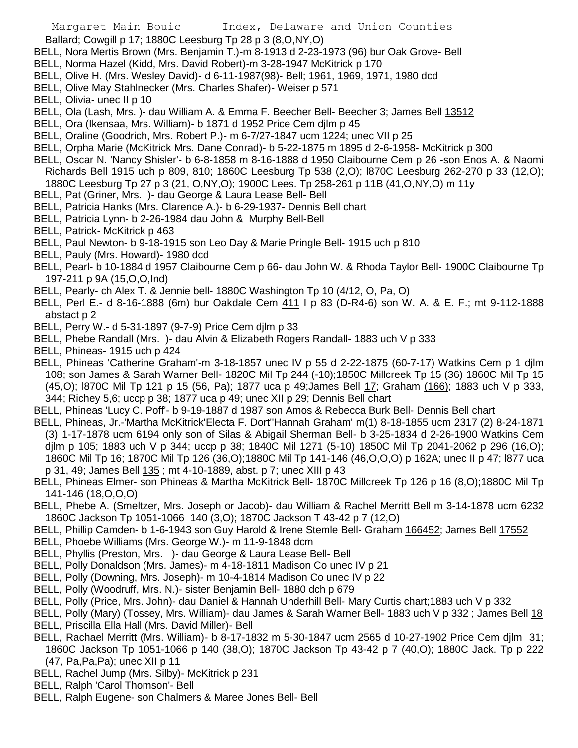Ballard; Cowgill p 17; 1880C Leesburg Tp 28 p 3 (8,O,NY,O)

BELL, Nora Mertis Brown (Mrs. Benjamin T.)-m 8-1913 d 2-23-1973 (96) bur Oak Grove- Bell

BELL, Norma Hazel (Kidd, Mrs. David Robert)-m 3-28-1947 McKitrick p 170

BELL, Olive H. (Mrs. Wesley David)- d 6-11-1987(98)- Bell; 1961, 1969, 1971, 1980 dcd

BELL, Olive May Stahlnecker (Mrs. Charles Shafer)- Weiser p 571

BELL, Olivia- unec II p 10

BELL, Ola (Lash, Mrs. )- dau William A. & Emma F. Beecher Bell- Beecher 3; James Bell 13512

BELL, Ora (Ikensaa, Mrs. William)- b 1871 d 1952 Price Cem djlm p 45

BELL, Oraline (Goodrich, Mrs. Robert P.)- m 6-7/27-1847 ucm 1224; unec VII p 25

BELL, Orpha Marie (McKitrick Mrs. Dane Conrad)- b 5-22-1875 m 1895 d 2-6-1958- McKitrick p 300

BELL, Oscar N. 'Nancy Shisler'- b 6-8-1858 m 8-16-1888 d 1950 Claibourne Cem p 26 -son Enos A. & Naomi Richards Bell 1915 uch p 809, 810; 1860C Leesburg Tp 538 (2,O); l870C Leesburg 262-270 p 33 (12,O); 1880C Leesburg Tp 27 p 3 (21, O,NY,O); 1900C Lees. Tp 258-261 p 11B (41,O,NY,O) m 11y

BELL, Pat (Griner, Mrs. )- dau George & Laura Lease Bell- Bell

BELL, Patricia Hanks (Mrs. Clarence A.)- b 6-29-1937- Dennis Bell chart

BELL, Patricia Lynn- b 2-26-1984 dau John & Murphy Bell-Bell

BELL, Patrick- McKitrick p 463

BELL, Paul Newton- b 9-18-1915 son Leo Day & Marie Pringle Bell- 1915 uch p 810

BELL, Pauly (Mrs. Howard)- 1980 dcd

BELL, Pearl- b 10-1884 d 1957 Claibourne Cem p 66- dau John W. & Rhoda Taylor Bell- 1900C Claibourne Tp 197-211 p 9A (15,O,O,Ind)

BELL, Pearly- ch Alex T. & Jennie bell- 1880C Washington Tp 10 (4/12, O, Pa, O)

BELL, Perl E.- d 8-16-1888 (6m) bur Oakdale Cem 411 I p 83 (D-R4-6) son W. A. & E. F.; mt 9-112-1888 abstact p 2

BELL, Perry W.- d 5-31-1897 (9-7-9) Price Cem djlm p 33

BELL, Phebe Randall (Mrs. )- dau Alvin & Elizabeth Rogers Randall- 1883 uch V p 333

BELL, Phineas- 1915 uch p 424

BELL, Phineas 'Catherine Graham'-m 3-18-1857 unec IV p 55 d 2-22-1875 (60-7-17) Watkins Cem p 1 djlm 108; son James & Sarah Warner Bell- 1820C Mil Tp 244 (-10);1850C Millcreek Tp 15 (36) 1860C Mil Tp 15 (45,O); l870C Mil Tp 121 p 15 (56, Pa); 1877 uca p 49;James Bell 17; Graham (166); 1883 uch V p 333, 344; Richey 5,6; uccp p 38; 1877 uca p 49; unec XII p 29; Dennis Bell chart

BELL, Phineas 'Lucy C. Poff'- b 9-19-1887 d 1987 son Amos & Rebecca Burk Bell- Dennis Bell chart

BELL, Phineas, Jr.-'Martha McKitrick''Electa F. Dort''Hannah Graham' m(1) 8-18-1855 ucm 2317 (2) 8-24-1871 (3) 1-17-1878 ucm 6194 only son of Silas & Abigail Sherman Bell- b 3-25-1834 d 2-26-1900 Watkins Cem djlm p 105; 1883 uch V p 344; uccp p 38; 1840C Mil 1271 (5-10) 1850C Mil Tp 2041-2062 p 296 (16,O); 1860C Mil Tp 16; 1870C Mil Tp 126 (36,O);1880C Mil Tp 141-146 (46,O,O,O) p 162A; unec II p 47; l877 uca p 31, 49; James Bell 135 ; mt 4-10-1889, abst. p 7; unec XIII p 43

BELL, Phineas Elmer- son Phineas & Martha McKitrick Bell- 1870C Millcreek Tp 126 p 16 (8,O);1880C Mil Tp 141-146 (18,O,O,O)

BELL, Phebe A. (Smeltzer, Mrs. Joseph or Jacob)- dau William & Rachel Merritt Bell m 3-14-1878 ucm 6232 1860C Jackson Tp 1051-1066 140 (3,O); 1870C Jackson T 43-42 p 7 (12,O)

BELL, Phillip Camden- b 1-6-1943 son Guy Harold & Irene Stemle Bell- Graham 166452; James Bell 17552

BELL, Phoebe Williams (Mrs. George W.)- m 11-9-1848 dcm

BELL, Phyllis (Preston, Mrs. )- dau George & Laura Lease Bell- Bell

BELL, Polly Donaldson (Mrs. James)- m 4-18-1811 Madison Co unec IV p 21

BELL, Polly (Downing, Mrs. Joseph)- m 10-4-1814 Madison Co unec IV p 22

BELL, Polly (Woodruff, Mrs. N.)- sister Benjamin Bell- 1880 dch p 679

BELL, Polly (Price, Mrs. John)- dau Daniel & Hannah Underhill Bell- Mary Curtis chart;1883 uch V p 332

BELL, Polly (Mary) (Tossey, Mrs. William)- dau James & Sarah Warner Bell- 1883 uch V p 332 ; James Bell 18

BELL, Priscilla Ella Hall (Mrs. David Miller)- Bell

BELL, Rachael Merritt (Mrs. William)- b 8-17-1832 m 5-30-1847 ucm 2565 d 10-27-1902 Price Cem djlm 31; 1860C Jackson Tp 1051-1066 p 140 (38,O); 1870C Jackson Tp 43-42 p 7 (40,O); 1880C Jack. Tp p 222 (47, Pa,Pa,Pa); unec XII p 11

BELL, Rachel Jump (Mrs. Silby)- McKitrick p 231

BELL, Ralph 'Carol Thomson'- Bell

BELL, Ralph Eugene- son Chalmers & Maree Jones Bell- Bell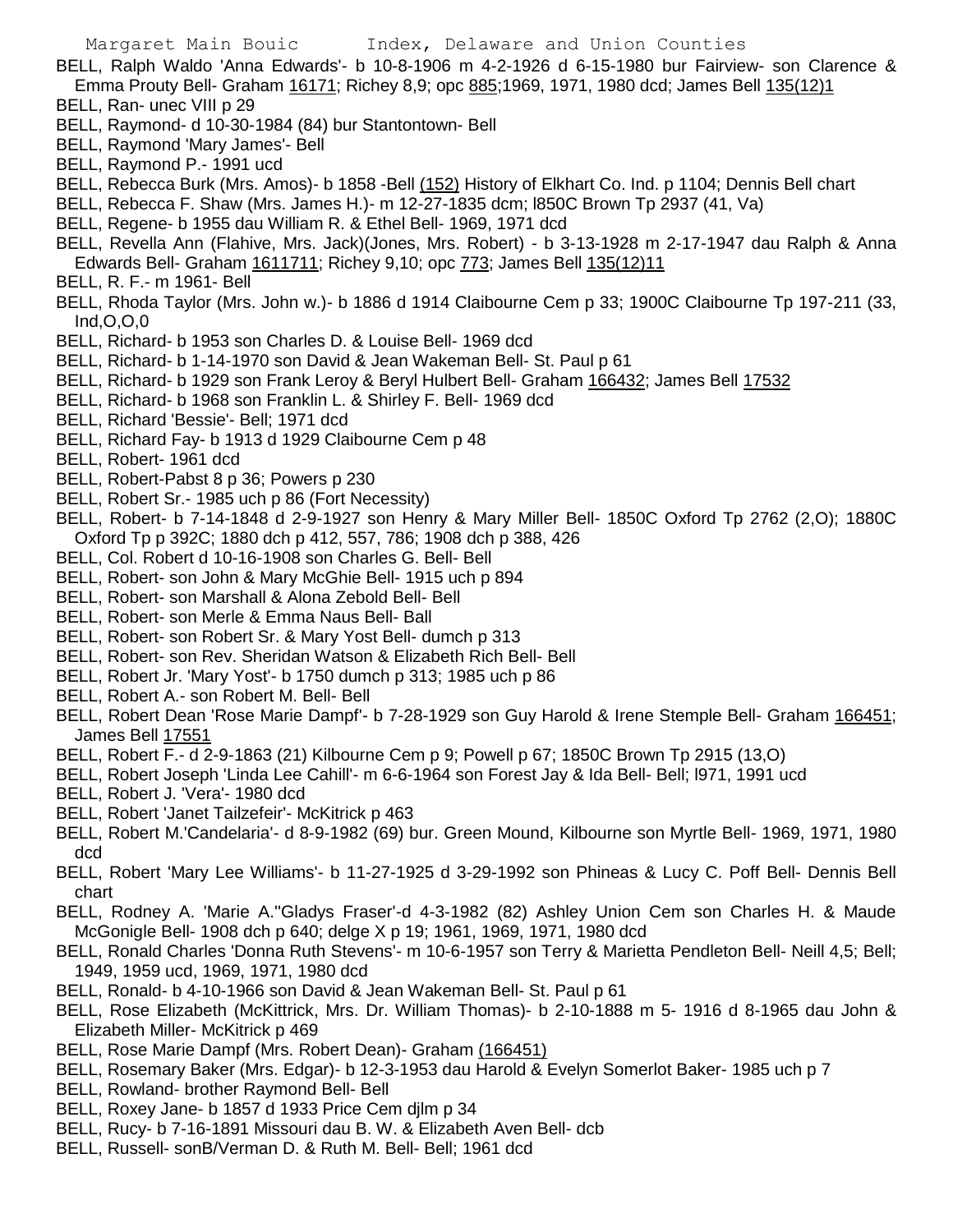BELL, Ralph Waldo 'Anna Edwards'- b 10-8-1906 m 4-2-1926 d 6-15-1980 bur Fairview- son Clarence & Emma Prouty Bell- Graham 16171; Richey 8,9; opc 885;1969, 1971, 1980 dcd; James Bell 135(12)1

BELL, Ran- unec VIII p 29

BELL, Raymond- d 10-30-1984 (84) bur Stantontown- Bell

BELL, Raymond 'Mary James'- Bell

BELL, Raymond P.- 1991 ucd

BELL, Rebecca Burk (Mrs. Amos)- b 1858 -Bell (152) History of Elkhart Co. Ind. p 1104; Dennis Bell chart

BELL, Rebecca F. Shaw (Mrs. James H.)- m 12-27-1835 dcm; l850C Brown Tp 2937 (41, Va)

BELL, Regene- b 1955 dau William R. & Ethel Bell- 1969, 1971 dcd

BELL, Revella Ann (Flahive, Mrs. Jack)(Jones, Mrs. Robert) - b 3-13-1928 m 2-17-1947 dau Ralph & Anna Edwards Bell- Graham 1611711; Richey 9,10; opc 773; James Bell 135(12)11

BELL, R. F.- m 1961- Bell

BELL, Rhoda Taylor (Mrs. John w.)- b 1886 d 1914 Claibourne Cem p 33; 1900C Claibourne Tp 197-211 (33, Ind,O,O,0

BELL, Richard- b 1953 son Charles D. & Louise Bell- 1969 dcd

BELL, Richard- b 1-14-1970 son David & Jean Wakeman Bell- St. Paul p 61

BELL, Richard- b 1929 son Frank Leroy & Beryl Hulbert Bell- Graham 166432; James Bell 17532

BELL, Richard- b 1968 son Franklin L. & Shirley F. Bell- 1969 dcd

BELL, Richard 'Bessie'- Bell; 1971 dcd

BELL, Richard Fay- b 1913 d 1929 Claibourne Cem p 48

BELL, Robert- 1961 dcd

BELL, Robert-Pabst 8 p 36; Powers p 230

BELL, Robert Sr.- 1985 uch p 86 (Fort Necessity)

BELL, Robert- b 7-14-1848 d 2-9-1927 son Henry & Mary Miller Bell- 1850C Oxford Tp 2762 (2,O); 1880C Oxford Tp p 392C; 1880 dch p 412, 557, 786; 1908 dch p 388, 426

BELL, Col. Robert d 10-16-1908 son Charles G. Bell- Bell

BELL, Robert- son John & Mary McGhie Bell- 1915 uch p 894

BELL, Robert- son Marshall & Alona Zebold Bell- Bell

BELL, Robert- son Merle & Emma Naus Bell- Ball

BELL, Robert- son Robert Sr. & Mary Yost Bell- dumch p 313

BELL, Robert- son Rev. Sheridan Watson & Elizabeth Rich Bell- Bell

BELL, Robert Jr. 'Mary Yost'- b 1750 dumch p 313; 1985 uch p 86

BELL, Robert A.- son Robert M. Bell- Bell

BELL, Robert Dean 'Rose Marie Dampf'- b 7-28-1929 son Guy Harold & Irene Stemple Bell- Graham 166451; James Bell 17551

BELL, Robert F.- d 2-9-1863 (21) Kilbourne Cem p 9; Powell p 67; 1850C Brown Tp 2915 (13,O)

BELL, Robert Joseph 'Linda Lee Cahill'- m 6-6-1964 son Forest Jay & Ida Bell- Bell; l971, 1991 ucd

BELL, Robert J. 'Vera'- 1980 dcd

BELL, Robert 'Janet Tailzefeir'- McKitrick p 463

BELL, Robert M.'Candelaria'- d 8-9-1982 (69) bur. Green Mound, Kilbourne son Myrtle Bell- 1969, 1971, 1980 dcd

BELL, Robert 'Mary Lee Williams'- b 11-27-1925 d 3-29-1992 son Phineas & Lucy C. Poff Bell- Dennis Bell chart

BELL, Rodney A. 'Marie A.''Gladys Fraser'-d 4-3-1982 (82) Ashley Union Cem son Charles H. & Maude McGonigle Bell- 1908 dch p 640; delge X p 19; 1961, 1969, 1971, 1980 dcd

BELL, Ronald Charles 'Donna Ruth Stevens'- m 10-6-1957 son Terry & Marietta Pendleton Bell- Neill 4,5; Bell; 1949, 1959 ucd, 1969, 1971, 1980 dcd

BELL, Ronald- b 4-10-1966 son David & Jean Wakeman Bell- St. Paul p 61

BELL, Rose Elizabeth (McKittrick, Mrs. Dr. William Thomas)- b 2-10-1888 m 5- 1916 d 8-1965 dau John & Elizabeth Miller- McKitrick p 469

BELL, Rose Marie Dampf (Mrs. Robert Dean)- Graham (166451)

BELL, Rosemary Baker (Mrs. Edgar)- b 12-3-1953 dau Harold & Evelyn Somerlot Baker- 1985 uch p 7

BELL, Rowland- brother Raymond Bell- Bell

BELL, Roxey Jane- b 1857 d 1933 Price Cem djlm p 34

BELL, Rucy- b 7-16-1891 Missouri dau B. W. & Elizabeth Aven Bell- dcb

BELL, Russell- sonB/Verman D. & Ruth M. Bell- Bell; 1961 dcd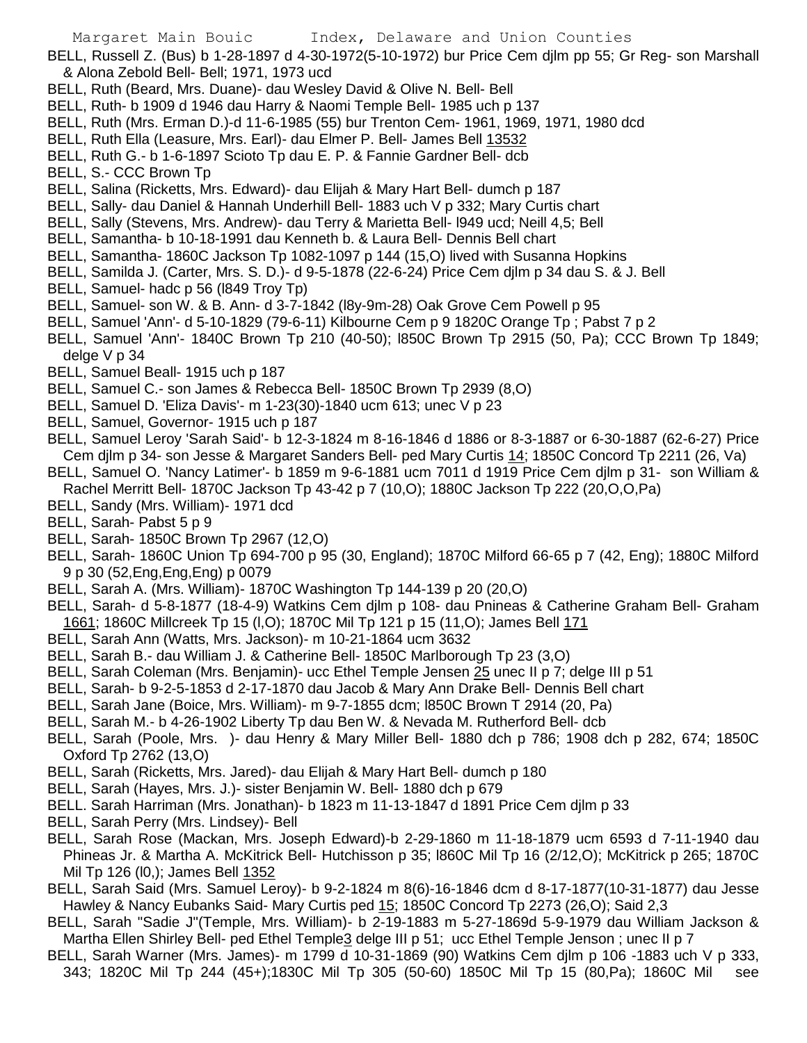BELL, Russell Z. (Bus) b 1-28-1897 d 4-30-1972(5-10-1972) bur Price Cem djlm pp 55; Gr Reg- son Marshall & Alona Zebold Bell- Bell; 1971, 1973 ucd

BELL, Ruth (Beard, Mrs. Duane)- dau Wesley David & Olive N. Bell- Bell

BELL, Ruth- b 1909 d 1946 dau Harry & Naomi Temple Bell- 1985 uch p 137

BELL, Ruth (Mrs. Erman D.)-d 11-6-1985 (55) bur Trenton Cem- 1961, 1969, 1971, 1980 dcd

BELL, Ruth Ella (Leasure, Mrs. Earl)- dau Elmer P. Bell- James Bell 13532

BELL, Ruth G.- b 1-6-1897 Scioto Tp dau E. P. & Fannie Gardner Bell- dcb

BELL, S.- CCC Brown Tp

BELL, Salina (Ricketts, Mrs. Edward)- dau Elijah & Mary Hart Bell- dumch p 187

BELL, Sally- dau Daniel & Hannah Underhill Bell- 1883 uch V p 332; Mary Curtis chart

BELL, Sally (Stevens, Mrs. Andrew)- dau Terry & Marietta Bell- l949 ucd; Neill 4,5; Bell

BELL, Samantha- b 10-18-1991 dau Kenneth b. & Laura Bell- Dennis Bell chart

BELL, Samantha- 1860C Jackson Tp 1082-1097 p 144 (15,O) lived with Susanna Hopkins

BELL, Samilda J. (Carter, Mrs. S. D.)- d 9-5-1878 (22-6-24) Price Cem djlm p 34 dau S. & J. Bell

BELL, Samuel- hadc p 56 (l849 Troy Tp)

BELL, Samuel- son W. & B. Ann- d 3-7-1842 (l8y-9m-28) Oak Grove Cem Powell p 95

BELL, Samuel 'Ann'- d 5-10-1829 (79-6-11) Kilbourne Cem p 9 1820C Orange Tp ; Pabst 7 p 2

BELL, Samuel 'Ann'- 1840C Brown Tp 210 (40-50); l850C Brown Tp 2915 (50, Pa); CCC Brown Tp 1849; delge V p 34

BELL, Samuel Beall- 1915 uch p 187

BELL, Samuel C.- son James & Rebecca Bell- 1850C Brown Tp 2939 (8,O)

BELL, Samuel D. 'Eliza Davis'- m 1-23(30)-1840 ucm 613; unec V p 23

BELL, Samuel, Governor- 1915 uch p 187

BELL, Samuel Leroy 'Sarah Said'- b 12-3-1824 m 8-16-1846 d 1886 or 8-3-1887 or 6-30-1887 (62-6-27) Price Cem djlm p 34- son Jesse & Margaret Sanders Bell- ped Mary Curtis 14; 1850C Concord Tp 2211 (26, Va)

BELL, Samuel O. 'Nancy Latimer'- b 1859 m 9-6-1881 ucm 7011 d 1919 Price Cem djlm p 31- son William & Rachel Merritt Bell- 1870C Jackson Tp 43-42 p 7 (10,O); 1880C Jackson Tp 222 (20,O,O,Pa)

BELL, Sandy (Mrs. William)- 1971 dcd

BELL, Sarah- Pabst 5 p 9

BELL, Sarah- 1850C Brown Tp 2967 (12,O)

BELL, Sarah- 1860C Union Tp 694-700 p 95 (30, England); 1870C Milford 66-65 p 7 (42, Eng); 1880C Milford 9 p 30 (52,Eng,Eng,Eng) p 0079

BELL, Sarah A. (Mrs. William)- 1870C Washington Tp 144-139 p 20 (20,O)

BELL, Sarah- d 5-8-1877 (18-4-9) Watkins Cem djlm p 108- dau Pnineas & Catherine Graham Bell- Graham 1661; 1860C Millcreek Tp 15 (l,O); 1870C Mil Tp 121 p 15 (11,O); James Bell 171

BELL, Sarah Ann (Watts, Mrs. Jackson)- m 10-21-1864 ucm 3632

BELL, Sarah B.- dau William J. & Catherine Bell- 1850C Marlborough Tp 23 (3,O)

BELL, Sarah Coleman (Mrs. Benjamin)- ucc Ethel Temple Jensen 25 unec II p 7; delge III p 51

BELL, Sarah- b 9-2-5-1853 d 2-17-1870 dau Jacob & Mary Ann Drake Bell- Dennis Bell chart

BELL, Sarah Jane (Boice, Mrs. William)- m 9-7-1855 dcm; l850C Brown T 2914 (20, Pa)

BELL, Sarah M.- b 4-26-1902 Liberty Tp dau Ben W. & Nevada M. Rutherford Bell- dcb

BELL, Sarah (Poole, Mrs. )- dau Henry & Mary Miller Bell- 1880 dch p 786; 1908 dch p 282, 674; 1850C Oxford Tp 2762 (13,O)

BELL, Sarah (Ricketts, Mrs. Jared)- dau Elijah & Mary Hart Bell- dumch p 180

BELL, Sarah (Hayes, Mrs. J.)- sister Benjamin W. Bell- 1880 dch p 679

BELL. Sarah Harriman (Mrs. Jonathan)- b 1823 m 11-13-1847 d 1891 Price Cem djlm p 33

BELL, Sarah Perry (Mrs. Lindsey)- Bell

BELL, Sarah Rose (Mackan, Mrs. Joseph Edward)-b 2-29-1860 m 11-18-1879 ucm 6593 d 7-11-1940 dau Phineas Jr. & Martha A. McKitrick Bell- Hutchisson p 35; l860C Mil Tp 16 (2/12,O); McKitrick p 265; 1870C Mil Tp 126 (l0,); James Bell 1352

BELL, Sarah Said (Mrs. Samuel Leroy)- b 9-2-1824 m 8(6)-16-1846 dcm d 8-17-1877(10-31-1877) dau Jesse Hawley & Nancy Eubanks Said- Mary Curtis ped 15; 1850C Concord Tp 2273 (26,O); Said 2,3

BELL, Sarah "Sadie J"(Temple, Mrs. William)- b 2-19-1883 m 5-27-1869d 5-9-1979 dau William Jackson & Martha Ellen Shirley Bell- ped Ethel Temple3 delge III p 51; ucc Ethel Temple Jenson ; unec II p 7

BELL, Sarah Warner (Mrs. James)- m 1799 d 10-31-1869 (90) Watkins Cem djlm p 106 -1883 uch V p 333, 343; 1820C Mil Tp 244 (45+);1830C Mil Tp 305 (50-60) 1850C Mil Tp 15 (80,Pa); 1860C Mil see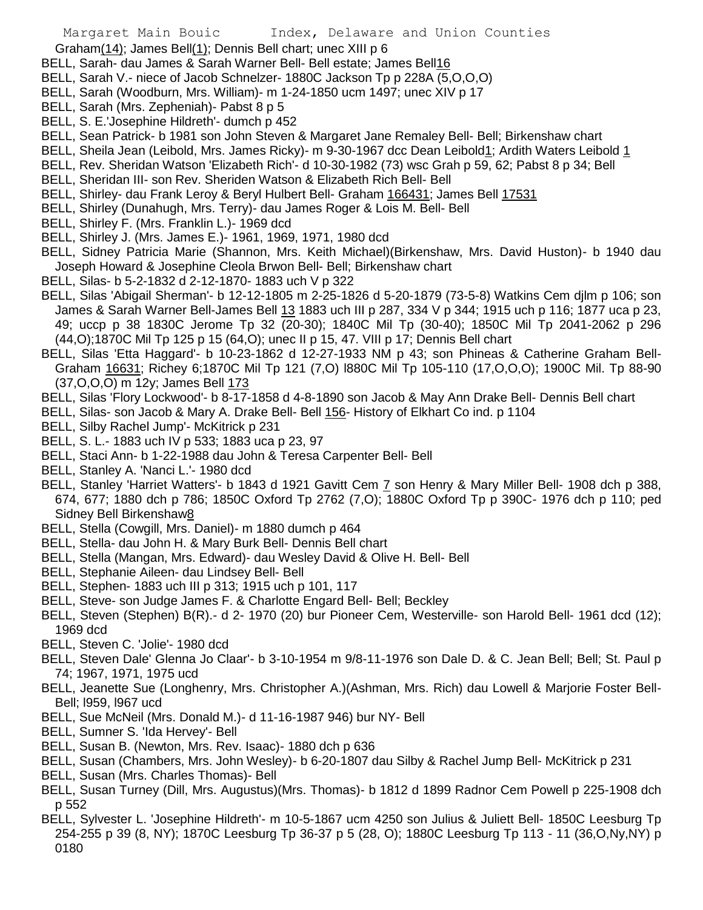Graham(14); James Bell(1); Dennis Bell chart; unec XIII p 6

BELL, Sarah- dau James & Sarah Warner Bell- Bell estate; James Bell16

BELL, Sarah V.- niece of Jacob Schnelzer- 1880C Jackson Tp p 228A (5,O,O,O)

BELL, Sarah (Woodburn, Mrs. William)- m 1-24-1850 ucm 1497; unec XIV p 17

BELL, Sarah (Mrs. Zepheniah)- Pabst 8 p 5

BELL, S. E.'Josephine Hildreth'- dumch p 452

BELL, Sean Patrick- b 1981 son John Steven & Margaret Jane Remaley Bell- Bell; Birkenshaw chart

BELL, Sheila Jean (Leibold, Mrs. James Ricky)- m 9-30-1967 dcc Dean Leibold1; Ardith Waters Leibold 1

BELL, Rev. Sheridan Watson 'Elizabeth Rich'- d 10-30-1982 (73) wsc Grah p 59, 62; Pabst 8 p 34; Bell

BELL, Sheridan III- son Rev. Sheriden Watson & Elizabeth Rich Bell- Bell

BELL, Shirley- dau Frank Leroy & Beryl Hulbert Bell- Graham 166431; James Bell 17531

BELL, Shirley (Dunahugh, Mrs. Terry)- dau James Roger & Lois M. Bell- Bell

BELL, Shirley F. (Mrs. Franklin L.)- 1969 dcd

BELL, Shirley J. (Mrs. James E.)- 1961, 1969, 1971, 1980 dcd

BELL, Sidney Patricia Marie (Shannon, Mrs. Keith Michael)(Birkenshaw, Mrs. David Huston)- b 1940 dau Joseph Howard & Josephine Cleola Brwon Bell- Bell; Birkenshaw chart

BELL, Silas- b 5-2-1832 d 2-12-1870- 1883 uch V p 322

BELL, Silas 'Abigail Sherman'- b 12-12-1805 m 2-25-1826 d 5-20-1879 (73-5-8) Watkins Cem djlm p 106; son James & Sarah Warner Bell-James Bell 13 1883 uch III p 287, 334 V p 344; 1915 uch p 116; 1877 uca p 23, 49; uccp p 38 1830C Jerome Tp 32 (20-30); 1840C Mil Tp (30-40); 1850C Mil Tp 2041-2062 p 296 (44,O);1870C Mil Tp 125 p 15 (64,O); unec II p 15, 47. VIII p 17; Dennis Bell chart

BELL, Silas 'Etta Haggard'- b 10-23-1862 d 12-27-1933 NM p 43; son Phineas & Catherine Graham Bell- Graham 16631; Richey 6;1870C Mil Tp 121 (7,O) l880C Mil Tp 105-110 (17,O,O,O); 1900C Mil. Tp 88-90 (37,O,O,O) m 12y; James Bell 173

BELL, Silas 'Flory Lockwood'- b 8-17-1858 d 4-8-1890 son Jacob & May Ann Drake Bell- Dennis Bell chart

BELL, Silas- son Jacob & Mary A. Drake Bell- Bell 156- History of Elkhart Co ind. p 1104

BELL, Silby Rachel Jump'- McKitrick p 231

BELL, S. L.- 1883 uch IV p 533; 1883 uca p 23, 97

BELL, Staci Ann- b 1-22-1988 dau John & Teresa Carpenter Bell- Bell

BELL, Stanley A. 'Nanci L.'- 1980 dcd

BELL, Stanley 'Harriet Watters'- b 1843 d 1921 Gavitt Cem 7 son Henry & Mary Miller Bell- 1908 dch p 388, 674, 677; 1880 dch p 786; 1850C Oxford Tp 2762 (7,O); 1880C Oxford Tp p 390C- 1976 dch p 110; ped Sidney Bell Birkenshaw8

BELL, Stella (Cowgill, Mrs. Daniel)- m 1880 dumch p 464

BELL, Stella- dau John H. & Mary Burk Bell- Dennis Bell chart

BELL, Stella (Mangan, Mrs. Edward)- dau Wesley David & Olive H. Bell- Bell

BELL, Stephanie Aileen- dau Lindsey Bell- Bell

BELL, Stephen- 1883 uch III p 313; 1915 uch p 101, 117

BELL, Steve- son Judge James F. & Charlotte Engard Bell- Bell; Beckley

BELL, Steven (Stephen) B(R).- d 2- 1970 (20) bur Pioneer Cem, Westerville- son Harold Bell- 1961 dcd (12); 1969 dcd

BELL, Steven C. 'Jolie'- 1980 dcd

BELL, Steven Dale' Glenna Jo Claar'- b 3-10-1954 m 9/8-11-1976 son Dale D. & C. Jean Bell; Bell; St. Paul p 74; 1967, 1971, 1975 ucd

BELL, Jeanette Sue (Longhenry, Mrs. Christopher A.)(Ashman, Mrs. Rich) dau Lowell & Marjorie Foster Bell- Bell; l959, l967 ucd

BELL, Sue McNeil (Mrs. Donald M.)- d 11-16-1987 946) bur NY- Bell

BELL, Sumner S. 'Ida Hervey'- Bell

BELL, Susan B. (Newton, Mrs. Rev. Isaac)- 1880 dch p 636

BELL, Susan (Chambers, Mrs. John Wesley)- b 6-20-1807 dau Silby & Rachel Jump Bell- McKitrick p 231

BELL, Susan (Mrs. Charles Thomas)- Bell

BELL, Susan Turney (Dill, Mrs. Augustus)(Mrs. Thomas)- b 1812 d 1899 Radnor Cem Powell p 225-1908 dch p 552

BELL, Sylvester L. 'Josephine Hildreth'- m 10-5-1867 ucm 4250 son Julius & Juliett Bell- 1850C Leesburg Tp 254-255 p 39 (8, NY); 1870C Leesburg Tp 36-37 p 5 (28, O); 1880C Leesburg Tp 113 - 11 (36,O,Ny,NY) p 0180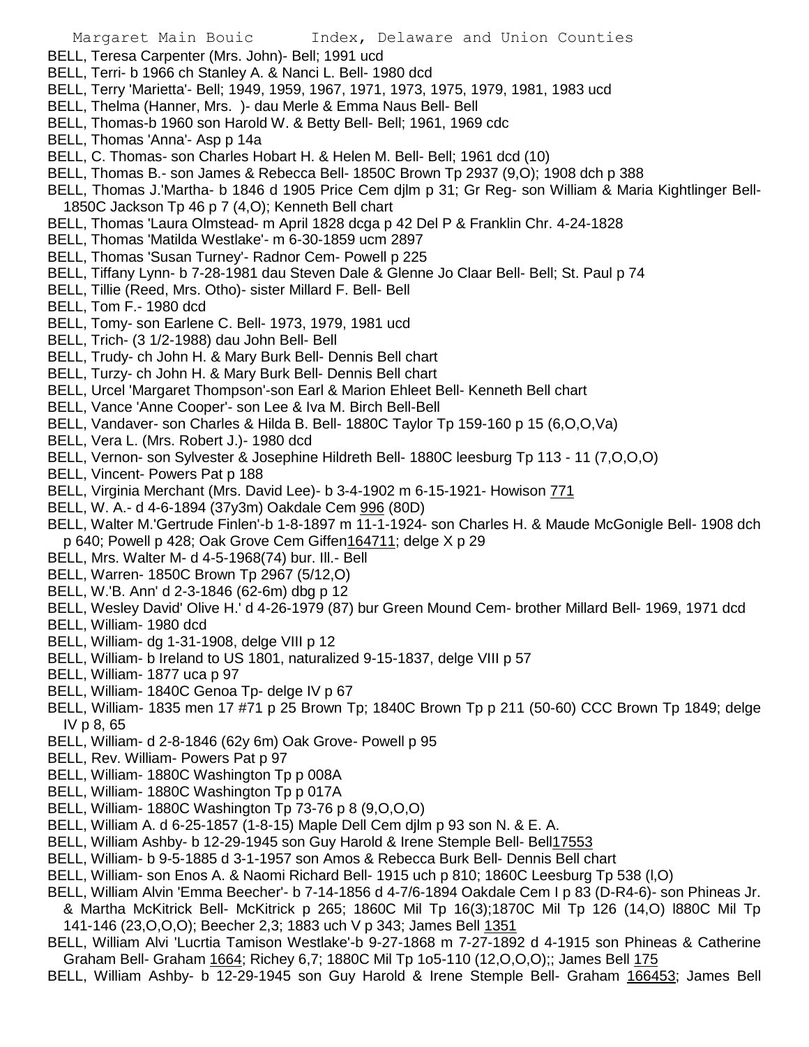BELL, Teresa Carpenter (Mrs. John)- Bell; 1991 ucd

BELL, Terri- b 1966 ch Stanley A. & Nanci L. Bell- 1980 dcd

BELL, Terry 'Marietta'- Bell; 1949, 1959, 1967, 1971, 1973, 1975, 1979, 1981, 1983 ucd

BELL, Thelma (Hanner, Mrs. )- dau Merle & Emma Naus Bell- Bell

BELL, Thomas-b 1960 son Harold W. & Betty Bell- Bell; 1961, 1969 cdc

BELL, Thomas 'Anna'- Asp p 14a

BELL, C. Thomas- son Charles Hobart H. & Helen M. Bell- Bell; 1961 dcd (10)

BELL, Thomas B.- son James & Rebecca Bell- 1850C Brown Tp 2937 (9,O); 1908 dch p 388

BELL, Thomas J.'Martha- b 1846 d 1905 Price Cem djlm p 31; Gr Reg- son William & Maria Kightlinger Bell- 1850C Jackson Tp 46 p 7 (4,O); Kenneth Bell chart

BELL, Thomas 'Laura Olmstead- m April 1828 dcga p 42 Del P & Franklin Chr. 4-24-1828

BELL, Thomas 'Matilda Westlake'- m 6-30-1859 ucm 2897

BELL, Thomas 'Susan Turney'- Radnor Cem- Powell p 225

BELL, Tiffany Lynn- b 7-28-1981 dau Steven Dale & Glenne Jo Claar Bell- Bell; St. Paul p 74

BELL, Tillie (Reed, Mrs. Otho)- sister Millard F. Bell- Bell

BELL, Tom F.- 1980 dcd

BELL, Tomy- son Earlene C. Bell- 1973, 1979, 1981 ucd

BELL, Trich- (3 1/2-1988) dau John Bell- Bell

BELL, Trudy- ch John H. & Mary Burk Bell- Dennis Bell chart

BELL, Turzy- ch John H. & Mary Burk Bell- Dennis Bell chart

BELL, Urcel 'Margaret Thompson'-son Earl & Marion Ehleet Bell- Kenneth Bell chart

BELL, Vance 'Anne Cooper'- son Lee & Iva M. Birch Bell-Bell

BELL, Vandaver- son Charles & Hilda B. Bell- 1880C Taylor Tp 159-160 p 15 (6,O,O,Va)

BELL, Vera L. (Mrs. Robert J.)- 1980 dcd

BELL, Vernon- son Sylvester & Josephine Hildreth Bell- 1880C leesburg Tp 113 - 11 (7,O,O,O)

BELL, Vincent- Powers Pat p 188

BELL, Virginia Merchant (Mrs. David Lee)- b 3-4-1902 m 6-15-1921- Howison 771

BELL, W. A.- d 4-6-1894 (37y3m) Oakdale Cem 996 (80D)

BELL, Walter M.'Gertrude Finlen'-b 1-8-1897 m 11-1-1924- son Charles H. & Maude McGonigle Bell- 1908 dch p 640; Powell p 428; Oak Grove Cem Giffen164711; delge X p 29

BELL, Mrs. Walter M- d 4-5-1968(74) bur. Ill.- Bell

BELL, Warren- 1850C Brown Tp 2967 (5/12,O)

BELL, W.'B. Ann' d 2-3-1846 (62-6m) dbg p 12

BELL, Wesley David' Olive H.' d 4-26-1979 (87) bur Green Mound Cem- brother Millard Bell- 1969, 1971 dcd

BELL, William- 1980 dcd

BELL, William- dg 1-31-1908, delge VIII p 12

BELL, William- b Ireland to US 1801, naturalized 9-15-1837, delge VIII p 57

BELL, William- 1877 uca p 97

BELL, William- 1840C Genoa Tp- delge IV p 67

BELL, William- 1835 men 17 #71 p 25 Brown Tp; 1840C Brown Tp p 211 (50-60) CCC Brown Tp 1849; delge IV p 8, 65

BELL, William- d 2-8-1846 (62y 6m) Oak Grove- Powell p 95

BELL, Rev. William- Powers Pat p 97

BELL, William- 1880C Washington Tp p 008A

BELL, William- 1880C Washington Tp p 017A

BELL, William- 1880C Washington Tp 73-76 p 8 (9,O,O,O)

BELL, William A. d 6-25-1857 (1-8-15) Maple Dell Cem djlm p 93 son N. & E. A.

BELL, William Ashby- b 12-29-1945 son Guy Harold & Irene Stemple Bell- Bell17553

BELL, William- b 9-5-1885 d 3-1-1957 son Amos & Rebecca Burk Bell- Dennis Bell chart

BELL, William- son Enos A. & Naomi Richard Bell- 1915 uch p 810; 1860C Leesburg Tp 538 (l,O)

BELL, William Alvin 'Emma Beecher'- b 7-14-1856 d 4-7/6-1894 Oakdale Cem I p 83 (D-R4-6)- son Phineas Jr. & Martha McKitrick Bell- McKitrick p 265; 1860C Mil Tp 16(3);1870C Mil Tp 126 (14,O) l880C Mil Tp 141-146 (23,O,O,O); Beecher 2,3; 1883 uch V p 343; James Bell 1351

BELL, William Alvi 'Lucrtia Tamison Westlake'-b 9-27-1868 m 7-27-1892 d 4-1915 son Phineas & Catherine Graham Bell- Graham 1664; Richey 6,7; 1880C Mil Tp 1o5-110 (12,O,O,O);; James Bell 175

BELL, William Ashby- b 12-29-1945 son Guy Harold & Irene Stemple Bell- Graham 166453; James Bell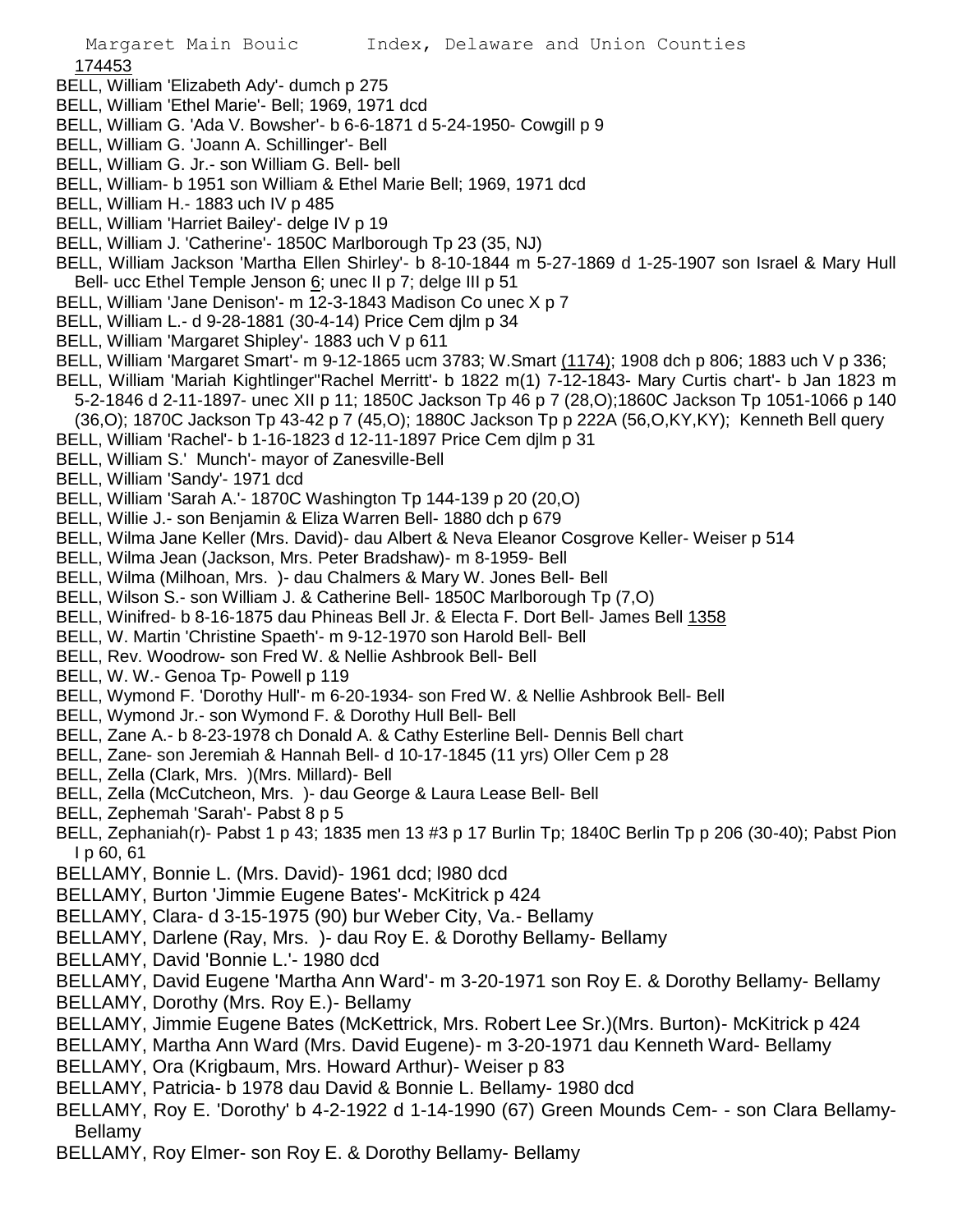174453

BELL, William 'Elizabeth Ady'- dumch p 275
BELL, William 'Ethel Marie'- Bell; 1969, 1971 dcd
BELL, William G. 'Ada V. Bowsher'- b 6-6-1871 d 5-24-1950- Cowgill p 9
BELL, William G. 'Joann A. Schillinger'- Bell
BELL, William G. Jr.- son William G. Bell- bell
BELL, William- b 1951 son William & Ethel Marie Bell; 1969, 1971 dcd
BELL, William H.- 1883 uch IV p 485
BELL, William 'Harriet Bailey'- delge IV p 19
BELL, William J. 'Catherine'- 1850C Marlborough Tp 23 (35, NJ)
BELL, William Jackson 'Martha Ellen Shirley'- b 8-10-1844 m 5-27-1869 d 1-25-1907 son Israel & Mary Hull Bell- ucc Ethel Temple Jenson 6; unec II p 7; delge III p 51
BELL, William 'Jane Denison'- m 12-3-1843 Madison Co unec X p 7
BELL, William L.- d 9-28-1881 (30-4-14) Price Cem djlm p 34
BELL, William 'Margaret Shipley'- 1883 uch V p 611
BELL, William 'Margaret Smart'- m 9-12-1865 ucm 3783; W.Smart (1174); 1908 dch p 806; 1883 uch V p 336;
BELL, William 'Mariah Kightlinger''Rachel Merritt'- b 1822 m(1) 7-12-1843- Mary Curtis chart'- b Jan 1823 m 5-2-1846 d 2-11-1897- unec XII p 11; 1850C Jackson Tp 46 p 7 (28,O);1860C Jackson Tp 1051-1066 p 140 (36,O); 1870C Jackson Tp 43-42 p 7 (45,O); 1880C Jackson Tp p 222A (56,O,KY,KY); Kenneth Bell query
BELL, William 'Rachel'- b 1-16-1823 d 12-11-1897 Price Cem djlm p 31
BELL, William S.' Munch'- mayor of Zanesville-Bell
BELL, William 'Sandy'- 1971 dcd
BELL, William 'Sarah A.'- 1870C Washington Tp 144-139 p 20 (20,O)
BELL, Willie J.- son Benjamin & Eliza Warren Bell- 1880 dch p 679
BELL, Wilma Jane Keller (Mrs. David)- dau Albert & Neva Eleanor Cosgrove Keller- Weiser p 514
BELL, Wilma Jean (Jackson, Mrs. Peter Bradshaw)- m 8-1959- Bell
BELL, Wilma (Milhoan, Mrs. )- dau Chalmers & Mary W. Jones Bell- Bell
BELL, Wilson S.- son William J. & Catherine Bell- 1850C Marlborough Tp (7,O)
BELL, Winifred- b 8-16-1875 dau Phineas Bell Jr. & Electa F. Dort Bell- James Bell 1358
BELL, W. Martin 'Christine Spaeth'- m 9-12-1970 son Harold Bell- Bell
BELL, Rev. Woodrow- son Fred W. & Nellie Ashbrook Bell- Bell
BELL, W. W.- Genoa Tp- Powell p 119
BELL, Wymond F. 'Dorothy Hull'- m 6-20-1934- son Fred W. & Nellie Ashbrook Bell- Bell
BELL, Wymond Jr.- son Wymond F. & Dorothy Hull Bell- Bell
BELL, Zane A.- b 8-23-1978 ch Donald A. & Cathy Esterline Bell- Dennis Bell chart
BELL, Zane- son Jeremiah & Hannah Bell- d 10-17-1845 (11 yrs) Oller Cem p 28
BELL, Zella (Clark, Mrs. )(Mrs. Millard)- Bell
BELL, Zella (McCutcheon, Mrs. )- dau George & Laura Lease Bell- Bell
BELL, Zephemah 'Sarah'- Pabst 8 p 5
BELL, Zephaniah(r)- Pabst 1 p 43; 1835 men 13 #3 p 17 Burlin Tp; 1840C Berlin Tp p 206 (30-40); Pabst Pion I p 60, 61
BELLAMY, Bonnie L. (Mrs. David)- 1961 dcd; l980 dcd
BELLAMY, Burton 'Jimmie Eugene Bates'- McKitrick p 424
BELLAMY, Clara- d 3-15-1975 (90) bur Weber City, Va.- Bellamy
BELLAMY, Darlene (Ray, Mrs. )- dau Roy E. & Dorothy Bellamy- Bellamy
BELLAMY, David 'Bonnie L.'- 1980 dcd
BELLAMY, David Eugene 'Martha Ann Ward'- m 3-20-1971 son Roy E. & Dorothy Bellamy- Bellamy
BELLAMY, Dorothy (Mrs. Roy E.)- Bellamy
BELLAMY, Jimmie Eugene Bates (McKettrick, Mrs. Robert Lee Sr.)(Mrs. Burton)- McKitrick p 424
BELLAMY, Martha Ann Ward (Mrs. David Eugene)- m 3-20-1971 dau Kenneth Ward- Bellamy
BELLAMY, Ora (Krigbaum, Mrs. Howard Arthur)- Weiser p 83
BELLAMY, Patricia- b 1978 dau David & Bonnie L. Bellamy- 1980 dcd
BELLAMY, Roy E. 'Dorothy' b 4-2-1922 d 1-14-1990 (67) Green Mounds Cem- - son Clara Bellamy- Bellamy
BELLAMY, Roy Elmer- son Roy E. & Dorothy Bellamy- Bellamy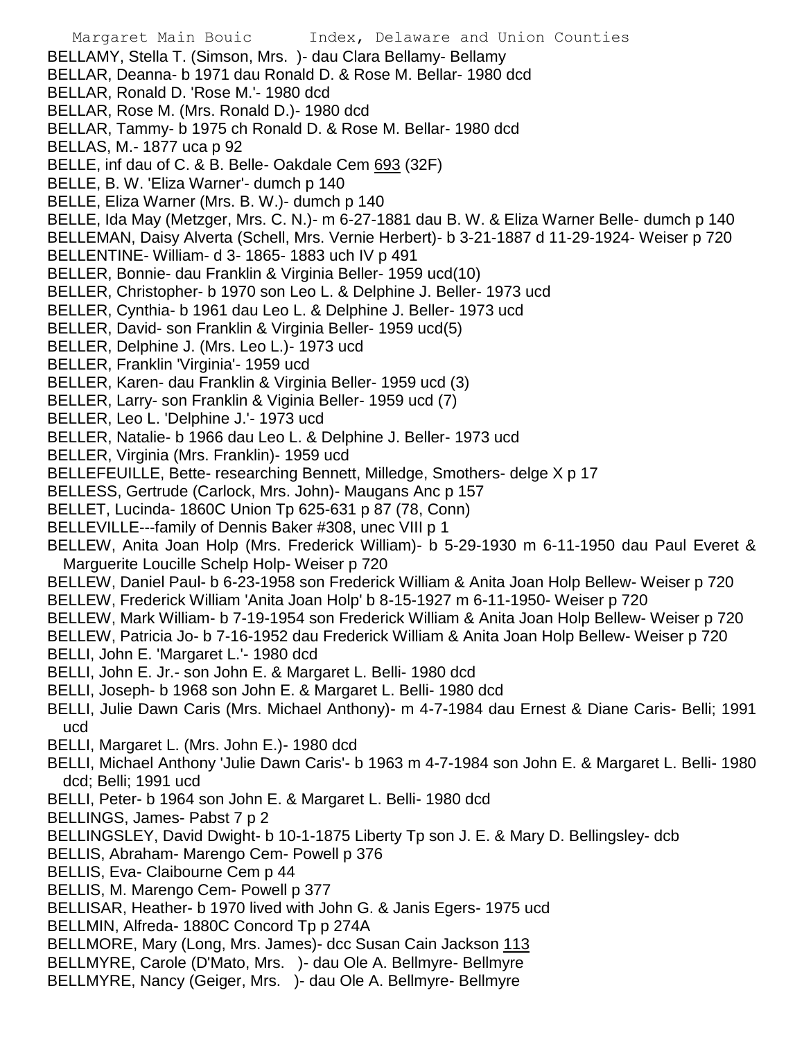BELLAMY, Stella T. (Simson, Mrs. )- dau Clara Bellamy- Bellamy
BELLAR, Deanna- b 1971 dau Ronald D. & Rose M. Bellar- 1980 dcd
BELLAR, Ronald D. 'Rose M.'- 1980 dcd
BELLAR, Rose M. (Mrs. Ronald D.)- 1980 dcd
BELLAR, Tammy- b 1975 ch Ronald D. & Rose M. Bellar- 1980 dcd
BELLAS, M.- 1877 uca p 92
BELLE, inf dau of C. & B. Belle- Oakdale Cem 693 (32F)
BELLE, B. W. 'Eliza Warner'- dumch p 140
BELLE, Eliza Warner (Mrs. B. W.)- dumch p 140
BELLE, Ida May (Metzger, Mrs. C. N.)- m 6-27-1881 dau B. W. & Eliza Warner Belle- dumch p 140
BELLEMAN, Daisy Alverta (Schell, Mrs. Vernie Herbert)- b 3-21-1887 d 11-29-1924- Weiser p 720
BELLENTINE- William- d 3- 1865- 1883 uch IV p 491
BELLER, Bonnie- dau Franklin & Virginia Beller- 1959 ucd(10)
BELLER, Christopher- b 1970 son Leo L. & Delphine J. Beller- 1973 ucd
BELLER, Cynthia- b 1961 dau Leo L. & Delphine J. Beller- 1973 ucd
BELLER, David- son Franklin & Virginia Beller- 1959 ucd(5)
BELLER, Delphine J. (Mrs. Leo L.)- 1973 ucd
BELLER, Franklin 'Virginia'- 1959 ucd
BELLER, Karen- dau Franklin & Virginia Beller- 1959 ucd (3)
BELLER, Larry- son Franklin & Vigінia Beller- 1959 ucd (7)
BELLER, Leo L. 'Delphine J.'- 1973 ucd
BELLER, Natalie- b 1966 dau Leo L. & Delphine J. Beller- 1973 ucd
BELLER, Virginia (Mrs. Franklin)- 1959 ucd
BELLEFEUILLE, Bette- researching Bennett, Milledge, Smothers- delge X p 17
BELLESS, Gertrude (Carlock, Mrs. John)- Maugans Anc p 157
BELLET, Lucinda- 1860C Union Tp 625-631 p 87 (78, Conn)
BELLEVILLE---family of Dennis Baker #308, unec VIII p 1
BELLEW, Anita Joan Holp (Mrs. Frederick William)- b 5-29-1930 m 6-11-1950 dau Paul Everet & Marguerite Loucille Schelp Holp- Weiser p 720
BELLEW, Daniel Paul- b 6-23-1958 son Frederick William & Anita Joan Holp Bellew- Weiser p 720
BELLEW, Frederick William 'Anita Joan Holp' b 8-15-1927 m 6-11-1950- Weiser p 720
BELLEW, Mark William- b 7-19-1954 son Frederick William & Anita Joan Holp Bellew- Weiser p 720
BELLEW, Patricia Jo- b 7-16-1952 dau Frederick William & Anita Joan Holp Bellew- Weiser p 720
BELLI, John E. 'Margaret L.'- 1980 dcd
BELLI, John E. Jr.- son John E. & Margaret L. Belli- 1980 dcd
BELLI, Joseph- b 1968 son John E. & Margaret L. Belli- 1980 dcd
BELLI, Julie Dawn Caris (Mrs. Michael Anthony)- m 4-7-1984 dau Ernest & Diane Caris- Belli; 1991 ucd
BELLI, Margaret L. (Mrs. John E.)- 1980 dcd
BELLI, Michael Anthony 'Julie Dawn Caris'- b 1963 m 4-7-1984 son John E. & Margaret L. Belli- 1980 dcd; Belli; 1991 ucd
BELLI, Peter- b 1964 son John E. & Margaret L. Belli- 1980 dcd
BELLINGS, James- Pabst 7 p 2
BELLINGSLEY, David Dwight- b 10-1-1875 Liberty Tp son J. E. & Mary D. Bellingsley- dcb
BELLIS, Abraham- Marengo Cem- Powell p 376
BELLIS, Eva- Claibourne Cem p 44
BELLIS, M. Marengo Cem- Powell p 377
BELLISAR, Heather- b 1970 lived with John G. & Janis Egers- 1975 ucd
BELLMIN, Alfreda- 1880C Concord Tp p 274A
BELLMORE, Mary (Long, Mrs. James)- dcc Susan Cain Jackson 113
BELLMYRE, Carole (D'Mato, Mrs. )- dau Ole A. Bellmyre- Bellmyre
BELLMYRE, Nancy (Geiger, Mrs. )- dau Ole A. Bellmyre- Bellmyre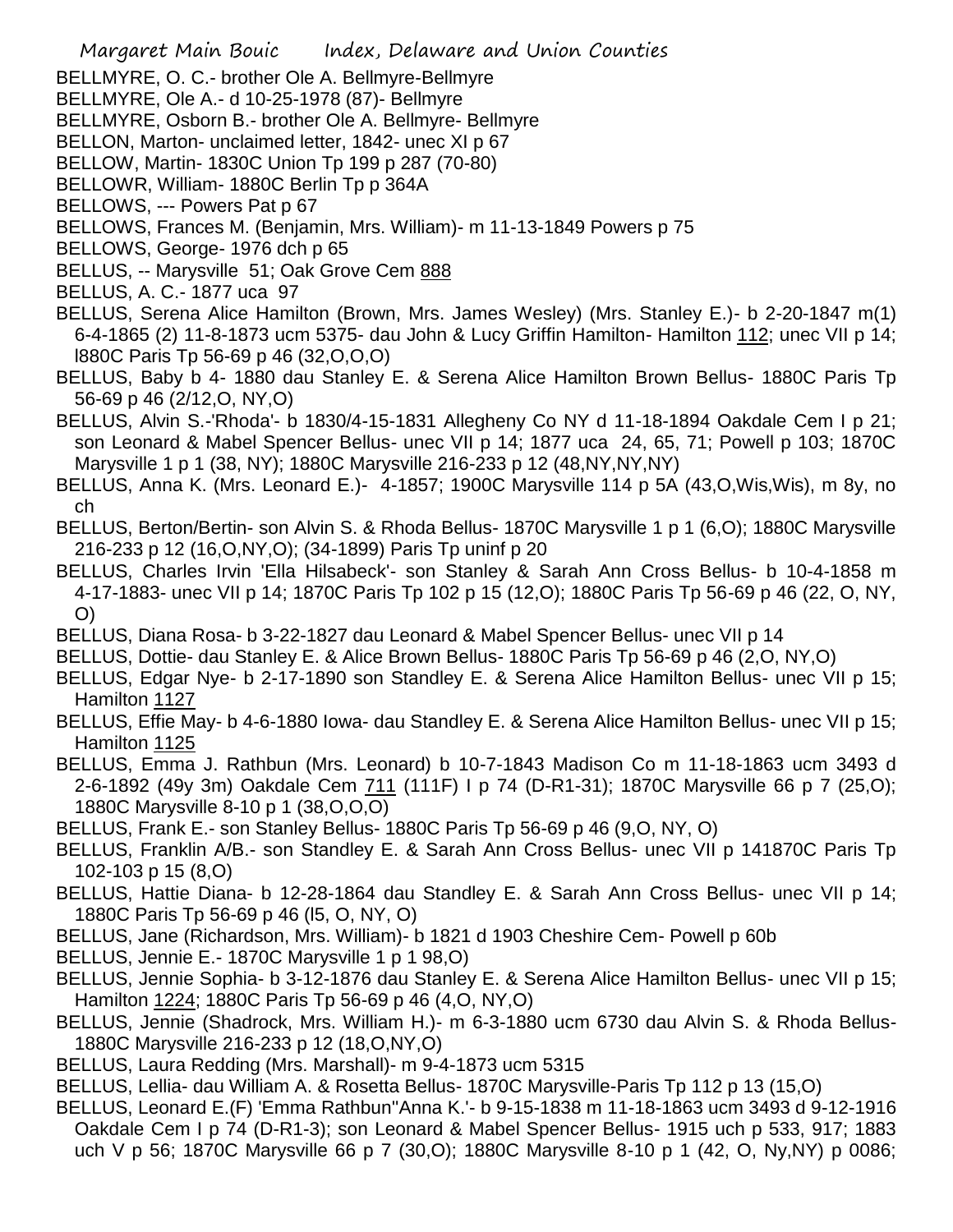BELLMYRE, O. C.- brother Ole A. Bellmyre-Bellmyre

BELLMYRE, Ole A.- d 10-25-1978 (87)- Bellmyre

BELLMYRE, Osborn B.- brother Ole A. Bellmyre- Bellmyre

BELLON, Marton- unclaimed letter, 1842- unec XI p 67

BELLOW, Martin- 1830C Union Tp 199 p 287 (70-80)

BELLOWR, William- 1880C Berlin Tp p 364A

BELLOWS, --- Powers Pat p 67

BELLOWS, Frances M. (Benjamin, Mrs. William)- m 11-13-1849 Powers p 75

BELLOWS, George- 1976 dch p 65

BELLUS, -- Marysville 51; Oak Grove Cem 888

BELLUS, A. C.- 1877 uca 97

BELLUS, Serena Alice Hamilton (Brown, Mrs. James Wesley) (Mrs. Stanley E.)- b 2-20-1847 m(1) 6-4-1865 (2) 11-8-1873 ucm 5375- dau John & Lucy Griffin Hamilton- Hamilton 112; unec VII p 14; l880C Paris Tp 56-69 p 46 (32,O,O,O)

BELLUS, Baby b 4- 1880 dau Stanley E. & Serena Alice Hamilton Brown Bellus- 1880C Paris Tp 56-69 p 46 (2/12,O, NY,O)

BELLUS, Alvin S.-'Rhoda'- b 1830/4-15-1831 Allegheny Co NY d 11-18-1894 Oakdale Cem I p 21; son Leonard & Mabel Spencer Bellus- unec VII p 14; 1877 uca 24, 65, 71; Powell p 103; 1870C Marysville 1 p 1 (38, NY); 1880C Marysville 216-233 p 12 (48,NY,NY,NY)

BELLUS, Anna K. (Mrs. Leonard E.)- 4-1857; 1900C Marysville 114 p 5A (43,O,Wis,Wis), m 8y, no ch

BELLUS, Berton/Bertin- son Alvin S. & Rhoda Bellus- 1870C Marysville 1 p 1 (6,O); 1880C Marysville 216-233 p 12 (16,O,NY,O); (34-1899) Paris Tp uninf p 20

BELLUS, Charles Irvin 'Ella Hilsabeck'- son Stanley & Sarah Ann Cross Bellus- b 10-4-1858 m 4-17-1883- unec VII p 14; 1870C Paris Tp 102 p 15 (12,O); 1880C Paris Tp 56-69 p 46 (22, O, NY, O)

BELLUS, Diana Rosa- b 3-22-1827 dau Leonard & Mabel Spencer Bellus- unec VII p 14

BELLUS, Dottie- dau Stanley E. & Alice Brown Bellus- 1880C Paris Tp 56-69 p 46 (2,O, NY,O)

BELLUS, Edgar Nye- b 2-17-1890 son Standley E. & Serena Alice Hamilton Bellus- unec VII p 15; Hamilton 1127

BELLUS, Effie May- b 4-6-1880 Iowa- dau Standley E. & Serena Alice Hamilton Bellus- unec VII p 15; Hamilton 1125

BELLUS, Emma J. Rathbun (Mrs. Leonard) b 10-7-1843 Madison Co m 11-18-1863 ucm 3493 d 2-6-1892 (49y 3m) Oakdale Cem 711 (111F) I p 74 (D-R1-31); 1870C Marysville 66 p 7 (25,O); 1880C Marysville 8-10 p 1 (38,O,O,O)

BELLUS, Frank E.- son Stanley Bellus- 1880C Paris Tp 56-69 p 46 (9,O, NY, O)

BELLUS, Franklin A/B.- son Standley E. & Sarah Ann Cross Bellus- unec VII p 141870C Paris Tp 102-103 p 15 (8,O)

BELLUS, Hattie Diana- b 12-28-1864 dau Standley E. & Sarah Ann Cross Bellus- unec VII p 14; 1880C Paris Tp 56-69 p 46 (l5, O, NY, O)

BELLUS, Jane (Richardson, Mrs. William)- b 1821 d 1903 Cheshire Cem- Powell p 60b

BELLUS, Jennie E.- 1870C Marysville 1 p 1 98,O)

BELLUS, Jennie Sophia- b 3-12-1876 dau Stanley E. & Serena Alice Hamilton Bellus- unec VII p 15; Hamilton 1224; 1880C Paris Tp 56-69 p 46 (4,O, NY,O)

BELLUS, Jennie (Shadrock, Mrs. William H.)- m 6-3-1880 ucm 6730 dau Alvin S. & Rhoda Bellus- 1880C Marysville 216-233 p 12 (18,O,NY,O)

BELLUS, Laura Redding (Mrs. Marshall)- m 9-4-1873 ucm 5315

BELLUS, Lellia- dau William A. & Rosetta Bellus- 1870C Marysville-Paris Tp 112 p 13 (15,O)

BELLUS, Leonard E.(F) 'Emma Rathbun''Anna K.'- b 9-15-1838 m 11-18-1863 ucm 3493 d 9-12-1916 Oakdale Cem I p 74 (D-R1-3); son Leonard & Mabel Spencer Bellus- 1915 uch p 533, 917; 1883 uch V p 56; 1870C Marysville 66 p 7 (30,O); 1880C Marysville 8-10 p 1 (42, O, Ny,NY) p 0086;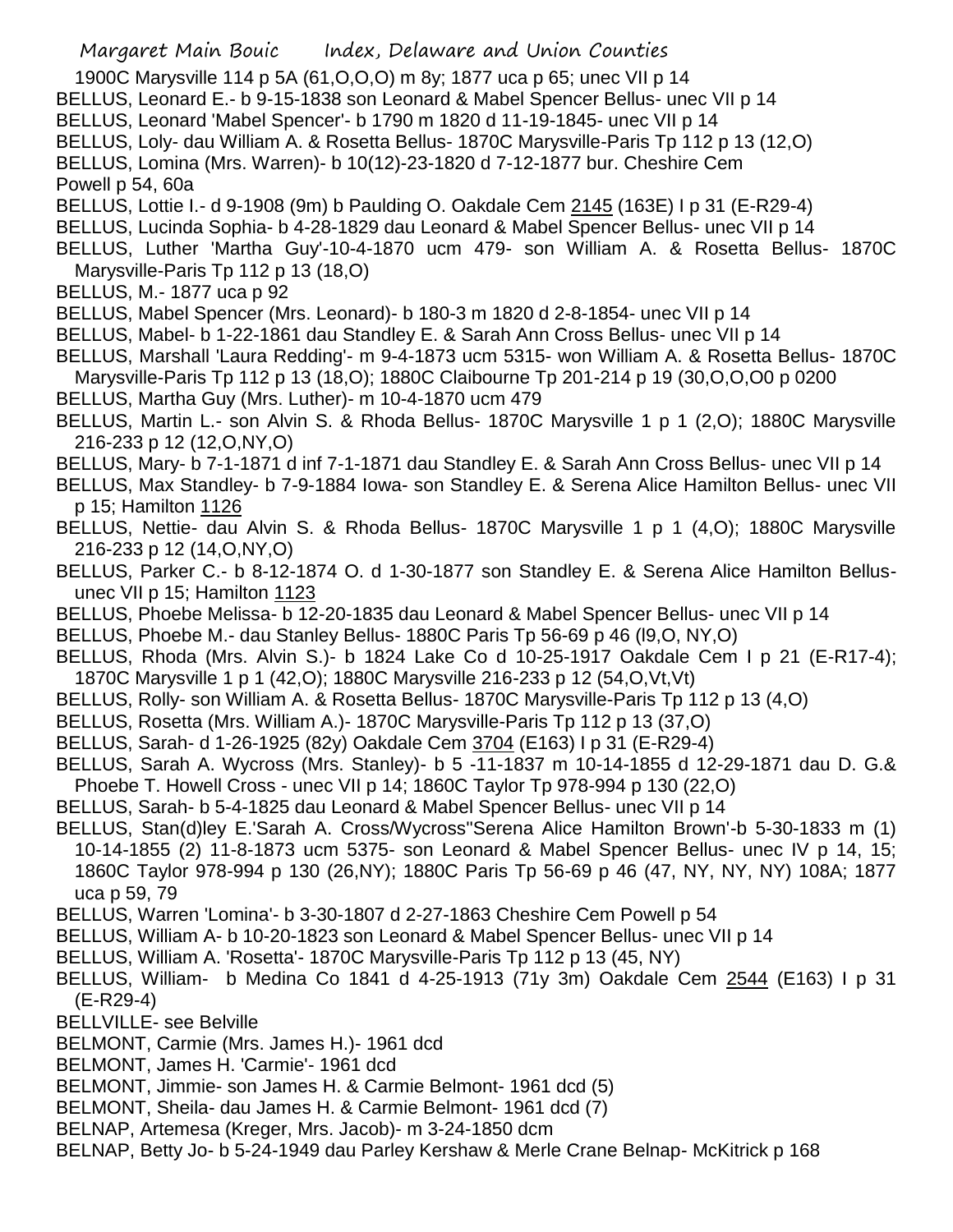1900C Marysville 114 p 5A (61,O,O,O) m 8y; 1877 uca p 65; unec VII p 14

BELLUS, Leonard E.- b 9-15-1838 son Leonard & Mabel Spencer Bellus- unec VII p 14

BELLUS, Leonard 'Mabel Spencer'- b 1790 m 1820 d 11-19-1845- unec VII p 14

BELLUS, Loly- dau William A. & Rosetta Bellus- 1870C Marysville-Paris Tp 112 p 13 (12,O)

BELLUS, Lomina (Mrs. Warren)- b 10(12)-23-1820 d 7-12-1877 bur. Cheshire Cem Powell p 54, 60a

BELLUS, Lottie I.- d 9-1908 (9m) b Paulding O. Oakdale Cem 2145 (163E) I p 31 (E-R29-4)

BELLUS, Lucinda Sophia- b 4-28-1829 dau Leonard & Mabel Spencer Bellus- unec VII p 14

BELLUS, Luther 'Martha Guy'-10-4-1870 ucm 479- son William A. & Rosetta Bellus- 1870C Marysville-Paris Tp 112 p 13 (18,O)

BELLUS, M.- 1877 uca p 92

BELLUS, Mabel Spencer (Mrs. Leonard)- b 180-3 m 1820 d 2-8-1854- unec VII p 14

BELLUS, Mabel- b 1-22-1861 dau Standley E. & Sarah Ann Cross Bellus- unec VII p 14

BELLUS, Marshall 'Laura Redding'- m 9-4-1873 ucm 5315- won William A. & Rosetta Bellus- 1870C Marysville-Paris Tp 112 p 13 (18,O); 1880C Claibourne Tp 201-214 p 19 (30,O,O,O0 p 0200

BELLUS, Martha Guy (Mrs. Luther)- m 10-4-1870 ucm 479

BELLUS, Martin L.- son Alvin S. & Rhoda Bellus- 1870C Marysville 1 p 1 (2,O); 1880C Marysville 216-233 p 12 (12,O,NY,O)

BELLUS, Mary- b 7-1-1871 d inf 7-1-1871 dau Standley E. & Sarah Ann Cross Bellus- unec VII p 14

BELLUS, Max Standley- b 7-9-1884 Iowa- son Standley E. & Serena Alice Hamilton Bellus- unec VII p 15; Hamilton 1126

BELLUS, Nettie- dau Alvin S. & Rhoda Bellus- 1870C Marysville 1 p 1 (4,O); 1880C Marysville 216-233 p 12 (14,O,NY,O)

BELLUS, Parker C.- b 8-12-1874 O. d 1-30-1877 son Standley E. & Serena Alice Hamilton Bellus- unec VII p 15; Hamilton 1123

BELLUS, Phoebe Melissa- b 12-20-1835 dau Leonard & Mabel Spencer Bellus- unec VII p 14

BELLUS, Phoebe M.- dau Stanley Bellus- 1880C Paris Tp 56-69 p 46 (l9,O, NY,O)

BELLUS, Rhoda (Mrs. Alvin S.)- b 1824 Lake Co d 10-25-1917 Oakdale Cem I p 21 (E-R17-4); 1870C Marysville 1 p 1 (42,O); 1880C Marysville 216-233 p 12 (54,O,Vt,Vt)

BELLUS, Rolly- son William A. & Rosetta Bellus- 1870C Marysville-Paris Tp 112 p 13 (4,O)

BELLUS, Rosetta (Mrs. William A.)- 1870C Marysville-Paris Tp 112 p 13 (37,O)

BELLUS, Sarah- d 1-26-1925 (82y) Oakdale Cem 3704 (E163) I p 31 (E-R29-4)

BELLUS, Sarah A. Wycross (Mrs. Stanley)- b 5 -11-1837 m 10-14-1855 d 12-29-1871 dau D. G.& Phoebe T. Howell Cross - unec VII p 14; 1860C Taylor Tp 978-994 p 130 (22,O)

BELLUS, Sarah- b 5-4-1825 dau Leonard & Mabel Spencer Bellus- unec VII p 14

BELLUS, Stan(d)ley E.'Sarah A. Cross/Wycross''Serena Alice Hamilton Brown'-b 5-30-1833 m (1) 10-14-1855 (2) 11-8-1873 ucm 5375- son Leonard & Mabel Spencer Bellus- unec IV p 14, 15; 1860C Taylor 978-994 p 130 (26,NY); 1880C Paris Tp 56-69 p 46 (47, NY, NY, NY) 108A; 1877 uca p 59, 79

BELLUS, Warren 'Lomina'- b 3-30-1807 d 2-27-1863 Cheshire Cem Powell p 54

BELLUS, William A- b 10-20-1823 son Leonard & Mabel Spencer Bellus- unec VII p 14

BELLUS, William A. 'Rosetta'- 1870C Marysville-Paris Tp 112 p 13 (45, NY)

BELLUS, William- b Medina Co 1841 d 4-25-1913 (71y 3m) Oakdale Cem 2544 (E163) I p 31 (E-R29-4)

BELLVILLE- see Belville

BELMONT, Carmie (Mrs. James H.)- 1961 dcd

BELMONT, James H. 'Carmie'- 1961 dcd

BELMONT, Jimmie- son James H. & Carmie Belmont- 1961 dcd (5)

BELMONT, Sheila- dau James H. & Carmie Belmont- 1961 dcd (7)

BELNAP, Artemesa (Kreger, Mrs. Jacob)- m 3-24-1850 dcm

BELNAP, Betty Jo- b 5-24-1949 dau Parley Kershaw & Merle Crane Belnap- McKitrick p 168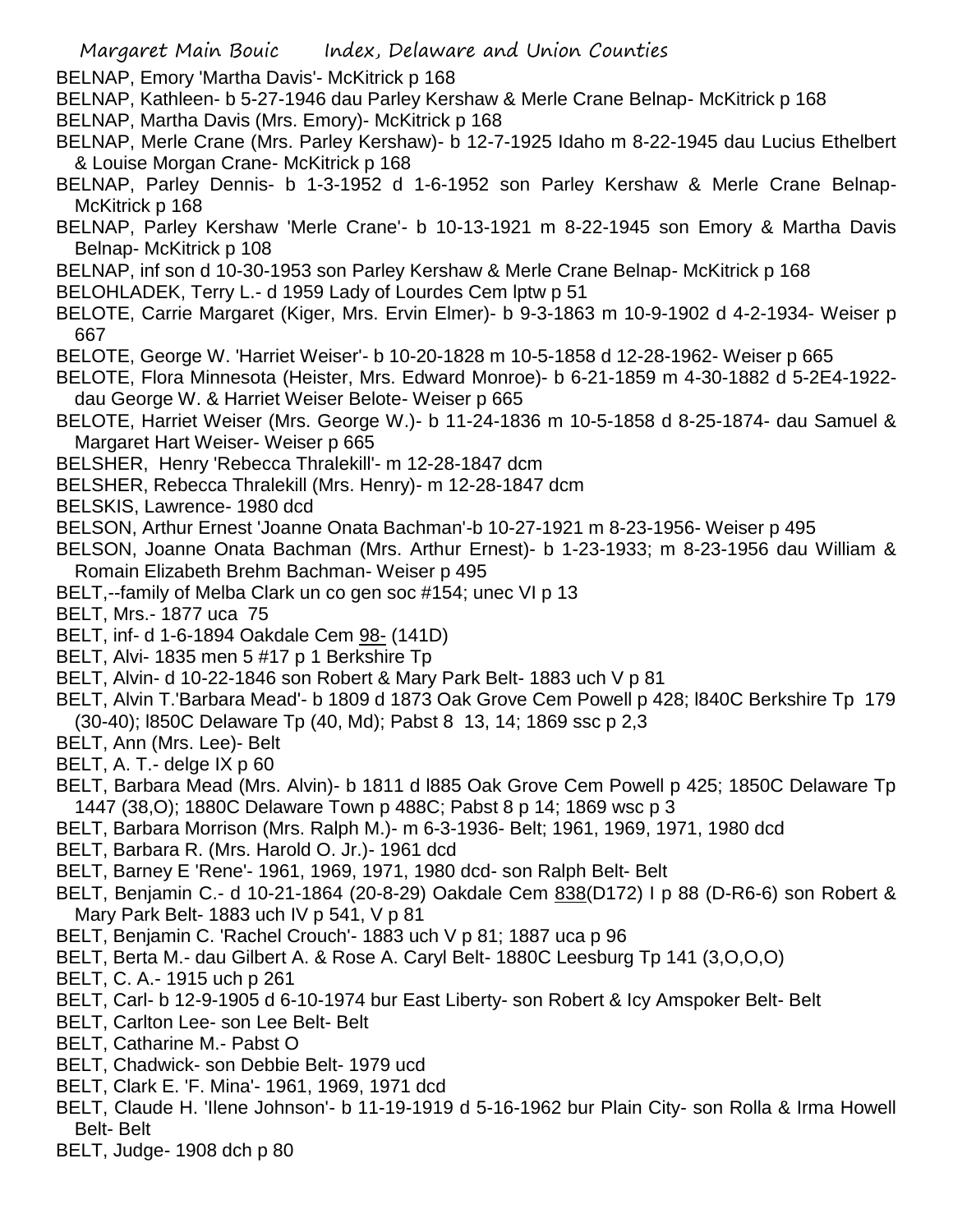BELNAP, Emory 'Martha Davis'- McKitrick p 168

BELNAP, Kathleen- b 5-27-1946 dau Parley Kershaw & Merle Crane Belnap- McKitrick p 168

BELNAP, Martha Davis (Mrs. Emory)- McKitrick p 168

BELNAP, Merle Crane (Mrs. Parley Kershaw)- b 12-7-1925 Idaho m 8-22-1945 dau Lucius Ethelbert & Louise Morgan Crane- McKitrick p 168

BELNAP, Parley Dennis- b 1-3-1952 d 1-6-1952 son Parley Kershaw & Merle Crane Belnap- McKitrick p 168

BELNAP, Parley Kershaw 'Merle Crane'- b 10-13-1921 m 8-22-1945 son Emory & Martha Davis Belnap- McKitrick p 108

BELNAP, inf son d 10-30-1953 son Parley Kershaw & Merle Crane Belnap- McKitrick p 168

BELOHLADEK, Terry L.- d 1959 Lady of Lourdes Cem lptw p 51

BELOTE, Carrie Margaret (Kiger, Mrs. Ervin Elmer)- b 9-3-1863 m 10-9-1902 d 4-2-1934- Weiser p 667

BELOTE, George W. 'Harriet Weiser'- b 10-20-1828 m 10-5-1858 d 12-28-1962- Weiser p 665

BELOTE, Flora Minnesota (Heister, Mrs. Edward Monroe)- b 6-21-1859 m 4-30-1882 d 5-2E4-1922- dau George W. & Harriet Weiser Belote- Weiser p 665

BELOTE, Harriet Weiser (Mrs. George W.)- b 11-24-1836 m 10-5-1858 d 8-25-1874- dau Samuel & Margaret Hart Weiser- Weiser p 665

BELSHER, Henry 'Rebecca Thralekill'- m 12-28-1847 dcm

BELSHER, Rebecca Thralekill (Mrs. Henry)- m 12-28-1847 dcm

BELSKIS, Lawrence- 1980 dcd

BELSON, Arthur Ernest 'Joanne Onata Bachman'-b 10-27-1921 m 8-23-1956- Weiser p 495

BELSON, Joanne Onata Bachman (Mrs. Arthur Ernest)- b 1-23-1933; m 8-23-1956 dau William & Romain Elizabeth Brehm Bachman- Weiser p 495

BELT,--family of Melba Clark un co gen soc #154; unec VI p 13

BELT, Mrs.- 1877 uca 75

BELT, inf- d 1-6-1894 Oakdale Cem 98- (141D)

BELT, Alvi- 1835 men 5 #17 p 1 Berkshire Tp

BELT, Alvin- d 10-22-1846 son Robert & Mary Park Belt- 1883 uch V p 81

BELT, Alvin T.'Barbara Mead'- b 1809 d 1873 Oak Grove Cem Powell p 428; l840C Berkshire Tp 179 (30-40); l850C Delaware Tp (40, Md); Pabst 8 13, 14; 1869 ssc p 2,3

BELT, Ann (Mrs. Lee)- Belt

BELT, A. T.- delge IX p 60

BELT, Barbara Mead (Mrs. Alvin)- b 1811 d l885 Oak Grove Cem Powell p 425; 1850C Delaware Tp 1447 (38,O); 1880C Delaware Town p 488C; Pabst 8 p 14; 1869 wsc p 3

BELT, Barbara Morrison (Mrs. Ralph M.)- m 6-3-1936- Belt; 1961, 1969, 1971, 1980 dcd

BELT, Barbara R. (Mrs. Harold O. Jr.)- 1961 dcd

BELT, Barney E 'Rene'- 1961, 1969, 1971, 1980 dcd- son Ralph Belt- Belt

BELT, Benjamin C.- d 10-21-1864 (20-8-29) Oakdale Cem 838(D172) I p 88 (D-R6-6) son Robert & Mary Park Belt- 1883 uch IV p 541, V p 81

BELT, Benjamin C. 'Rachel Crouch'- 1883 uch V p 81; 1887 uca p 96

BELT, Berta M.- dau Gilbert A. & Rose A. Caryl Belt- 1880C Leesburg Tp 141 (3,O,O,O)

BELT, C. A.- 1915 uch p 261

BELT, Carl- b 12-9-1905 d 6-10-1974 bur East Liberty- son Robert & Icy Amspoker Belt- Belt

BELT, Carlton Lee- son Lee Belt- Belt

BELT, Catharine M.- Pabst O

BELT, Chadwick- son Debbie Belt- 1979 ucd

BELT, Clark E. 'F. Mina'- 1961, 1969, 1971 dcd

BELT, Claude H. 'Ilene Johnson'- b 11-19-1919 d 5-16-1962 bur Plain City- son Rolla & Irma Howell Belt- Belt

BELT, Judge- 1908 dch p 80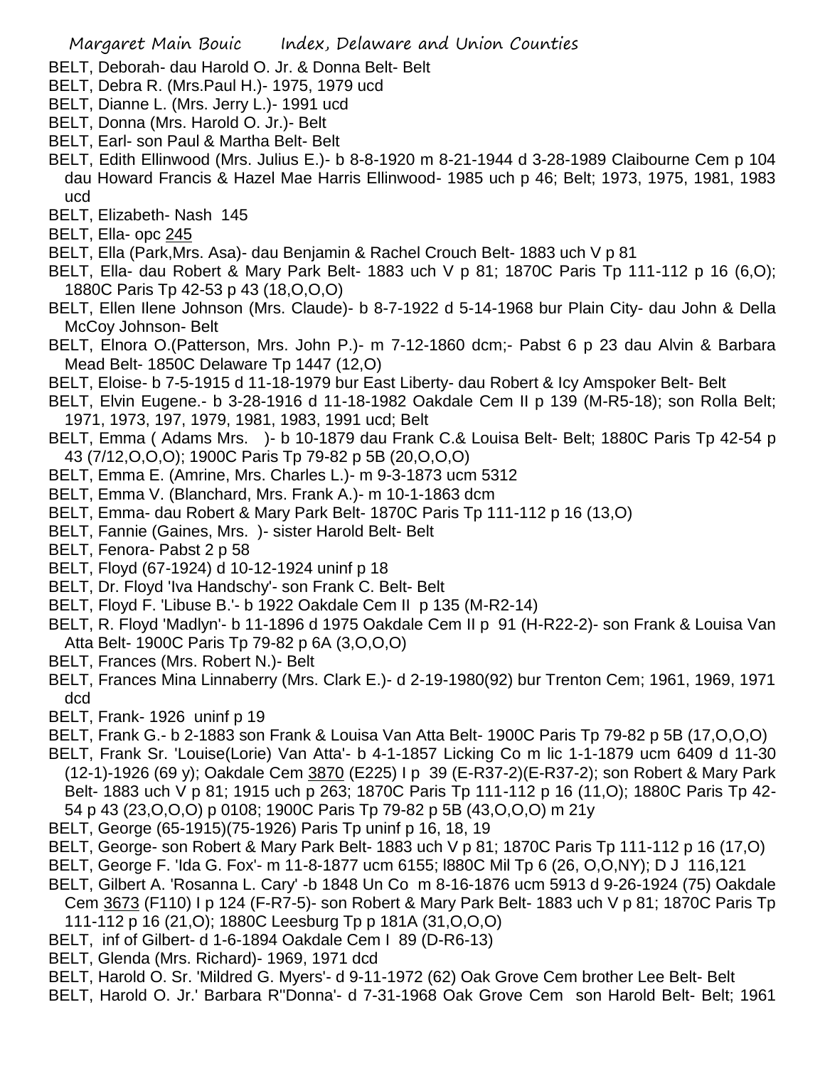BELT, Deborah- dau Harold O. Jr. & Donna Belt- Belt

BELT, Debra R. (Mrs.Paul H.)- 1975, 1979 ucd

BELT, Dianne L. (Mrs. Jerry L.)- 1991 ucd

BELT, Donna (Mrs. Harold O. Jr.)- Belt

BELT, Earl- son Paul & Martha Belt- Belt

BELT, Edith Ellinwood (Mrs. Julius E.)- b 8-8-1920 m 8-21-1944 d 3-28-1989 Claibourne Cem p 104 dau Howard Francis & Hazel Mae Harris Ellinwood- 1985 uch p 46; Belt; 1973, 1975, 1981, 1983 ucd

BELT, Elizabeth- Nash 145

BELT, Ella- opc 245

BELT, Ella (Park,Mrs. Asa)- dau Benjamin & Rachel Crouch Belt- 1883 uch V p 81

BELT, Ella- dau Robert & Mary Park Belt- 1883 uch V p 81; 1870C Paris Tp 111-112 p 16 (6,O); 1880C Paris Tp 42-53 p 43 (18,O,O,O)

BELT, Ellen Ilene Johnson (Mrs. Claude)- b 8-7-1922 d 5-14-1968 bur Plain City- dau John & Della McCoy Johnson- Belt

BELT, Elnora O.(Patterson, Mrs. John P.)- m 7-12-1860 dcm;- Pabst 6 p 23 dau Alvin & Barbara Mead Belt- 1850C Delaware Tp 1447 (12,O)

BELT, Eloise- b 7-5-1915 d 11-18-1979 bur East Liberty- dau Robert & Icy Amspoker Belt- Belt

BELT, Elvin Eugene.- b 3-28-1916 d 11-18-1982 Oakdale Cem II p 139 (M-R5-18); son Rolla Belt; 1971, 1973, 197, 1979, 1981, 1983, 1991 ucd; Belt

BELT, Emma ( Adams Mrs. )- b 10-1879 dau Frank C.& Louisa Belt- Belt; 1880C Paris Tp 42-54 p 43 (7/12,O,O,O); 1900C Paris Tp 79-82 p 5B (20,O,O,O)

BELT, Emma E. (Amrine, Mrs. Charles L.)- m 9-3-1873 ucm 5312

BELT, Emma V. (Blanchard, Mrs. Frank A.)- m 10-1-1863 dcm

BELT, Emma- dau Robert & Mary Park Belt- 1870C Paris Tp 111-112 p 16 (13,O)

BELT, Fannie (Gaines, Mrs. )- sister Harold Belt- Belt

BELT, Fenora- Pabst 2 p 58

BELT, Floyd (67-1924) d 10-12-1924 uninf p 18

BELT, Dr. Floyd 'Iva Handschy'- son Frank C. Belt- Belt

BELT, Floyd F. 'Libuse B.'- b 1922 Oakdale Cem II p 135 (M-R2-14)

BELT, R. Floyd 'Madlyn'- b 11-1896 d 1975 Oakdale Cem II p 91 (H-R22-2)- son Frank & Louisa Van Atta Belt- 1900C Paris Tp 79-82 p 6A (3,O,O,O)

BELT, Frances (Mrs. Robert N.)- Belt

BELT, Frances Mina Linnaberry (Mrs. Clark E.)- d 2-19-1980(92) bur Trenton Cem; 1961, 1969, 1971 dcd

BELT, Frank- 1926 uninf p 19

BELT, Frank G.- b 2-1883 son Frank & Louisa Van Atta Belt- 1900C Paris Tp 79-82 p 5B (17,O,O,O)

BELT, Frank Sr. 'Louise(Lorie) Van Atta'- b 4-1-1857 Licking Co m lic 1-1-1879 ucm 6409 d 11-30 (12-1)-1926 (69 y); Oakdale Cem 3870 (E225) I p 39 (E-R37-2)(E-R37-2); son Robert & Mary Park Belt- 1883 uch V p 81; 1915 uch p 263; 1870C Paris Tp 111-112 p 16 (11,O); 1880C Paris Tp 42-54 p 43 (23,O,O,O) p 0108; 1900C Paris Tp 79-82 p 5B (43,O,O,O) m 21y

BELT, George (65-1915)(75-1926) Paris Tp uninf p 16, 18, 19

BELT, George- son Robert & Mary Park Belt- 1883 uch V p 81; 1870C Paris Tp 111-112 p 16 (17,O)

BELT, George F. 'Ida G. Fox'- m 11-8-1877 ucm 6155; l880C Mil Tp 6 (26, O,O,NY); D J 116,121

BELT, Gilbert A. 'Rosanna L. Cary' -b 1848 Un Co m 8-16-1876 ucm 5913 d 9-26-1924 (75) Oakdale Cem 3673 (F110) I p 124 (F-R7-5)- son Robert & Mary Park Belt- 1883 uch V p 81; 1870C Paris Tp 111-112 p 16 (21,O); 1880C Leesburg Tp p 181A (31,O,O,O)

BELT, inf of Gilbert- d 1-6-1894 Oakdale Cem I 89 (D-R6-13)

BELT, Glenda (Mrs. Richard)- 1969, 1971 dcd

BELT, Harold O. Sr. 'Mildred G. Myers'- d 9-11-1972 (62) Oak Grove Cem brother Lee Belt- Belt

BELT, Harold O. Jr.' Barbara R''Donna'- d 7-31-1968 Oak Grove Cem son Harold Belt- Belt; 1961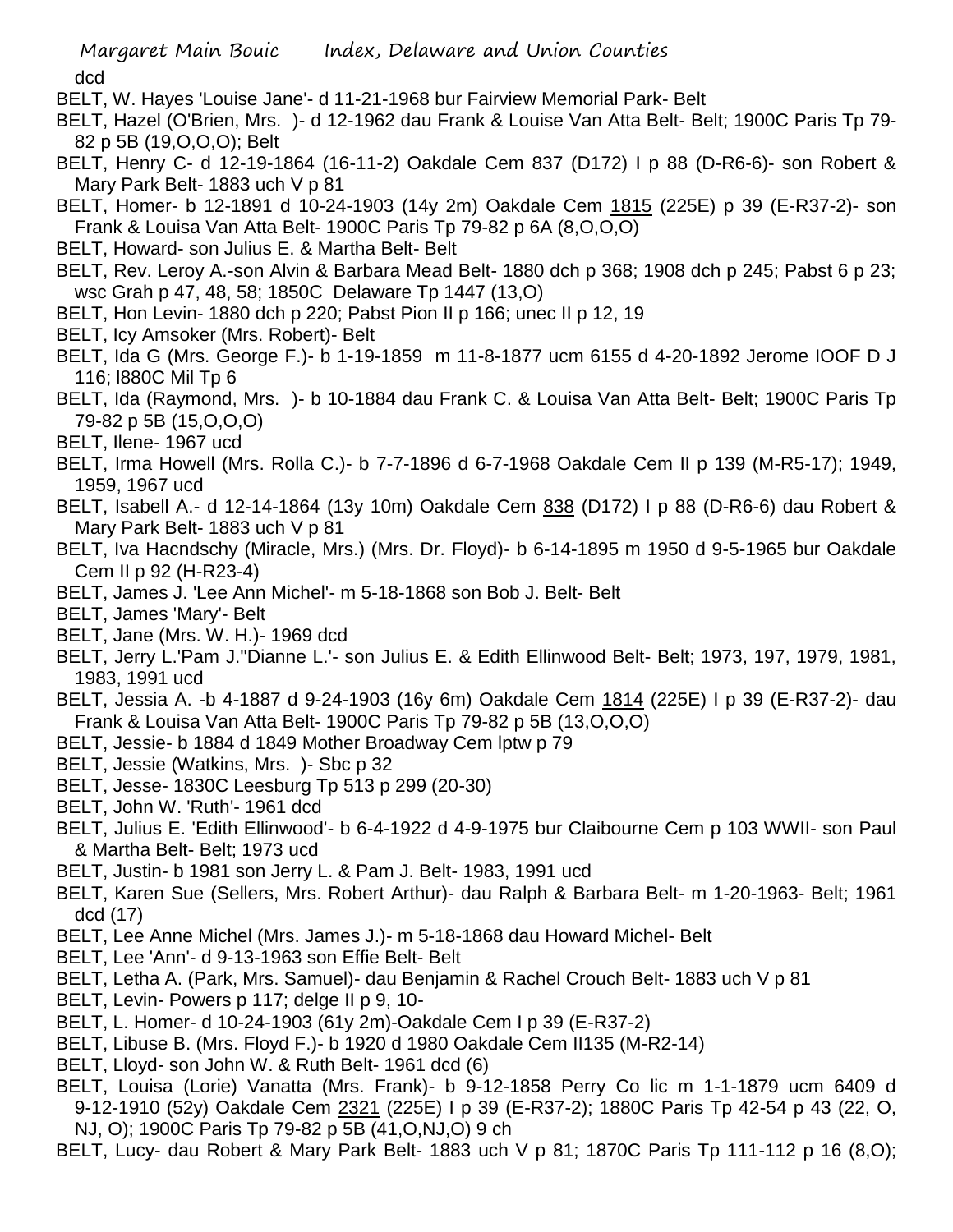dcd

BELT, W. Hayes 'Louise Jane'- d 11-21-1968 bur Fairview Memorial Park- Belt

BELT, Hazel (O'Brien, Mrs. )- d 12-1962 dau Frank & Louise Van Atta Belt- Belt; 1900C Paris Tp 79-82 p 5B (19,O,O,O); Belt

BELT, Henry C- d 12-19-1864 (16-11-2) Oakdale Cem 837 (D172) I p 88 (D-R6-6)- son Robert & Mary Park Belt- 1883 uch V p 81

BELT, Homer- b 12-1891 d 10-24-1903 (14y 2m) Oakdale Cem 1815 (225E) p 39 (E-R37-2)- son Frank & Louisa Van Atta Belt- 1900C Paris Tp 79-82 p 6A (8,O,O,O)

BELT, Howard- son Julius E. & Martha Belt- Belt

BELT, Rev. Leroy A.-son Alvin & Barbara Mead Belt- 1880 dch p 368; 1908 dch p 245; Pabst 6 p 23; wsc Grah p 47, 48, 58; 1850C Delaware Tp 1447 (13,O)

BELT, Hon Levin- 1880 dch p 220; Pabst Pion II p 166; unec II p 12, 19

BELT, Icy Amsoker (Mrs. Robert)- Belt

BELT, Ida G (Mrs. George F.)- b 1-19-1859 m 11-8-1877 ucm 6155 d 4-20-1892 Jerome IOOF D J 116; l880C Mil Tp 6

BELT, Ida (Raymond, Mrs. )- b 10-1884 dau Frank C. & Louisa Van Atta Belt- Belt; 1900C Paris Tp 79-82 p 5B (15,O,O,O)

BELT, Ilene- 1967 ucd

BELT, Irma Howell (Mrs. Rolla C.)- b 7-7-1896 d 6-7-1968 Oakdale Cem II p 139 (M-R5-17); 1949, 1959, 1967 ucd

BELT, Isabell A.- d 12-14-1864 (13y 10m) Oakdale Cem 838 (D172) I p 88 (D-R6-6) dau Robert & Mary Park Belt- 1883 uch V p 81

BELT, Iva Hacndschy (Miracle, Mrs.) (Mrs. Dr. Floyd)- b 6-14-1895 m 1950 d 9-5-1965 bur Oakdale Cem II p 92 (H-R23-4)

BELT, James J. 'Lee Ann Michel'- m 5-18-1868 son Bob J. Belt- Belt

BELT, James 'Mary'- Belt

BELT, Jane (Mrs. W. H.)- 1969 dcd

BELT, Jerry L.'Pam J.''Dianne L.'- son Julius E. & Edith Ellinwood Belt- Belt; 1973, 197, 1979, 1981, 1983, 1991 ucd

BELT, Jessia A. -b 4-1887 d 9-24-1903 (16y 6m) Oakdale Cem 1814 (225E) I p 39 (E-R37-2)- dau Frank & Louisa Van Atta Belt- 1900C Paris Tp 79-82 p 5B (13,O,O,O)

BELT, Jessie- b 1884 d 1849 Mother Broadway Cem lptw p 79

BELT, Jessie (Watkins, Mrs. )- Sbc p 32

BELT, Jesse- 1830C Leesburg Tp 513 p 299 (20-30)

BELT, John W. 'Ruth'- 1961 dcd

BELT, Julius E. 'Edith Ellinwood'- b 6-4-1922 d 4-9-1975 bur Claibourne Cem p 103 WWII- son Paul & Martha Belt- Belt; 1973 ucd

BELT, Justin- b 1981 son Jerry L. & Pam J. Belt- 1983, 1991 ucd

BELT, Karen Sue (Sellers, Mrs. Robert Arthur)- dau Ralph & Barbara Belt- m 1-20-1963- Belt; 1961 dcd (17)

BELT, Lee Anne Michel (Mrs. James J.)- m 5-18-1868 dau Howard Michel- Belt

BELT, Lee 'Ann'- d 9-13-1963 son Effie Belt- Belt

BELT, Letha A. (Park, Mrs. Samuel)- dau Benjamin & Rachel Crouch Belt- 1883 uch V p 81

BELT, Levin- Powers p 117; delge II p 9, 10-

BELT, L. Homer- d 10-24-1903 (61y 2m)-Oakdale Cem I p 39 (E-R37-2)

BELT, Libuse B. (Mrs. Floyd F.)- b 1920 d 1980 Oakdale Cem II135 (M-R2-14)

BELT, Lloyd- son John W. & Ruth Belt- 1961 dcd (6)

BELT, Louisa (Lorie) Vanatta (Mrs. Frank)- b 9-12-1858 Perry Co lic m 1-1-1879 ucm 6409 d 9-12-1910 (52y) Oakdale Cem 2321 (225E) I p 39 (E-R37-2); 1880C Paris Tp 42-54 p 43 (22, O, NJ, O); 1900C Paris Tp 79-82 p 5B (41,O,NJ,O) 9 ch

BELT, Lucy- dau Robert & Mary Park Belt- 1883 uch V p 81; 1870C Paris Tp 111-112 p 16 (8,O);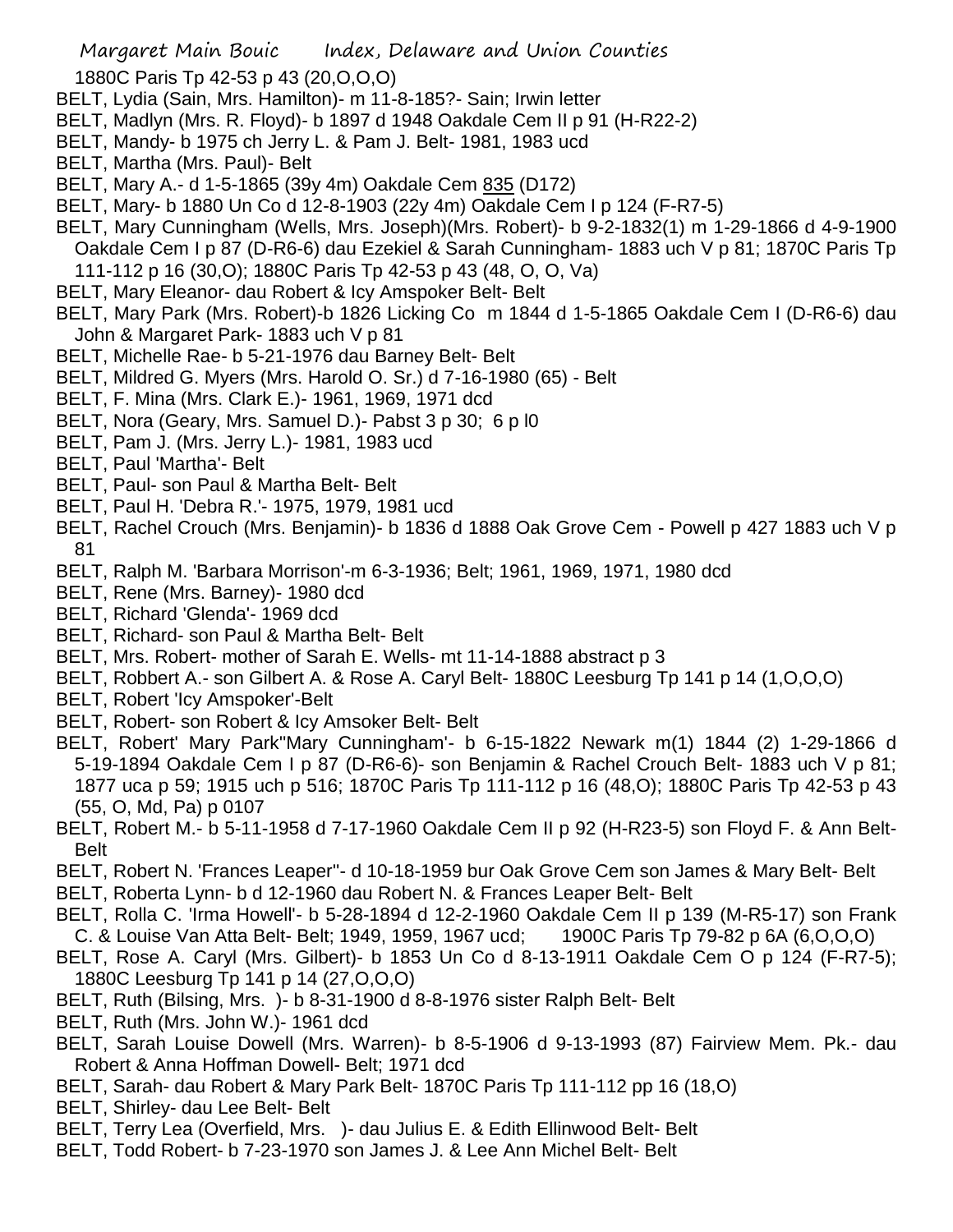1880C Paris Tp 42-53 p 43 (20,O,O,O)

BELT, Lydia (Sain, Mrs. Hamilton)- m 11-8-185?- Sain; Irwin letter

BELT, Madlyn (Mrs. R. Floyd)- b 1897 d 1948 Oakdale Cem II p 91 (H-R22-2)

BELT, Mandy- b 1975 ch Jerry L. & Pam J. Belt- 1981, 1983 ucd

BELT, Martha (Mrs. Paul)- Belt

BELT, Mary A.- d 1-5-1865 (39y 4m) Oakdale Cem 835 (D172)

BELT, Mary- b 1880 Un Co d 12-8-1903 (22y 4m) Oakdale Cem I p 124 (F-R7-5)

BELT, Mary Cunningham (Wells, Mrs. Joseph)(Mrs. Robert)- b 9-2-1832(1) m 1-29-1866 d 4-9-1900 Oakdale Cem I p 87 (D-R6-6) dau Ezekiel & Sarah Cunningham- 1883 uch V p 81; 1870C Paris Tp 111-112 p 16 (30,O); 1880C Paris Tp 42-53 p 43 (48, O, O, Va)

BELT, Mary Eleanor- dau Robert & Icy Amspoker Belt- Belt

BELT, Mary Park (Mrs. Robert)-b 1826 Licking Co m 1844 d 1-5-1865 Oakdale Cem I (D-R6-6) dau John & Margaret Park- 1883 uch V p 81

BELT, Michelle Rae- b 5-21-1976 dau Barney Belt- Belt

BELT, Mildred G. Myers (Mrs. Harold O. Sr.) d 7-16-1980 (65) - Belt

BELT, F. Mina (Mrs. Clark E.)- 1961, 1969, 1971 dcd

BELT, Nora (Geary, Mrs. Samuel D.)- Pabst 3 p 30; 6 p l0

BELT, Pam J. (Mrs. Jerry L.)- 1981, 1983 ucd

BELT, Paul 'Martha'- Belt

BELT, Paul- son Paul & Martha Belt- Belt

BELT, Paul H. 'Debra R.'- 1975, 1979, 1981 ucd

BELT, Rachel Crouch (Mrs. Benjamin)- b 1836 d 1888 Oak Grove Cem - Powell p 427 1883 uch V p 81

BELT, Ralph M. 'Barbara Morrison'-m 6-3-1936; Belt; 1961, 1969, 1971, 1980 dcd

BELT, Rene (Mrs. Barney)- 1980 dcd

BELT, Richard 'Glenda'- 1969 dcd

BELT, Richard- son Paul & Martha Belt- Belt

BELT, Mrs. Robert- mother of Sarah E. Wells- mt 11-14-1888 abstract p 3

BELT, Robbert A.- son Gilbert A. & Rose A. Caryl Belt- 1880C Leesburg Tp 141 p 14 (1,O,O,O)

BELT, Robert 'Icy Amspoker'-Belt

BELT, Robert- son Robert & Icy Amsoker Belt- Belt

BELT, Robert' Mary Park''Mary Cunningham'- b 6-15-1822 Newark m(1) 1844 (2) 1-29-1866 d 5-19-1894 Oakdale Cem I p 87 (D-R6-6)- son Benjamin & Rachel Crouch Belt- 1883 uch V p 81; 1877 uca p 59; 1915 uch p 516; 1870C Paris Tp 111-112 p 16 (48,O); 1880C Paris Tp 42-53 p 43 (55, O, Md, Pa) p 0107

BELT, Robert M.- b 5-11-1958 d 7-17-1960 Oakdale Cem II p 92 (H-R23-5) son Floyd F. & Ann Belt- Belt

BELT, Robert N. 'Frances Leaper''- d 10-18-1959 bur Oak Grove Cem son James & Mary Belt- Belt

BELT, Roberta Lynn- b d 12-1960 dau Robert N. & Frances Leaper Belt- Belt

BELT, Rolla C. 'Irma Howell'- b 5-28-1894 d 12-2-1960 Oakdale Cem II p 139 (M-R5-17) son Frank C. & Louise Van Atta Belt- Belt; 1949, 1959, 1967 ucd; 1900C Paris Tp 79-82 p 6A (6,O,O,O)

BELT, Rose A. Caryl (Mrs. Gilbert)- b 1853 Un Co d 8-13-1911 Oakdale Cem O p 124 (F-R7-5); 1880C Leesburg Tp 141 p 14 (27,O,O,O)

BELT, Ruth (Bilsing, Mrs. )- b 8-31-1900 d 8-8-1976 sister Ralph Belt- Belt

BELT, Ruth (Mrs. John W.)- 1961 dcd

BELT, Sarah Louise Dowell (Mrs. Warren)- b 8-5-1906 d 9-13-1993 (87) Fairview Mem. Pk.- dau Robert & Anna Hoffman Dowell- Belt; 1971 dcd

BELT, Sarah- dau Robert & Mary Park Belt- 1870C Paris Tp 111-112 pp 16 (18,O)

BELT, Shirley- dau Lee Belt- Belt

BELT, Terry Lea (Overfield, Mrs. )- dau Julius E. & Edith Ellinwood Belt- Belt

BELT, Todd Robert- b 7-23-1970 son James J. & Lee Ann Michel Belt- Belt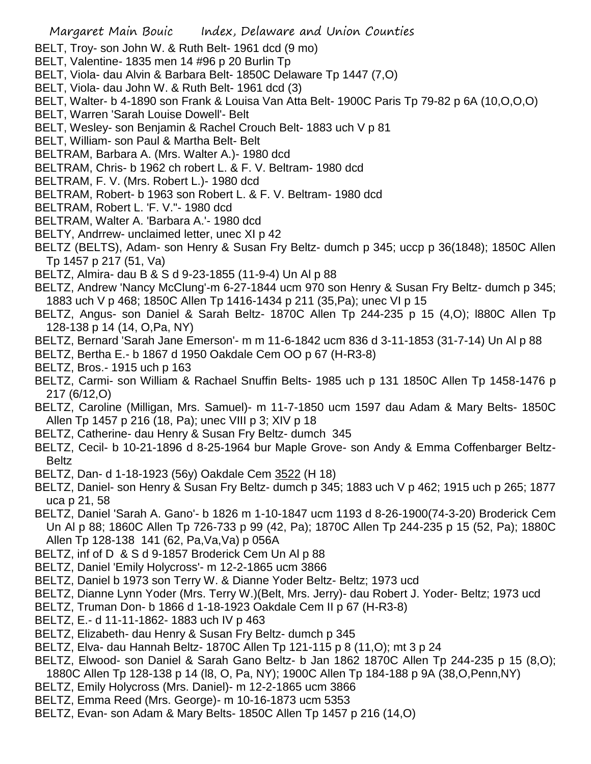BELT, Troy- son John W. & Ruth Belt- 1961 dcd (9 mo)

BELT, Valentine- 1835 men 14 #96 p 20 Burlin Tp

BELT, Viola- dau Alvin & Barbara Belt- 1850C Delaware Tp 1447 (7,O)

BELT, Viola- dau John W. & Ruth Belt- 1961 dcd (3)

BELT, Walter- b 4-1890 son Frank & Louisa Van Atta Belt- 1900C Paris Tp 79-82 p 6A (10,O,O,O)

BELT, Warren 'Sarah Louise Dowell'- Belt

BELT, Wesley- son Benjamin & Rachel Crouch Belt- 1883 uch V p 81

BELT, William- son Paul & Martha Belt- Belt

BELTRAM, Barbara A. (Mrs. Walter A.)- 1980 dcd

BELTRAM, Chris- b 1962 ch robert L. & F. V. Beltram- 1980 dcd

BELTRAM, F. V. (Mrs. Robert L.)- 1980 dcd

BELTRAM, Robert- b 1963 son Robert L. & F. V. Beltram- 1980 dcd

BELTRAM, Robert L. 'F. V."- 1980 dcd

BELTRAM, Walter A. 'Barbara A.'- 1980 dcd

BELTY, Andrrew- unclaimed letter, unec XI p 42

BELTZ (BELTS), Adam- son Henry & Susan Fry Beltz- dumch p 345; uccp p 36(1848); 1850C Allen Tp 1457 p 217 (51, Va)

BELTZ, Almira- dau B & S d 9-23-1855 (11-9-4) Un Al p 88

BELTZ, Andrew 'Nancy McClung'-m 6-27-1844 ucm 970 son Henry & Susan Fry Beltz- dumch p 345; 1883 uch V p 468; 1850C Allen Tp 1416-1434 p 211 (35,Pa); unec VI p 15

BELTZ, Angus- son Daniel & Sarah Beltz- 1870C Allen Tp 244-235 p 15 (4,O); l880C Allen Tp 128-138 p 14 (14, O,Pa, NY)

BELTZ, Bernard 'Sarah Jane Emerson'- m m 11-6-1842 ucm 836 d 3-11-1853 (31-7-14) Un Al p 88

BELTZ, Bertha E.- b 1867 d 1950 Oakdale Cem OO p 67 (H-R3-8)

BELTZ, Bros.- 1915 uch p 163

BELTZ, Carmi- son William & Rachael Snuffin Belts- 1985 uch p 131 1850C Allen Tp 1458-1476 p 217 (6/12,O)

BELTZ, Caroline (Milligan, Mrs. Samuel)- m 11-7-1850 ucm 1597 dau Adam & Mary Belts- 1850C Allen Tp 1457 p 216 (18, Pa); unec VIII p 3; XIV p 18

BELTZ, Catherine- dau Henry & Susan Fry Beltz- dumch 345

BELTZ, Cecil- b 10-21-1896 d 8-25-1964 bur Maple Grove- son Andy & Emma Coffenbarger Beltz- Beltz

BELTZ, Dan- d 1-18-1923 (56y) Oakdale Cem 3522 (H 18)

BELTZ, Daniel- son Henry & Susan Fry Beltz- dumch p 345; 1883 uch V p 462; 1915 uch p 265; 1877 uca p 21, 58

BELTZ, Daniel 'Sarah A. Gano'- b 1826 m 1-10-1847 ucm 1193 d 8-26-1900(74-3-20) Broderick Cem Un Al p 88; 1860C Allen Tp 726-733 p 99 (42, Pa); 1870C Allen Tp 244-235 p 15 (52, Pa); 1880C Allen Tp 128-138 141 (62, Pa,Va,Va) p 056A

BELTZ, inf of D & S d 9-1857 Broderick Cem Un Al p 88

BELTZ, Daniel 'Emily Holycross'- m 12-2-1865 ucm 3866

BELTZ, Daniel b 1973 son Terry W. & Dianne Yoder Beltz- Beltz; 1973 ucd

BELTZ, Dianne Lynn Yoder (Mrs. Terry W.)(Belt, Mrs. Jerry)- dau Robert J. Yoder- Beltz; 1973 ucd

BELTZ, Truman Don- b 1866 d 1-18-1923 Oakdale Cem II p 67 (H-R3-8)

BELTZ, E.- d 11-11-1862- 1883 uch IV p 463

BELTZ, Elizabeth- dau Henry & Susan Fry Beltz- dumch p 345

BELTZ, Elva- dau Hannah Beltz- 1870C Allen Tp 121-115 p 8 (11,O); mt 3 p 24

BELTZ, Elwood- son Daniel & Sarah Gano Beltz- b Jan 1862 1870C Allen Tp 244-235 p 15 (8,O); 1880C Allen Tp 128-138 p 14 (l8, O, Pa, NY); 1900C Allen Tp 184-188 p 9A (38,O,Penn,NY)

BELTZ, Emily Holycross (Mrs. Daniel)- m 12-2-1865 ucm 3866

BELTZ, Emma Reed (Mrs. George)- m 10-16-1873 ucm 5353

BELTZ, Evan- son Adam & Mary Belts- 1850C Allen Tp 1457 p 216 (14,O)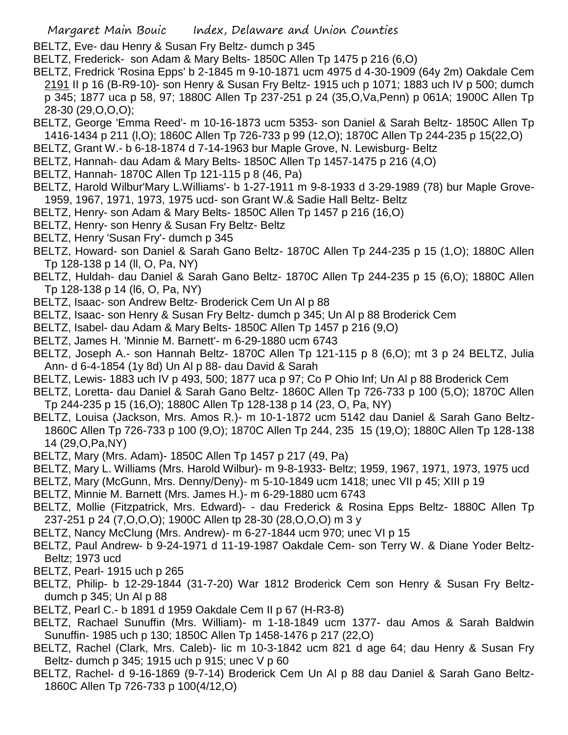BELTZ, Eve- dau Henry & Susan Fry Beltz- dumch p 345

BELTZ, Frederick- son Adam & Mary Belts- 1850C Allen Tp 1475 p 216 (6,O)

BELTZ, Fredrick 'Rosina Epps' b 2-1845 m 9-10-1871 ucm 4975 d 4-30-1909 (64y 2m) Oakdale Cem 2191 II p 16 (B-R9-10)- son Henry & Susan Fry Beltz- 1915 uch p 1071; 1883 uch IV p 500; dumch p 345; 1877 uca p 58, 97; 1880C Allen Tp 237-251 p 24 (35,O,Va,Penn) p 061A; 1900C Allen Tp 28-30 (29,O,O,O);

BELTZ, George 'Emma Reed'- m 10-16-1873 ucm 5353- son Daniel & Sarah Beltz- 1850C Allen Tp 1416-1434 p 211 (l,O); 1860C Allen Tp 726-733 p 99 (12,O); 1870C Allen Tp 244-235 p 15(22,O)

BELTZ, Grant W.- b 6-18-1874 d 7-14-1963 bur Maple Grove, N. Lewisburg- Beltz

BELTZ, Hannah- dau Adam & Mary Belts- 1850C Allen Tp 1457-1475 p 216 (4,O)

BELTZ, Hannah- 1870C Allen Tp 121-115 p 8 (46, Pa)

BELTZ, Harold Wilbur'Mary L.Williams'- b 1-27-1911 m 9-8-1933 d 3-29-1989 (78) bur Maple Grove- 1959, 1967, 1971, 1973, 1975 ucd- son Grant W.& Sadie Hall Beltz- Beltz

BELTZ, Henry- son Adam & Mary Belts- 1850C Allen Tp 1457 p 216 (16,O)

BELTZ, Henry- son Henry & Susan Fry Beltz- Beltz

BELTZ, Henry 'Susan Fry'- dumch p 345

BELTZ, Howard- son Daniel & Sarah Gano Beltz- 1870C Allen Tp 244-235 p 15 (1,O); 1880C Allen Tp 128-138 p 14 (ll, O, Pa, NY)

BELTZ, Huldah- dau Daniel & Sarah Gano Beltz- 1870C Allen Tp 244-235 p 15 (6,O); 1880C Allen Tp 128-138 p 14 (l6, O, Pa, NY)

BELTZ, Isaac- son Andrew Beltz- Broderick Cem Un Al p 88

BELTZ, Isaac- son Henry & Susan Fry Beltz- dumch p 345; Un Al p 88 Broderick Cem

BELTZ, Isabel- dau Adam & Mary Belts- 1850C Allen Tp 1457 p 216 (9,O)

BELTZ, James H. 'Minnie M. Barnett'- m 6-29-1880 ucm 6743

BELTZ, Joseph A.- son Hannah Beltz- 1870C Allen Tp 121-115 p 8 (6,O); mt 3 p 24 BELTZ, Julia Ann- d 6-4-1854 (1y 8d) Un Al p 88- dau David & Sarah

BELTZ, Lewis- 1883 uch IV p 493, 500; 1877 uca p 97; Co P Ohio Inf; Un Al p 88 Broderick Cem

BELTZ, Loretta- dau Daniel & Sarah Gano Beltz- 1860C Allen Tp 726-733 p 100 (5,O); 1870C Allen Tp 244-235 p 15 (16,O); 1880C Allen Tp 128-138 p 14 (23, O, Pa, NY)

BELTZ, Louisa (Jackson, Mrs. Amos R.)- m 10-1-1872 ucm 5142 dau Daniel & Sarah Gano Beltz- 1860C Allen Tp 726-733 p 100 (9,O); 1870C Allen Tp 244, 235 15 (19,O); 1880C Allen Tp 128-138 14 (29,O,Pa,NY)

BELTZ, Mary (Mrs. Adam)- 1850C Allen Tp 1457 p 217 (49, Pa)

BELTZ, Mary L. Williams (Mrs. Harold Wilbur)- m 9-8-1933- Beltz; 1959, 1967, 1971, 1973, 1975 ucd

BELTZ, Mary (McGunn, Mrs. Denny/Deny)- m 5-10-1849 ucm 1418; unec VII p 45; XIII p 19

BELTZ, Minnie M. Barnett (Mrs. James H.)- m 6-29-1880 ucm 6743

BELTZ, Mollie (Fitzpatrick, Mrs. Edward)- - dau Frederick & Rosina Epps Beltz- 1880C Allen Tp 237-251 p 24 (7,O,O,O); 1900C Allen tp 28-30 (28,O,O,O) m 3 y

BELTZ, Nancy McClung (Mrs. Andrew)- m 6-27-1844 ucm 970; unec VI p 15

BELTZ, Paul Andrew- b 9-24-1971 d 11-19-1987 Oakdale Cem- son Terry W. & Diane Yoder Beltz- Beltz; 1973 ucd

BELTZ, Pearl- 1915 uch p 265

BELTZ, Philip- b 12-29-1844 (31-7-20) War 1812 Broderick Cem son Henry & Susan Fry Beltz- dumch p 345; Un Al p 88

BELTZ, Pearl C.- b 1891 d 1959 Oakdale Cem II p 67 (H-R3-8)

BELTZ, Rachael Sunuffin (Mrs. William)- m 1-18-1849 ucm 1377- dau Amos & Sarah Baldwin Sunuffin- 1985 uch p 130; 1850C Allen Tp 1458-1476 p 217 (22,O)

BELTZ, Rachel (Clark, Mrs. Caleb)- lic m 10-3-1842 ucm 821 d age 64; dau Henry & Susan Fry Beltz- dumch p 345; 1915 uch p 915; unec V p 60

BELTZ, Rachel- d 9-16-1869 (9-7-14) Broderick Cem Un Al p 88 dau Daniel & Sarah Gano Beltz- 1860C Allen Tp 726-733 p 100(4/12,O)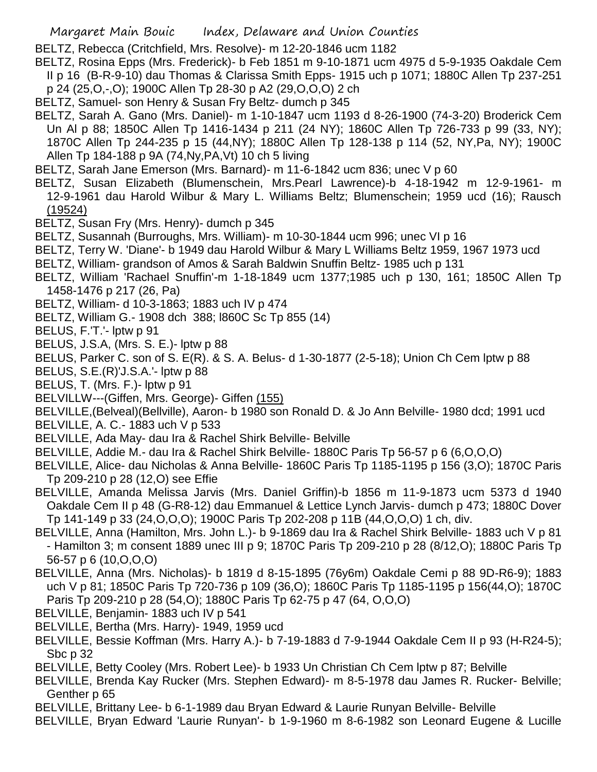BELTZ, Rebecca (Critchfield, Mrs. Resolve)- m 12-20-1846 ucm 1182

BELTZ, Rosina Epps (Mrs. Frederick)- b Feb 1851 m 9-10-1871 ucm 4975 d 5-9-1935 Oakdale Cem II p 16 (B-R-9-10) dau Thomas & Clarissa Smith Epps- 1915 uch p 1071; 1880C Allen Tp 237-251 p 24 (25,O,-,O); 1900C Allen Tp 28-30 p A2 (29,O,O,O) 2 ch

BELTZ, Samuel- son Henry & Susan Fry Beltz- dumch p 345

BELTZ, Sarah A. Gano (Mrs. Daniel)- m 1-10-1847 ucm 1193 d 8-26-1900 (74-3-20) Broderick Cem Un Al p 88; 1850C Allen Tp 1416-1434 p 211 (24 NY); 1860C Allen Tp 726-733 p 99 (33, NY); 1870C Allen Tp 244-235 p 15 (44,NY); 1880C Allen Tp 128-138 p 114 (52, NY,Pa, NY); 1900C Allen Tp 184-188 p 9A (74,Ny,PA,Vt) 10 ch 5 living

BELTZ, Sarah Jane Emerson (Mrs. Barnard)- m 11-6-1842 ucm 836; unec V p 60

BELTZ, Susan Elizabeth (Blumenschein, Mrs.Pearl Lawrence)-b 4-18-1942 m 12-9-1961- m 12-9-1961 dau Harold Wilbur & Mary L. Williams Beltz; Blumenschein; 1959 ucd (16); Rausch (19524)

BELTZ, Susan Fry (Mrs. Henry)- dumch p 345

BELTZ, Susannah (Burroughs, Mrs. William)- m 10-30-1844 ucm 996; unec VI p 16

BELTZ, Terry W. 'Diane'- b 1949 dau Harold Wilbur & Mary L Williams Beltz 1959, 1967 1973 ucd

BELTZ, William- grandson of Amos & Sarah Baldwin Snuffin Beltz- 1985 uch p 131

BELTZ, William 'Rachael Snuffin'-m 1-18-1849 ucm 1377;1985 uch p 130, 161; 1850C Allen Tp 1458-1476 p 217 (26, Pa)

BELTZ, William- d 10-3-1863; 1883 uch IV p 474

BELTZ, William G.- 1908 dch 388; l860C Sc Tp 855 (14)

BELUS, F.'T.'- lptw p 91

BELUS, J.S.A, (Mrs. S. E.)- lptw p 88

BELUS, Parker C. son of S. E(R). & S. A. Belus- d 1-30-1877 (2-5-18); Union Ch Cem lptw p 88

BELUS, S.E.(R)'J.S.A.'- lptw p 88

BELUS, T. (Mrs. F.)- lptw p 91

BELVILLW---(Giffen, Mrs. George)- Giffen (155)

BELVILLE,(Belveal)(Bellville), Aaron- b 1980 son Ronald D. & Jo Ann Belville- 1980 dcd; 1991 ucd

BELVILLE, A. C.- 1883 uch V p 533

BELVILLE, Ada May- dau Ira & Rachel Shirk Belville- Belville

BELVILLE, Addie M.- dau Ira & Rachel Shirk Belville- 1880C Paris Tp 56-57 p 6 (6,O,O,O)

BELVILLE, Alice- dau Nicholas & Anna Belville- 1860C Paris Tp 1185-1195 p 156 (3,O); 1870C Paris Tp 209-210 p 28 (12,O) see Effie

BELVILLE, Amanda Melissa Jarvis (Mrs. Daniel Griffin)-b 1856 m 11-9-1873 ucm 5373 d 1940 Oakdale Cem II p 48 (G-R8-12) dau Emmanuel & Lettice Lynch Jarvis- dumch p 473; 1880C Dover Tp 141-149 p 33 (24,O,O,O); 1900C Paris Tp 202-208 p 11B (44,O,O,O) 1 ch, div.

BELVILLE, Anna (Hamilton, Mrs. John L.)- b 9-1869 dau Ira & Rachel Shirk Belville- 1883 uch V p 81 - Hamilton 3; m consent 1889 unec III p 9; 1870C Paris Tp 209-210 p 28 (8/12,O); 1880C Paris Tp 56-57 p 6 (10,O,O,O)

BELVILLE, Anna (Mrs. Nicholas)- b 1819 d 8-15-1895 (76y6m) Oakdale Cemi p 88 9D-R6-9); 1883 uch V p 81; 1850C Paris Tp 720-736 p 109 (36,O); 1860C Paris Tp 1185-1195 p 156(44,O); 1870C Paris Tp 209-210 p 28 (54,O); 1880C Paris Tp 62-75 p 47 (64, O,O,O)

BELVILLE, Benjamin- 1883 uch IV p 541

BELVILLE, Bertha (Mrs. Harry)- 1949, 1959 ucd

BELVILLE, Bessie Koffman (Mrs. Harry A.)- b 7-19-1883 d 7-9-1944 Oakdale Cem II p 93 (H-R24-5); Sbc p 32

BELVILLE, Betty Cooley (Mrs. Robert Lee)- b 1933 Un Christian Ch Cem lptw p 87; Belville

BELVILLE, Brenda Kay Rucker (Mrs. Stephen Edward)- m 8-5-1978 dau James R. Rucker- Belville; Genther p 65

BELVILLE, Brittany Lee- b 6-1-1989 dau Bryan Edward & Laurie Runyan Belville- Belville

BELVILLE, Bryan Edward 'Laurie Runyan'- b 1-9-1960 m 8-6-1982 son Leonard Eugene & Lucille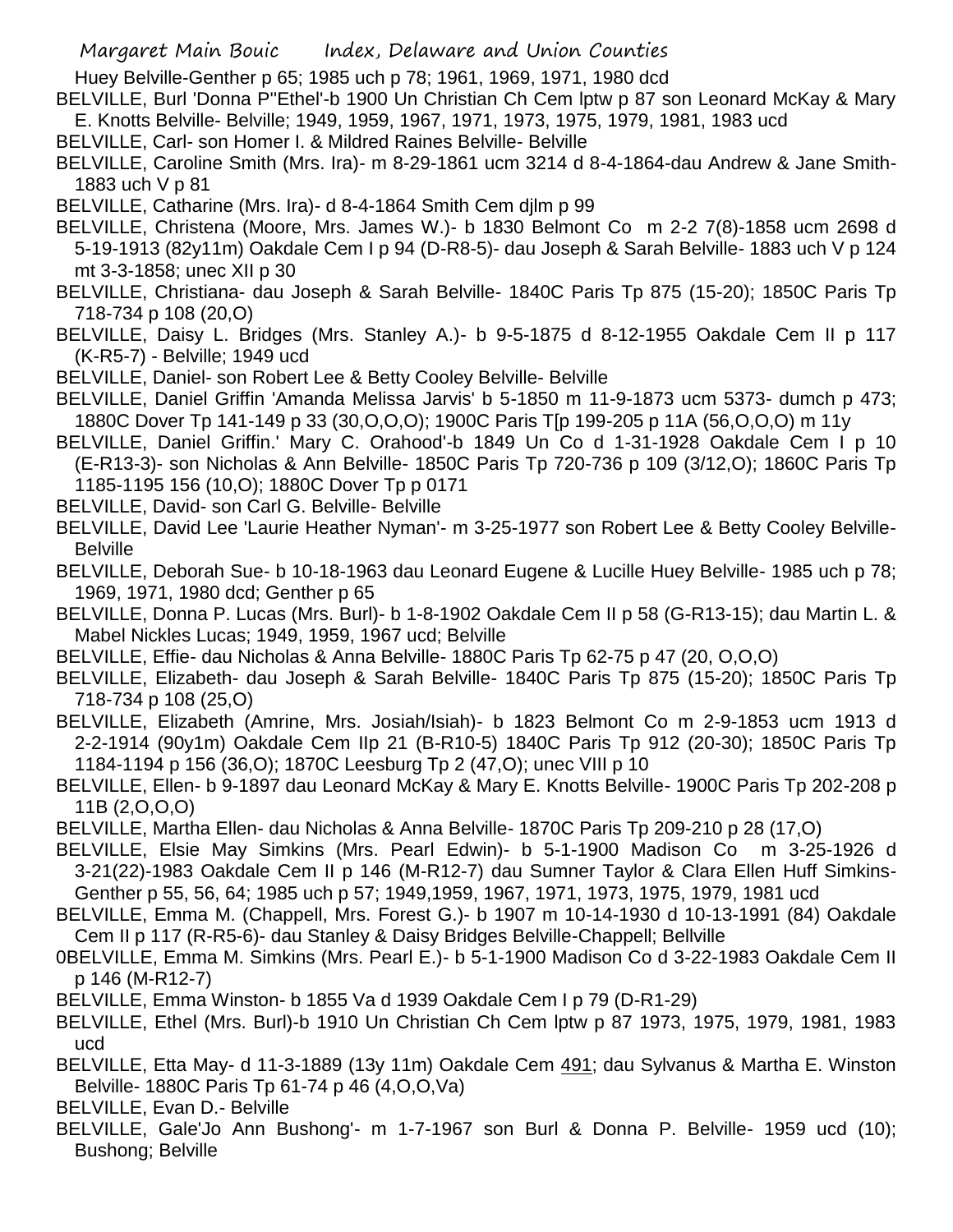Huey Belville-Genther p 65; 1985 uch p 78; 1961, 1969, 1971, 1980 dcd

BELVILLE, Burl 'Donna P''Ethel'-b 1900 Un Christian Ch Cem lptw p 87 son Leonard McKay & Mary E. Knotts Belville- Belville; 1949, 1959, 1967, 1971, 1973, 1975, 1979, 1981, 1983 ucd

BELVILLE, Carl- son Homer I. & Mildred Raines Belville- Belville

BELVILLE, Caroline Smith (Mrs. Ira)- m 8-29-1861 ucm 3214 d 8-4-1864-dau Andrew & Jane Smith-1883 uch V p 81

BELVILLE, Catharine (Mrs. Ira)- d 8-4-1864 Smith Cem djlm p 99

BELVILLE, Christena (Moore, Mrs. James W.)- b 1830 Belmont Co m 2-2 7(8)-1858 ucm 2698 d 5-19-1913 (82y11m) Oakdale Cem I p 94 (D-R8-5)- dau Joseph & Sarah Belville- 1883 uch V p 124 mt 3-3-1858; unec XII p 30

BELVILLE, Christiana- dau Joseph & Sarah Belville- 1840C Paris Tp 875 (15-20); 1850C Paris Tp 718-734 p 108 (20,O)

BELVILLE, Daisy L. Bridges (Mrs. Stanley A.)- b 9-5-1875 d 8-12-1955 Oakdale Cem II p 117 (K-R5-7) - Belville; 1949 ucd

BELVILLE, Daniel- son Robert Lee & Betty Cooley Belville- Belville

BELVILLE, Daniel Griffin 'Amanda Melissa Jarvis' b 5-1850 m 11-9-1873 ucm 5373- dumch p 473; 1880C Dover Tp 141-149 p 33 (30,O,O,O); 1900C Paris T[p 199-205 p 11A (56,O,O,O) m 11y

BELVILLE, Daniel Griffin.' Mary C. Orahood'-b 1849 Un Co d 1-31-1928 Oakdale Cem I p 10 (E-R13-3)- son Nicholas & Ann Belville- 1850C Paris Tp 720-736 p 109 (3/12,O); 1860C Paris Tp 1185-1195 156 (10,O); 1880C Dover Tp p 0171

BELVILLE, David- son Carl G. Belville- Belville

BELVILLE, David Lee 'Laurie Heather Nyman'- m 3-25-1977 son Robert Lee & Betty Cooley Belville-Belville

BELVILLE, Deborah Sue- b 10-18-1963 dau Leonard Eugene & Lucille Huey Belville- 1985 uch p 78; 1969, 1971, 1980 dcd; Genther p 65

BELVILLE, Donna P. Lucas (Mrs. Burl)- b 1-8-1902 Oakdale Cem II p 58 (G-R13-15); dau Martin L. & Mabel Nickles Lucas; 1949, 1959, 1967 ucd; Belville

BELVILLE, Effie- dau Nicholas & Anna Belville- 1880C Paris Tp 62-75 p 47 (20, O,O,O)

BELVILLE, Elizabeth- dau Joseph & Sarah Belville- 1840C Paris Tp 875 (15-20); 1850C Paris Tp 718-734 p 108 (25,O)

BELVILLE, Elizabeth (Amrine, Mrs. Josiah/Isiah)- b 1823 Belmont Co m 2-9-1853 ucm 1913 d 2-2-1914 (90y1m) Oakdale Cem IIp 21 (B-R10-5) 1840C Paris Tp 912 (20-30); 1850C Paris Tp 1184-1194 p 156 (36,O); 1870C Leesburg Tp 2 (47,O); unec VIII p 10

BELVILLE, Ellen- b 9-1897 dau Leonard McKay & Mary E. Knotts Belville- 1900C Paris Tp 202-208 p 11B (2,O,O,O)

BELVILLE, Martha Ellen- dau Nicholas & Anna Belville- 1870C Paris Tp 209-210 p 28 (17,O)

BELVILLE, Elsie May Simkins (Mrs. Pearl Edwin)- b 5-1-1900 Madison Co m 3-25-1926 d 3-21(22)-1983 Oakdale Cem II p 146 (M-R12-7) dau Sumner Taylor & Clara Ellen Huff Simkins-Genther p 55, 56, 64; 1985 uch p 57; 1949,1959, 1967, 1971, 1973, 1975, 1979, 1981 ucd

BELVILLE, Emma M. (Chappell, Mrs. Forest G.)- b 1907 m 10-14-1930 d 10-13-1991 (84) Oakdale Cem II p 117 (R-R5-6)- dau Stanley & Daisy Bridges Belville-Chappell; Bellville

0BELVILLE, Emma M. Simkins (Mrs. Pearl E.)- b 5-1-1900 Madison Co d 3-22-1983 Oakdale Cem II p 146 (M-R12-7)

BELVILLE, Emma Winston- b 1855 Va d 1939 Oakdale Cem I p 79 (D-R1-29)

BELVILLE, Ethel (Mrs. Burl)-b 1910 Un Christian Ch Cem lptw p 87 1973, 1975, 1979, 1981, 1983 ucd

BELVILLE, Etta May- d 11-3-1889 (13y 11m) Oakdale Cem 491; dau Sylvanus & Martha E. Winston Belville- 1880C Paris Tp 61-74 p 46 (4,O,O,Va)

BELVILLE, Evan D.- Belville

BELVILLE, Gale'Jo Ann Bushong'- m 1-7-1967 son Burl & Donna P. Belville- 1959 ucd (10); Bushong; Belville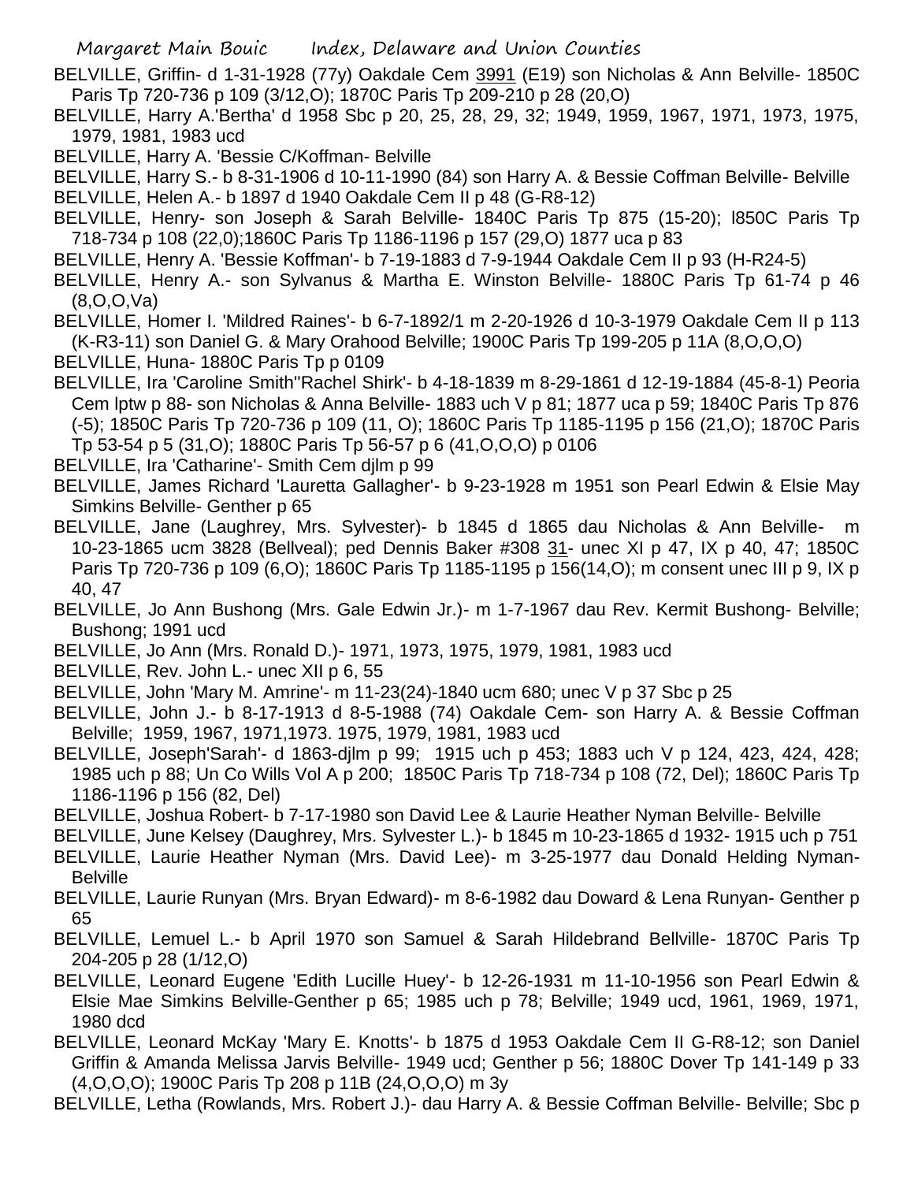BELVILLE, Griffin- d 1-31-1928 (77y) Oakdale Cem 3991 (E19) son Nicholas & Ann Belville- 1850C Paris Tp 720-736 p 109 (3/12,O); 1870C Paris Tp 209-210 p 28 (20,O)

BELVILLE, Harry A.'Bertha' d 1958 Sbc p 20, 25, 28, 29, 32; 1949, 1959, 1967, 1971, 1973, 1975, 1979, 1981, 1983 ucd

BELVILLE, Harry A. 'Bessie C/Koffman- Belville

BELVILLE, Harry S.- b 8-31-1906 d 10-11-1990 (84) son Harry A. & Bessie Coffman Belville- Belville

BELVILLE, Helen A.- b 1897 d 1940 Oakdale Cem II p 48 (G-R8-12)

BELVILLE, Henry- son Joseph & Sarah Belville- 1840C Paris Tp 875 (15-20); l850C Paris Tp 718-734 p 108 (22,0);1860C Paris Tp 1186-1196 p 157 (29,O) 1877 uca p 83

BELVILLE, Henry A. 'Bessie Koffman'- b 7-19-1883 d 7-9-1944 Oakdale Cem II p 93 (H-R24-5)

BELVILLE, Henry A.- son Sylvanus & Martha E. Winston Belville- 1880C Paris Tp 61-74 p 46 (8,O,O,Va)

BELVILLE, Homer I. 'Mildred Raines'- b 6-7-1892/1 m 2-20-1926 d 10-3-1979 Oakdale Cem II p 113 (K-R3-11) son Daniel G. & Mary Orahood Belville; 1900C Paris Tp 199-205 p 11A (8,O,O,O)

BELVILLE, Huna- 1880C Paris Tp p 0109

BELVILLE, Ira 'Caroline Smith''Rachel Shirk'- b 4-18-1839 m 8-29-1861 d 12-19-1884 (45-8-1) Peoria Cem lptw p 88- son Nicholas & Anna Belville- 1883 uch V p 81; 1877 uca p 59; 1840C Paris Tp 876 (-5); 1850C Paris Tp 720-736 p 109 (11, O); 1860C Paris Tp 1185-1195 p 156 (21,O); 1870C Paris Tp 53-54 p 5 (31,O); 1880C Paris Tp 56-57 p 6 (41,O,O,O) p 0106

BELVILLE, Ira 'Catharine'- Smith Cem djlm p 99

BELVILLE, James Richard 'Lauretta Gallagher'- b 9-23-1928 m 1951 son Pearl Edwin & Elsie May Simkins Belville- Genther p 65

BELVILLE, Jane (Laughrey, Mrs. Sylvester)- b 1845 d 1865 dau Nicholas & Ann Belville- m 10-23-1865 ucm 3828 (Bellveal); ped Dennis Baker #308 31- unec XI p 47, IX p 40, 47; 1850C Paris Tp 720-736 p 109 (6,O); 1860C Paris Tp 1185-1195 p 156(14,O); m consent unec III p 9, IX p 40, 47

BELVILLE, Jo Ann Bushong (Mrs. Gale Edwin Jr.)- m 1-7-1967 dau Rev. Kermit Bushong- Belville; Bushong; 1991 ucd

BELVILLE, Jo Ann (Mrs. Ronald D.)- 1971, 1973, 1975, 1979, 1981, 1983 ucd

BELVILLE, Rev. John L.- unec XII p 6, 55

BELVILLE, John 'Mary M. Amrine'- m 11-23(24)-1840 ucm 680; unec V p 37 Sbc p 25

BELVILLE, John J.- b 8-17-1913 d 8-5-1988 (74) Oakdale Cem- son Harry A. & Bessie Coffman Belville; 1959, 1967, 1971,1973. 1975, 1979, 1981, 1983 ucd

BELVILLE, Joseph'Sarah'- d 1863-djlm p 99; 1915 uch p 453; 1883 uch V p 124, 423, 424, 428; 1985 uch p 88; Un Co Wills Vol A p 200; 1850C Paris Tp 718-734 p 108 (72, Del); 1860C Paris Tp 1186-1196 p 156 (82, Del)

BELVILLE, Joshua Robert- b 7-17-1980 son David Lee & Laurie Heather Nyman Belville- Belville

BELVILLE, June Kelsey (Daughrey, Mrs. Sylvester L.)- b 1845 m 10-23-1865 d 1932- 1915 uch p 751

BELVILLE, Laurie Heather Nyman (Mrs. David Lee)- m 3-25-1977 dau Donald Helding Nyman- Belville

BELVILLE, Laurie Runyan (Mrs. Bryan Edward)- m 8-6-1982 dau Doward & Lena Runyan- Genther p 65

BELVILLE, Lemuel L.- b April 1970 son Samuel & Sarah Hildebrand Bellville- 1870C Paris Tp 204-205 p 28 (1/12,O)

BELVILLE, Leonard Eugene 'Edith Lucille Huey'- b 12-26-1931 m 11-10-1956 son Pearl Edwin & Elsie Mae Simkins Belville-Genther p 65; 1985 uch p 78; Belville; 1949 ucd, 1961, 1969, 1971, 1980 dcd

BELVILLE, Leonard McKay 'Mary E. Knotts'- b 1875 d 1953 Oakdale Cem II G-R8-12; son Daniel Griffin & Amanda Melissa Jarvis Belville- 1949 ucd; Genther p 56; 1880C Dover Tp 141-149 p 33 (4,O,O,O); 1900C Paris Tp 208 p 11B (24,O,O,O) m 3y

BELVILLE, Letha (Rowlands, Mrs. Robert J.)- dau Harry A. & Bessie Coffman Belville- Belville; Sbc p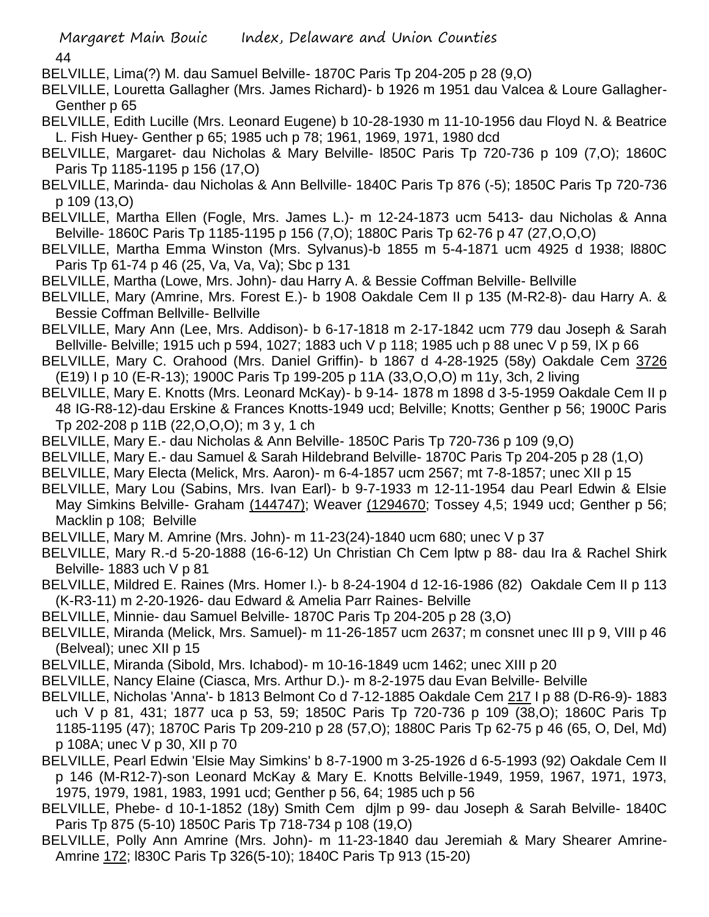BELVILLE, Lima(?) M. dau Samuel Belville- 1870C Paris Tp 204-205 p 28 (9,O)

BELVILLE, Louretta Gallagher (Mrs. James Richard)- b 1926 m 1951 dau Valcea & Loure Gallagher-Genther p 65

BELVILLE, Edith Lucille (Mrs. Leonard Eugene) b 10-28-1930 m 11-10-1956 dau Floyd N. & Beatrice L. Fish Huey- Genther p 65; 1985 uch p 78; 1961, 1969, 1971, 1980 dcd

BELVILLE, Margaret- dau Nicholas & Mary Belville- l850C Paris Tp 720-736 p 109 (7,O); 1860C Paris Tp 1185-1195 p 156 (17,O)

BELVILLE, Marinda- dau Nicholas & Ann Bellville- 1840C Paris Tp 876 (-5); 1850C Paris Tp 720-736 p 109 (13,O)

BELVILLE, Martha Ellen (Fogle, Mrs. James L.)- m 12-24-1873 ucm 5413- dau Nicholas & Anna Belville- 1860C Paris Tp 1185-1195 p 156 (7,O); 1880C Paris Tp 62-76 p 47 (27,O,O,O)

BELVILLE, Martha Emma Winston (Mrs. Sylvanus)-b 1855 m 5-4-1871 ucm 4925 d 1938; l880C Paris Tp 61-74 p 46 (25, Va, Va, Va); Sbc p 131

BELVILLE, Martha (Lowe, Mrs. John)- dau Harry A. & Bessie Coffman Belville- Bellville

BELVILLE, Mary (Amrine, Mrs. Forest E.)- b 1908 Oakdale Cem II p 135 (M-R2-8)- dau Harry A. & Bessie Coffman Bellville- Bellville

BELVILLE, Mary Ann (Lee, Mrs. Addison)- b 6-17-1818 m 2-17-1842 ucm 779 dau Joseph & Sarah Bellville- Belville; 1915 uch p 594, 1027; 1883 uch V p 118; 1985 uch p 88 unec V p 59, IX p 66

BELVILLE, Mary C. Orahood (Mrs. Daniel Griffin)- b 1867 d 4-28-1925 (58y) Oakdale Cem 3726 (E19) I p 10 (E-R-13); 1900C Paris Tp 199-205 p 11A (33,O,O,O) m 11y, 3ch, 2 living

BELVILLE, Mary E. Knotts (Mrs. Leonard McKay)- b 9-14- 1878 m 1898 d 3-5-1959 Oakdale Cem II p 48 IG-R8-12)-dau Erskine & Frances Knotts-1949 ucd; Belville; Knotts; Genther p 56; 1900C Paris Tp 202-208 p 11B (22,O,O,O); m 3 y, 1 ch

BELVILLE, Mary E.- dau Nicholas & Ann Belville- 1850C Paris Tp 720-736 p 109 (9,O)

BELVILLE, Mary E.- dau Samuel & Sarah Hildebrand Belville- 1870C Paris Tp 204-205 p 28 (1,O)

BELVILLE, Mary Electa (Melick, Mrs. Aaron)- m 6-4-1857 ucm 2567; mt 7-8-1857; unec XII p 15

BELVILLE, Mary Lou (Sabins, Mrs. Ivan Earl)- b 9-7-1933 m 12-11-1954 dau Pearl Edwin & Elsie May Simkins Belville- Graham (144747); Weaver (1294670; Tossey 4,5; 1949 ucd; Genther p 56; Macklin p 108; Belville

BELVILLE, Mary M. Amrine (Mrs. John)- m 11-23(24)-1840 ucm 680; unec V p 37

BELVILLE, Mary R.-d 5-20-1888 (16-6-12) Un Christian Ch Cem lptw p 88- dau Ira & Rachel Shirk Belville- 1883 uch V p 81

BELVILLE, Mildred E. Raines (Mrs. Homer I.)- b 8-24-1904 d 12-16-1986 (82) Oakdale Cem II p 113 (K-R3-11) m 2-20-1926- dau Edward & Amelia Parr Raines- Belville

BELVILLE, Minnie- dau Samuel Belville- 1870C Paris Tp 204-205 p 28 (3,O)

BELVILLE, Miranda (Melick, Mrs. Samuel)- m 11-26-1857 ucm 2637; m consnet unec III p 9, VIII p 46 (Belveal); unec XII p 15

BELVILLE, Miranda (Sibold, Mrs. Ichabod)- m 10-16-1849 ucm 1462; unec XIII p 20

BELVILLE, Nancy Elaine (Ciasca, Mrs. Arthur D.)- m 8-2-1975 dau Evan Belville- Belville

BELVILLE, Nicholas 'Anna'- b 1813 Belmont Co d 7-12-1885 Oakdale Cem 217 I p 88 (D-R6-9)- 1883 uch V p 81, 431; 1877 uca p 53, 59; 1850C Paris Tp 720-736 p 109 (38,O); 1860C Paris Tp 1185-1195 (47); 1870C Paris Tp 209-210 p 28 (57,O); 1880C Paris Tp 62-75 p 46 (65, O, Del, Md) p 108A; unec V p 30, XII p 70

BELVILLE, Pearl Edwin 'Elsie May Simkins' b 8-7-1900 m 3-25-1926 d 6-5-1993 (92) Oakdale Cem II p 146 (M-R12-7)-son Leonard McKay & Mary E. Knotts Belville-1949, 1959, 1967, 1971, 1973, 1975, 1979, 1981, 1983, 1991 ucd; Genther p 56, 64; 1985 uch p 56

BELVILLE, Phebe- d 10-1-1852 (18y) Smith Cem djlm p 99- dau Joseph & Sarah Belville- 1840C Paris Tp 875 (5-10) 1850C Paris Tp 718-734 p 108 (19,O)

BELVILLE, Polly Ann Amrine (Mrs. John)- m 11-23-1840 dau Jeremiah & Mary Shearer Amrine-Amrine 172; l830C Paris Tp 326(5-10); 1840C Paris Tp 913 (15-20)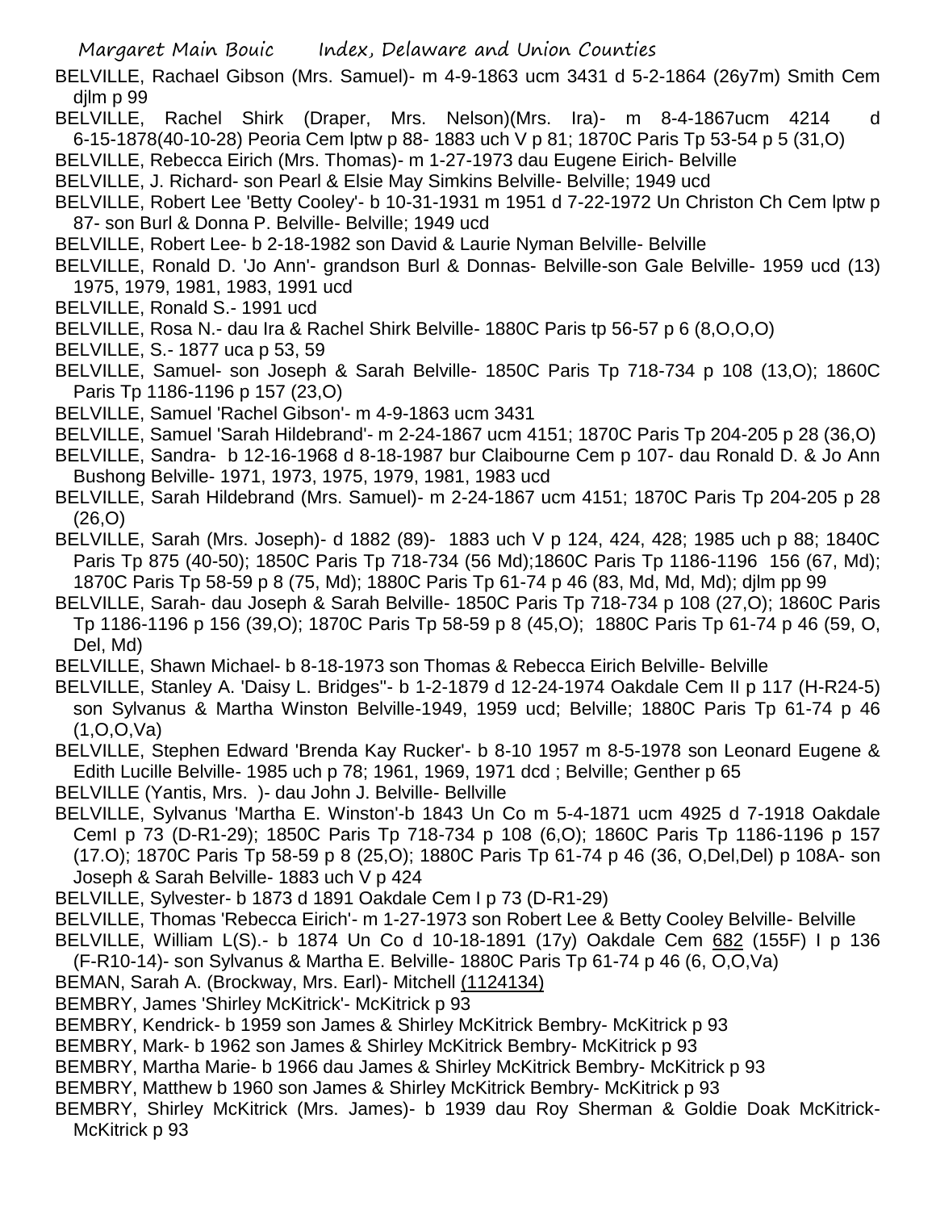BELVILLE, Rachael Gibson (Mrs. Samuel)- m 4-9-1863 ucm 3431 d 5-2-1864 (26y7m) Smith Cem djlm p 99

BELVILLE, Rachel Shirk (Draper, Mrs. Nelson)(Mrs. Ira)- m 8-4-1867ucm 4214 d 6-15-1878(40-10-28) Peoria Cem lptw p 88- 1883 uch V p 81; 1870C Paris Tp 53-54 p 5 (31,O)

BELVILLE, Rebecca Eirich (Mrs. Thomas)- m 1-27-1973 dau Eugene Eirich- Belville

BELVILLE, J. Richard- son Pearl & Elsie May Simkins Belville- Belville; 1949 ucd

BELVILLE, Robert Lee 'Betty Cooley'- b 10-31-1931 m 1951 d 7-22-1972 Un Christon Ch Cem lptw p 87- son Burl & Donna P. Belville- Belville; 1949 ucd

BELVILLE, Robert Lee- b 2-18-1982 son David & Laurie Nyman Belville- Belville

BELVILLE, Ronald D. 'Jo Ann'- grandson Burl & Donnas- Belville-son Gale Belville- 1959 ucd (13) 1975, 1979, 1981, 1983, 1991 ucd

BELVILLE, Ronald S.- 1991 ucd

BELVILLE, Rosa N.- dau Ira & Rachel Shirk Belville- 1880C Paris tp 56-57 p 6 (8,O,O,O)

BELVILLE, S.- 1877 uca p 53, 59

BELVILLE, Samuel- son Joseph & Sarah Belville- 1850C Paris Tp 718-734 p 108 (13,O); 1860C Paris Tp 1186-1196 p 157 (23,O)

BELVILLE, Samuel 'Rachel Gibson'- m 4-9-1863 ucm 3431

BELVILLE, Samuel 'Sarah Hildebrand'- m 2-24-1867 ucm 4151; 1870C Paris Tp 204-205 p 28 (36,O)

BELVILLE, Sandra- b 12-16-1968 d 8-18-1987 bur Claibourne Cem p 107- dau Ronald D. & Jo Ann Bushong Belville- 1971, 1973, 1975, 1979, 1981, 1983 ucd

BELVILLE, Sarah Hildebrand (Mrs. Samuel)- m 2-24-1867 ucm 4151; 1870C Paris Tp 204-205 p 28 (26,O)

BELVILLE, Sarah (Mrs. Joseph)- d 1882 (89)- 1883 uch V p 124, 424, 428; 1985 uch p 88; 1840C Paris Tp 875 (40-50); 1850C Paris Tp 718-734 (56 Md);1860C Paris Tp 1186-1196 156 (67, Md); 1870C Paris Tp 58-59 p 8 (75, Md); 1880C Paris Tp 61-74 p 46 (83, Md, Md, Md); djlm pp 99

BELVILLE, Sarah- dau Joseph & Sarah Belville- 1850C Paris Tp 718-734 p 108 (27,O); 1860C Paris Tp 1186-1196 p 156 (39,O); 1870C Paris Tp 58-59 p 8 (45,O); 1880C Paris Tp 61-74 p 46 (59, O, Del, Md)

BELVILLE, Shawn Michael- b 8-18-1973 son Thomas & Rebecca Eirich Belville- Belville

BELVILLE, Stanley A. 'Daisy L. Bridges''- b 1-2-1879 d 12-24-1974 Oakdale Cem II p 117 (H-R24-5) son Sylvanus & Martha Winston Belville-1949, 1959 ucd; Belville; 1880C Paris Tp 61-74 p 46 (1,O,O,Va)

BELVILLE, Stephen Edward 'Brenda Kay Rucker'- b 8-10 1957 m 8-5-1978 son Leonard Eugene & Edith Lucille Belville- 1985 uch p 78; 1961, 1969, 1971 dcd ; Belville; Genther p 65

BELVILLE (Yantis, Mrs. )- dau John J. Belville- Bellville

BELVILLE, Sylvanus 'Martha E. Winston'-b 1843 Un Co m 5-4-1871 ucm 4925 d 7-1918 Oakdale CemI p 73 (D-R1-29); 1850C Paris Tp 718-734 p 108 (6,O); 1860C Paris Tp 1186-1196 p 157 (17.O); 1870C Paris Tp 58-59 p 8 (25,O); 1880C Paris Tp 61-74 p 46 (36, O,Del,Del) p 108A- son Joseph & Sarah Belville- 1883 uch V p 424

BELVILLE, Sylvester- b 1873 d 1891 Oakdale Cem I p 73 (D-R1-29)

BELVILLE, Thomas 'Rebecca Eirich'- m 1-27-1973 son Robert Lee & Betty Cooley Belville- Belville

BELVILLE, William L(S).- b 1874 Un Co d 10-18-1891 (17y) Oakdale Cem 682 (155F) I p 136 (F-R10-14)- son Sylvanus & Martha E. Belville- 1880C Paris Tp 61-74 p 46 (6, O,O,Va)

BEMAN, Sarah A. (Brockway, Mrs. Earl)- Mitchell (1124134)

BEMBRY, James 'Shirley McKitrick'- McKitrick p 93

BEMBRY, Kendrick- b 1959 son James & Shirley McKitrick Bembry- McKitrick p 93

BEMBRY, Mark- b 1962 son James & Shirley McKitrick Bembry- McKitrick p 93

BEMBRY, Martha Marie- b 1966 dau James & Shirley McKitrick Bembry- McKitrick p 93

BEMBRY, Matthew b 1960 son James & Shirley McKitrick Bembry- McKitrick p 93

BEMBRY, Shirley McKitrick (Mrs. James)- b 1939 dau Roy Sherman & Goldie Doak McKitrick- McKitrick p 93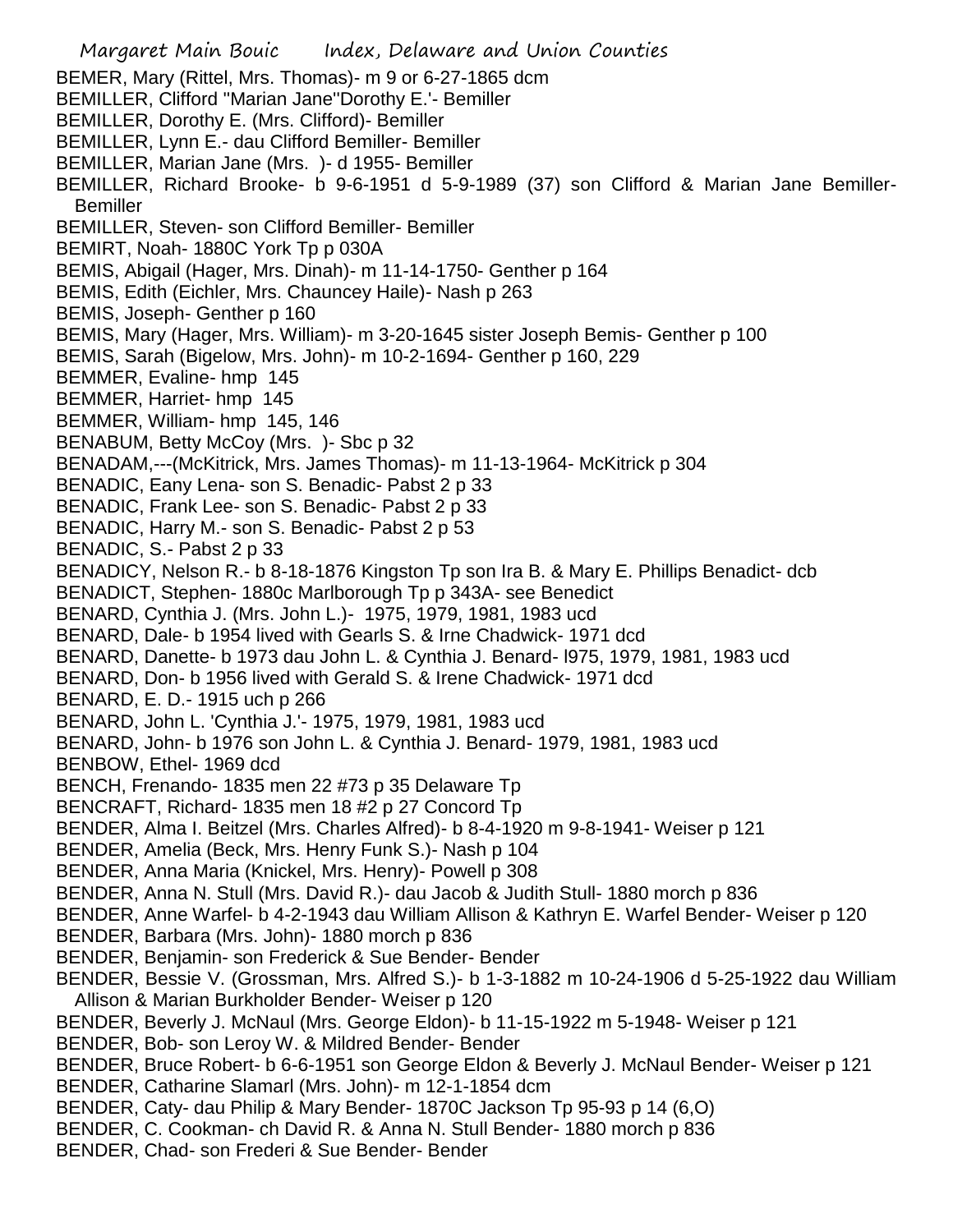BEMER, Mary (Rittel, Mrs. Thomas)- m 9 or 6-27-1865 dcm
BEMILLER, Clifford ''Marian Jane''Dorothy E.'- Bemiller
BEMILLER, Dorothy E. (Mrs. Clifford)- Bemiller
BEMILLER, Lynn E.- dau Clifford Bemiller- Bemiller
BEMILLER, Marian Jane (Mrs. )- d 1955- Bemiller
BEMILLER, Richard Brooke- b 9-6-1951 d 5-9-1989 (37) son Clifford & Marian Jane Bemiller- Bemiller
BEMILLER, Steven- son Clifford Bemiller- Bemiller
BEMIRT, Noah- 1880C York Tp p 030A
BEMIS, Abigail (Hager, Mrs. Dinah)- m 11-14-1750- Genther p 164
BEMIS, Edith (Eichler, Mrs. Chauncey Haile)- Nash p 263
BEMIS, Joseph- Genther p 160
BEMIS, Mary (Hager, Mrs. William)- m 3-20-1645 sister Joseph Bemis- Genther p 100
BEMIS, Sarah (Bigelow, Mrs. John)- m 10-2-1694- Genther p 160, 229
BEMMER, Evaline- hmp 145
BEMMER, Harriet- hmp 145
BEMMER, William- hmp 145, 146
BENABUM, Betty McCoy (Mrs. )- Sbc p 32
BENADAM,---(McKitrick, Mrs. James Thomas)- m 11-13-1964- McKitrick p 304
BENADIC, Eany Lena- son S. Benadic- Pabst 2 p 33
BENADIC, Frank Lee- son S. Benadic- Pabst 2 p 33
BENADIC, Harry M.- son S. Benadic- Pabst 2 p 53
BENADIC, S.- Pabst 2 p 33
BENADICY, Nelson R.- b 8-18-1876 Kingston Tp son Ira B. & Mary E. Phillips Benadict- dcb
BENADICT, Stephen- 1880c Marlborough Tp p 343A- see Benedict
BENARD, Cynthia J. (Mrs. John L.)- 1975, 1979, 1981, 1983 ucd
BENARD, Dale- b 1954 lived with Gearls S. & Irne Chadwick- 1971 dcd
BENARD, Danette- b 1973 dau John L. & Cynthia J. Benard- l975, 1979, 1981, 1983 ucd
BENARD, Don- b 1956 lived with Gerald S. & Irene Chadwick- 1971 dcd
BENARD, E. D.- 1915 uch p 266
BENARD, John L. 'Cynthia J.'- 1975, 1979, 1981, 1983 ucd
BENARD, John- b 1976 son John L. & Cynthia J. Benard- 1979, 1981, 1983 ucd
BENBOW, Ethel- 1969 dcd
BENCH, Frenando- 1835 men 22 #73 p 35 Delaware Tp
BENCRAFT, Richard- 1835 men 18 #2 p 27 Concord Tp
BENDER, Alma I. Beitzel (Mrs. Charles Alfred)- b 8-4-1920 m 9-8-1941- Weiser p 121
BENDER, Amelia (Beck, Mrs. Henry Funk S.)- Nash p 104
BENDER, Anna Maria (Knickel, Mrs. Henry)- Powell p 308
BENDER, Anna N. Stull (Mrs. David R.)- dau Jacob & Judith Stull- 1880 morch p 836
BENDER, Anne Warfel- b 4-2-1943 dau William Allison & Kathryn E. Warfel Bender- Weiser p 120
BENDER, Barbara (Mrs. John)- 1880 morch p 836
BENDER, Benjamin- son Frederick & Sue Bender- Bender
BENDER, Bessie V. (Grossman, Mrs. Alfred S.)- b 1-3-1882 m 10-24-1906 d 5-25-1922 dau William Allison & Marian Burkholder Bender- Weiser p 120
BENDER, Beverly J. McNaul (Mrs. George Eldon)- b 11-15-1922 m 5-1948- Weiser p 121
BENDER, Bob- son Leroy W. & Mildred Bender- Bender
BENDER, Bruce Robert- b 6-6-1951 son George Eldon & Beverly J. McNaul Bender- Weiser p 121
BENDER, Catharine Slamarl (Mrs. John)- m 12-1-1854 dcm
BENDER, Caty- dau Philip & Mary Bender- 1870C Jackson Tp 95-93 p 14 (6,O)
BENDER, C. Cookman- ch David R. & Anna N. Stull Bender- 1880 morch p 836
BENDER, Chad- son Frederi & Sue Bender- Bender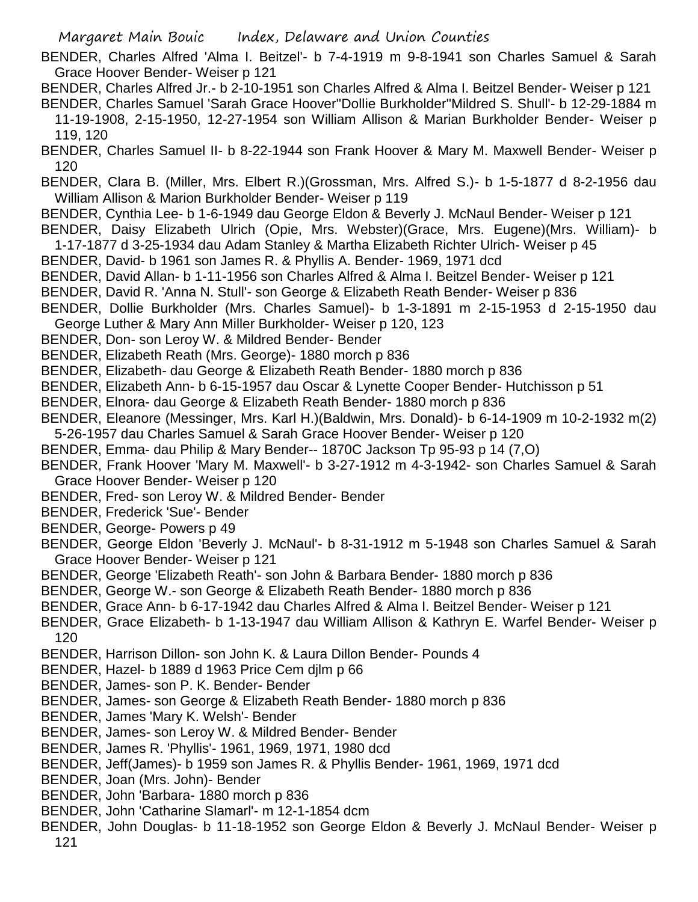BENDER, Charles Alfred 'Alma I. Beitzel'- b 7-4-1919 m 9-8-1941 son Charles Samuel & Sarah Grace Hoover Bender- Weiser p 121

BENDER, Charles Alfred Jr.- b 2-10-1951 son Charles Alfred & Alma I. Beitzel Bender- Weiser p 121

BENDER, Charles Samuel 'Sarah Grace Hoover''Dollie Burkholder''Mildred S. Shull'- b 12-29-1884 m 11-19-1908, 2-15-1950, 12-27-1954 son William Allison & Marian Burkholder Bender- Weiser p 119, 120

BENDER, Charles Samuel II- b 8-22-1944 son Frank Hoover & Mary M. Maxwell Bender- Weiser p 120

BENDER, Clara B. (Miller, Mrs. Elbert R.)(Grossman, Mrs. Alfred S.)- b 1-5-1877 d 8-2-1956 dau William Allison & Marion Burkholder Bender- Weiser p 119

BENDER, Cynthia Lee- b 1-6-1949 dau George Eldon & Beverly J. McNaul Bender- Weiser p 121

BENDER, Daisy Elizabeth Ulrich (Opie, Mrs. Webster)(Grace, Mrs. Eugene)(Mrs. William)- b 1-17-1877 d 3-25-1934 dau Adam Stanley & Martha Elizabeth Richter Ulrich- Weiser p 45

BENDER, David- b 1961 son James R. & Phyllis A. Bender- 1969, 1971 dcd

BENDER, David Allan- b 1-11-1956 son Charles Alfred & Alma I. Beitzel Bender- Weiser p 121

BENDER, David R. 'Anna N. Stull'- son George & Elizabeth Reath Bender- Weiser p 836

BENDER, Dollie Burkholder (Mrs. Charles Samuel)- b 1-3-1891 m 2-15-1953 d 2-15-1950 dau George Luther & Mary Ann Miller Burkholder- Weiser p 120, 123

BENDER, Don- son Leroy W. & Mildred Bender- Bender

BENDER, Elizabeth Reath (Mrs. George)- 1880 morch p 836

BENDER, Elizabeth- dau George & Elizabeth Reath Bender- 1880 morch p 836

BENDER, Elizabeth Ann- b 6-15-1957 dau Oscar & Lynette Cooper Bender- Hutchisson p 51

BENDER, Elnora- dau George & Elizabeth Reath Bender- 1880 morch p 836

BENDER, Eleanore (Messinger, Mrs. Karl H.)(Baldwin, Mrs. Donald)- b 6-14-1909 m 10-2-1932 m(2) 5-26-1957 dau Charles Samuel & Sarah Grace Hoover Bender- Weiser p 120

BENDER, Emma- dau Philip & Mary Bender-- 1870C Jackson Tp 95-93 p 14 (7,O)

BENDER, Frank Hoover 'Mary M. Maxwell'- b 3-27-1912 m 4-3-1942- son Charles Samuel & Sarah Grace Hoover Bender- Weiser p 120

BENDER, Fred- son Leroy W. & Mildred Bender- Bender

BENDER, Frederick 'Sue'- Bender

BENDER, George- Powers p 49

BENDER, George Eldon 'Beverly J. McNaul'- b 8-31-1912 m 5-1948 son Charles Samuel & Sarah Grace Hoover Bender- Weiser p 121

BENDER, George 'Elizabeth Reath'- son John & Barbara Bender- 1880 morch p 836

BENDER, George W.- son George & Elizabeth Reath Bender- 1880 morch p 836

BENDER, Grace Ann- b 6-17-1942 dau Charles Alfred & Alma I. Beitzel Bender- Weiser p 121

BENDER, Grace Elizabeth- b 1-13-1947 dau William Allison & Kathryn E. Warfel Bender- Weiser p 120

BENDER, Harrison Dillon- son John K. & Laura Dillon Bender- Pounds 4

BENDER, Hazel- b 1889 d 1963 Price Cem djlm p 66

BENDER, James- son P. K. Bender- Bender

BENDER, James- son George & Elizabeth Reath Bender- 1880 morch p 836

BENDER, James 'Mary K. Welsh'- Bender

BENDER, James- son Leroy W. & Mildred Bender- Bender

BENDER, James R. 'Phyllis'- 1961, 1969, 1971, 1980 dcd

BENDER, Jeff(James)- b 1959 son James R. & Phyllis Bender- 1961, 1969, 1971 dcd

BENDER, Joan (Mrs. John)- Bender

BENDER, John 'Barbara- 1880 morch p 836

BENDER, John 'Catharine Slamarl'- m 12-1-1854 dcm

BENDER, John Douglas- b 11-18-1952 son George Eldon & Beverly J. McNaul Bender- Weiser p 121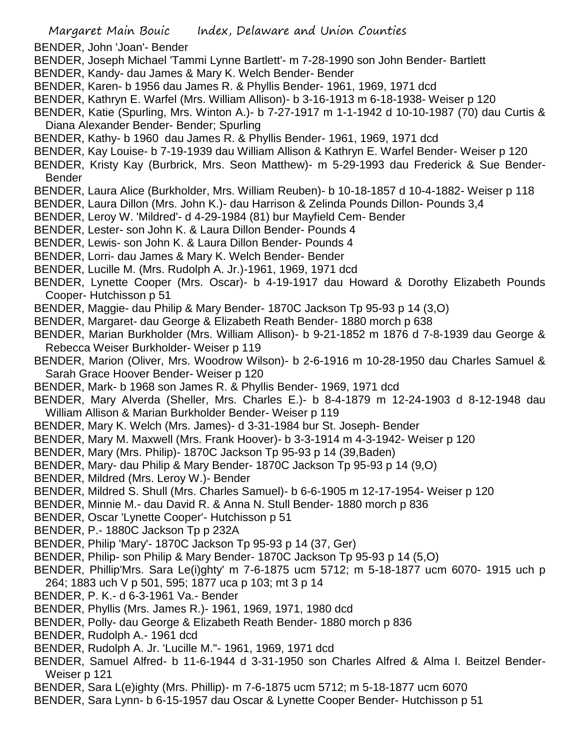BENDER, John 'Joan'- Bender

BENDER, Joseph Michael 'Tammi Lynne Bartlett'- m 7-28-1990 son John Bender- Bartlett

BENDER, Kandy- dau James & Mary K. Welch Bender- Bender

BENDER, Karen- b 1956 dau James R. & Phyllis Bender- 1961, 1969, 1971 dcd

BENDER, Kathryn E. Warfel (Mrs. William Allison)- b 3-16-1913 m 6-18-1938- Weiser p 120

BENDER, Katie (Spurling, Mrs. Winton A.)- b 7-27-1917 m 1-1-1942 d 10-10-1987 (70) dau Curtis & Diana Alexander Bender- Bender; Spurling

BENDER, Kathy- b 1960 dau James R. & Phyllis Bender- 1961, 1969, 1971 dcd

BENDER, Kay Louise- b 7-19-1939 dau William Allison & Kathryn E. Warfel Bender- Weiser p 120

BENDER, Kristy Kay (Burbrick, Mrs. Seon Matthew)- m 5-29-1993 dau Frederick & Sue Bender- Bender

BENDER, Laura Alice (Burkholder, Mrs. William Reuben)- b 10-18-1857 d 10-4-1882- Weiser p 118

BENDER, Laura Dillon (Mrs. John K.)- dau Harrison & Zelinda Pounds Dillon- Pounds 3,4

BENDER, Leroy W. 'Mildred'- d 4-29-1984 (81) bur Mayfield Cem- Bender

BENDER, Lester- son John K. & Laura Dillon Bender- Pounds 4

BENDER, Lewis- son John K. & Laura Dillon Bender- Pounds 4

BENDER, Lorri- dau James & Mary K. Welch Bender- Bender

BENDER, Lucille M. (Mrs. Rudolph A. Jr.)-1961, 1969, 1971 dcd

BENDER, Lynette Cooper (Mrs. Oscar)- b 4-19-1917 dau Howard & Dorothy Elizabeth Pounds Cooper- Hutchisson p 51

BENDER, Maggie- dau Philip & Mary Bender- 1870C Jackson Tp 95-93 p 14 (3,O)

BENDER, Margaret- dau George & Elizabeth Reath Bender- 1880 morch p 638

BENDER, Marian Burkholder (Mrs. William Allison)- b 9-21-1852 m 1876 d 7-8-1939 dau George & Rebecca Weiser Burkholder- Weiser p 119

BENDER, Marion (Oliver, Mrs. Woodrow Wilson)- b 2-6-1916 m 10-28-1950 dau Charles Samuel & Sarah Grace Hoover Bender- Weiser p 120

BENDER, Mark- b 1968 son James R. & Phyllis Bender- 1969, 1971 dcd

BENDER, Mary Alverda (Sheller, Mrs. Charles E.)- b 8-4-1879 m 12-24-1903 d 8-12-1948 dau William Allison & Marian Burkholder Bender- Weiser p 119

BENDER, Mary K. Welch (Mrs. James)- d 3-31-1984 bur St. Joseph- Bender

BENDER, Mary M. Maxwell (Mrs. Frank Hoover)- b 3-3-1914 m 4-3-1942- Weiser p 120

BENDER, Mary (Mrs. Philip)- 1870C Jackson Tp 95-93 p 14 (39,Baden)

BENDER, Mary- dau Philip & Mary Bender- 1870C Jackson Tp 95-93 p 14 (9,O)

BENDER, Mildred (Mrs. Leroy W.)- Bender

BENDER, Mildred S. Shull (Mrs. Charles Samuel)- b 6-6-1905 m 12-17-1954- Weiser p 120

BENDER, Minnie M.- dau David R. & Anna N. Stull Bender- 1880 morch p 836

BENDER, Oscar 'Lynette Cooper'- Hutchisson p 51

BENDER, P.- 1880C Jackson Tp p 232A

BENDER, Philip 'Mary'- 1870C Jackson Tp 95-93 p 14 (37, Ger)

BENDER, Philip- son Philip & Mary Bender- 1870C Jackson Tp 95-93 p 14 (5,O)

BENDER, Phillip'Mrs. Sara Le(i)ghty' m 7-6-1875 ucm 5712; m 5-18-1877 ucm 6070- 1915 uch p 264; 1883 uch V p 501, 595; 1877 uca p 103; mt 3 p 14

BENDER, P. K.- d 6-3-1961 Va.- Bender

BENDER, Phyllis (Mrs. James R.)- 1961, 1969, 1971, 1980 dcd

BENDER, Polly- dau George & Elizabeth Reath Bender- 1880 morch p 836

BENDER, Rudolph A.- 1961 dcd

BENDER, Rudolph A. Jr. 'Lucille M.''- 1961, 1969, 1971 dcd

BENDER, Samuel Alfred- b 11-6-1944 d 3-31-1950 son Charles Alfred & Alma I. Beitzel Bender- Weiser p 121

BENDER, Sara L(e)ighty (Mrs. Phillip)- m 7-6-1875 ucm 5712; m 5-18-1877 ucm 6070

BENDER, Sara Lynn- b 6-15-1957 dau Oscar & Lynette Cooper Bender- Hutchisson p 51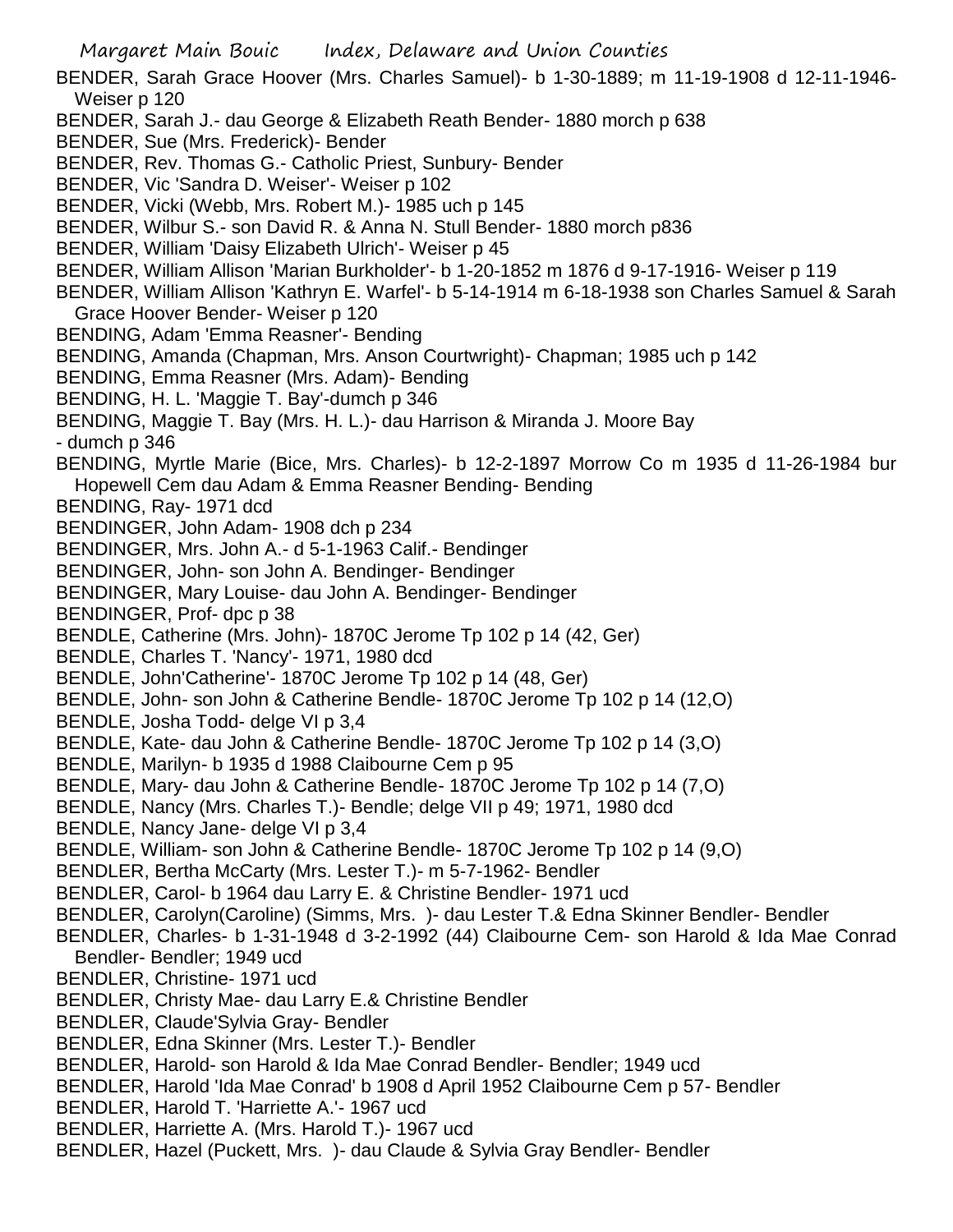BENDER, Sarah Grace Hoover (Mrs. Charles Samuel)- b 1-30-1889; m 11-19-1908 d 12-11-1946- Weiser p 120

BENDER, Sarah J.- dau George & Elizabeth Reath Bender- 1880 morch p 638

BENDER, Sue (Mrs. Frederick)- Bender

BENDER, Rev. Thomas G.- Catholic Priest, Sunbury- Bender

BENDER, Vic 'Sandra D. Weiser'- Weiser p 102

BENDER, Vicki (Webb, Mrs. Robert M.)- 1985 uch p 145

BENDER, Wilbur S.- son David R. & Anna N. Stull Bender- 1880 morch p836

BENDER, William 'Daisy Elizabeth Ulrich'- Weiser p 45

BENDER, William Allison 'Marian Burkholder'- b 1-20-1852 m 1876 d 9-17-1916- Weiser p 119

BENDER, William Allison 'Kathryn E. Warfel'- b 5-14-1914 m 6-18-1938 son Charles Samuel & Sarah Grace Hoover Bender- Weiser p 120

BENDING, Adam 'Emma Reasner'- Bending

BENDING, Amanda (Chapman, Mrs. Anson Courtwright)- Chapman; 1985 uch p 142

BENDING, Emma Reasner (Mrs. Adam)- Bending

BENDING, H. L. 'Maggie T. Bay'-dumch p 346

BENDING, Maggie T. Bay (Mrs. H. L.)- dau Harrison & Miranda J. Moore Bay
- dumch p 346

BENDING, Myrtle Marie (Bice, Mrs. Charles)- b 12-2-1897 Morrow Co m 1935 d 11-26-1984 bur Hopewell Cem dau Adam & Emma Reasner Bending- Bending

BENDING, Ray- 1971 dcd

BENDINGER, John Adam- 1908 dch p 234

BENDINGER, Mrs. John A.- d 5-1-1963 Calif.- Bendinger

BENDINGER, John- son John A. Bendinger- Bendinger

BENDINGER, Mary Louise- dau John A. Bendinger- Bendinger

BENDINGER, Prof- dpc p 38

BENDLE, Catherine (Mrs. John)- 1870C Jerome Tp 102 p 14 (42, Ger)

BENDLE, Charles T. 'Nancy'- 1971, 1980 dcd

BENDLE, John'Catherine'- 1870C Jerome Tp 102 p 14 (48, Ger)

BENDLE, John- son John & Catherine Bendle- 1870C Jerome Tp 102 p 14 (12,O)

BENDLE, Josha Todd- delge VI p 3,4

BENDLE, Kate- dau John & Catherine Bendle- 1870C Jerome Tp 102 p 14 (3,O)

BENDLE, Marilyn- b 1935 d 1988 Claibourne Cem p 95

BENDLE, Mary- dau John & Catherine Bendle- 1870C Jerome Tp 102 p 14 (7,O)

BENDLE, Nancy (Mrs. Charles T.)- Bendle; delge VII p 49; 1971, 1980 dcd

BENDLE, Nancy Jane- delge VI p 3,4

BENDLE, William- son John & Catherine Bendle- 1870C Jerome Tp 102 p 14 (9,O)

BENDLER, Bertha McCarty (Mrs. Lester T.)- m 5-7-1962- Bendler

BENDLER, Carol- b 1964 dau Larry E. & Christine Bendler- 1971 ucd

BENDLER, Carolyn(Caroline) (Simms, Mrs. )- dau Lester T.& Edna Skinner Bendler- Bendler

BENDLER, Charles- b 1-31-1948 d 3-2-1992 (44) Claibourne Cem- son Harold & Ida Mae Conrad Bendler- Bendler; 1949 ucd

BENDLER, Christine- 1971 ucd

BENDLER, Christy Mae- dau Larry E.& Christine Bendler

BENDLER, Claude'Sylvia Gray- Bendler

BENDLER, Edna Skinner (Mrs. Lester T.)- Bendler

BENDLER, Harold- son Harold & Ida Mae Conrad Bendler- Bendler; 1949 ucd

BENDLER, Harold 'Ida Mae Conrad' b 1908 d April 1952 Claibourne Cem p 57- Bendler

BENDLER, Harold T. 'Harriette A.'- 1967 ucd

BENDLER, Harriette A. (Mrs. Harold T.)- 1967 ucd

BENDLER, Hazel (Puckett, Mrs. )- dau Claude & Sylvia Gray Bendler- Bendler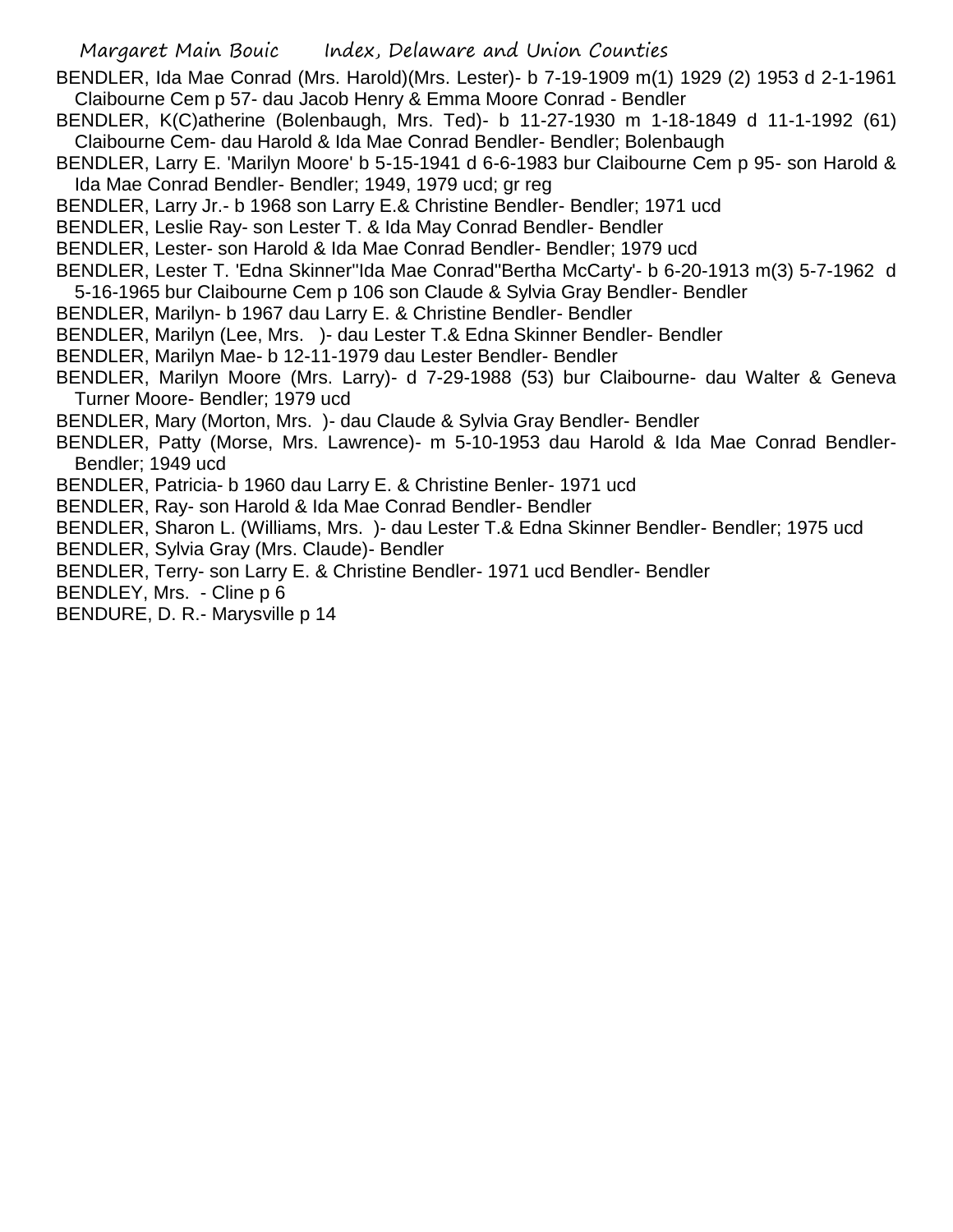BENDLER, Ida Mae Conrad (Mrs. Harold)(Mrs. Lester)- b 7-19-1909 m(1) 1929 (2) 1953 d 2-1-1961 Claibourne Cem p 57- dau Jacob Henry & Emma Moore Conrad - Bendler

BENDLER, K(C)atherine (Bolenbaugh, Mrs. Ted)- b 11-27-1930 m 1-18-1849 d 11-1-1992 (61) Claibourne Cem- dau Harold & Ida Mae Conrad Bendler- Bendler; Bolenbaugh

BENDLER, Larry E. 'Marilyn Moore' b 5-15-1941 d 6-6-1983 bur Claibourne Cem p 95- son Harold & Ida Mae Conrad Bendler- Bendler; 1949, 1979 ucd; gr reg

BENDLER, Larry Jr.- b 1968 son Larry E.& Christine Bendler- Bendler; 1971 ucd

BENDLER, Leslie Ray- son Lester T. & Ida May Conrad Bendler- Bendler

BENDLER, Lester- son Harold & Ida Mae Conrad Bendler- Bendler; 1979 ucd

BENDLER, Lester T. 'Edna Skinner''Ida Mae Conrad''Bertha McCarty'- b 6-20-1913 m(3) 5-7-1962 d 5-16-1965 bur Claibourne Cem p 106 son Claude & Sylvia Gray Bendler- Bendler

BENDLER, Marilyn- b 1967 dau Larry E. & Christine Bendler- Bendler

BENDLER, Marilyn (Lee, Mrs. )- dau Lester T.& Edna Skinner Bendler- Bendler

BENDLER, Marilyn Mae- b 12-11-1979 dau Lester Bendler- Bendler

BENDLER, Marilyn Moore (Mrs. Larry)- d 7-29-1988 (53) bur Claibourne- dau Walter & Geneva Turner Moore- Bendler; 1979 ucd

BENDLER, Mary (Morton, Mrs. )- dau Claude & Sylvia Gray Bendler- Bendler

BENDLER, Patty (Morse, Mrs. Lawrence)- m 5-10-1953 dau Harold & Ida Mae Conrad Bendler- Bendler; 1949 ucd

BENDLER, Patricia- b 1960 dau Larry E. & Christine Benler- 1971 ucd

BENDLER, Ray- son Harold & Ida Mae Conrad Bendler- Bendler

BENDLER, Sharon L. (Williams, Mrs. )- dau Lester T.& Edna Skinner Bendler- Bendler; 1975 ucd

BENDLER, Sylvia Gray (Mrs. Claude)- Bendler

BENDLER, Terry- son Larry E. & Christine Bendler- 1971 ucd Bendler- Bendler

BENDLEY, Mrs. - Cline p 6

BENDURE, D. R.- Marysville p 14